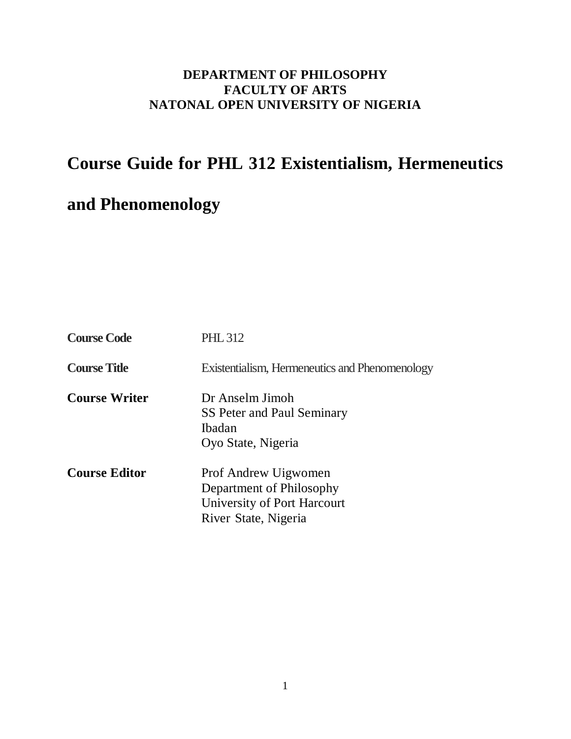**DEPARTMENT OF PHILOSOPHY**
**FACULTY OF ARTS**
**NATONAL OPEN UNIVERSITY OF NIGERIA**

# Course Guide for PHL 312 Existentialism, Hermeneutics and Phenomenology

| | |
|---|---|
| **Course Code** | PHL 312 |
| **Course Title** | Existentialism, Hermeneutics and Phenomenology |
| **Course Writer** | Dr Anselm Jimoh<br>SS Peter and Paul Seminary<br>Ibadan<br>Oyo State, Nigeria |
| **Course Editor** | Prof Andrew Uigwomen<br>Department of Philosophy<br>University of Port Harcourt<br>River State, Nigeria |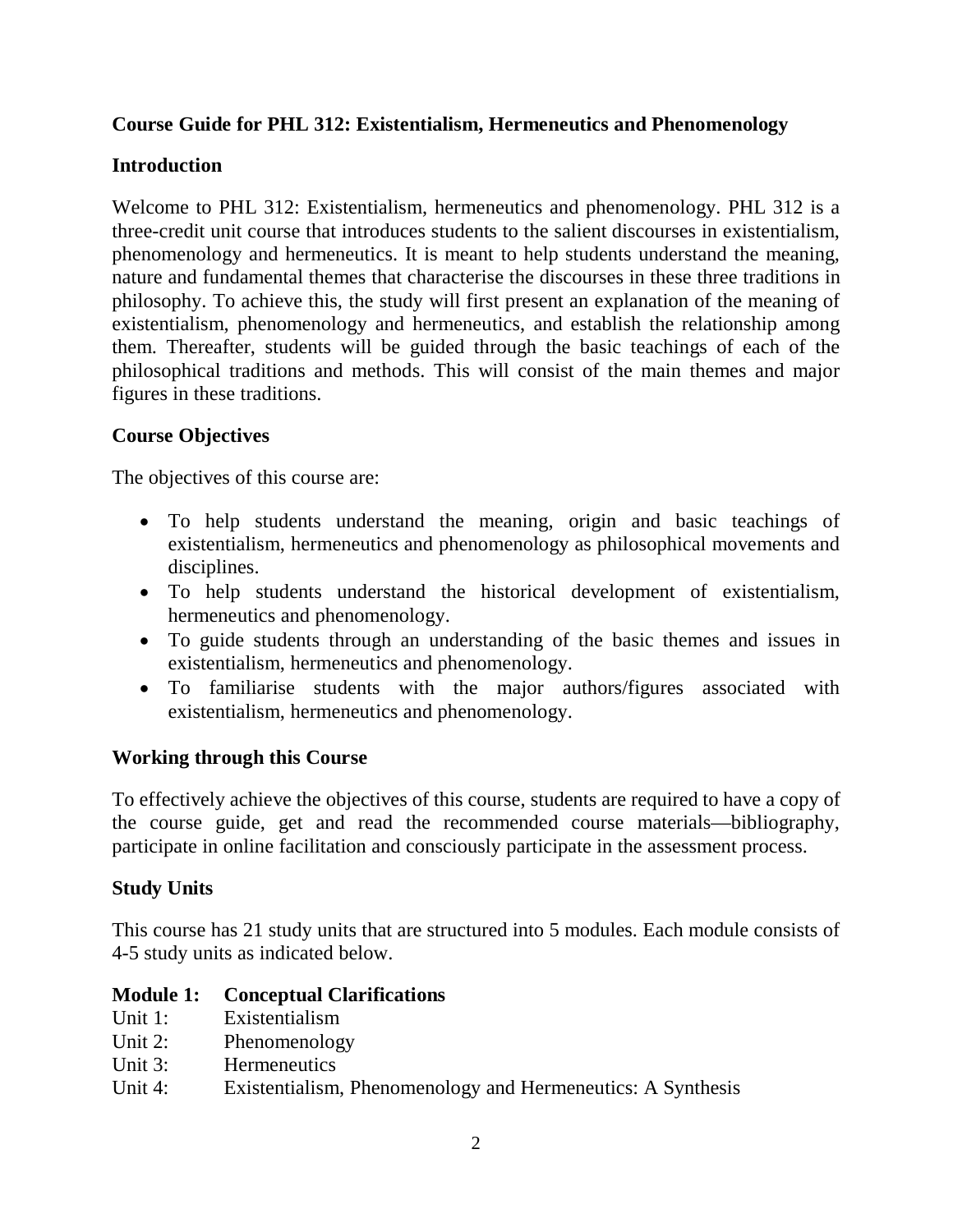## Course Guide for PHL 312: Existentialism, Hermeneutics and Phenomenology

### Introduction

Welcome to PHL 312: Existentialism, hermeneutics and phenomenology. PHL 312 is a three-credit unit course that introduces students to the salient discourses in existentialism, phenomenology and hermeneutics. It is meant to help students understand the meaning, nature and fundamental themes that characterise the discourses in these three traditions in philosophy. To achieve this, the study will first present an explanation of the meaning of existentialism, phenomenology and hermeneutics, and establish the relationship among them. Thereafter, students will be guided through the basic teachings of each of the philosophical traditions and methods. This will consist of the main themes and major figures in these traditions.

### Course Objectives

The objectives of this course are:

- To help students understand the meaning, origin and basic teachings of existentialism, hermeneutics and phenomenology as philosophical movements and disciplines.
- To help students understand the historical development of existentialism, hermeneutics and phenomenology.
- To guide students through an understanding of the basic themes and issues in existentialism, hermeneutics and phenomenology.
- To familiarise students with the major authors/figures associated with existentialism, hermeneutics and phenomenology.

### Working through this Course

To effectively achieve the objectives of this course, students are required to have a copy of the course guide, get and read the recommended course materials—bibliography, participate in online facilitation and consciously participate in the assessment process.

### Study Units

This course has 21 study units that are structured into 5 modules. Each module consists of 4-5 study units as indicated below.

**Module 1: Conceptual Clarifications**

Unit 1: Existentialism
Unit 2: Phenomenology
Unit 3: Hermeneutics
Unit 4: Existentialism, Phenomenology and Hermeneutics: A Synthesis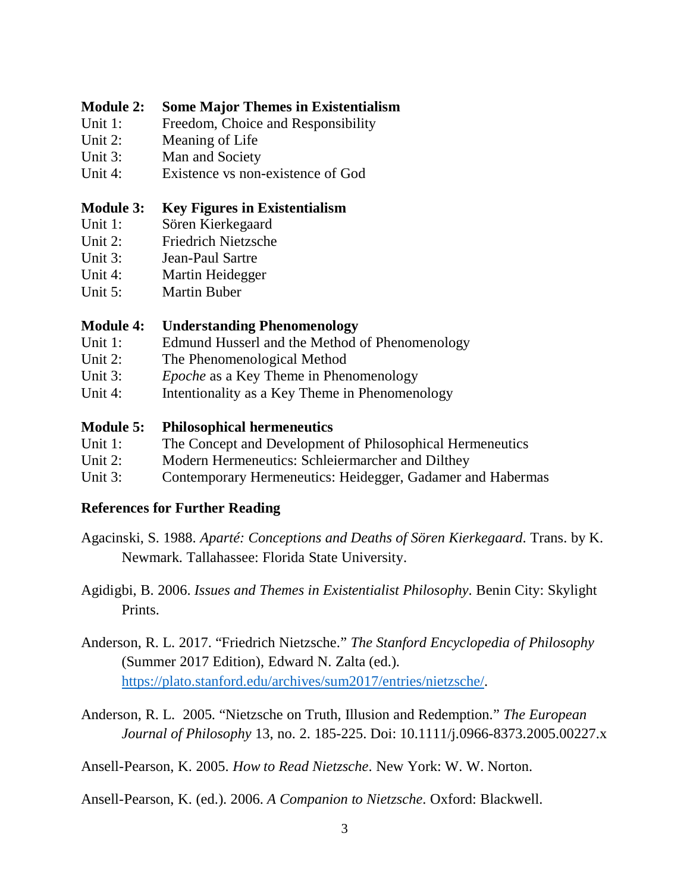**Module 2: Some Major Themes in Existentialism**

Unit 1: Freedom, Choice and Responsibility
Unit 2: Meaning of Life
Unit 3: Man and Society
Unit 4: Existence vs non-existence of God

**Module 3: Key Figures in Existentialism**

Unit 1: Sören Kierkegaard
Unit 2: Friedrich Nietzsche
Unit 3: Jean-Paul Sartre
Unit 4: Martin Heidegger
Unit 5: Martin Buber

**Module 4: Understanding Phenomenology**

Unit 1: Edmund Husserl and the Method of Phenomenology
Unit 2: The Phenomenological Method
Unit 3: *Epoche* as a Key Theme in Phenomenology
Unit 4: Intentionality as a Key Theme in Phenomenology

**Module 5: Philosophical hermeneutics**

Unit 1: The Concept and Development of Philosophical Hermeneutics
Unit 2: Modern Hermeneutics: Schleiermarcher and Dilthey
Unit 3: Contemporary Hermeneutics: Heidegger, Gadamer and Habermas

**References for Further Reading**

Agacinski, S. 1988. *Aparté: Conceptions and Deaths of Sören Kierkegaard*. Trans. by K. Newmark. Tallahassee: Florida State University.

Agidigbi, B. 2006. *Issues and Themes in Existentialist Philosophy*. Benin City: Skylight Prints.

Anderson, R. L. 2017. "Friedrich Nietzsche." *The Stanford Encyclopedia of Philosophy* (Summer 2017 Edition), Edward N. Zalta (ed.). https://plato.stanford.edu/archives/sum2017/entries/nietzsche/.

Anderson, R. L. 2005. "Nietzsche on Truth, Illusion and Redemption." *The European Journal of Philosophy* 13, no. 2. 185-225. Doi: 10.1111/j.0966-8373.2005.00227.x

Ansell-Pearson, K. 2005. *How to Read Nietzsche*. New York: W. W. Norton.

Ansell-Pearson, K. (ed.). 2006. *A Companion to Nietzsche*. Oxford: Blackwell.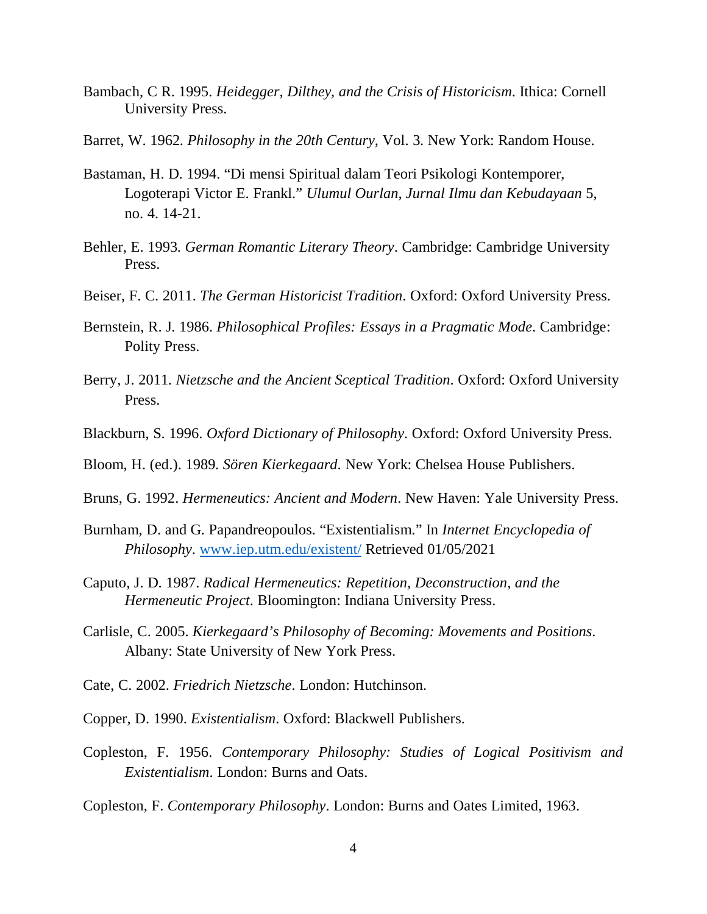Bambach, C R. 1995. *Heidegger, Dilthey, and the Crisis of Historicism*. Ithica: Cornell University Press.

Barret, W. 1962. *Philosophy in the 20th Century*, Vol. 3. New York: Random House.

Bastaman, H. D. 1994. "Di mensi Spiritual dalam Teori Psikologi Kontemporer, Logoterapi Victor E. Frankl." *Ulumul Ourlan, Jurnal Ilmu dan Kebudayaan* 5, no. 4. 14-21.

Behler, E. 1993. *German Romantic Literary Theory*. Cambridge: Cambridge University Press.

Beiser, F. C. 2011. *The German Historicist Tradition*. Oxford: Oxford University Press.

Bernstein, R. J. 1986. *Philosophical Profiles: Essays in a Pragmatic Mode*. Cambridge: Polity Press.

Berry, J. 2011. *Nietzsche and the Ancient Sceptical Tradition*. Oxford: Oxford University Press.

Blackburn, S. 1996. *Oxford Dictionary of Philosophy*. Oxford: Oxford University Press.

Bloom, H. (ed.). 1989. *Sören Kierkegaard*. New York: Chelsea House Publishers.

Bruns, G. 1992. *Hermeneutics: Ancient and Modern*. New Haven: Yale University Press.

Burnham, D. and G. Papandreopoulos. "Existentialism." In *Internet Encyclopedia of Philosophy*. [www.iep.utm.edu/existent/](www.iep.utm.edu/existent/) Retrieved 01/05/2021

Caputo, J. D. 1987. *Radical Hermeneutics: Repetition, Deconstruction, and the Hermeneutic Project*. Bloomington: Indiana University Press.

Carlisle, C. 2005. *Kierkegaard's Philosophy of Becoming: Movements and Positions*. Albany: State University of New York Press.

Cate, C. 2002. *Friedrich Nietzsche*. London: Hutchinson.

Copper, D. 1990. *Existentialism*. Oxford: Blackwell Publishers.

Copleston, F. 1956. *Contemporary Philosophy: Studies of Logical Positivism and Existentialism*. London: Burns and Oats.

Copleston, F. *Contemporary Philosophy*. London: Burns and Oates Limited, 1963.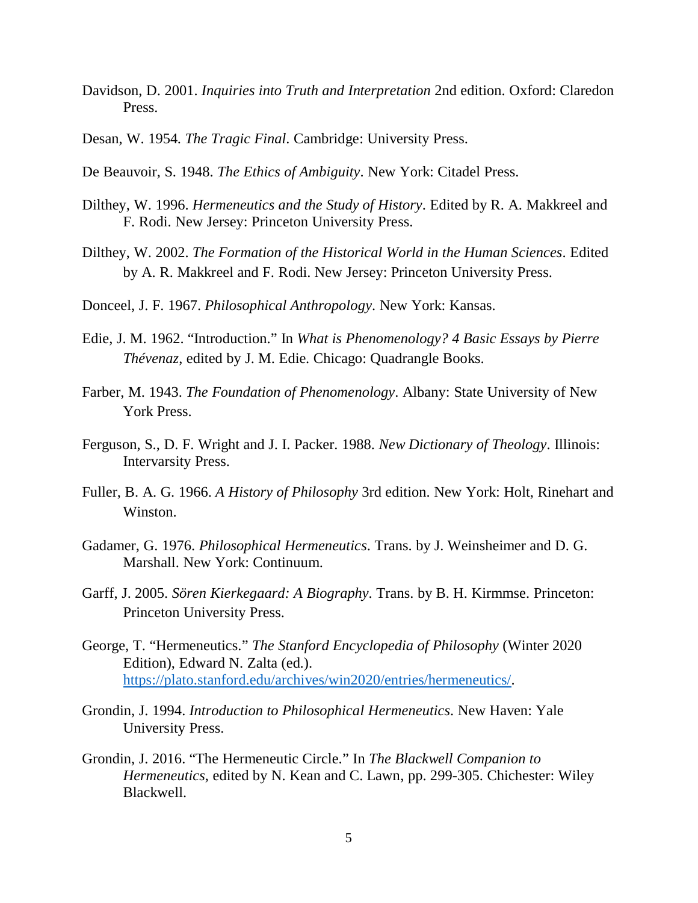Davidson, D. 2001. *Inquiries into Truth and Interpretation* 2nd edition. Oxford: Claredon Press.

Desan, W. 1954. *The Tragic Final*. Cambridge: University Press.

De Beauvoir, S. 1948. *The Ethics of Ambiguity*. New York: Citadel Press.

Dilthey, W. 1996. *Hermeneutics and the Study of History*. Edited by R. A. Makkreel and F. Rodi. New Jersey: Princeton University Press.

Dilthey, W. 2002. *The Formation of the Historical World in the Human Sciences*. Edited by A. R. Makkreel and F. Rodi. New Jersey: Princeton University Press.

Donceel, J. F. 1967. *Philosophical Anthropology*. New York: Kansas.

Edie, J. M. 1962. "Introduction." In *What is Phenomenology? 4 Basic Essays by Pierre Thévenaz*, edited by J. M. Edie. Chicago: Quadrangle Books.

Farber, M. 1943. *The Foundation of Phenomenology*. Albany: State University of New York Press.

Ferguson, S., D. F. Wright and J. I. Packer. 1988. *New Dictionary of Theology*. Illinois: Intervarsity Press.

Fuller, B. A. G. 1966. *A History of Philosophy* 3rd edition. New York: Holt, Rinehart and Winston.

Gadamer, G. 1976. *Philosophical Hermeneutics*. Trans. by J. Weinsheimer and D. G. Marshall. New York: Continuum.

Garff, J. 2005. *Sören Kierkegaard: A Biography*. Trans. by B. H. Kirmmse. Princeton: Princeton University Press.

George, T. "Hermeneutics." *The Stanford Encyclopedia of Philosophy* (Winter 2020 Edition), Edward N. Zalta (ed.). https://plato.stanford.edu/archives/win2020/entries/hermeneutics/.

Grondin, J. 1994. *Introduction to Philosophical Hermeneutics*. New Haven: Yale University Press.

Grondin, J. 2016. "The Hermeneutic Circle." In *The Blackwell Companion to Hermeneutics*, edited by N. Kean and C. Lawn, pp. 299-305. Chichester: Wiley Blackwell.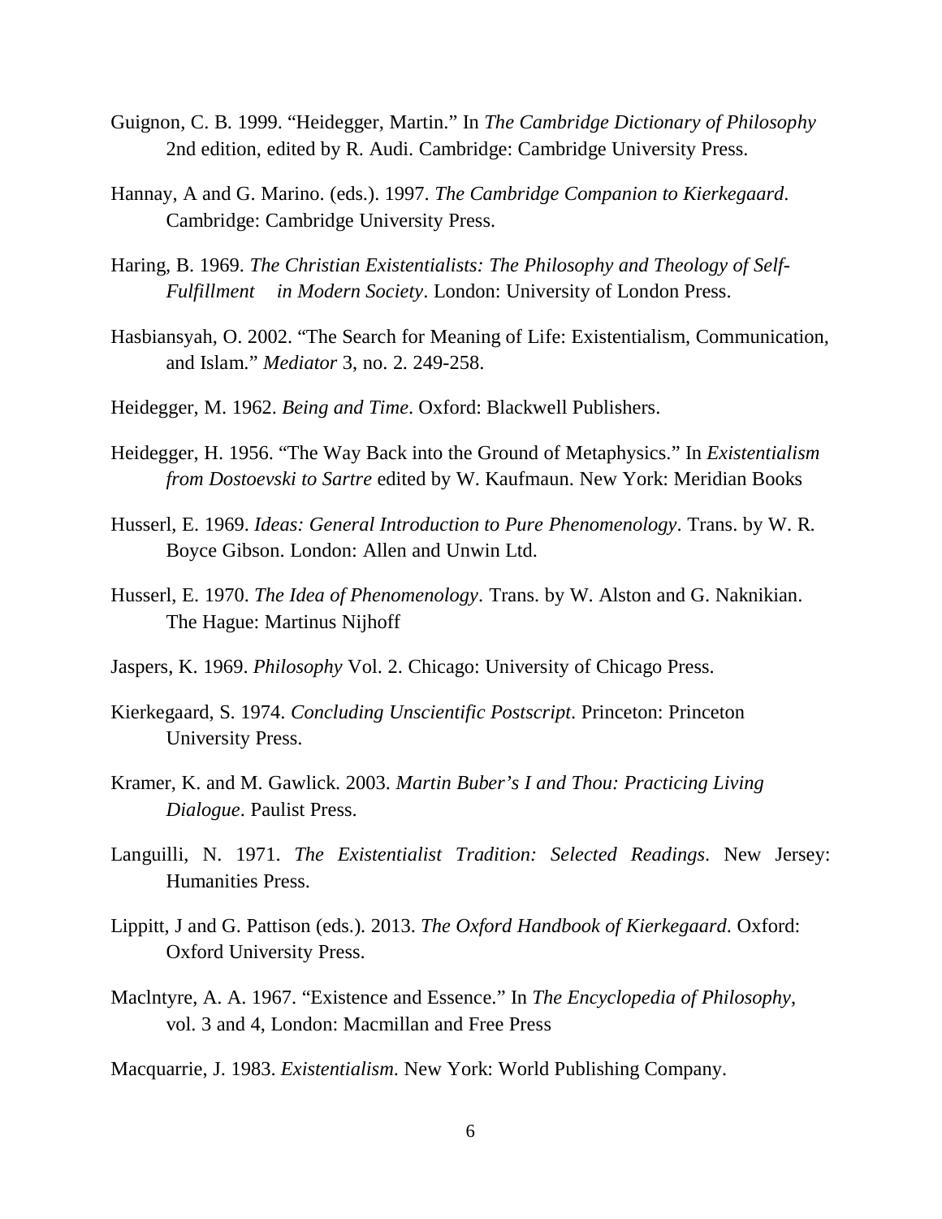Guignon, C. B. 1999. "Heidegger, Martin." In *The Cambridge Dictionary of Philosophy* 2nd edition, edited by R. Audi. Cambridge: Cambridge University Press.

Hannay, A and G. Marino. (eds.). 1997. *The Cambridge Companion to Kierkegaard*. Cambridge: Cambridge University Press.

Haring, B. 1969. *The Christian Existentialists: The Philosophy and Theology of Self-Fulfillment in Modern Society*. London: University of London Press.

Hasbiansyah, O. 2002. "The Search for Meaning of Life: Existentialism, Communication, and Islam." *Mediator* 3, no. 2. 249-258.

Heidegger, M. 1962. *Being and Time*. Oxford: Blackwell Publishers.

Heidegger, H. 1956. "The Way Back into the Ground of Metaphysics." In *Existentialism from Dostoevski to Sartre* edited by W. Kaufmaun. New York: Meridian Books

Husserl, E. 1969. *Ideas: General Introduction to Pure Phenomenology*. Trans. by W. R. Boyce Gibson. London: Allen and Unwin Ltd.

Husserl, E. 1970. *The Idea of Phenomenology*. Trans. by W. Alston and G. Naknikian. The Hague: Martinus Nijhoff

Jaspers, K. 1969. *Philosophy* Vol. 2. Chicago: University of Chicago Press.

Kierkegaard, S. 1974. *Concluding Unscientific Postscript*. Princeton: Princeton University Press.

Kramer, K. and M. Gawlick. 2003. *Martin Buber's I and Thou: Practicing Living Dialogue*. Paulist Press.

Languilli, N. 1971. *The Existentialist Tradition: Selected Readings*. New Jersey: Humanities Press.

Lippitt, J and G. Pattison (eds.). 2013. *The Oxford Handbook of Kierkegaard*. Oxford: Oxford University Press.

Maclntyre, A. A. 1967. "Existence and Essence." In *The Encyclopedia of Philosophy*, vol. 3 and 4, London: Macmillan and Free Press

Macquarrie, J. 1983. *Existentialism*. New York: World Publishing Company.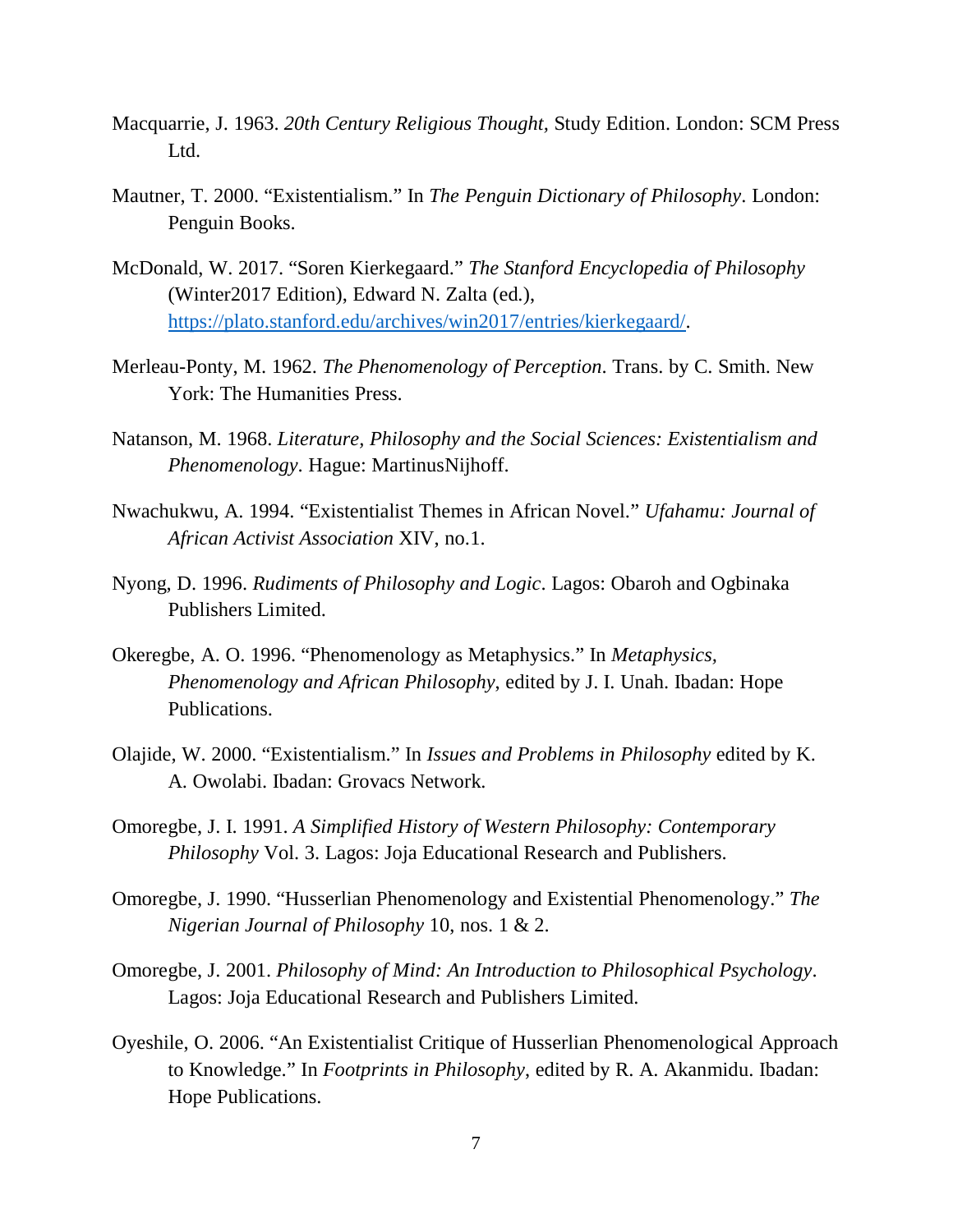Macquarrie, J. 1963. *20th Century Religious Thought,* Study Edition. London: SCM Press Ltd.

Mautner, T. 2000. "Existentialism." In *The Penguin Dictionary of Philosophy*. London: Penguin Books.

McDonald, W. 2017. "Soren Kierkegaard." *The Stanford Encyclopedia of Philosophy* (Winter2017 Edition), Edward N. Zalta (ed.), [https://plato.stanford.edu/archives/win2017/entries/kierkegaard/](https://plato.stanford.edu/archives/win2017/entries/kierkegaard/).

Merleau-Ponty, M. 1962. *The Phenomenology of Perception*. Trans. by C. Smith. New York: The Humanities Press.

Natanson, M. 1968. *Literature, Philosophy and the Social Sciences: Existentialism and Phenomenology*. Hague: MartinusNijhoff.

Nwachukwu, A. 1994. "Existentialist Themes in African Novel." *Ufahamu: Journal of African Activist Association* XIV, no.1.

Nyong, D. 1996. *Rudiments of Philosophy and Logic*. Lagos: Obaroh and Ogbinaka Publishers Limited.

Okeregbe, A. O. 1996. "Phenomenology as Metaphysics." In *Metaphysics, Phenomenology and African Philosophy*, edited by J. I. Unah. Ibadan: Hope Publications.

Olajide, W. 2000. "Existentialism." In *Issues and Problems in Philosophy* edited by K. A. Owolabi. Ibadan: Grovacs Network.

Omoregbe, J. I. 1991. *A Simplified History of Western Philosophy: Contemporary Philosophy* Vol. 3. Lagos: Joja Educational Research and Publishers.

Omoregbe, J. 1990. "Husserlian Phenomenology and Existential Phenomenology." *The Nigerian Journal of Philosophy* 10, nos. 1 & 2.

Omoregbe, J. 2001. *Philosophy of Mind: An Introduction to Philosophical Psychology*. Lagos: Joja Educational Research and Publishers Limited.

Oyeshile, O. 2006. "An Existentialist Critique of Husserlian Phenomenological Approach to Knowledge." In *Footprints in Philosophy*, edited by R. A. Akanmidu. Ibadan: Hope Publications.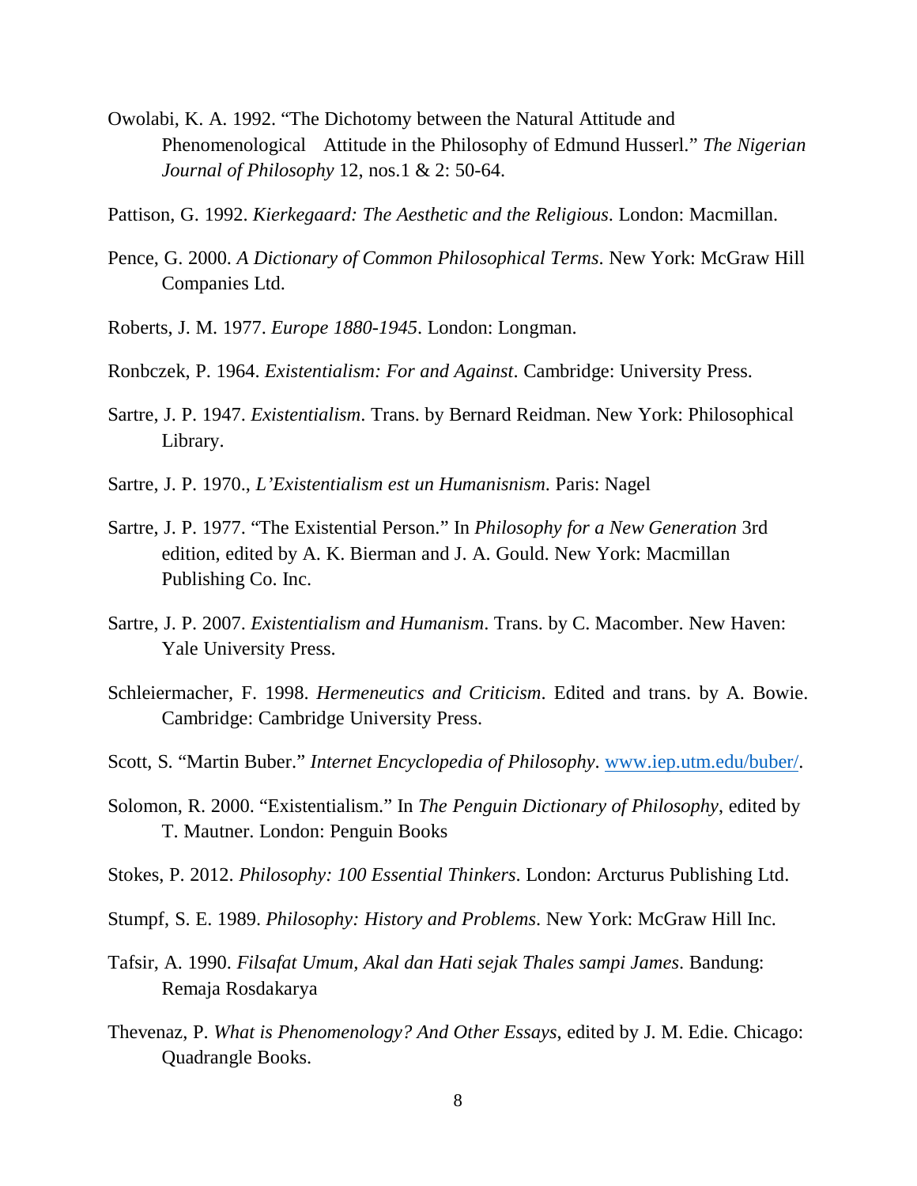Owolabi, K. A. 1992. "The Dichotomy between the Natural Attitude and Phenomenological Attitude in the Philosophy of Edmund Husserl." *The Nigerian Journal of Philosophy* 12, nos.1 & 2: 50-64.

Pattison, G. 1992. *Kierkegaard: The Aesthetic and the Religious*. London: Macmillan.

Pence, G. 2000. *A Dictionary of Common Philosophical Terms*. New York: McGraw Hill Companies Ltd.

Roberts, J. M. 1977. *Europe 1880-1945*. London: Longman.

Ronbczek, P. 1964. *Existentialism: For and Against*. Cambridge: University Press.

Sartre, J. P. 1947. *Existentialism*. Trans. by Bernard Reidman. New York: Philosophical Library.

Sartre, J. P. 1970., *L'Existentialism est un Humanisnism*. Paris: Nagel

Sartre, J. P. 1977. "The Existential Person." In *Philosophy for a New Generation* 3rd edition, edited by A. K. Bierman and J. A. Gould. New York: Macmillan Publishing Co. Inc.

Sartre, J. P. 2007. *Existentialism and Humanism*. Trans. by C. Macomber. New Haven: Yale University Press.

Schleiermacher, F. 1998. *Hermeneutics and Criticism*. Edited and trans. by A. Bowie. Cambridge: Cambridge University Press.

Scott, S. "Martin Buber." *Internet Encyclopedia of Philosophy*. www.iep.utm.edu/buber/.

Solomon, R. 2000. "Existentialism." In *The Penguin Dictionary of Philosophy*, edited by T. Mautner. London: Penguin Books

Stokes, P. 2012. *Philosophy: 100 Essential Thinkers*. London: Arcturus Publishing Ltd.

Stumpf, S. E. 1989. *Philosophy: History and Problems*. New York: McGraw Hill Inc.

Tafsir, A. 1990. *Filsafat Umum, Akal dan Hati sejak Thales sampi James*. Bandung: Remaja Rosdakarya

Thevenaz, P. *What is Phenomenology? And Other Essays*, edited by J. M. Edie. Chicago: Quadrangle Books.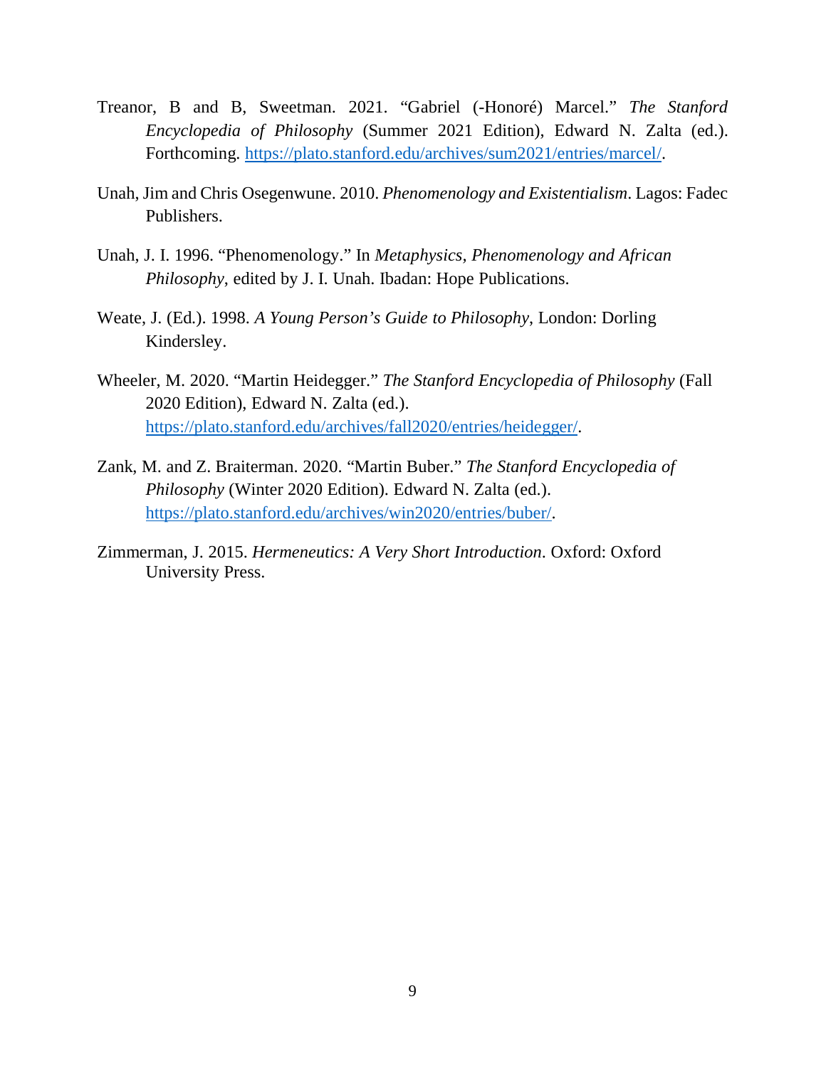Treanor, B and B, Sweetman. 2021. "Gabriel (-Honoré) Marcel." *The Stanford Encyclopedia of Philosophy* (Summer 2021 Edition), Edward N. Zalta (ed.). Forthcoming. https://plato.stanford.edu/archives/sum2021/entries/marcel/.

Unah, Jim and Chris Osegenwune. 2010. *Phenomenology and Existentialism*. Lagos: Fadec Publishers.

Unah, J. I. 1996. "Phenomenology." In *Metaphysics, Phenomenology and African Philosophy*, edited by J. I. Unah. Ibadan: Hope Publications.

Weate, J. (Ed.). 1998. *A Young Person's Guide to Philosophy*, London: Dorling Kindersley.

Wheeler, M. 2020. "Martin Heidegger." *The Stanford Encyclopedia of Philosophy* (Fall 2020 Edition), Edward N. Zalta (ed.). https://plato.stanford.edu/archives/fall2020/entries/heidegger/.

Zank, M. and Z. Braiterman. 2020. "Martin Buber." *The Stanford Encyclopedia of Philosophy* (Winter 2020 Edition). Edward N. Zalta (ed.). https://plato.stanford.edu/archives/win2020/entries/buber/.

Zimmerman, J. 2015. *Hermeneutics: A Very Short Introduction*. Oxford: Oxford University Press.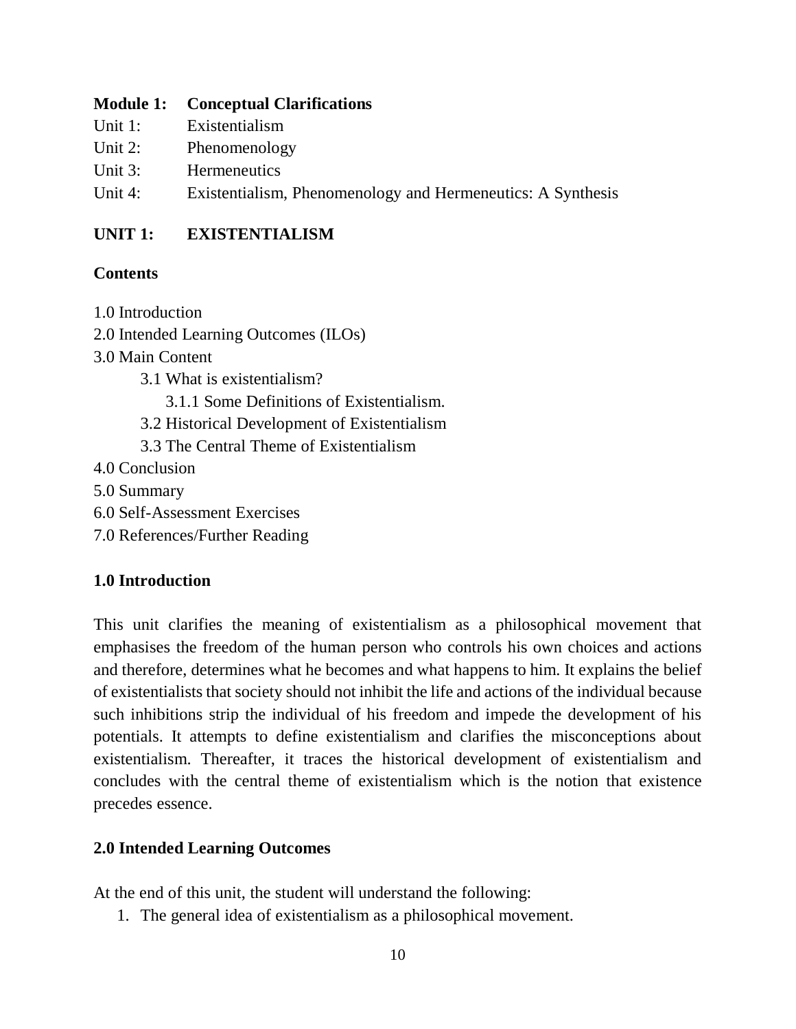**Module 1: Conceptual Clarifications**

Unit 1: Existentialism

Unit 2: Phenomenology

Unit 3: Hermeneutics

Unit 4: Existentialism, Phenomenology and Hermeneutics: A Synthesis

## UNIT 1: EXISTENTIALISM

**Contents**

1.0 Introduction

2.0 Intended Learning Outcomes (ILOs)

3.0 Main Content

- 3.1 What is existentialism?
  - 3.1.1 Some Definitions of Existentialism.
- 3.2 Historical Development of Existentialism
- 3.3 The Central Theme of Existentialism

4.0 Conclusion

5.0 Summary

6.0 Self-Assessment Exercises

7.0 References/Further Reading

### 1.0 Introduction

This unit clarifies the meaning of existentialism as a philosophical movement that emphasises the freedom of the human person who controls his own choices and actions and therefore, determines what he becomes and what happens to him. It explains the belief of existentialists that society should not inhibit the life and actions of the individual because such inhibitions strip the individual of his freedom and impede the development of his potentials. It attempts to define existentialism and clarifies the misconceptions about existentialism. Thereafter, it traces the historical development of existentialism and concludes with the central theme of existentialism which is the notion that existence precedes essence.

### 2.0 Intended Learning Outcomes

At the end of this unit, the student will understand the following:

1. The general idea of existentialism as a philosophical movement.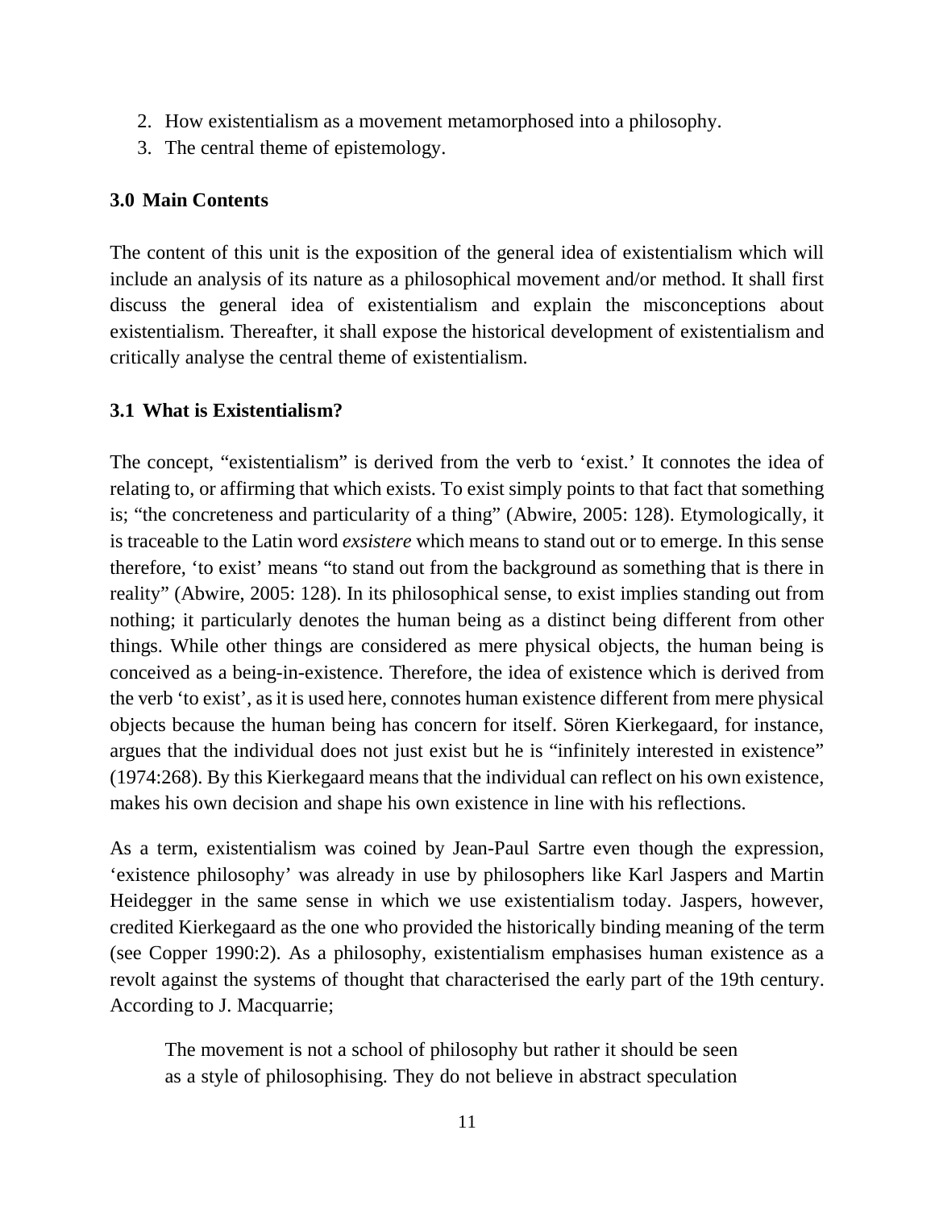2. How existentialism as a movement metamorphosed into a philosophy.
3. The central theme of epistemology.

### 3.0 Main Contents

The content of this unit is the exposition of the general idea of existentialism which will include an analysis of its nature as a philosophical movement and/or method. It shall first discuss the general idea of existentialism and explain the misconceptions about existentialism. Thereafter, it shall expose the historical development of existentialism and critically analyse the central theme of existentialism.

### 3.1 What is Existentialism?

The concept, "existentialism" is derived from the verb to 'exist.' It connotes the idea of relating to, or affirming that which exists. To exist simply points to that fact that something is; "the concreteness and particularity of a thing" (Abwire, 2005: 128). Etymologically, it is traceable to the Latin word *exsistere* which means to stand out or to emerge. In this sense therefore, 'to exist' means "to stand out from the background as something that is there in reality" (Abwire, 2005: 128). In its philosophical sense, to exist implies standing out from nothing; it particularly denotes the human being as a distinct being different from other things. While other things are considered as mere physical objects, the human being is conceived as a being-in-existence. Therefore, the idea of existence which is derived from the verb 'to exist', as it is used here, connotes human existence different from mere physical objects because the human being has concern for itself. Sören Kierkegaard, for instance, argues that the individual does not just exist but he is "infinitely interested in existence" (1974:268). By this Kierkegaard means that the individual can reflect on his own existence, makes his own decision and shape his own existence in line with his reflections.

As a term, existentialism was coined by Jean-Paul Sartre even though the expression, 'existence philosophy' was already in use by philosophers like Karl Jaspers and Martin Heidegger in the same sense in which we use existentialism today. Jaspers, however, credited Kierkegaard as the one who provided the historically binding meaning of the term (see Copper 1990:2). As a philosophy, existentialism emphasises human existence as a revolt against the systems of thought that characterised the early part of the 19th century. According to J. Macquarrie;

> The movement is not a school of philosophy but rather it should be seen as a style of philosophising. They do not believe in abstract speculation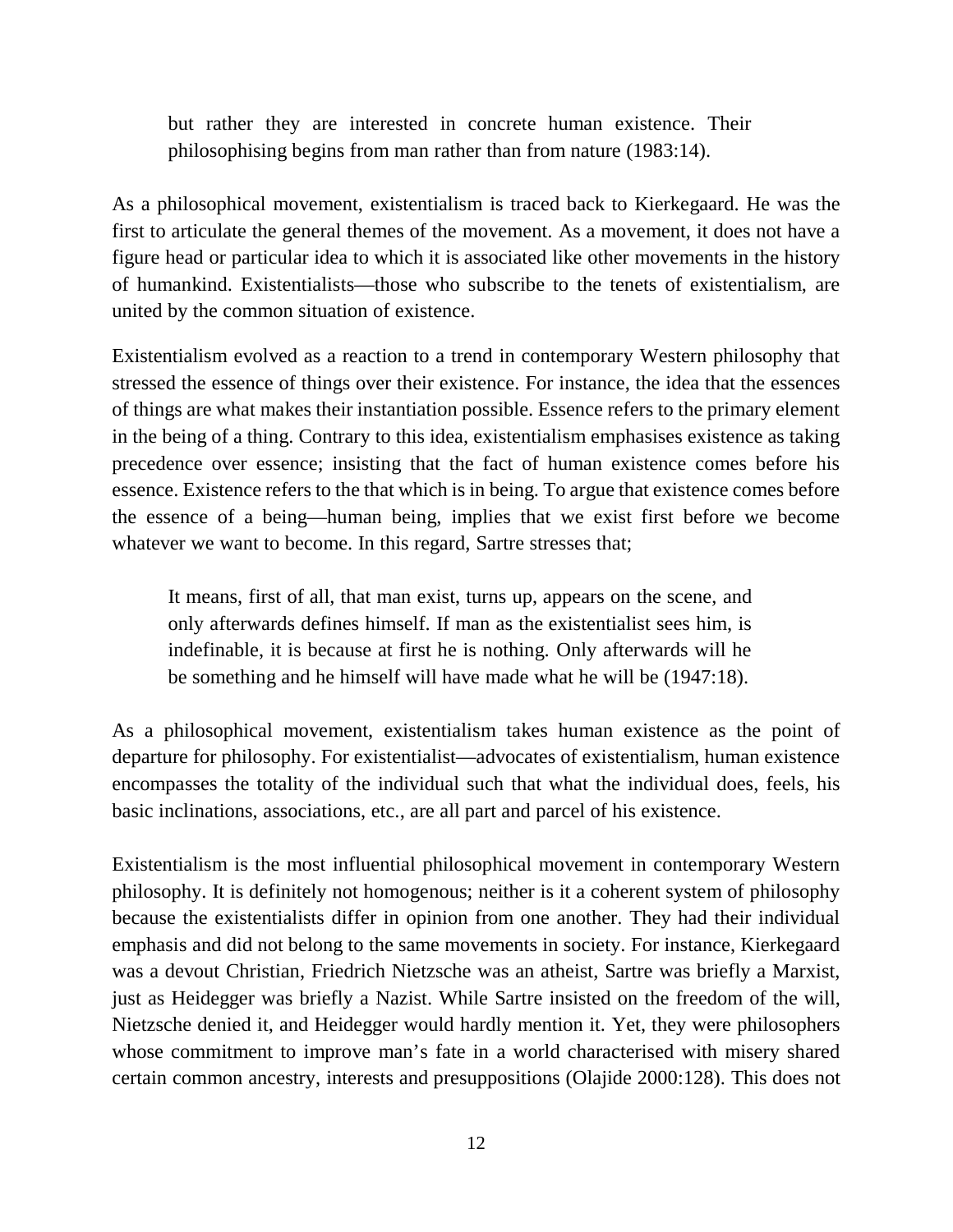> but rather they are interested in concrete human existence. Their philosophising begins from man rather than from nature (1983:14).

As a philosophical movement, existentialism is traced back to Kierkegaard. He was the first to articulate the general themes of the movement. As a movement, it does not have a figure head or particular idea to which it is associated like other movements in the history of humankind. Existentialists—those who subscribe to the tenets of existentialism, are united by the common situation of existence.

Existentialism evolved as a reaction to a trend in contemporary Western philosophy that stressed the essence of things over their existence. For instance, the idea that the essences of things are what makes their instantiation possible. Essence refers to the primary element in the being of a thing. Contrary to this idea, existentialism emphasises existence as taking precedence over essence; insisting that the fact of human existence comes before his essence. Existence refers to the that which is in being. To argue that existence comes before the essence of a being—human being, implies that we exist first before we become whatever we want to become. In this regard, Sartre stresses that;

> It means, first of all, that man exist, turns up, appears on the scene, and only afterwards defines himself. If man as the existentialist sees him, is indefinable, it is because at first he is nothing. Only afterwards will he be something and he himself will have made what he will be (1947:18).

As a philosophical movement, existentialism takes human existence as the point of departure for philosophy. For existentialist—advocates of existentialism, human existence encompasses the totality of the individual such that what the individual does, feels, his basic inclinations, associations, etc., are all part and parcel of his existence.

Existentialism is the most influential philosophical movement in contemporary Western philosophy. It is definitely not homogenous; neither is it a coherent system of philosophy because the existentialists differ in opinion from one another. They had their individual emphasis and did not belong to the same movements in society. For instance, Kierkegaard was a devout Christian, Friedrich Nietzsche was an atheist, Sartre was briefly a Marxist, just as Heidegger was briefly a Nazist. While Sartre insisted on the freedom of the will, Nietzsche denied it, and Heidegger would hardly mention it. Yet, they were philosophers whose commitment to improve man's fate in a world characterised with misery shared certain common ancestry, interests and presuppositions (Olajide 2000:128). This does not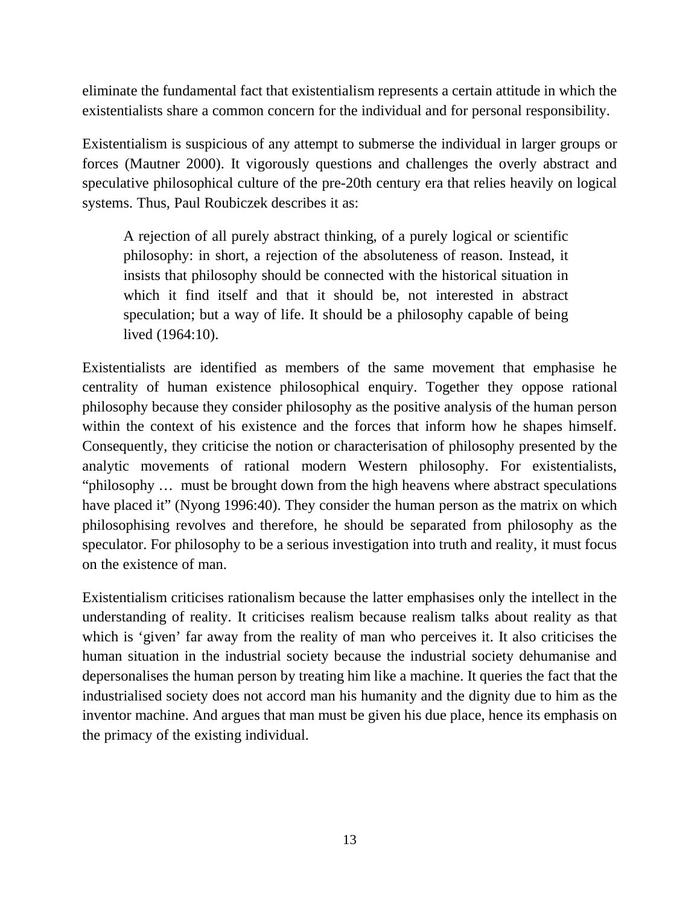eliminate the fundamental fact that existentialism represents a certain attitude in which the existentialists share a common concern for the individual and for personal responsibility.

Existentialism is suspicious of any attempt to submerse the individual in larger groups or forces (Mautner 2000). It vigorously questions and challenges the overly abstract and speculative philosophical culture of the pre-20th century era that relies heavily on logical systems. Thus, Paul Roubiczek describes it as:

> A rejection of all purely abstract thinking, of a purely logical or scientific philosophy: in short, a rejection of the absoluteness of reason. Instead, it insists that philosophy should be connected with the historical situation in which it find itself and that it should be, not interested in abstract speculation; but a way of life. It should be a philosophy capable of being lived (1964:10).

Existentialists are identified as members of the same movement that emphasise he centrality of human existence philosophical enquiry. Together they oppose rational philosophy because they consider philosophy as the positive analysis of the human person within the context of his existence and the forces that inform how he shapes himself. Consequently, they criticise the notion or characterisation of philosophy presented by the analytic movements of rational modern Western philosophy. For existentialists, "philosophy … must be brought down from the high heavens where abstract speculations have placed it" (Nyong 1996:40). They consider the human person as the matrix on which philosophising revolves and therefore, he should be separated from philosophy as the speculator. For philosophy to be a serious investigation into truth and reality, it must focus on the existence of man.

Existentialism criticises rationalism because the latter emphasises only the intellect in the understanding of reality. It criticises realism because realism talks about reality as that which is 'given' far away from the reality of man who perceives it. It also criticises the human situation in the industrial society because the industrial society dehumanise and depersonalises the human person by treating him like a machine. It queries the fact that the industrialised society does not accord man his humanity and the dignity due to him as the inventor machine. And argues that man must be given his due place, hence its emphasis on the primacy of the existing individual.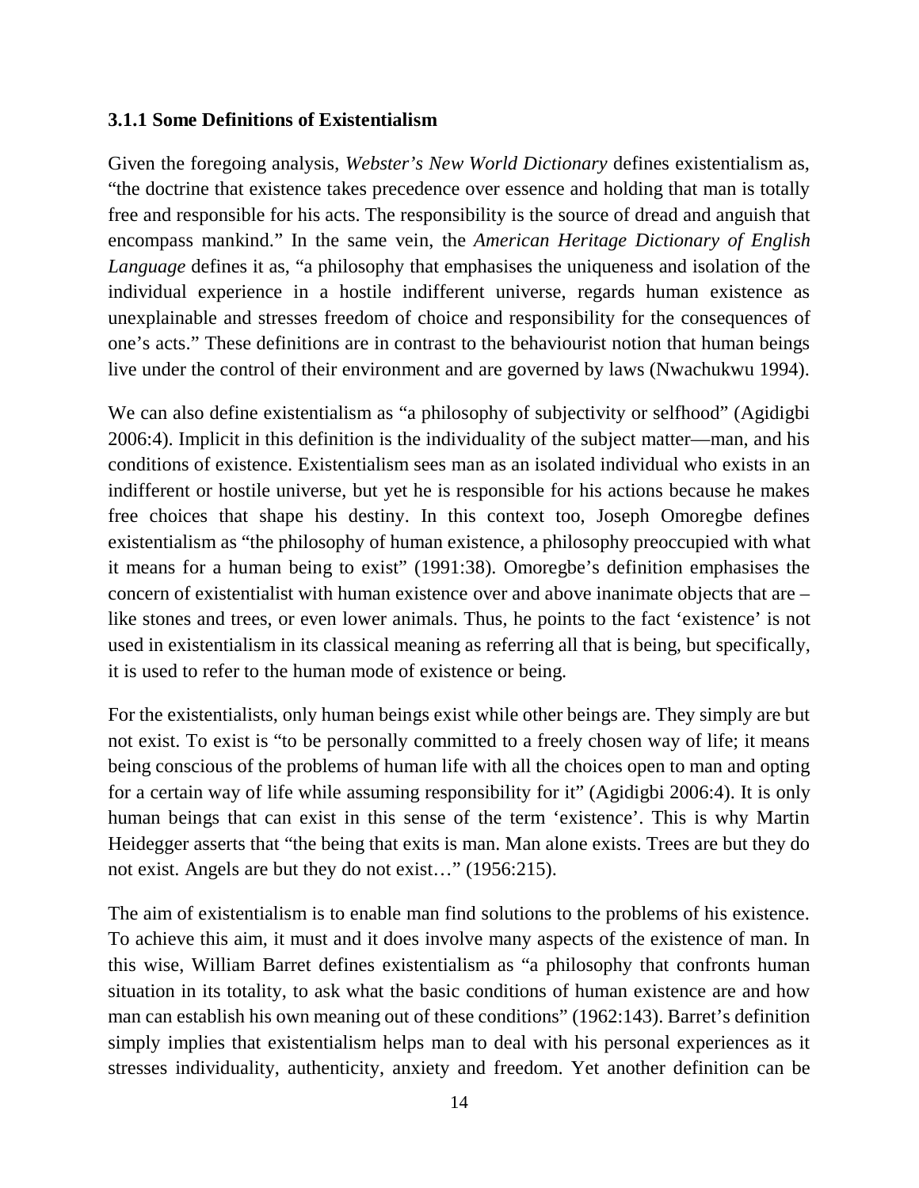### 3.1.1 Some Definitions of Existentialism

Given the foregoing analysis, *Webster's New World Dictionary* defines existentialism as, "the doctrine that existence takes precedence over essence and holding that man is totally free and responsible for his acts. The responsibility is the source of dread and anguish that encompass mankind." In the same vein, the *American Heritage Dictionary of English Language* defines it as, "a philosophy that emphasises the uniqueness and isolation of the individual experience in a hostile indifferent universe, regards human existence as unexplainable and stresses freedom of choice and responsibility for the consequences of one's acts." These definitions are in contrast to the behaviourist notion that human beings live under the control of their environment and are governed by laws (Nwachukwu 1994).

We can also define existentialism as "a philosophy of subjectivity or selfhood" (Agidigbi 2006:4). Implicit in this definition is the individuality of the subject matter—man, and his conditions of existence. Existentialism sees man as an isolated individual who exists in an indifferent or hostile universe, but yet he is responsible for his actions because he makes free choices that shape his destiny. In this context too, Joseph Omoregbe defines existentialism as "the philosophy of human existence, a philosophy preoccupied with what it means for a human being to exist" (1991:38). Omoregbe's definition emphasises the concern of existentialist with human existence over and above inanimate objects that are – like stones and trees, or even lower animals. Thus, he points to the fact 'existence' is not used in existentialism in its classical meaning as referring all that is being, but specifically, it is used to refer to the human mode of existence or being.

For the existentialists, only human beings exist while other beings are. They simply are but not exist. To exist is "to be personally committed to a freely chosen way of life; it means being conscious of the problems of human life with all the choices open to man and opting for a certain way of life while assuming responsibility for it" (Agidigbi 2006:4). It is only human beings that can exist in this sense of the term 'existence'. This is why Martin Heidegger asserts that "the being that exits is man. Man alone exists. Trees are but they do not exist. Angels are but they do not exist…" (1956:215).

The aim of existentialism is to enable man find solutions to the problems of his existence. To achieve this aim, it must and it does involve many aspects of the existence of man. In this wise, William Barret defines existentialism as "a philosophy that confronts human situation in its totality, to ask what the basic conditions of human existence are and how man can establish his own meaning out of these conditions" (1962:143). Barret's definition simply implies that existentialism helps man to deal with his personal experiences as it stresses individuality, authenticity, anxiety and freedom. Yet another definition can be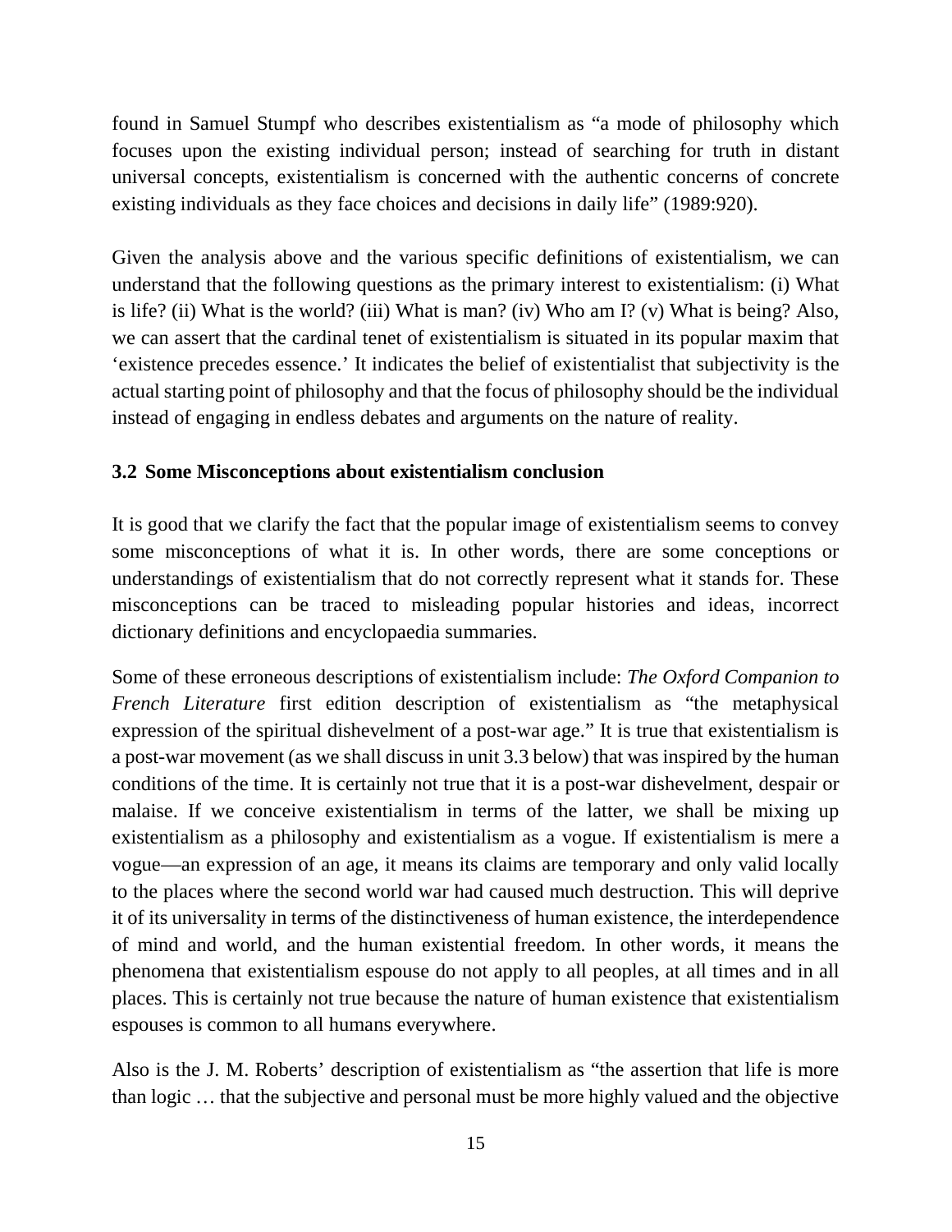found in Samuel Stumpf who describes existentialism as "a mode of philosophy which focuses upon the existing individual person; instead of searching for truth in distant universal concepts, existentialism is concerned with the authentic concerns of concrete existing individuals as they face choices and decisions in daily life" (1989:920).

Given the analysis above and the various specific definitions of existentialism, we can understand that the following questions as the primary interest to existentialism: (i) What is life? (ii) What is the world? (iii) What is man? (iv) Who am I? (v) What is being? Also, we can assert that the cardinal tenet of existentialism is situated in its popular maxim that 'existence precedes essence.' It indicates the belief of existentialist that subjectivity is the actual starting point of philosophy and that the focus of philosophy should be the individual instead of engaging in endless debates and arguments on the nature of reality.

### 3.2 Some Misconceptions about existentialism conclusion

It is good that we clarify the fact that the popular image of existentialism seems to convey some misconceptions of what it is. In other words, there are some conceptions or understandings of existentialism that do not correctly represent what it stands for. These misconceptions can be traced to misleading popular histories and ideas, incorrect dictionary definitions and encyclopaedia summaries.

Some of these erroneous descriptions of existentialism include: *The Oxford Companion to French Literature* first edition description of existentialism as "the metaphysical expression of the spiritual dishevelment of a post-war age." It is true that existentialism is a post-war movement (as we shall discuss in unit 3.3 below) that was inspired by the human conditions of the time. It is certainly not true that it is a post-war dishevelment, despair or malaise. If we conceive existentialism in terms of the latter, we shall be mixing up existentialism as a philosophy and existentialism as a vogue. If existentialism is mere a vogue—an expression of an age, it means its claims are temporary and only valid locally to the places where the second world war had caused much destruction. This will deprive it of its universality in terms of the distinctiveness of human existence, the interdependence of mind and world, and the human existential freedom. In other words, it means the phenomena that existentialism espouse do not apply to all peoples, at all times and in all places. This is certainly not true because the nature of human existence that existentialism espouses is common to all humans everywhere.

Also is the J. M. Roberts' description of existentialism as "the assertion that life is more than logic … that the subjective and personal must be more highly valued and the objective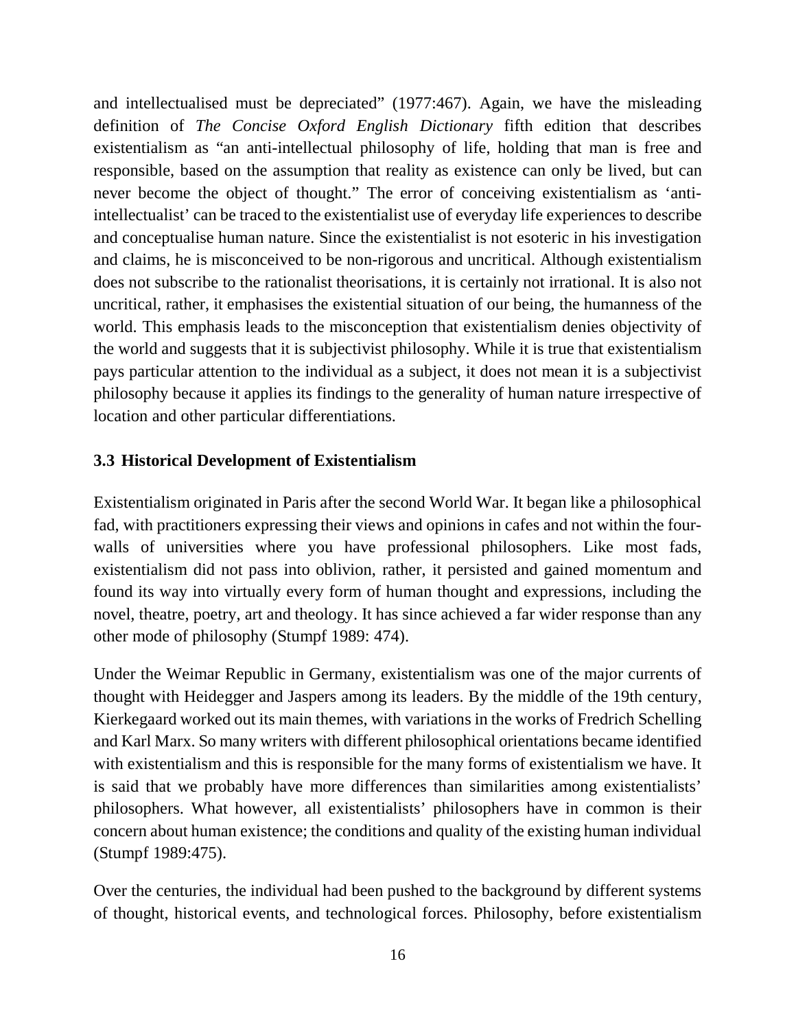and intellectualised must be depreciated" (1977:467). Again, we have the misleading definition of *The Concise Oxford English Dictionary* fifth edition that describes existentialism as "an anti-intellectual philosophy of life, holding that man is free and responsible, based on the assumption that reality as existence can only be lived, but can never become the object of thought." The error of conceiving existentialism as 'anti-intellectualist' can be traced to the existentialist use of everyday life experiences to describe and conceptualise human nature. Since the existentialist is not esoteric in his investigation and claims, he is misconceived to be non-rigorous and uncritical. Although existentialism does not subscribe to the rationalist theorisations, it is certainly not irrational. It is also not uncritical, rather, it emphasises the existential situation of our being, the humanness of the world. This emphasis leads to the misconception that existentialism denies objectivity of the world and suggests that it is subjectivist philosophy. While it is true that existentialism pays particular attention to the individual as a subject, it does not mean it is a subjectivist philosophy because it applies its findings to the generality of human nature irrespective of location and other particular differentiations.

### 3.3 Historical Development of Existentialism

Existentialism originated in Paris after the second World War. It began like a philosophical fad, with practitioners expressing their views and opinions in cafes and not within the four-walls of universities where you have professional philosophers. Like most fads, existentialism did not pass into oblivion, rather, it persisted and gained momentum and found its way into virtually every form of human thought and expressions, including the novel, theatre, poetry, art and theology. It has since achieved a far wider response than any other mode of philosophy (Stumpf 1989: 474).

Under the Weimar Republic in Germany, existentialism was one of the major currents of thought with Heidegger and Jaspers among its leaders. By the middle of the 19th century, Kierkegaard worked out its main themes, with variations in the works of Fredrich Schelling and Karl Marx. So many writers with different philosophical orientations became identified with existentialism and this is responsible for the many forms of existentialism we have. It is said that we probably have more differences than similarities among existentialists' philosophers. What however, all existentialists' philosophers have in common is their concern about human existence; the conditions and quality of the existing human individual (Stumpf 1989:475).

Over the centuries, the individual had been pushed to the background by different systems of thought, historical events, and technological forces. Philosophy, before existentialism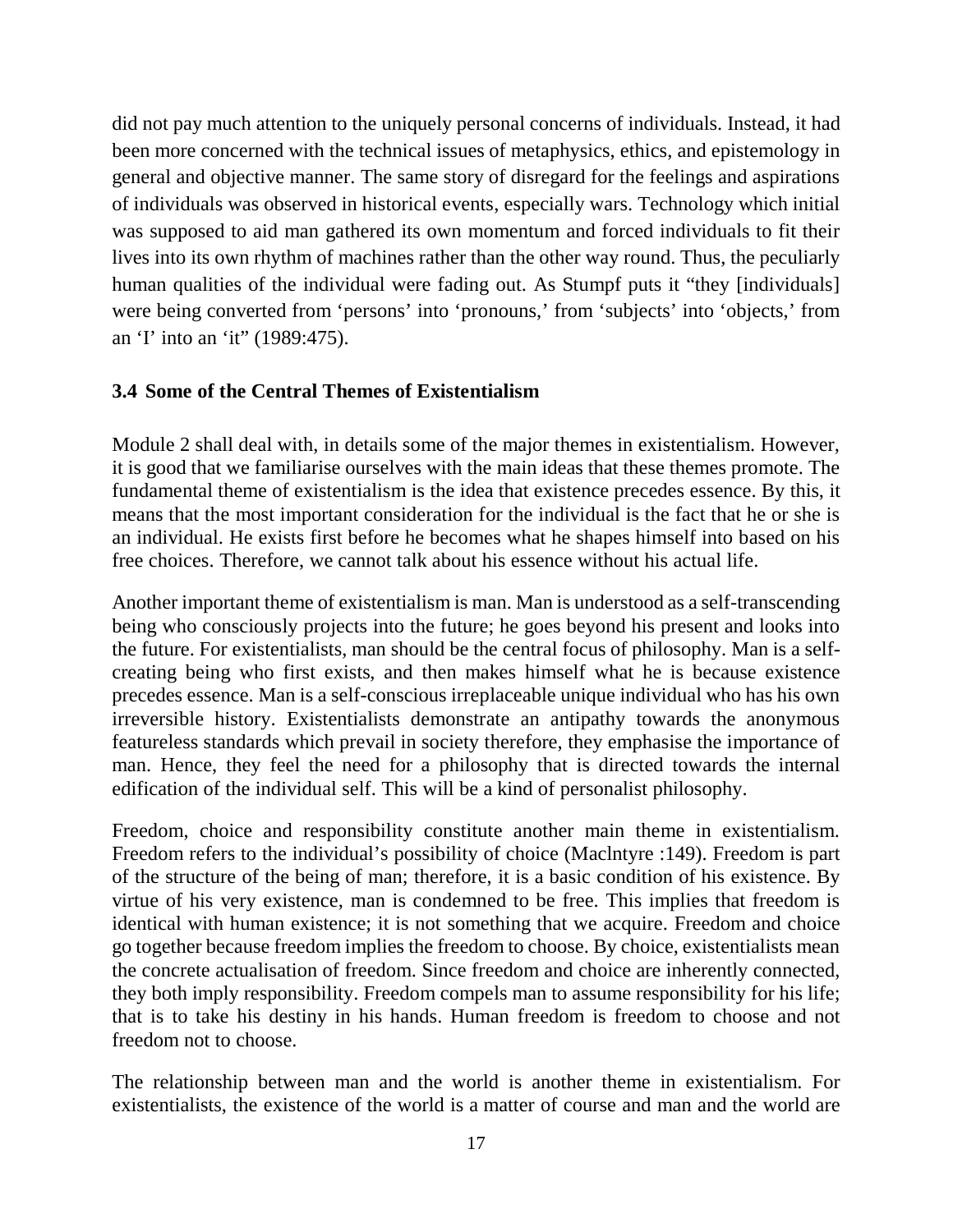did not pay much attention to the uniquely personal concerns of individuals. Instead, it had been more concerned with the technical issues of metaphysics, ethics, and epistemology in general and objective manner. The same story of disregard for the feelings and aspirations of individuals was observed in historical events, especially wars. Technology which initial was supposed to aid man gathered its own momentum and forced individuals to fit their lives into its own rhythm of machines rather than the other way round. Thus, the peculiarly human qualities of the individual were fading out. As Stumpf puts it "they [individuals] were being converted from 'persons' into 'pronouns,' from 'subjects' into 'objects,' from an 'I' into an 'it" (1989:475).

### 3.4 Some of the Central Themes of Existentialism

Module 2 shall deal with, in details some of the major themes in existentialism. However, it is good that we familiarise ourselves with the main ideas that these themes promote. The fundamental theme of existentialism is the idea that existence precedes essence. By this, it means that the most important consideration for the individual is the fact that he or she is an individual. He exists first before he becomes what he shapes himself into based on his free choices. Therefore, we cannot talk about his essence without his actual life.

Another important theme of existentialism is man. Man is understood as a self-transcending being who consciously projects into the future; he goes beyond his present and looks into the future. For existentialists, man should be the central focus of philosophy. Man is a self-creating being who first exists, and then makes himself what he is because existence precedes essence. Man is a self-conscious irreplaceable unique individual who has his own irreversible history. Existentialists demonstrate an antipathy towards the anonymous featureless standards which prevail in society therefore, they emphasise the importance of man. Hence, they feel the need for a philosophy that is directed towards the internal edification of the individual self. This will be a kind of personalist philosophy.

Freedom, choice and responsibility constitute another main theme in existentialism. Freedom refers to the individual's possibility of choice (Maclntyre :149). Freedom is part of the structure of the being of man; therefore, it is a basic condition of his existence. By virtue of his very existence, man is condemned to be free. This implies that freedom is identical with human existence; it is not something that we acquire. Freedom and choice go together because freedom implies the freedom to choose. By choice, existentialists mean the concrete actualisation of freedom. Since freedom and choice are inherently connected, they both imply responsibility. Freedom compels man to assume responsibility for his life; that is to take his destiny in his hands. Human freedom is freedom to choose and not freedom not to choose.

The relationship between man and the world is another theme in existentialism. For existentialists, the existence of the world is a matter of course and man and the world are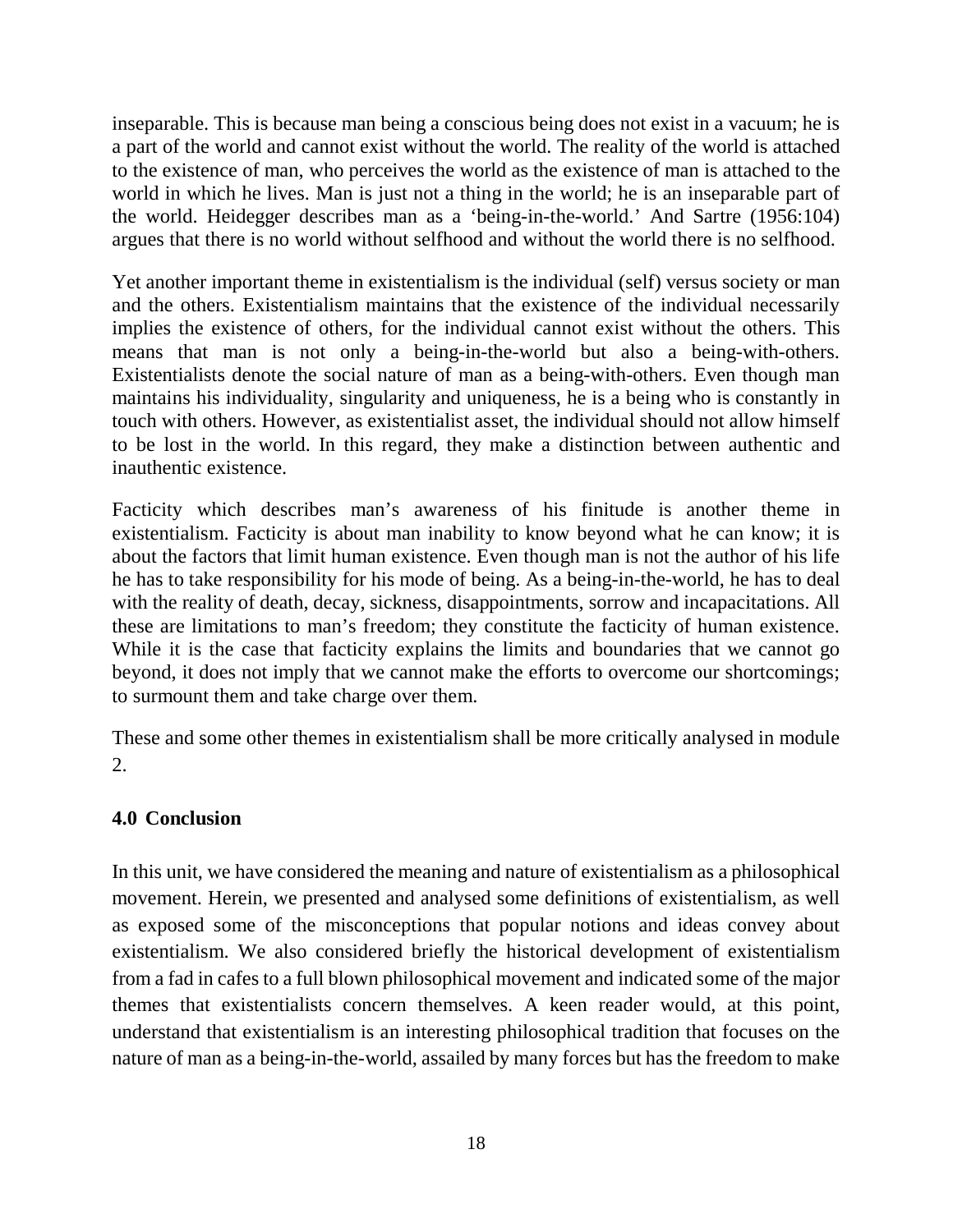inseparable. This is because man being a conscious being does not exist in a vacuum; he is a part of the world and cannot exist without the world. The reality of the world is attached to the existence of man, who perceives the world as the existence of man is attached to the world in which he lives. Man is just not a thing in the world; he is an inseparable part of the world. Heidegger describes man as a 'being-in-the-world.' And Sartre (1956:104) argues that there is no world without selfhood and without the world there is no selfhood.

Yet another important theme in existentialism is the individual (self) versus society or man and the others. Existentialism maintains that the existence of the individual necessarily implies the existence of others, for the individual cannot exist without the others. This means that man is not only a being-in-the-world but also a being-with-others. Existentialists denote the social nature of man as a being-with-others. Even though man maintains his individuality, singularity and uniqueness, he is a being who is constantly in touch with others. However, as existentialist asset, the individual should not allow himself to be lost in the world. In this regard, they make a distinction between authentic and inauthentic existence.

Facticity which describes man's awareness of his finitude is another theme in existentialism. Facticity is about man inability to know beyond what he can know; it is about the factors that limit human existence. Even though man is not the author of his life he has to take responsibility for his mode of being. As a being-in-the-world, he has to deal with the reality of death, decay, sickness, disappointments, sorrow and incapacitations. All these are limitations to man's freedom; they constitute the facticity of human existence. While it is the case that facticity explains the limits and boundaries that we cannot go beyond, it does not imply that we cannot make the efforts to overcome our shortcomings; to surmount them and take charge over them.

These and some other themes in existentialism shall be more critically analysed in module 2.

## 4.0 Conclusion

In this unit, we have considered the meaning and nature of existentialism as a philosophical movement. Herein, we presented and analysed some definitions of existentialism, as well as exposed some of the misconceptions that popular notions and ideas convey about existentialism. We also considered briefly the historical development of existentialism from a fad in cafes to a full blown philosophical movement and indicated some of the major themes that existentialists concern themselves. A keen reader would, at this point, understand that existentialism is an interesting philosophical tradition that focuses on the nature of man as a being-in-the-world, assailed by many forces but has the freedom to make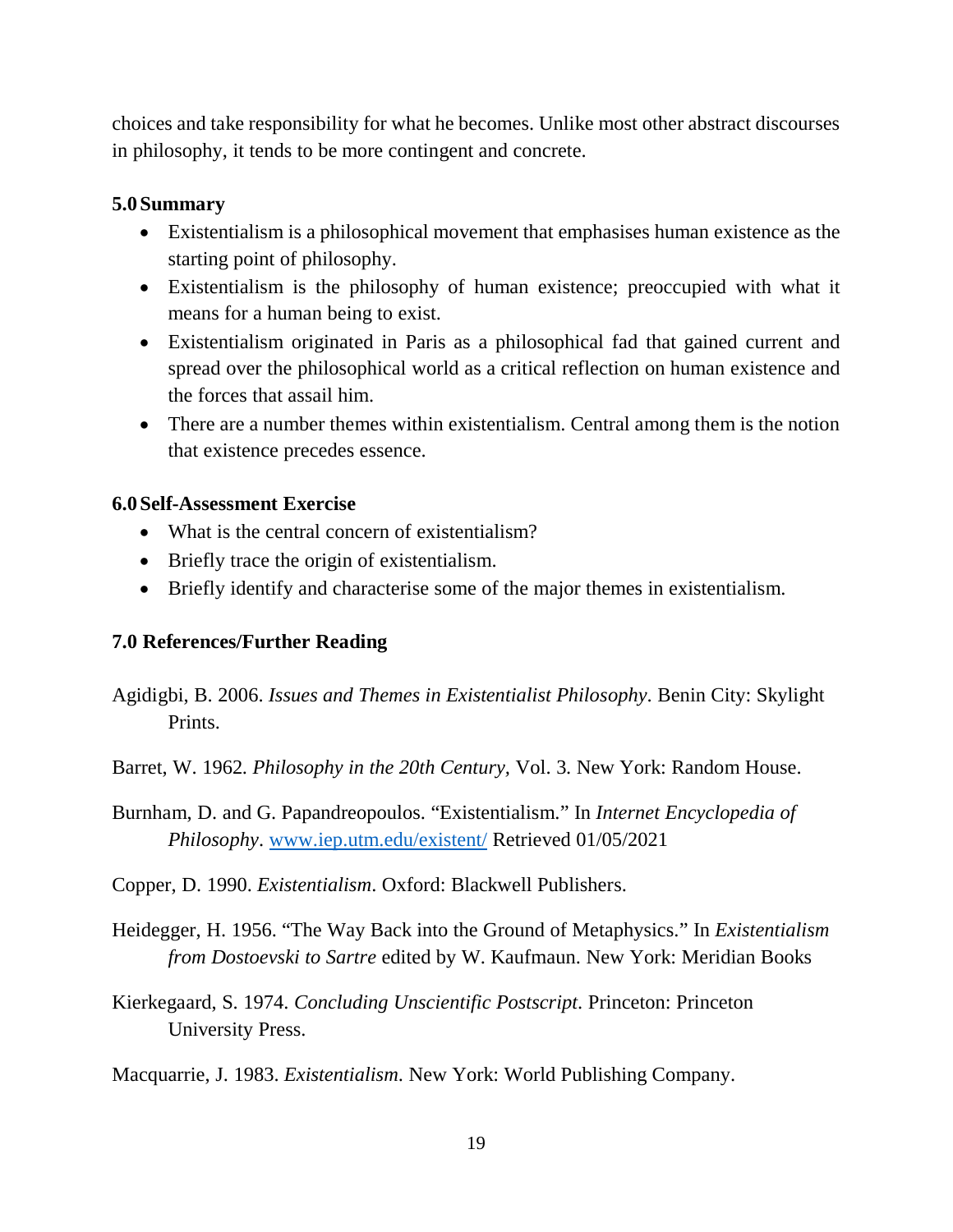choices and take responsibility for what he becomes. Unlike most other abstract discourses in philosophy, it tends to be more contingent and concrete.

## 5.0 Summary

- Existentialism is a philosophical movement that emphasises human existence as the starting point of philosophy.
- Existentialism is the philosophy of human existence; preoccupied with what it means for a human being to exist.
- Existentialism originated in Paris as a philosophical fad that gained current and spread over the philosophical world as a critical reflection on human existence and the forces that assail him.
- There are a number themes within existentialism. Central among them is the notion that existence precedes essence.

## 6.0 Self-Assessment Exercise

- What is the central concern of existentialism?
- Briefly trace the origin of existentialism.
- Briefly identify and characterise some of the major themes in existentialism.

## 7.0 References/Further Reading

Agidigbi, B. 2006. *Issues and Themes in Existentialist Philosophy*. Benin City: Skylight Prints.

Barret, W. 1962. *Philosophy in the 20th Century*, Vol. 3. New York: Random House.

Burnham, D. and G. Papandreopoulos. "Existentialism." In *Internet Encyclopedia of Philosophy*. www.iep.utm.edu/existent/ Retrieved 01/05/2021

Copper, D. 1990. *Existentialism*. Oxford: Blackwell Publishers.

Heidegger, H. 1956. "The Way Back into the Ground of Metaphysics." In *Existentialism from Dostoevski to Sartre* edited by W. Kaufmaun. New York: Meridian Books

Kierkegaard, S. 1974. *Concluding Unscientific Postscript*. Princeton: Princeton University Press.

Macquarrie, J. 1983. *Existentialism*. New York: World Publishing Company.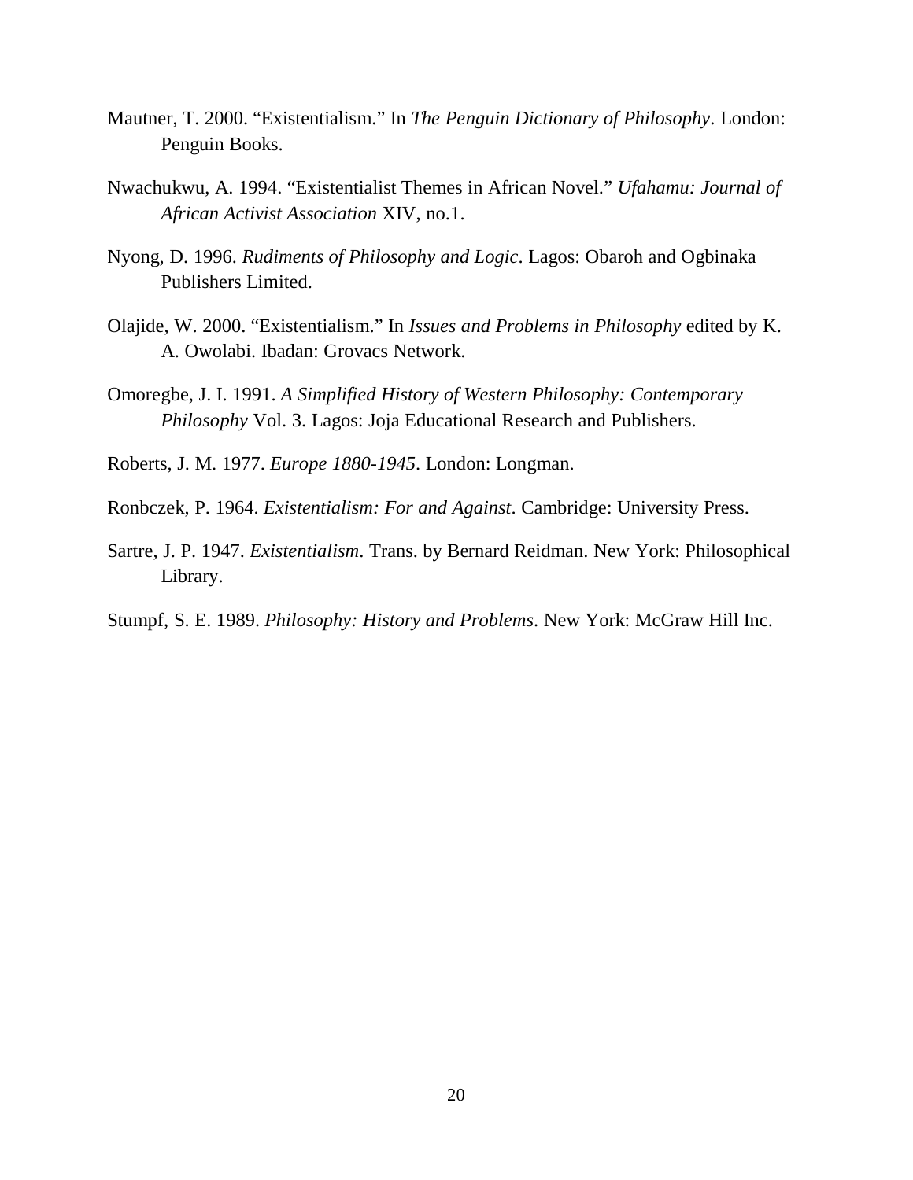Mautner, T. 2000. "Existentialism." In *The Penguin Dictionary of Philosophy*. London: Penguin Books.

Nwachukwu, A. 1994. "Existentialist Themes in African Novel." *Ufahamu: Journal of African Activist Association* XIV, no.1.

Nyong, D. 1996. *Rudiments of Philosophy and Logic*. Lagos: Obaroh and Ogbinaka Publishers Limited.

Olajide, W. 2000. "Existentialism." In *Issues and Problems in Philosophy* edited by K. A. Owolabi. Ibadan: Grovacs Network.

Omoregbe, J. I. 1991. *A Simplified History of Western Philosophy: Contemporary Philosophy* Vol. 3. Lagos: Joja Educational Research and Publishers.

Roberts, J. M. 1977. *Europe 1880-1945*. London: Longman.

Ronbczek, P. 1964. *Existentialism: For and Against*. Cambridge: University Press.

Sartre, J. P. 1947. *Existentialism*. Trans. by Bernard Reidman. New York: Philosophical Library.

Stumpf, S. E. 1989. *Philosophy: History and Problems*. New York: McGraw Hill Inc.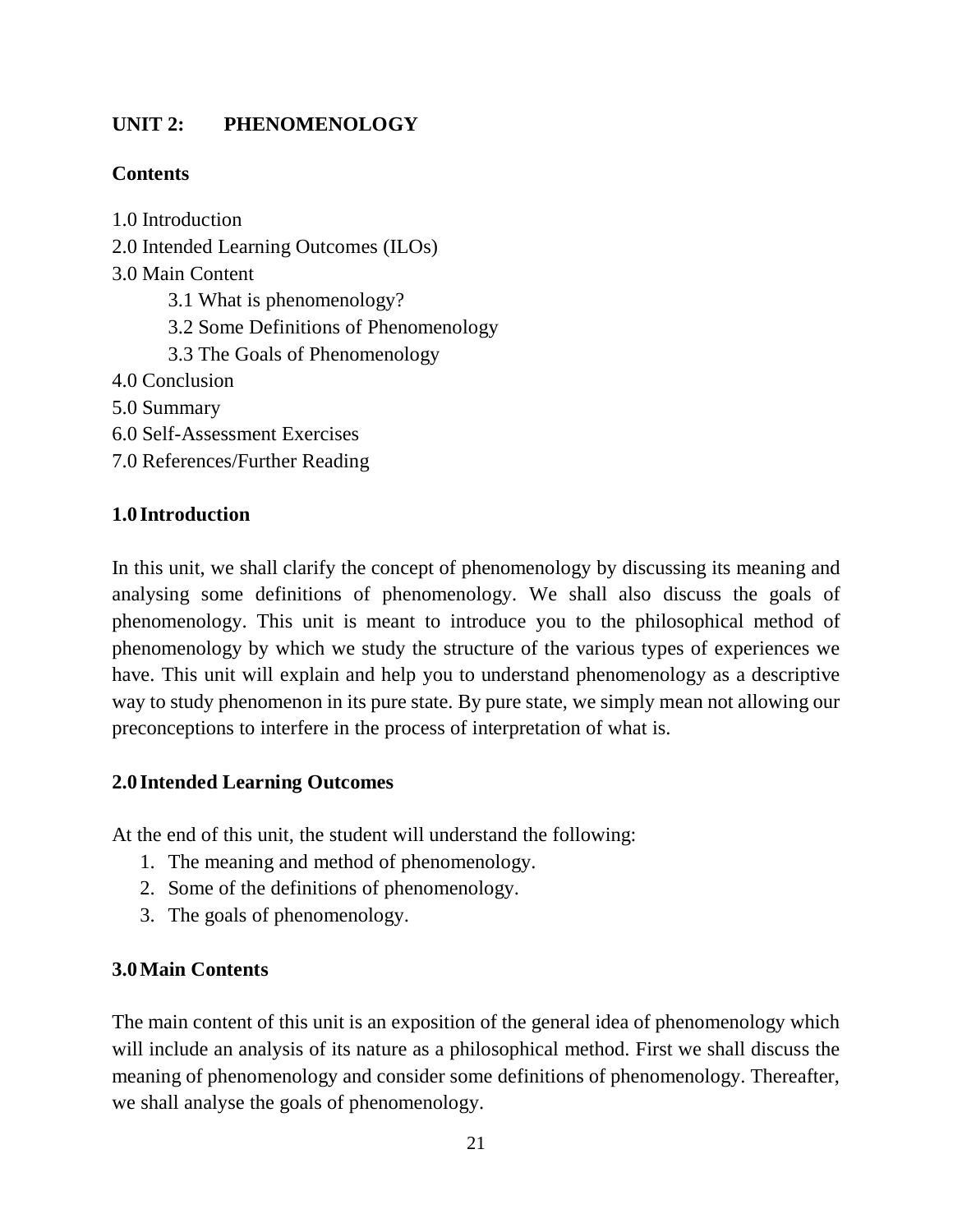## UNIT 2: PHENOMENOLOGY

**Contents**

1.0 Introduction
2.0 Intended Learning Outcomes (ILOs)
3.0 Main Content
  3.1 What is phenomenology?
  3.2 Some Definitions of Phenomenology
  3.3 The Goals of Phenomenology
4.0 Conclusion
5.0 Summary
6.0 Self-Assessment Exercises
7.0 References/Further Reading

### 1.0 Introduction

In this unit, we shall clarify the concept of phenomenology by discussing its meaning and analysing some definitions of phenomenology. We shall also discuss the goals of phenomenology. This unit is meant to introduce you to the philosophical method of phenomenology by which we study the structure of the various types of experiences we have. This unit will explain and help you to understand phenomenology as a descriptive way to study phenomenon in its pure state. By pure state, we simply mean not allowing our preconceptions to interfere in the process of interpretation of what is.

### 2.0 Intended Learning Outcomes

At the end of this unit, the student will understand the following:

1. The meaning and method of phenomenology.
2. Some of the definitions of phenomenology.
3. The goals of phenomenology.

### 3.0 Main Contents

The main content of this unit is an exposition of the general idea of phenomenology which will include an analysis of its nature as a philosophical method. First we shall discuss the meaning of phenomenology and consider some definitions of phenomenology. Thereafter, we shall analyse the goals of phenomenology.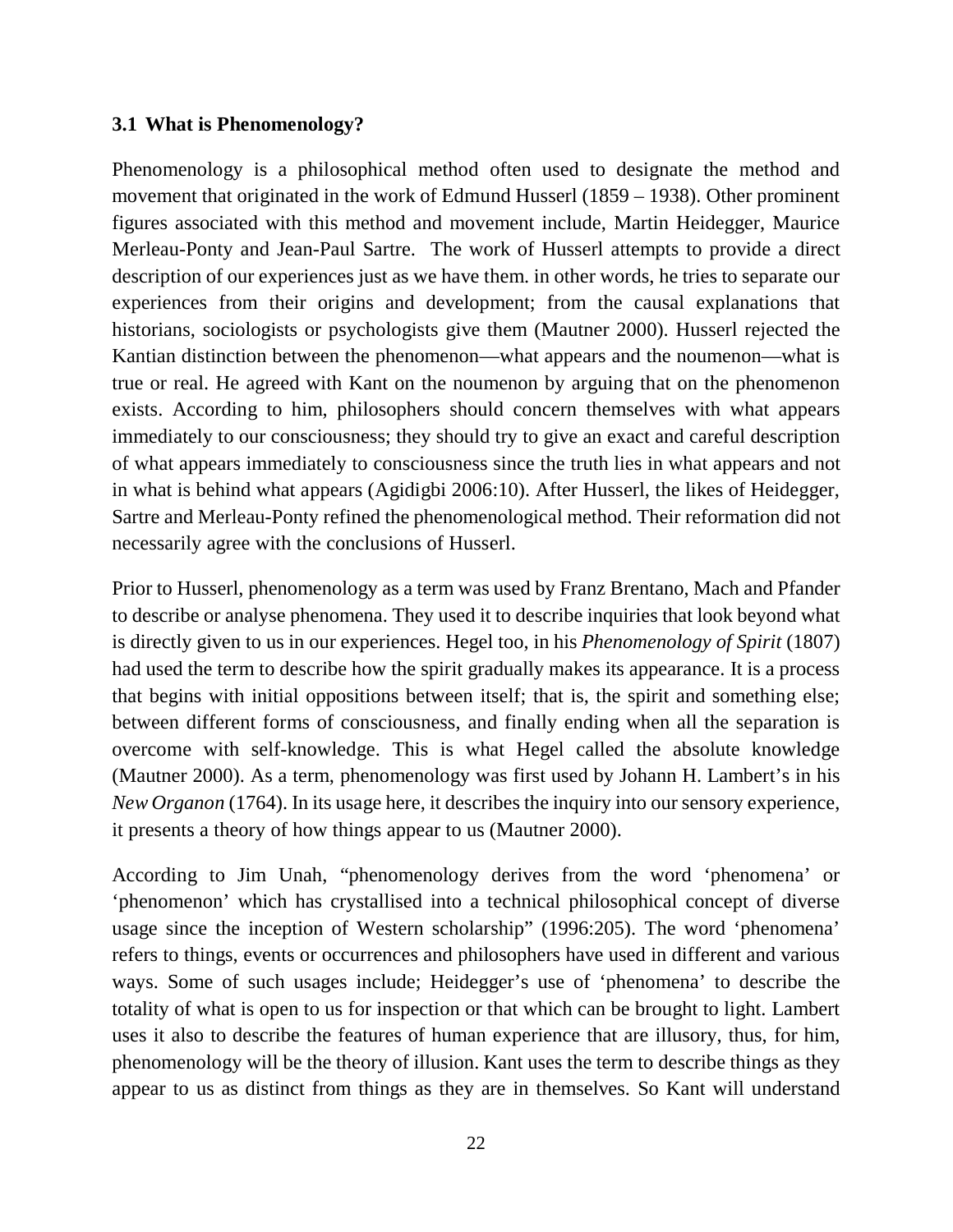### 3.1 What is Phenomenology?

Phenomenology is a philosophical method often used to designate the method and movement that originated in the work of Edmund Husserl (1859 – 1938). Other prominent figures associated with this method and movement include, Martin Heidegger, Maurice Merleau-Ponty and Jean-Paul Sartre. The work of Husserl attempts to provide a direct description of our experiences just as we have them. in other words, he tries to separate our experiences from their origins and development; from the causal explanations that historians, sociologists or psychologists give them (Mautner 2000). Husserl rejected the Kantian distinction between the phenomenon—what appears and the noumenon—what is true or real. He agreed with Kant on the noumenon by arguing that on the phenomenon exists. According to him, philosophers should concern themselves with what appears immediately to our consciousness; they should try to give an exact and careful description of what appears immediately to consciousness since the truth lies in what appears and not in what is behind what appears (Agidigbi 2006:10). After Husserl, the likes of Heidegger, Sartre and Merleau-Ponty refined the phenomenological method. Their reformation did not necessarily agree with the conclusions of Husserl.

Prior to Husserl, phenomenology as a term was used by Franz Brentano, Mach and Pfander to describe or analyse phenomena. They used it to describe inquiries that look beyond what is directly given to us in our experiences. Hegel too, in his *Phenomenology of Spirit* (1807) had used the term to describe how the spirit gradually makes its appearance. It is a process that begins with initial oppositions between itself; that is, the spirit and something else; between different forms of consciousness, and finally ending when all the separation is overcome with self-knowledge. This is what Hegel called the absolute knowledge (Mautner 2000). As a term, phenomenology was first used by Johann H. Lambert's in his *New Organon* (1764). In its usage here, it describes the inquiry into our sensory experience, it presents a theory of how things appear to us (Mautner 2000).

According to Jim Unah, "phenomenology derives from the word 'phenomena' or 'phenomenon' which has crystallised into a technical philosophical concept of diverse usage since the inception of Western scholarship" (1996:205). The word 'phenomena' refers to things, events or occurrences and philosophers have used in different and various ways. Some of such usages include; Heidegger's use of 'phenomena' to describe the totality of what is open to us for inspection or that which can be brought to light. Lambert uses it also to describe the features of human experience that are illusory, thus, for him, phenomenology will be the theory of illusion. Kant uses the term to describe things as they appear to us as distinct from things as they are in themselves. So Kant will understand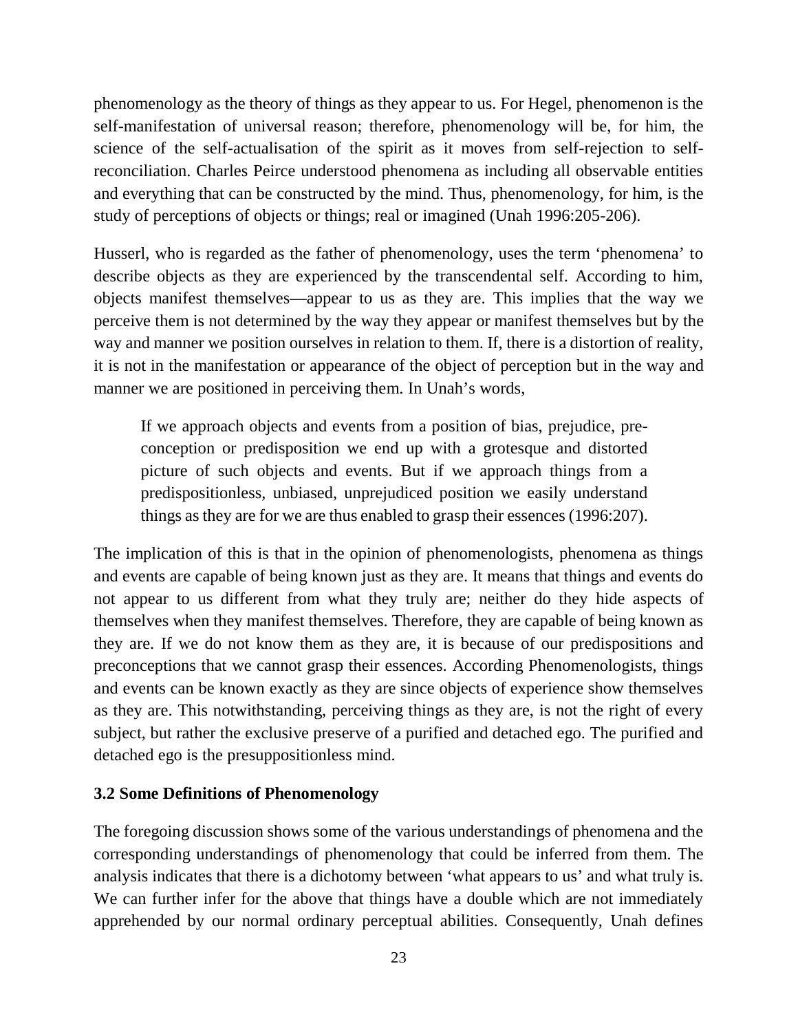phenomenology as the theory of things as they appear to us. For Hegel, phenomenon is the self-manifestation of universal reason; therefore, phenomenology will be, for him, the science of the self-actualisation of the spirit as it moves from self-rejection to self-reconciliation. Charles Peirce understood phenomena as including all observable entities and everything that can be constructed by the mind. Thus, phenomenology, for him, is the study of perceptions of objects or things; real or imagined (Unah 1996:205-206).

Husserl, who is regarded as the father of phenomenology, uses the term 'phenomena' to describe objects as they are experienced by the transcendental self. According to him, objects manifest themselves—appear to us as they are. This implies that the way we perceive them is not determined by the way they appear or manifest themselves but by the way and manner we position ourselves in relation to them. If, there is a distortion of reality, it is not in the manifestation or appearance of the object of perception but in the way and manner we are positioned in perceiving them. In Unah's words,

> If we approach objects and events from a position of bias, prejudice, pre-conception or predisposition we end up with a grotesque and distorted picture of such objects and events. But if we approach things from a predispositionless, unbiased, unprejudiced position we easily understand things as they are for we are thus enabled to grasp their essences (1996:207).

The implication of this is that in the opinion of phenomenologists, phenomena as things and events are capable of being known just as they are. It means that things and events do not appear to us different from what they truly are; neither do they hide aspects of themselves when they manifest themselves. Therefore, they are capable of being known as they are. If we do not know them as they are, it is because of our predispositions and preconceptions that we cannot grasp their essences. According Phenomenologists, things and events can be known exactly as they are since objects of experience show themselves as they are. This notwithstanding, perceiving things as they are, is not the right of every subject, but rather the exclusive preserve of a purified and detached ego. The purified and detached ego is the presuppositionless mind.

### 3.2 Some Definitions of Phenomenology

The foregoing discussion shows some of the various understandings of phenomena and the corresponding understandings of phenomenology that could be inferred from them. The analysis indicates that there is a dichotomy between 'what appears to us' and what truly is. We can further infer for the above that things have a double which are not immediately apprehended by our normal ordinary perceptual abilities. Consequently, Unah defines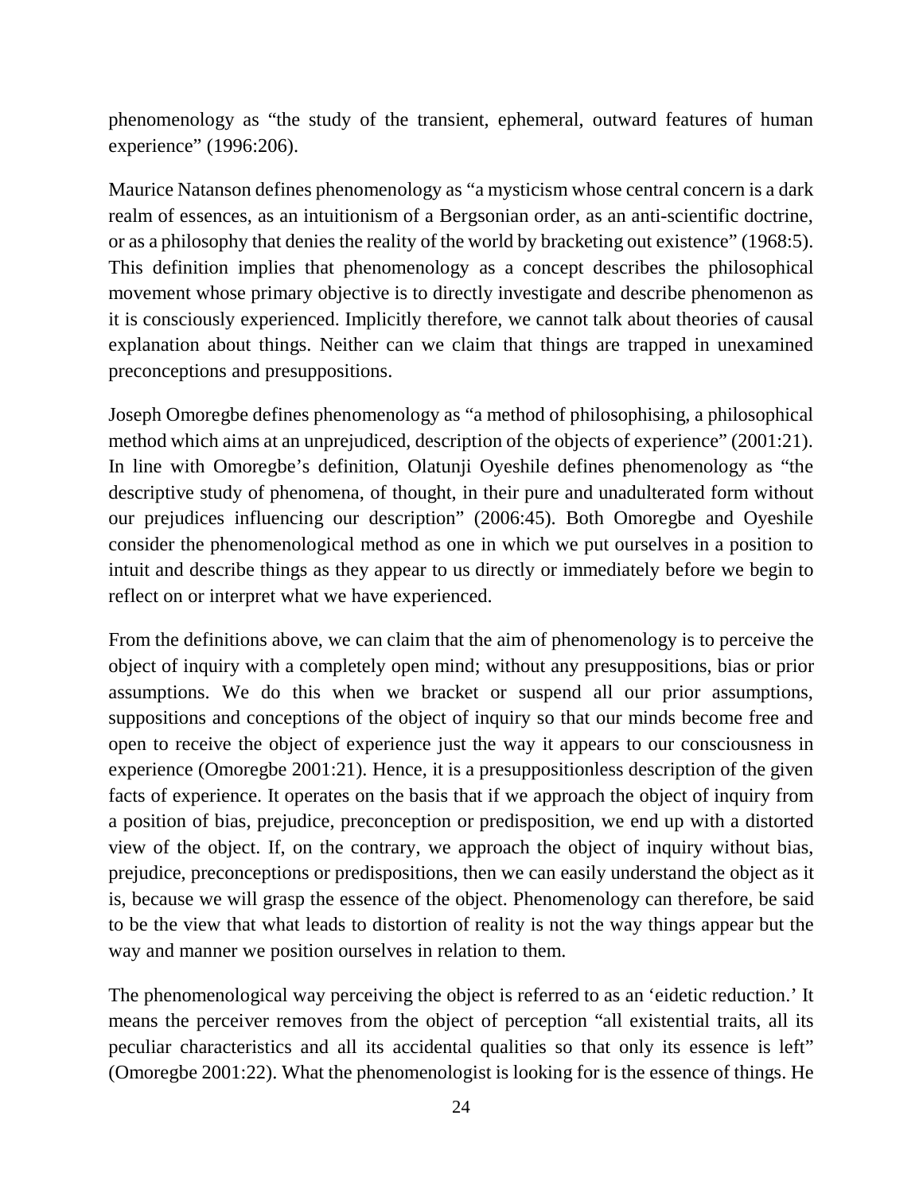phenomenology as "the study of the transient, ephemeral, outward features of human experience" (1996:206).

Maurice Natanson defines phenomenology as "a mysticism whose central concern is a dark realm of essences, as an intuitionism of a Bergsonian order, as an anti-scientific doctrine, or as a philosophy that denies the reality of the world by bracketing out existence" (1968:5). This definition implies that phenomenology as a concept describes the philosophical movement whose primary objective is to directly investigate and describe phenomenon as it is consciously experienced. Implicitly therefore, we cannot talk about theories of causal explanation about things. Neither can we claim that things are trapped in unexamined preconceptions and presuppositions.

Joseph Omoregbe defines phenomenology as "a method of philosophising, a philosophical method which aims at an unprejudiced, description of the objects of experience" (2001:21). In line with Omoregbe's definition, Olatunji Oyeshile defines phenomenology as "the descriptive study of phenomena, of thought, in their pure and unadulterated form without our prejudices influencing our description" (2006:45). Both Omoregbe and Oyeshile consider the phenomenological method as one in which we put ourselves in a position to intuit and describe things as they appear to us directly or immediately before we begin to reflect on or interpret what we have experienced.

From the definitions above, we can claim that the aim of phenomenology is to perceive the object of inquiry with a completely open mind; without any presuppositions, bias or prior assumptions. We do this when we bracket or suspend all our prior assumptions, suppositions and conceptions of the object of inquiry so that our minds become free and open to receive the object of experience just the way it appears to our consciousness in experience (Omoregbe 2001:21). Hence, it is a presuppositionless description of the given facts of experience. It operates on the basis that if we approach the object of inquiry from a position of bias, prejudice, preconception or predisposition, we end up with a distorted view of the object. If, on the contrary, we approach the object of inquiry without bias, prejudice, preconceptions or predispositions, then we can easily understand the object as it is, because we will grasp the essence of the object. Phenomenology can therefore, be said to be the view that what leads to distortion of reality is not the way things appear but the way and manner we position ourselves in relation to them.

The phenomenological way perceiving the object is referred to as an 'eidetic reduction.' It means the perceiver removes from the object of perception "all existential traits, all its peculiar characteristics and all its accidental qualities so that only its essence is left" (Omoregbe 2001:22). What the phenomenologist is looking for is the essence of things. He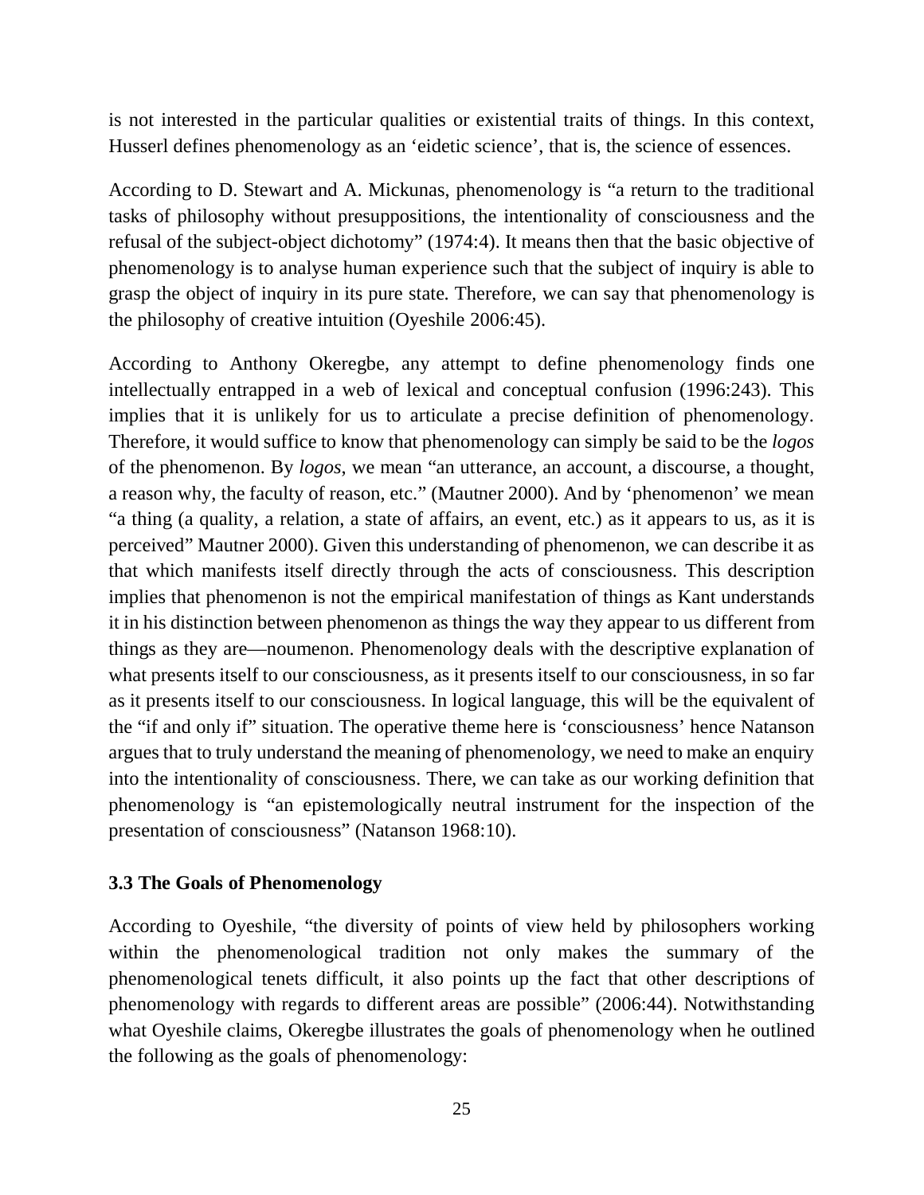is not interested in the particular qualities or existential traits of things. In this context, Husserl defines phenomenology as an 'eidetic science', that is, the science of essences.

According to D. Stewart and A. Mickunas, phenomenology is "a return to the traditional tasks of philosophy without presuppositions, the intentionality of consciousness and the refusal of the subject-object dichotomy" (1974:4). It means then that the basic objective of phenomenology is to analyse human experience such that the subject of inquiry is able to grasp the object of inquiry in its pure state. Therefore, we can say that phenomenology is the philosophy of creative intuition (Oyeshile 2006:45).

According to Anthony Okeregbe, any attempt to define phenomenology finds one intellectually entrapped in a web of lexical and conceptual confusion (1996:243). This implies that it is unlikely for us to articulate a precise definition of phenomenology. Therefore, it would suffice to know that phenomenology can simply be said to be the *logos* of the phenomenon. By *logos*, we mean "an utterance, an account, a discourse, a thought, a reason why, the faculty of reason, etc." (Mautner 2000). And by 'phenomenon' we mean "a thing (a quality, a relation, a state of affairs, an event, etc.) as it appears to us, as it is perceived" Mautner 2000). Given this understanding of phenomenon, we can describe it as that which manifests itself directly through the acts of consciousness. This description implies that phenomenon is not the empirical manifestation of things as Kant understands it in his distinction between phenomenon as things the way they appear to us different from things as they are—noumenon. Phenomenology deals with the descriptive explanation of what presents itself to our consciousness, as it presents itself to our consciousness, in so far as it presents itself to our consciousness. In logical language, this will be the equivalent of the "if and only if" situation. The operative theme here is 'consciousness' hence Natanson argues that to truly understand the meaning of phenomenology, we need to make an enquiry into the intentionality of consciousness. There, we can take as our working definition that phenomenology is "an epistemologically neutral instrument for the inspection of the presentation of consciousness" (Natanson 1968:10).

### 3.3 The Goals of Phenomenology

According to Oyeshile, "the diversity of points of view held by philosophers working within the phenomenological tradition not only makes the summary of the phenomenological tenets difficult, it also points up the fact that other descriptions of phenomenology with regards to different areas are possible" (2006:44). Notwithstanding what Oyeshile claims, Okeregbe illustrates the goals of phenomenology when he outlined the following as the goals of phenomenology: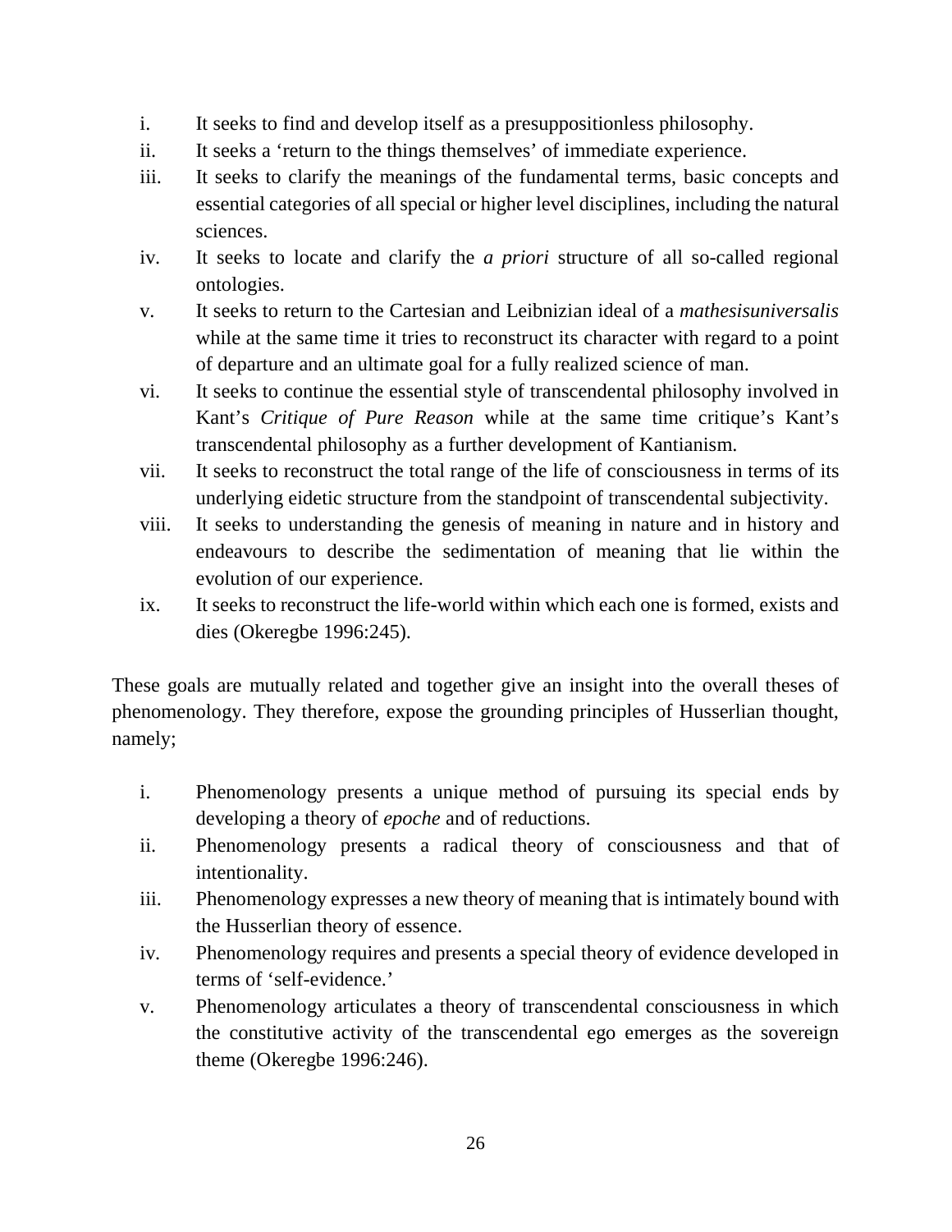i. It seeks to find and develop itself as a presuppositionless philosophy.
ii. It seeks a 'return to the things themselves' of immediate experience.
iii. It seeks to clarify the meanings of the fundamental terms, basic concepts and essential categories of all special or higher level disciplines, including the natural sciences.
iv. It seeks to locate and clarify the *a priori* structure of all so-called regional ontologies.
v. It seeks to return to the Cartesian and Leibnizian ideal of a *mathesisuniversalis* while at the same time it tries to reconstruct its character with regard to a point of departure and an ultimate goal for a fully realized science of man.
vi. It seeks to continue the essential style of transcendental philosophy involved in Kant's *Critique of Pure Reason* while at the same time critique's Kant's transcendental philosophy as a further development of Kantianism.
vii. It seeks to reconstruct the total range of the life of consciousness in terms of its underlying eidetic structure from the standpoint of transcendental subjectivity.
viii. It seeks to understanding the genesis of meaning in nature and in history and endeavours to describe the sedimentation of meaning that lie within the evolution of our experience.
ix. It seeks to reconstruct the life-world within which each one is formed, exists and dies (Okeregbe 1996:245).

These goals are mutually related and together give an insight into the overall theses of phenomenology. They therefore, expose the grounding principles of Husserlian thought, namely;

i. Phenomenology presents a unique method of pursuing its special ends by developing a theory of *epoche* and of reductions.
ii. Phenomenology presents a radical theory of consciousness and that of intentionality.
iii. Phenomenology expresses a new theory of meaning that is intimately bound with the Husserlian theory of essence.
iv. Phenomenology requires and presents a special theory of evidence developed in terms of 'self-evidence.'
v. Phenomenology articulates a theory of transcendental consciousness in which the constitutive activity of the transcendental ego emerges as the sovereign theme (Okeregbe 1996:246).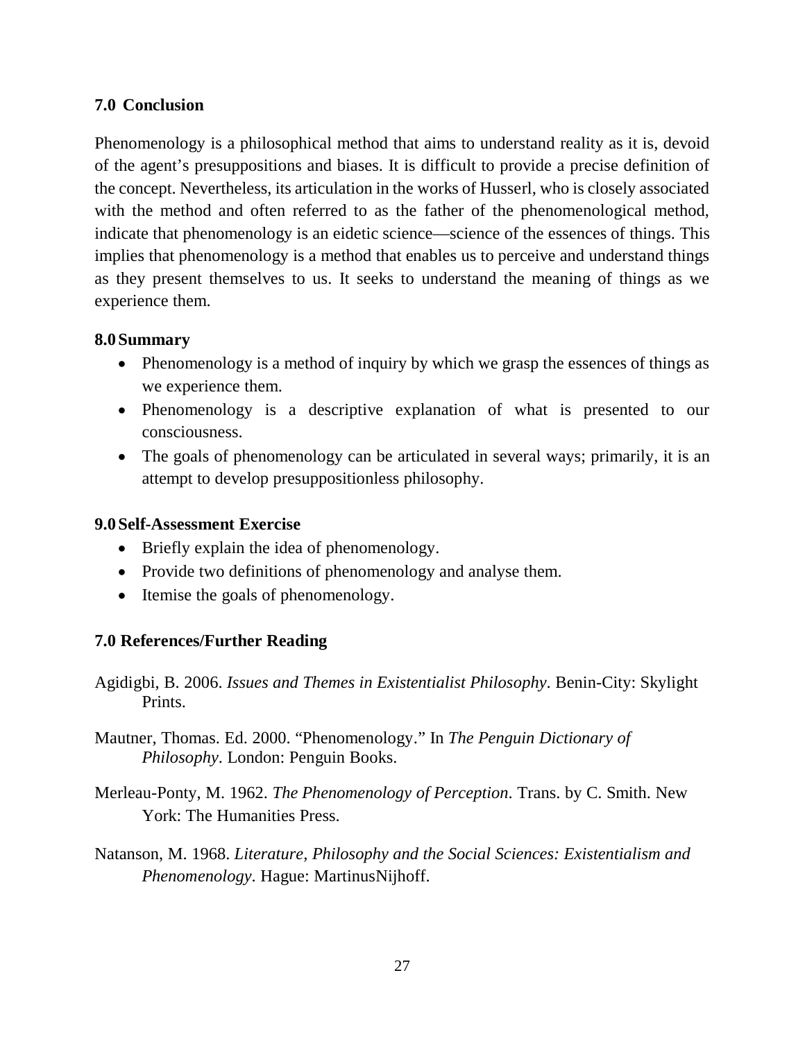## 7.0 Conclusion

Phenomenology is a philosophical method that aims to understand reality as it is, devoid of the agent's presuppositions and biases. It is difficult to provide a precise definition of the concept. Nevertheless, its articulation in the works of Husserl, who is closely associated with the method and often referred to as the father of the phenomenological method, indicate that phenomenology is an eidetic science—science of the essences of things. This implies that phenomenology is a method that enables us to perceive and understand things as they present themselves to us. It seeks to understand the meaning of things as we experience them.

## 8.0 Summary

- Phenomenology is a method of inquiry by which we grasp the essences of things as we experience them.
- Phenomenology is a descriptive explanation of what is presented to our consciousness.
- The goals of phenomenology can be articulated in several ways; primarily, it is an attempt to develop presuppositionless philosophy.

## 9.0 Self-Assessment Exercise

- Briefly explain the idea of phenomenology.
- Provide two definitions of phenomenology and analyse them.
- Itemise the goals of phenomenology.

## 7.0 References/Further Reading

Agidigbi, B. 2006. *Issues and Themes in Existentialist Philosophy*. Benin-City: Skylight Prints.

Mautner, Thomas. Ed. 2000. "Phenomenology." In *The Penguin Dictionary of Philosophy*. London: Penguin Books.

Merleau-Ponty, M. 1962. *The Phenomenology of Perception*. Trans. by C. Smith. New York: The Humanities Press.

Natanson, M. 1968. *Literature, Philosophy and the Social Sciences: Existentialism and Phenomenology*. Hague: MartinusNijhoff.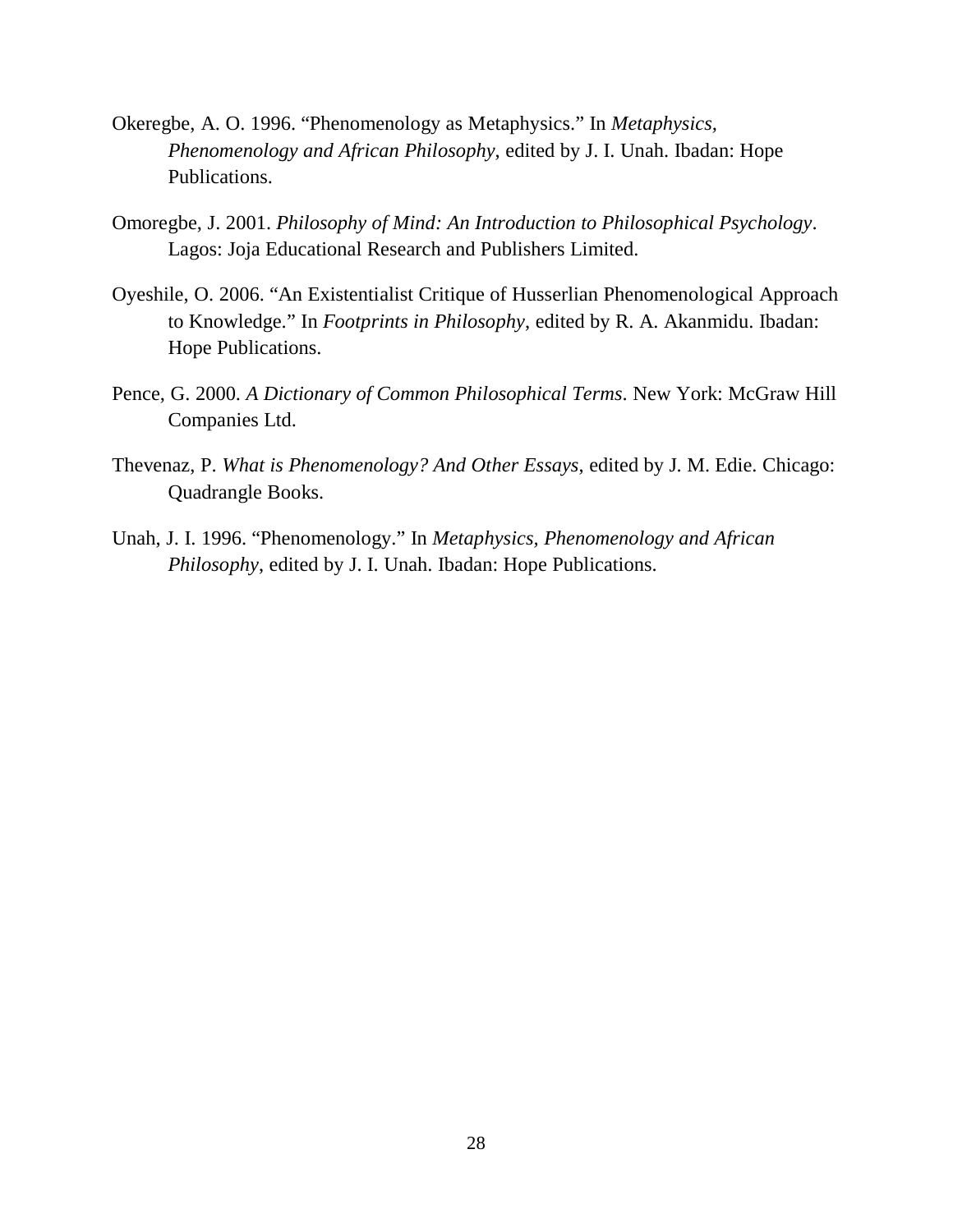Okeregbe, A. O. 1996. “Phenomenology as Metaphysics.” In *Metaphysics, Phenomenology and African Philosophy*, edited by J. I. Unah. Ibadan: Hope Publications.

Omoregbe, J. 2001. *Philosophy of Mind: An Introduction to Philosophical Psychology*. Lagos: Joja Educational Research and Publishers Limited.

Oyeshile, O. 2006. “An Existentialist Critique of Husserlian Phenomenological Approach to Knowledge.” In *Footprints in Philosophy*, edited by R. A. Akanmidu. Ibadan: Hope Publications.

Pence, G. 2000. *A Dictionary of Common Philosophical Terms*. New York: McGraw Hill Companies Ltd.

Thevenaz, P. *What is Phenomenology? And Other Essays*, edited by J. M. Edie. Chicago: Quadrangle Books.

Unah, J. I. 1996. “Phenomenology.” In *Metaphysics, Phenomenology and African Philosophy*, edited by J. I. Unah. Ibadan: Hope Publications.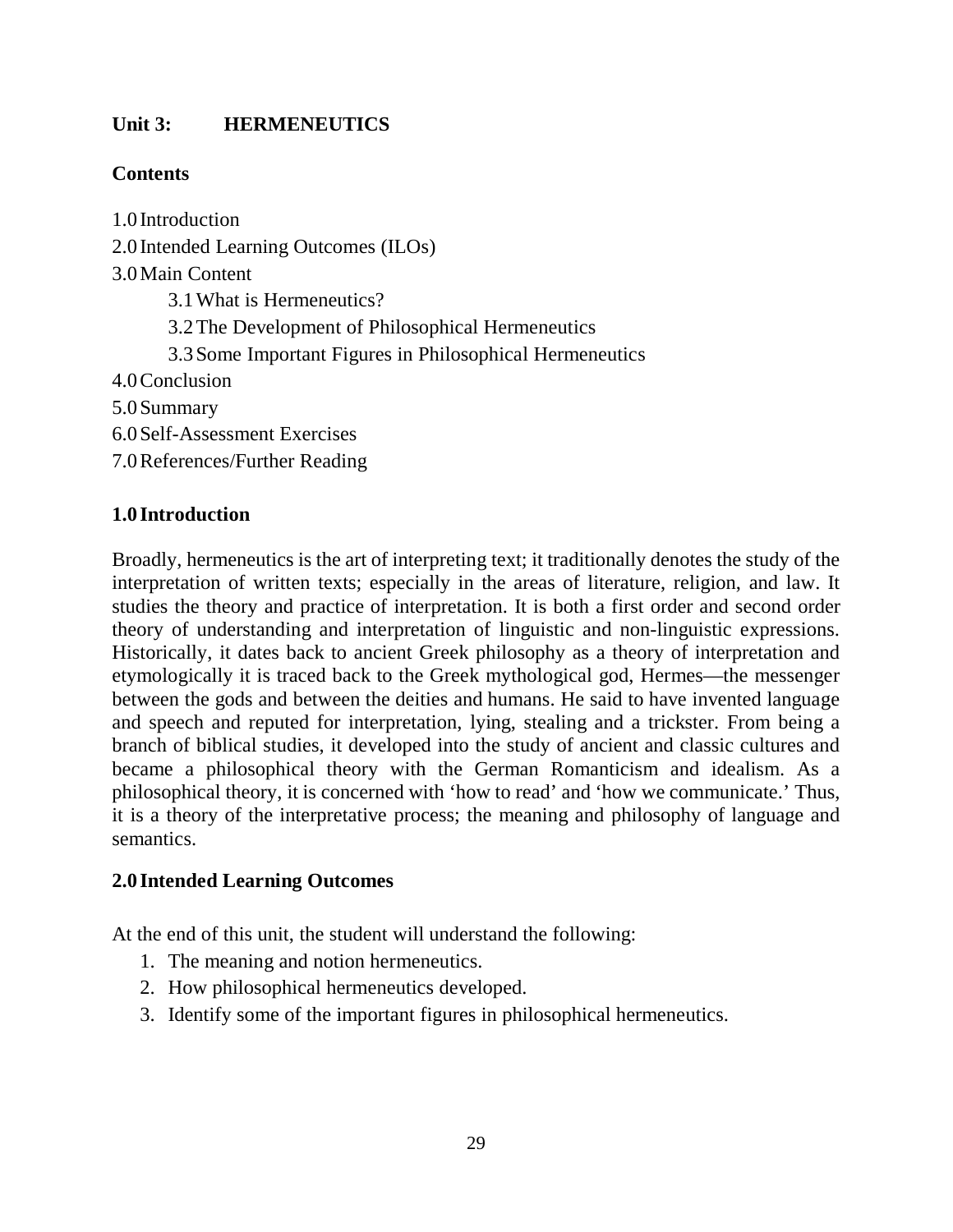## Unit 3: HERMENEUTICS

### Contents

1.0 Introduction
2.0 Intended Learning Outcomes (ILOs)
3.0 Main Content
    3.1 What is Hermeneutics?
    3.2 The Development of Philosophical Hermeneutics
    3.3 Some Important Figures in Philosophical Hermeneutics
4.0 Conclusion
5.0 Summary
6.0 Self-Assessment Exercises
7.0 References/Further Reading

### 1.0 Introduction

Broadly, hermeneutics is the art of interpreting text; it traditionally denotes the study of the interpretation of written texts; especially in the areas of literature, religion, and law. It studies the theory and practice of interpretation. It is both a first order and second order theory of understanding and interpretation of linguistic and non-linguistic expressions. Historically, it dates back to ancient Greek philosophy as a theory of interpretation and etymologically it is traced back to the Greek mythological god, Hermes—the messenger between the gods and between the deities and humans. He said to have invented language and speech and reputed for interpretation, lying, stealing and a trickster. From being a branch of biblical studies, it developed into the study of ancient and classic cultures and became a philosophical theory with the German Romanticism and idealism. As a philosophical theory, it is concerned with 'how to read' and 'how we communicate.' Thus, it is a theory of the interpretative process; the meaning and philosophy of language and semantics.

### 2.0 Intended Learning Outcomes

At the end of this unit, the student will understand the following:

1. The meaning and notion hermeneutics.
2. How philosophical hermeneutics developed.
3. Identify some of the important figures in philosophical hermeneutics.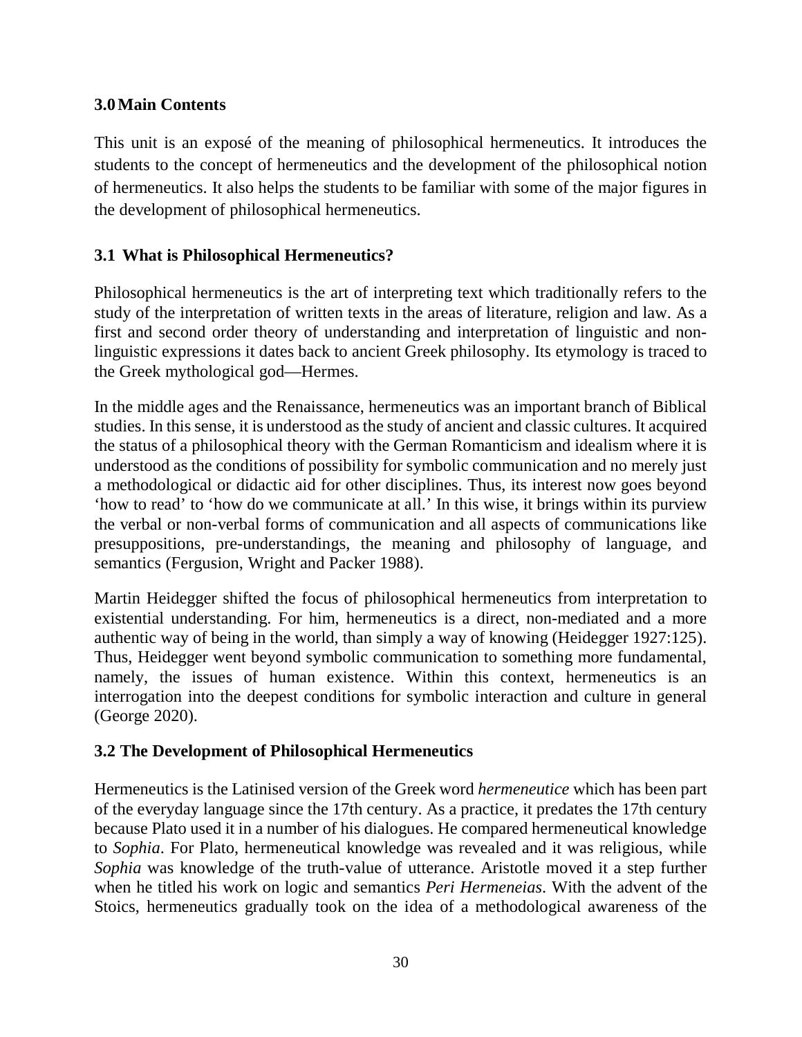## 3.0 Main Contents

This unit is an exposé of the meaning of philosophical hermeneutics. It introduces the students to the concept of hermeneutics and the development of the philosophical notion of hermeneutics. It also helps the students to be familiar with some of the major figures in the development of philosophical hermeneutics.

### 3.1 What is Philosophical Hermeneutics?

Philosophical hermeneutics is the art of interpreting text which traditionally refers to the study of the interpretation of written texts in the areas of literature, religion and law. As a first and second order theory of understanding and interpretation of linguistic and non-linguistic expressions it dates back to ancient Greek philosophy. Its etymology is traced to the Greek mythological god—Hermes.

In the middle ages and the Renaissance, hermeneutics was an important branch of Biblical studies. In this sense, it is understood as the study of ancient and classic cultures. It acquired the status of a philosophical theory with the German Romanticism and idealism where it is understood as the conditions of possibility for symbolic communication and no merely just a methodological or didactic aid for other disciplines. Thus, its interest now goes beyond 'how to read' to 'how do we communicate at all.' In this wise, it brings within its purview the verbal or non-verbal forms of communication and all aspects of communications like presuppositions, pre-understandings, the meaning and philosophy of language, and semantics (Fergusion, Wright and Packer 1988).

Martin Heidegger shifted the focus of philosophical hermeneutics from interpretation to existential understanding. For him, hermeneutics is a direct, non-mediated and a more authentic way of being in the world, than simply a way of knowing (Heidegger 1927:125). Thus, Heidegger went beyond symbolic communication to something more fundamental, namely, the issues of human existence. Within this context, hermeneutics is an interrogation into the deepest conditions for symbolic interaction and culture in general (George 2020).

### 3.2 The Development of Philosophical Hermeneutics

Hermeneutics is the Latinised version of the Greek word *hermeneutice* which has been part of the everyday language since the 17th century. As a practice, it predates the 17th century because Plato used it in a number of his dialogues. He compared hermeneutical knowledge to *Sophia*. For Plato, hermeneutical knowledge was revealed and it was religious, while *Sophia* was knowledge of the truth-value of utterance. Aristotle moved it a step further when he titled his work on logic and semantics *Peri Hermeneias*. With the advent of the Stoics, hermeneutics gradually took on the idea of a methodological awareness of the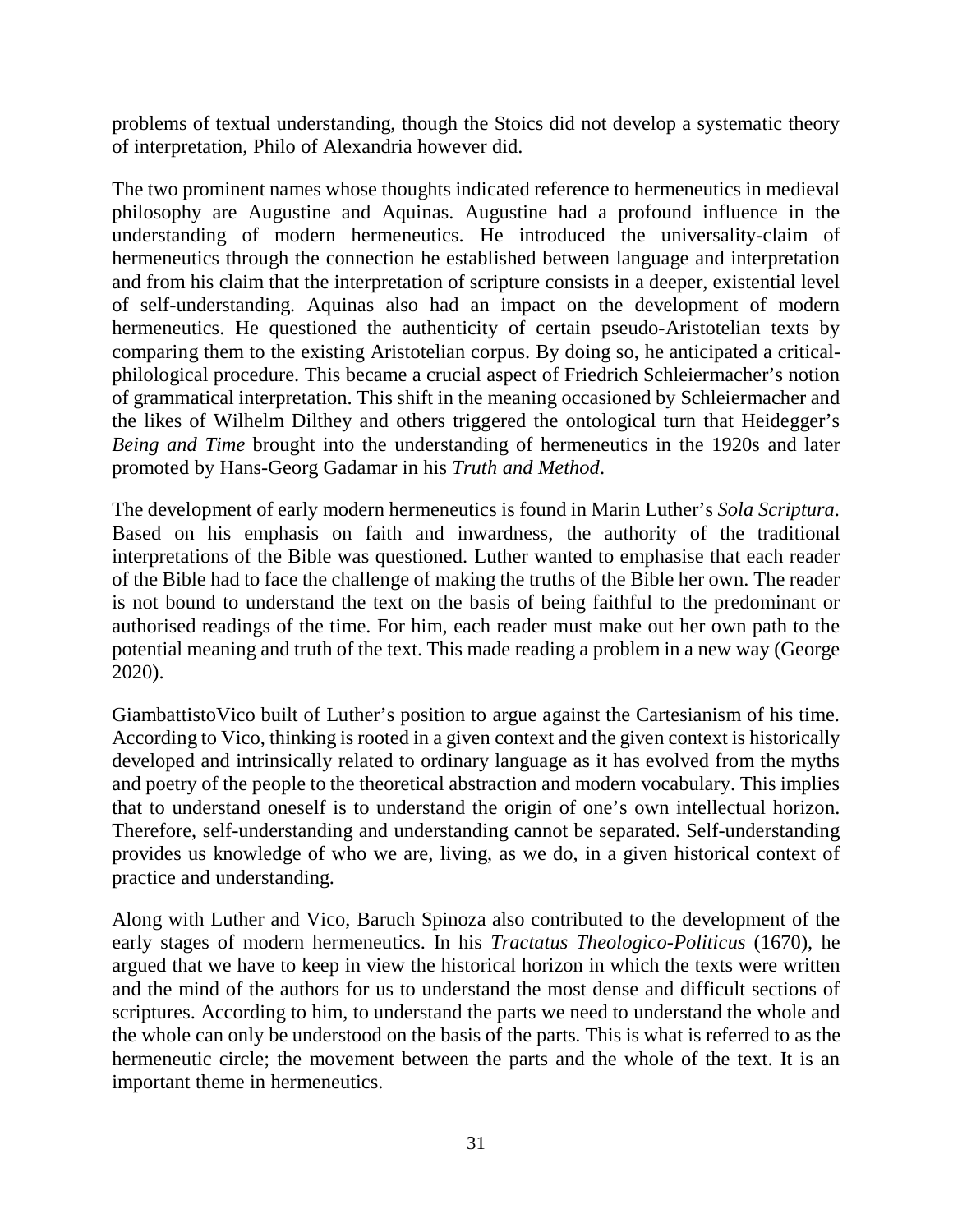problems of textual understanding, though the Stoics did not develop a systematic theory of interpretation, Philo of Alexandria however did.

The two prominent names whose thoughts indicated reference to hermeneutics in medieval philosophy are Augustine and Aquinas. Augustine had a profound influence in the understanding of modern hermeneutics. He introduced the universality-claim of hermeneutics through the connection he established between language and interpretation and from his claim that the interpretation of scripture consists in a deeper, existential level of self-understanding. Aquinas also had an impact on the development of modern hermeneutics. He questioned the authenticity of certain pseudo-Aristotelian texts by comparing them to the existing Aristotelian corpus. By doing so, he anticipated a critical-philological procedure. This became a crucial aspect of Friedrich Schleiermacher's notion of grammatical interpretation. This shift in the meaning occasioned by Schleiermacher and the likes of Wilhelm Dilthey and others triggered the ontological turn that Heidegger's *Being and Time* brought into the understanding of hermeneutics in the 1920s and later promoted by Hans-Georg Gadamar in his *Truth and Method*.

The development of early modern hermeneutics is found in Marin Luther's *Sola Scriptura*. Based on his emphasis on faith and inwardness, the authority of the traditional interpretations of the Bible was questioned. Luther wanted to emphasise that each reader of the Bible had to face the challenge of making the truths of the Bible her own. The reader is not bound to understand the text on the basis of being faithful to the predominant or authorised readings of the time. For him, each reader must make out her own path to the potential meaning and truth of the text. This made reading a problem in a new way (George 2020).

GiambattistoVico built of Luther's position to argue against the Cartesianism of his time. According to Vico, thinking is rooted in a given context and the given context is historically developed and intrinsically related to ordinary language as it has evolved from the myths and poetry of the people to the theoretical abstraction and modern vocabulary. This implies that to understand oneself is to understand the origin of one's own intellectual horizon. Therefore, self-understanding and understanding cannot be separated. Self-understanding provides us knowledge of who we are, living, as we do, in a given historical context of practice and understanding.

Along with Luther and Vico, Baruch Spinoza also contributed to the development of the early stages of modern hermeneutics. In his *Tractatus Theologico-Politicus* (1670), he argued that we have to keep in view the historical horizon in which the texts were written and the mind of the authors for us to understand the most dense and difficult sections of scriptures. According to him, to understand the parts we need to understand the whole and the whole can only be understood on the basis of the parts. This is what is referred to as the hermeneutic circle; the movement between the parts and the whole of the text. It is an important theme in hermeneutics.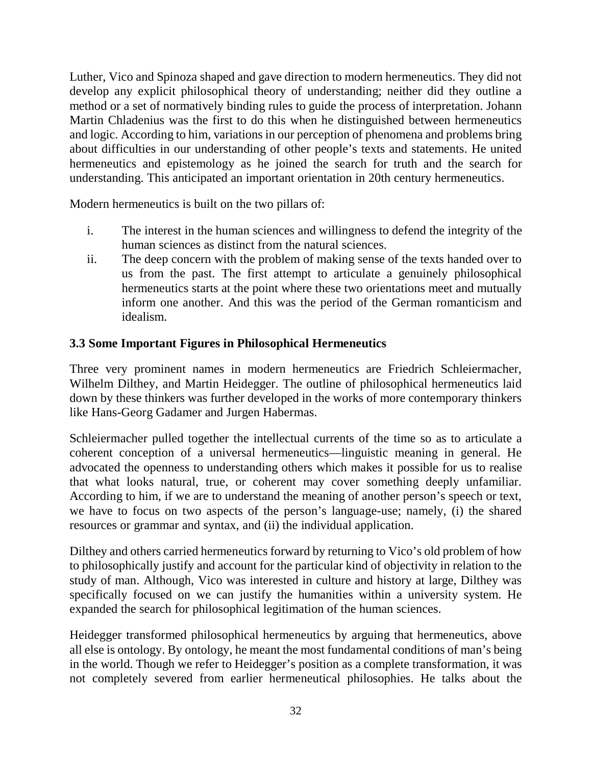Luther, Vico and Spinoza shaped and gave direction to modern hermeneutics. They did not develop any explicit philosophical theory of understanding; neither did they outline a method or a set of normatively binding rules to guide the process of interpretation. Johann Martin Chladenius was the first to do this when he distinguished between hermeneutics and logic. According to him, variations in our perception of phenomena and problems bring about difficulties in our understanding of other people's texts and statements. He united hermeneutics and epistemology as he joined the search for truth and the search for understanding. This anticipated an important orientation in 20th century hermeneutics.

Modern hermeneutics is built on the two pillars of:

i. The interest in the human sciences and willingness to defend the integrity of the human sciences as distinct from the natural sciences.
ii. The deep concern with the problem of making sense of the texts handed over to us from the past. The first attempt to articulate a genuinely philosophical hermeneutics starts at the point where these two orientations meet and mutually inform one another. And this was the period of the German romanticism and idealism.

### 3.3 Some Important Figures in Philosophical Hermeneutics

Three very prominent names in modern hermeneutics are Friedrich Schleiermacher, Wilhelm Dilthey, and Martin Heidegger. The outline of philosophical hermeneutics laid down by these thinkers was further developed in the works of more contemporary thinkers like Hans-Georg Gadamer and Jurgen Habermas.

Schleiermacher pulled together the intellectual currents of the time so as to articulate a coherent conception of a universal hermeneutics—linguistic meaning in general. He advocated the openness to understanding others which makes it possible for us to realise that what looks natural, true, or coherent may cover something deeply unfamiliar. According to him, if we are to understand the meaning of another person's speech or text, we have to focus on two aspects of the person's language-use; namely, (i) the shared resources or grammar and syntax, and (ii) the individual application.

Dilthey and others carried hermeneutics forward by returning to Vico's old problem of how to philosophically justify and account for the particular kind of objectivity in relation to the study of man. Although, Vico was interested in culture and history at large, Dilthey was specifically focused on we can justify the humanities within a university system. He expanded the search for philosophical legitimation of the human sciences.

Heidegger transformed philosophical hermeneutics by arguing that hermeneutics, above all else is ontology. By ontology, he meant the most fundamental conditions of man's being in the world. Though we refer to Heidegger's position as a complete transformation, it was not completely severed from earlier hermeneutical philosophies. He talks about the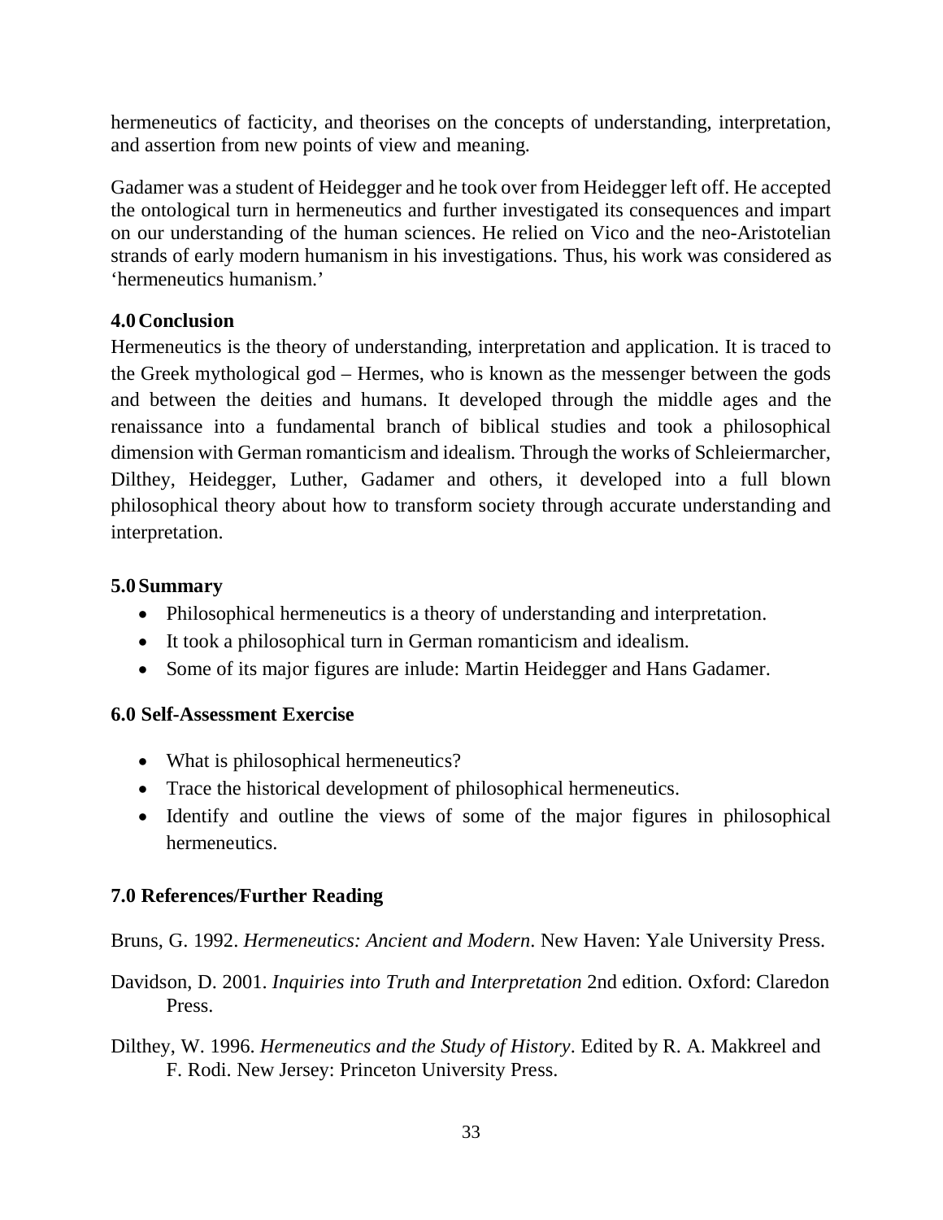hermeneutics of facticity, and theorises on the concepts of understanding, interpretation, and assertion from new points of view and meaning.

Gadamer was a student of Heidegger and he took over from Heidegger left off. He accepted the ontological turn in hermeneutics and further investigated its consequences and impart on our understanding of the human sciences. He relied on Vico and the neo-Aristotelian strands of early modern humanism in his investigations. Thus, his work was considered as 'hermeneutics humanism.'

## 4.0 Conclusion

Hermeneutics is the theory of understanding, interpretation and application. It is traced to the Greek mythological god – Hermes, who is known as the messenger between the gods and between the deities and humans. It developed through the middle ages and the renaissance into a fundamental branch of biblical studies and took a philosophical dimension with German romanticism and idealism. Through the works of Schleiermarcher, Dilthey, Heidegger, Luther, Gadamer and others, it developed into a full blown philosophical theory about how to transform society through accurate understanding and interpretation.

## 5.0 Summary

- Philosophical hermeneutics is a theory of understanding and interpretation.
- It took a philosophical turn in German romanticism and idealism.
- Some of its major figures are inlude: Martin Heidegger and Hans Gadamer.

## 6.0 Self-Assessment Exercise

- What is philosophical hermeneutics?
- Trace the historical development of philosophical hermeneutics.
- Identify and outline the views of some of the major figures in philosophical hermeneutics.

## 7.0 References/Further Reading

Bruns, G. 1992. *Hermeneutics: Ancient and Modern*. New Haven: Yale University Press.

Davidson, D. 2001. *Inquiries into Truth and Interpretation* 2nd edition. Oxford: Claredon Press.

Dilthey, W. 1996. *Hermeneutics and the Study of History*. Edited by R. A. Makkreel and F. Rodi. New Jersey: Princeton University Press.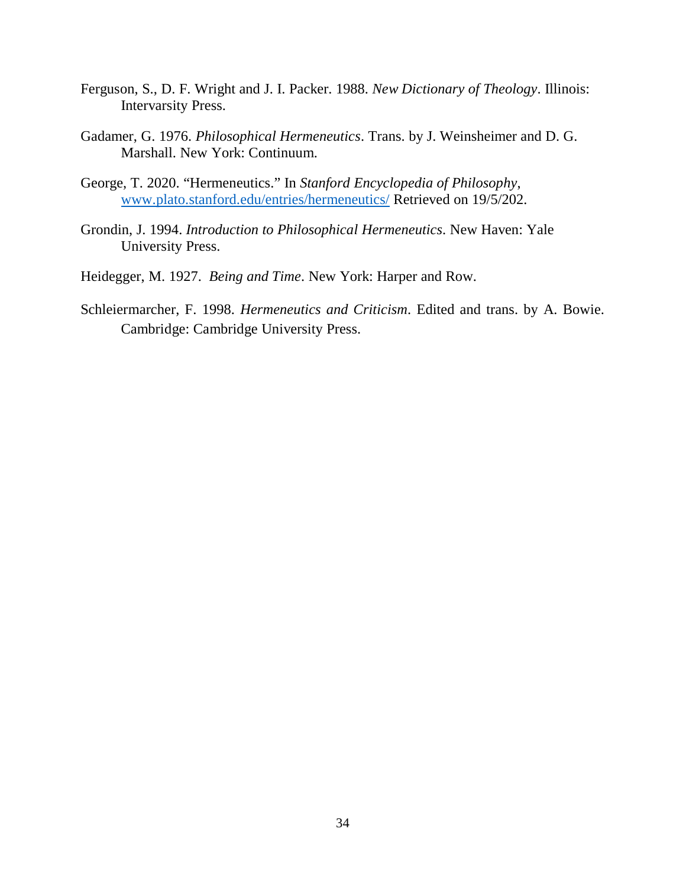Ferguson, S., D. F. Wright and J. I. Packer. 1988. *New Dictionary of Theology*. Illinois: Intervarsity Press.

Gadamer, G. 1976. *Philosophical Hermeneutics*. Trans. by J. Weinsheimer and D. G. Marshall. New York: Continuum.

George, T. 2020. "Hermeneutics." In *Stanford Encyclopedia of Philosophy*, www.plato.stanford.edu/entries/hermeneutics/ Retrieved on 19/5/202.

Grondin, J. 1994. *Introduction to Philosophical Hermeneutics*. New Haven: Yale University Press.

Heidegger, M. 1927. *Being and Time*. New York: Harper and Row.

Schleiermarcher, F. 1998. *Hermeneutics and Criticism*. Edited and trans. by A. Bowie. Cambridge: Cambridge University Press.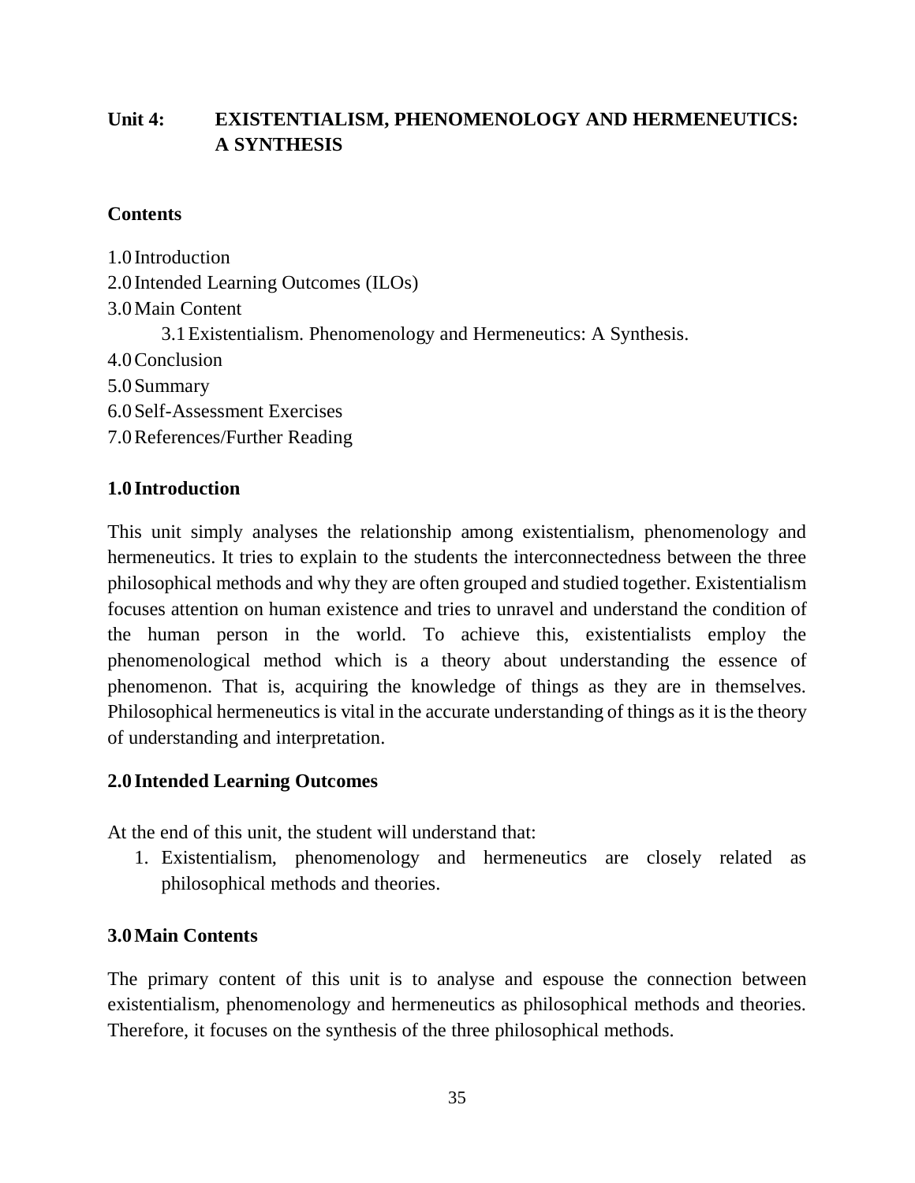## Unit 4: EXISTENTIALISM, PHENOMENOLOGY AND HERMENEUTICS: A SYNTHESIS

**Contents**

1.0 Introduction
2.0 Intended Learning Outcomes (ILOs)
3.0 Main Content
  3.1 Existentialism. Phenomenology and Hermeneutics: A Synthesis.
4.0 Conclusion
5.0 Summary
6.0 Self-Assessment Exercises
7.0 References/Further Reading

### 1.0 Introduction

This unit simply analyses the relationship among existentialism, phenomenology and hermeneutics. It tries to explain to the students the interconnectedness between the three philosophical methods and why they are often grouped and studied together. Existentialism focuses attention on human existence and tries to unravel and understand the condition of the human person in the world. To achieve this, existentialists employ the phenomenological method which is a theory about understanding the essence of phenomenon. That is, acquiring the knowledge of things as they are in themselves. Philosophical hermeneutics is vital in the accurate understanding of things as it is the theory of understanding and interpretation.

### 2.0 Intended Learning Outcomes

At the end of this unit, the student will understand that:

1. Existentialism, phenomenology and hermeneutics are closely related as philosophical methods and theories.

### 3.0 Main Contents

The primary content of this unit is to analyse and espouse the connection between existentialism, phenomenology and hermeneutics as philosophical methods and theories. Therefore, it focuses on the synthesis of the three philosophical methods.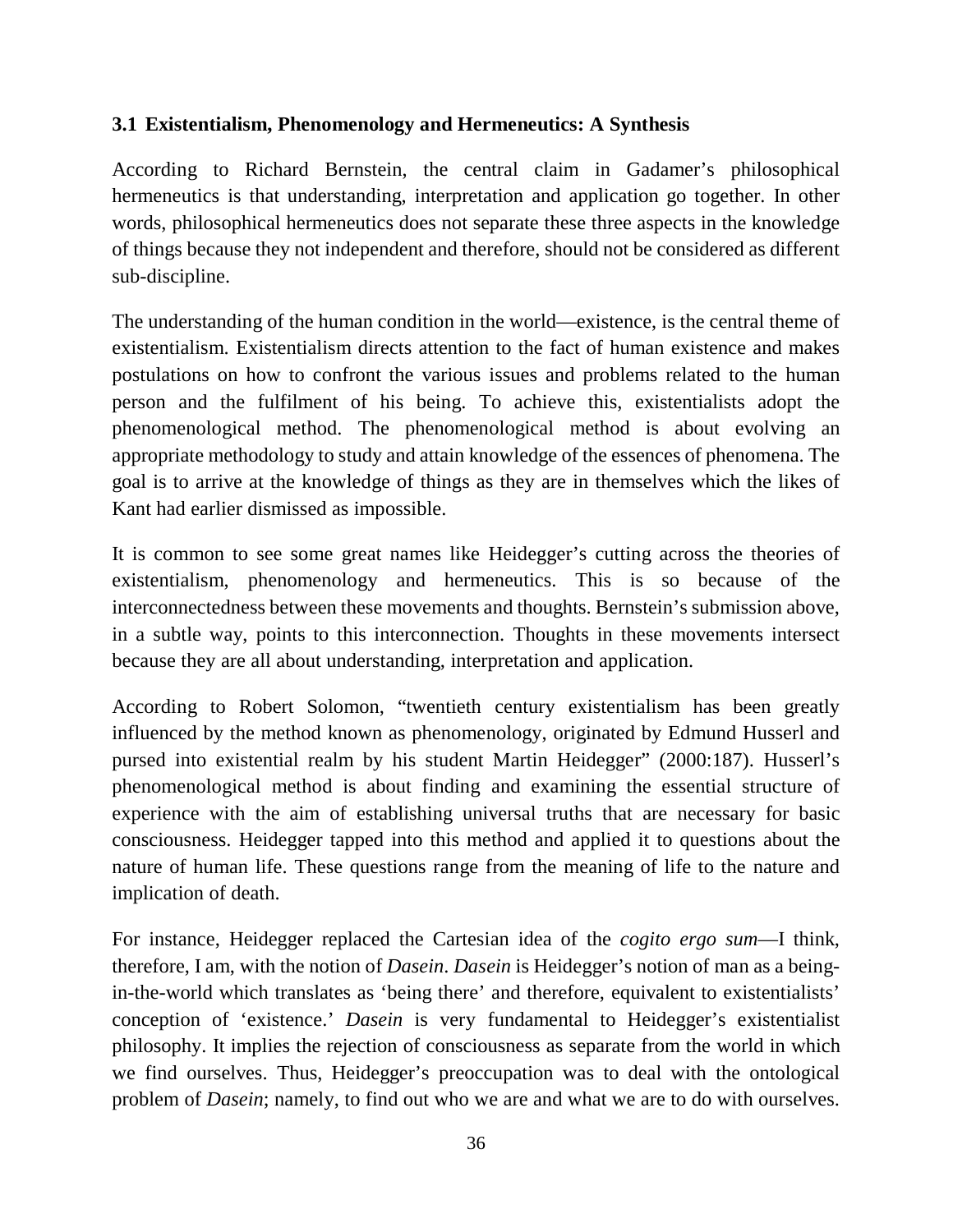### 3.1 Existentialism, Phenomenology and Hermeneutics: A Synthesis

According to Richard Bernstein, the central claim in Gadamer's philosophical hermeneutics is that understanding, interpretation and application go together. In other words, philosophical hermeneutics does not separate these three aspects in the knowledge of things because they not independent and therefore, should not be considered as different sub-discipline.

The understanding of the human condition in the world—existence, is the central theme of existentialism. Existentialism directs attention to the fact of human existence and makes postulations on how to confront the various issues and problems related to the human person and the fulfilment of his being. To achieve this, existentialists adopt the phenomenological method. The phenomenological method is about evolving an appropriate methodology to study and attain knowledge of the essences of phenomena. The goal is to arrive at the knowledge of things as they are in themselves which the likes of Kant had earlier dismissed as impossible.

It is common to see some great names like Heidegger's cutting across the theories of existentialism, phenomenology and hermeneutics. This is so because of the interconnectedness between these movements and thoughts. Bernstein's submission above, in a subtle way, points to this interconnection. Thoughts in these movements intersect because they are all about understanding, interpretation and application.

According to Robert Solomon, "twentieth century existentialism has been greatly influenced by the method known as phenomenology, originated by Edmund Husserl and pursed into existential realm by his student Martin Heidegger" (2000:187). Husserl's phenomenological method is about finding and examining the essential structure of experience with the aim of establishing universal truths that are necessary for basic consciousness. Heidegger tapped into this method and applied it to questions about the nature of human life. These questions range from the meaning of life to the nature and implication of death.

For instance, Heidegger replaced the Cartesian idea of the *cogito ergo sum*—I think, therefore, I am, with the notion of *Dasein*. *Dasein* is Heidegger's notion of man as a being-in-the-world which translates as 'being there' and therefore, equivalent to existentialists' conception of 'existence.' *Dasein* is very fundamental to Heidegger's existentialist philosophy. It implies the rejection of consciousness as separate from the world in which we find ourselves. Thus, Heidegger's preoccupation was to deal with the ontological problem of *Dasein*; namely, to find out who we are and what we are to do with ourselves.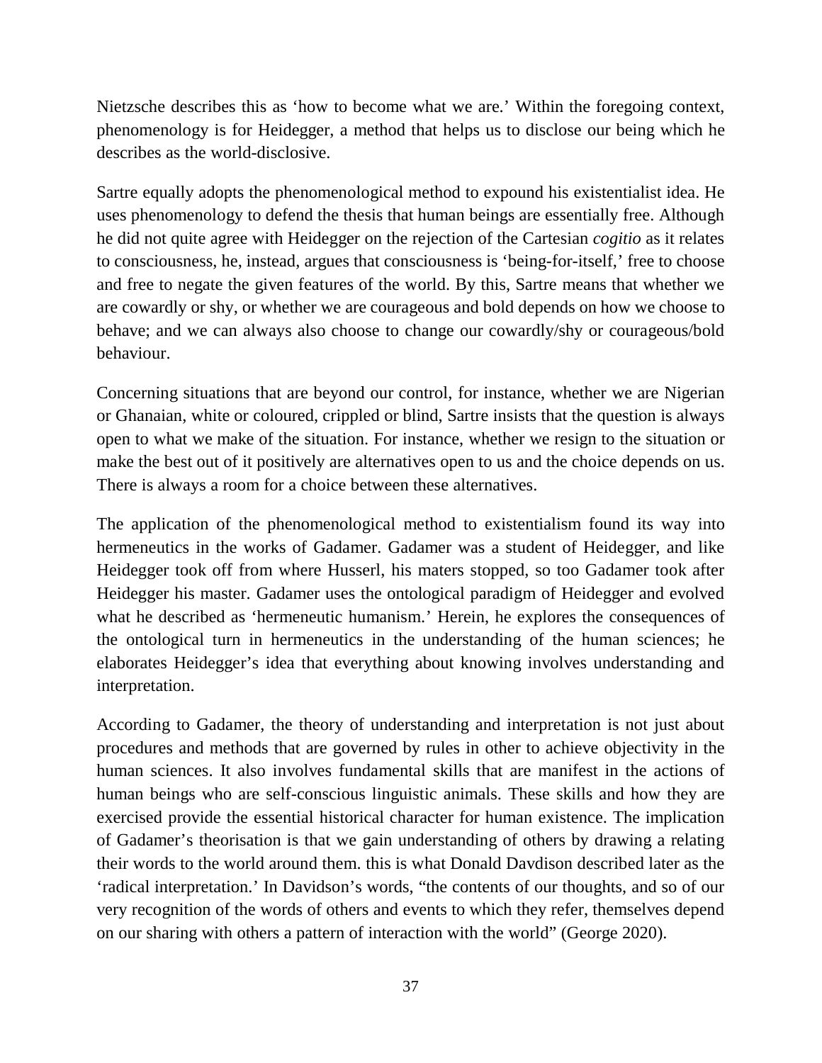Nietzsche describes this as 'how to become what we are.' Within the foregoing context, phenomenology is for Heidegger, a method that helps us to disclose our being which he describes as the world-disclosive.

Sartre equally adopts the phenomenological method to expound his existentialist idea. He uses phenomenology to defend the thesis that human beings are essentially free. Although he did not quite agree with Heidegger on the rejection of the Cartesian *cogitio* as it relates to consciousness, he, instead, argues that consciousness is 'being-for-itself,' free to choose and free to negate the given features of the world. By this, Sartre means that whether we are cowardly or shy, or whether we are courageous and bold depends on how we choose to behave; and we can always also choose to change our cowardly/shy or courageous/bold behaviour.

Concerning situations that are beyond our control, for instance, whether we are Nigerian or Ghanaian, white or coloured, crippled or blind, Sartre insists that the question is always open to what we make of the situation. For instance, whether we resign to the situation or make the best out of it positively are alternatives open to us and the choice depends on us. There is always a room for a choice between these alternatives.

The application of the phenomenological method to existentialism found its way into hermeneutics in the works of Gadamer. Gadamer was a student of Heidegger, and like Heidegger took off from where Husserl, his maters stopped, so too Gadamer took after Heidegger his master. Gadamer uses the ontological paradigm of Heidegger and evolved what he described as 'hermeneutic humanism.' Herein, he explores the consequences of the ontological turn in hermeneutics in the understanding of the human sciences; he elaborates Heidegger's idea that everything about knowing involves understanding and interpretation.

According to Gadamer, the theory of understanding and interpretation is not just about procedures and methods that are governed by rules in other to achieve objectivity in the human sciences. It also involves fundamental skills that are manifest in the actions of human beings who are self-conscious linguistic animals. These skills and how they are exercised provide the essential historical character for human existence. The implication of Gadamer's theorisation is that we gain understanding of others by drawing a relating their words to the world around them. this is what Donald Davdison described later as the 'radical interpretation.' In Davidson's words, "the contents of our thoughts, and so of our very recognition of the words of others and events to which they refer, themselves depend on our sharing with others a pattern of interaction with the world" (George 2020).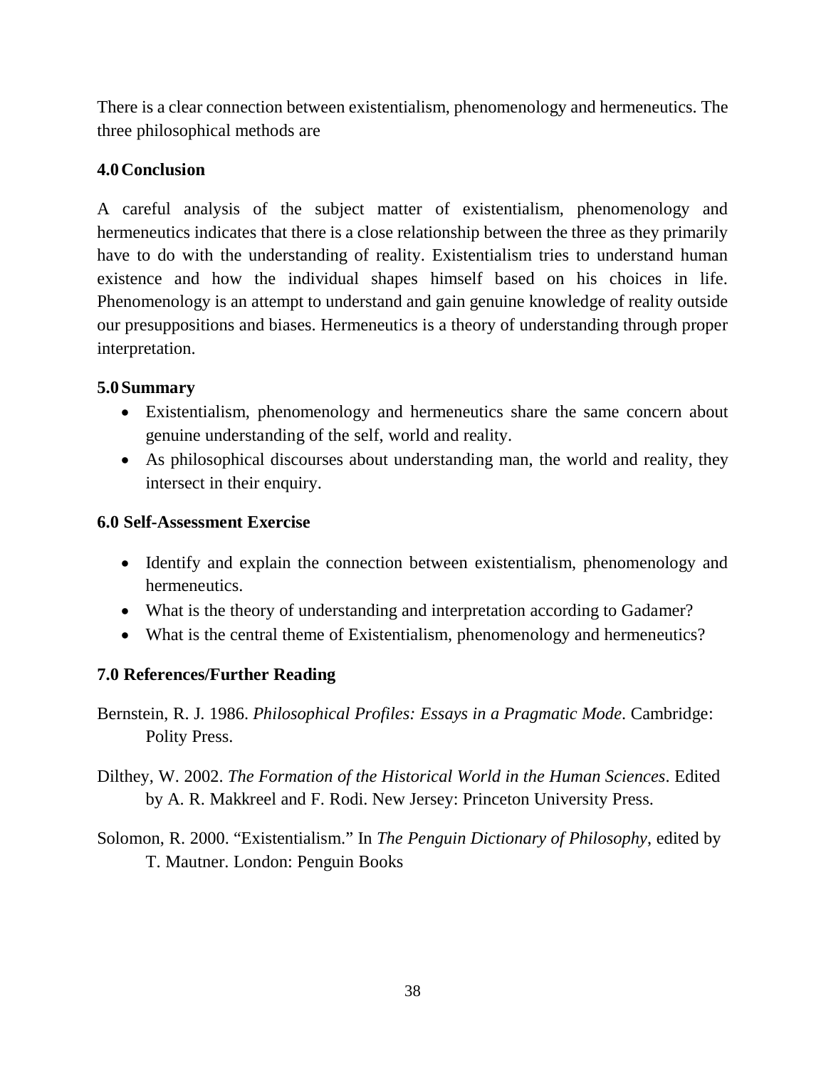There is a clear connection between existentialism, phenomenology and hermeneutics. The three philosophical methods are

## 4.0 Conclusion

A careful analysis of the subject matter of existentialism, phenomenology and hermeneutics indicates that there is a close relationship between the three as they primarily have to do with the understanding of reality. Existentialism tries to understand human existence and how the individual shapes himself based on his choices in life. Phenomenology is an attempt to understand and gain genuine knowledge of reality outside our presuppositions and biases. Hermeneutics is a theory of understanding through proper interpretation.

## 5.0 Summary

- Existentialism, phenomenology and hermeneutics share the same concern about genuine understanding of the self, world and reality.
- As philosophical discourses about understanding man, the world and reality, they intersect in their enquiry.

## 6.0 Self-Assessment Exercise

- Identify and explain the connection between existentialism, phenomenology and hermeneutics.
- What is the theory of understanding and interpretation according to Gadamer?
- What is the central theme of Existentialism, phenomenology and hermeneutics?

## 7.0 References/Further Reading

Bernstein, R. J. 1986. *Philosophical Profiles: Essays in a Pragmatic Mode*. Cambridge: Polity Press.

Dilthey, W. 2002. *The Formation of the Historical World in the Human Sciences*. Edited by A. R. Makkreel and F. Rodi. New Jersey: Princeton University Press.

Solomon, R. 2000. "Existentialism." In *The Penguin Dictionary of Philosophy*, edited by T. Mautner. London: Penguin Books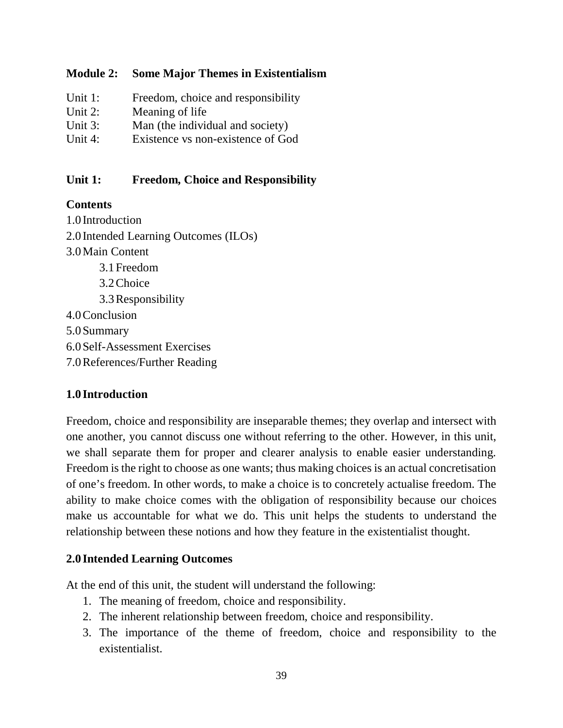## Module 2: Some Major Themes in Existentialism

Unit 1: Freedom, choice and responsibility
Unit 2: Meaning of life
Unit 3: Man (the individual and society)
Unit 4: Existence vs non-existence of God

## Unit 1: Freedom, Choice and Responsibility

**Contents**

1.0 Introduction
2.0 Intended Learning Outcomes (ILOs)
3.0 Main Content
  3.1 Freedom
  3.2 Choice
  3.3 Responsibility
4.0 Conclusion
5.0 Summary
6.0 Self-Assessment Exercises
7.0 References/Further Reading

### 1.0 Introduction

Freedom, choice and responsibility are inseparable themes; they overlap and intersect with one another, you cannot discuss one without referring to the other. However, in this unit, we shall separate them for proper and clearer analysis to enable easier understanding. Freedom is the right to choose as one wants; thus making choices is an actual concretisation of one's freedom. In other words, to make a choice is to concretely actualise freedom. The ability to make choice comes with the obligation of responsibility because our choices make us accountable for what we do. This unit helps the students to understand the relationship between these notions and how they feature in the existentialist thought.

### 2.0 Intended Learning Outcomes

At the end of this unit, the student will understand the following:

1. The meaning of freedom, choice and responsibility.
2. The inherent relationship between freedom, choice and responsibility.
3. The importance of the theme of freedom, choice and responsibility to the existentialist.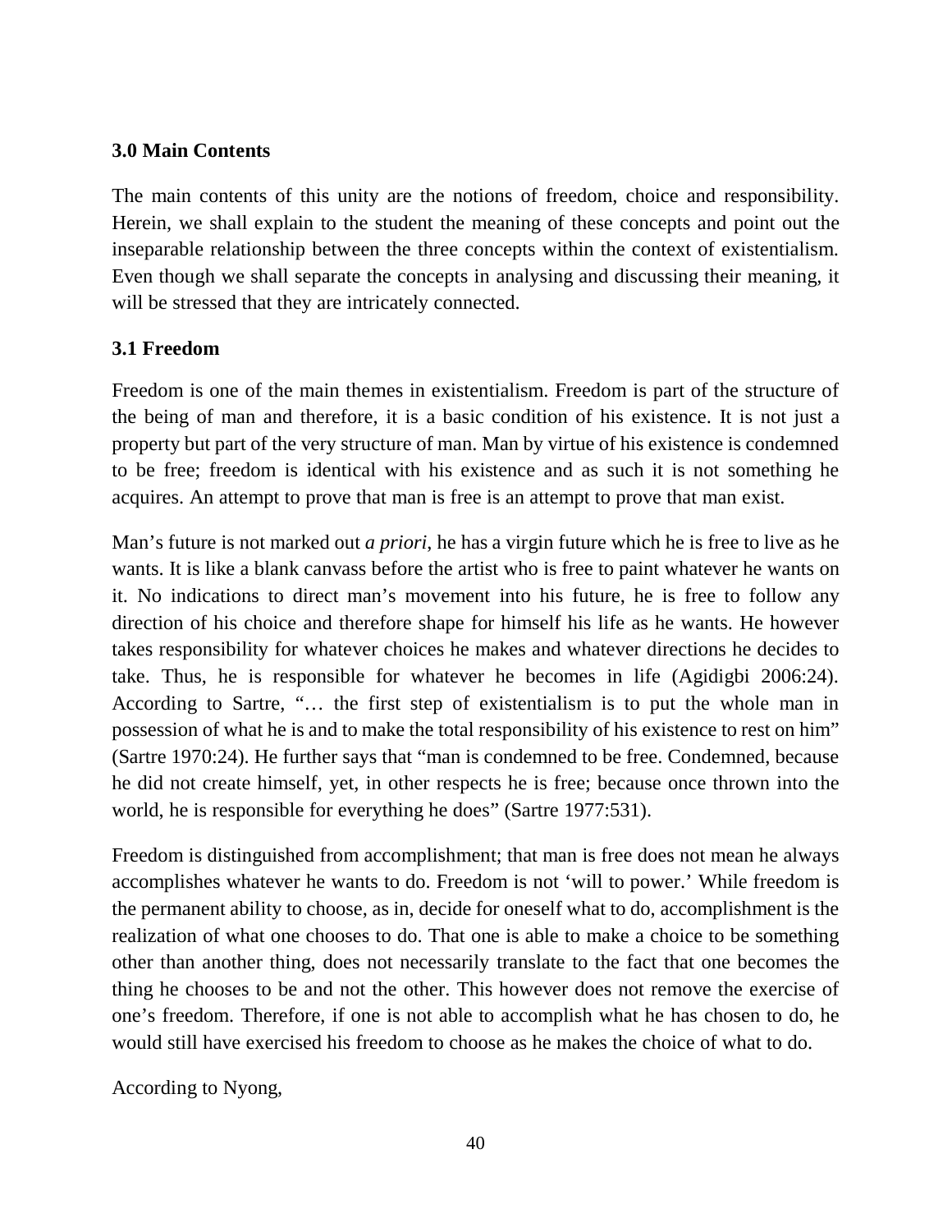## 3.0 Main Contents

The main contents of this unity are the notions of freedom, choice and responsibility. Herein, we shall explain to the student the meaning of these concepts and point out the inseparable relationship between the three concepts within the context of existentialism. Even though we shall separate the concepts in analysing and discussing their meaning, it will be stressed that they are intricately connected.

## 3.1 Freedom

Freedom is one of the main themes in existentialism. Freedom is part of the structure of the being of man and therefore, it is a basic condition of his existence. It is not just a property but part of the very structure of man. Man by virtue of his existence is condemned to be free; freedom is identical with his existence and as such it is not something he acquires. An attempt to prove that man is free is an attempt to prove that man exist.

Man's future is not marked out *a priori*, he has a virgin future which he is free to live as he wants. It is like a blank canvass before the artist who is free to paint whatever he wants on it. No indications to direct man's movement into his future, he is free to follow any direction of his choice and therefore shape for himself his life as he wants. He however takes responsibility for whatever choices he makes and whatever directions he decides to take. Thus, he is responsible for whatever he becomes in life (Agidigbi 2006:24). According to Sartre, "… the first step of existentialism is to put the whole man in possession of what he is and to make the total responsibility of his existence to rest on him" (Sartre 1970:24). He further says that "man is condemned to be free. Condemned, because he did not create himself, yet, in other respects he is free; because once thrown into the world, he is responsible for everything he does" (Sartre 1977:531).

Freedom is distinguished from accomplishment; that man is free does not mean he always accomplishes whatever he wants to do. Freedom is not 'will to power.' While freedom is the permanent ability to choose, as in, decide for oneself what to do, accomplishment is the realization of what one chooses to do. That one is able to make a choice to be something other than another thing, does not necessarily translate to the fact that one becomes the thing he chooses to be and not the other. This however does not remove the exercise of one's freedom. Therefore, if one is not able to accomplish what he has chosen to do, he would still have exercised his freedom to choose as he makes the choice of what to do.

According to Nyong,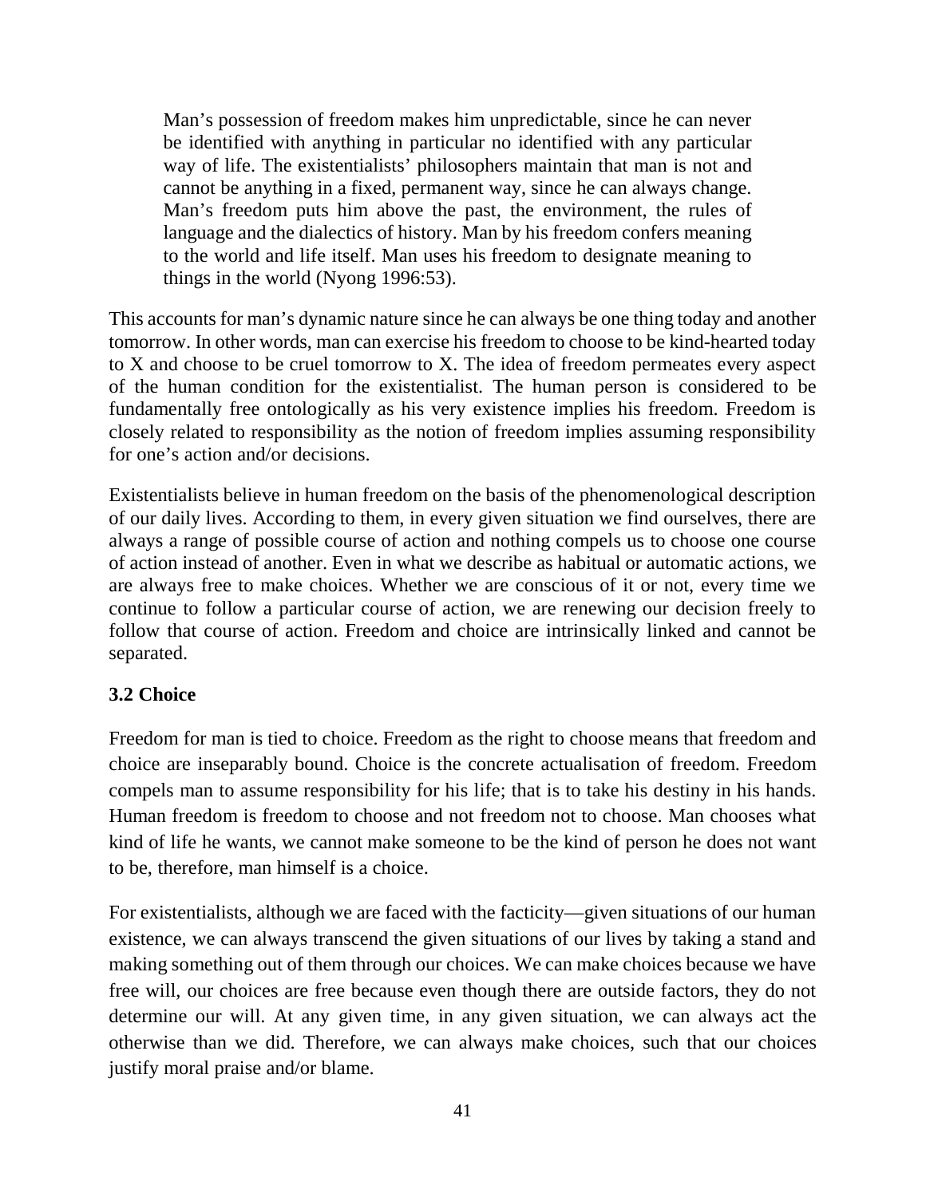> Man's possession of freedom makes him unpredictable, since he can never be identified with anything in particular no identified with any particular way of life. The existentialists' philosophers maintain that man is not and cannot be anything in a fixed, permanent way, since he can always change. Man's freedom puts him above the past, the environment, the rules of language and the dialectics of history. Man by his freedom confers meaning to the world and life itself. Man uses his freedom to designate meaning to things in the world (Nyong 1996:53).

This accounts for man's dynamic nature since he can always be one thing today and another tomorrow. In other words, man can exercise his freedom to choose to be kind-hearted today to X and choose to be cruel tomorrow to X. The idea of freedom permeates every aspect of the human condition for the existentialist. The human person is considered to be fundamentally free ontologically as his very existence implies his freedom. Freedom is closely related to responsibility as the notion of freedom implies assuming responsibility for one's action and/or decisions.

Existentialists believe in human freedom on the basis of the phenomenological description of our daily lives. According to them, in every given situation we find ourselves, there are always a range of possible course of action and nothing compels us to choose one course of action instead of another. Even in what we describe as habitual or automatic actions, we are always free to make choices. Whether we are conscious of it or not, every time we continue to follow a particular course of action, we are renewing our decision freely to follow that course of action. Freedom and choice are intrinsically linked and cannot be separated.

### 3.2 Choice

Freedom for man is tied to choice. Freedom as the right to choose means that freedom and choice are inseparably bound. Choice is the concrete actualisation of freedom. Freedom compels man to assume responsibility for his life; that is to take his destiny in his hands. Human freedom is freedom to choose and not freedom not to choose. Man chooses what kind of life he wants, we cannot make someone to be the kind of person he does not want to be, therefore, man himself is a choice.

For existentialists, although we are faced with the facticity—given situations of our human existence, we can always transcend the given situations of our lives by taking a stand and making something out of them through our choices. We can make choices because we have free will, our choices are free because even though there are outside factors, they do not determine our will. At any given time, in any given situation, we can always act the otherwise than we did. Therefore, we can always make choices, such that our choices justify moral praise and/or blame.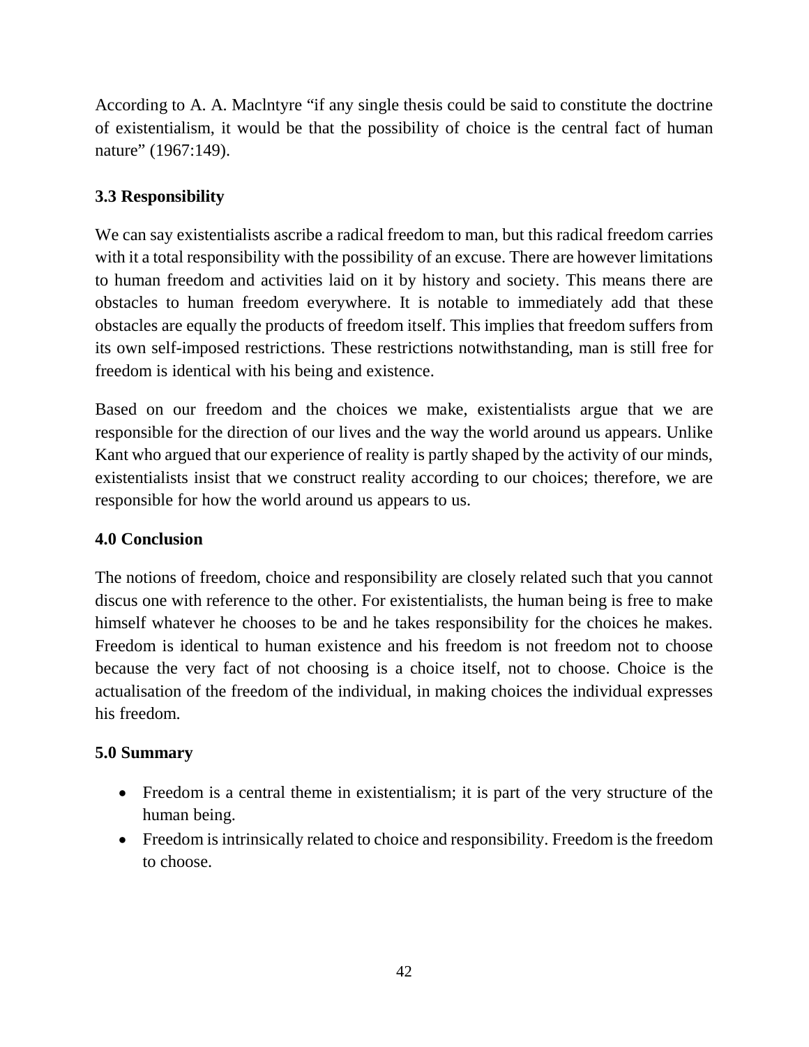According to A. A. Maclntyre “if any single thesis could be said to constitute the doctrine of existentialism, it would be that the possibility of choice is the central fact of human nature” (1967:149).

### 3.3 Responsibility

We can say existentialists ascribe a radical freedom to man, but this radical freedom carries with it a total responsibility with the possibility of an excuse. There are however limitations to human freedom and activities laid on it by history and society. This means there are obstacles to human freedom everywhere. It is notable to immediately add that these obstacles are equally the products of freedom itself. This implies that freedom suffers from its own self-imposed restrictions. These restrictions notwithstanding, man is still free for freedom is identical with his being and existence.

Based on our freedom and the choices we make, existentialists argue that we are responsible for the direction of our lives and the way the world around us appears. Unlike Kant who argued that our experience of reality is partly shaped by the activity of our minds, existentialists insist that we construct reality according to our choices; therefore, we are responsible for how the world around us appears to us.

## 4.0 Conclusion

The notions of freedom, choice and responsibility are closely related such that you cannot discus one with reference to the other. For existentialists, the human being is free to make himself whatever he chooses to be and he takes responsibility for the choices he makes. Freedom is identical to human existence and his freedom is not freedom not to choose because the very fact of not choosing is a choice itself, not to choose. Choice is the actualisation of the freedom of the individual, in making choices the individual expresses his freedom.

## 5.0 Summary

- Freedom is a central theme in existentialism; it is part of the very structure of the human being.
- Freedom is intrinsically related to choice and responsibility. Freedom is the freedom to choose.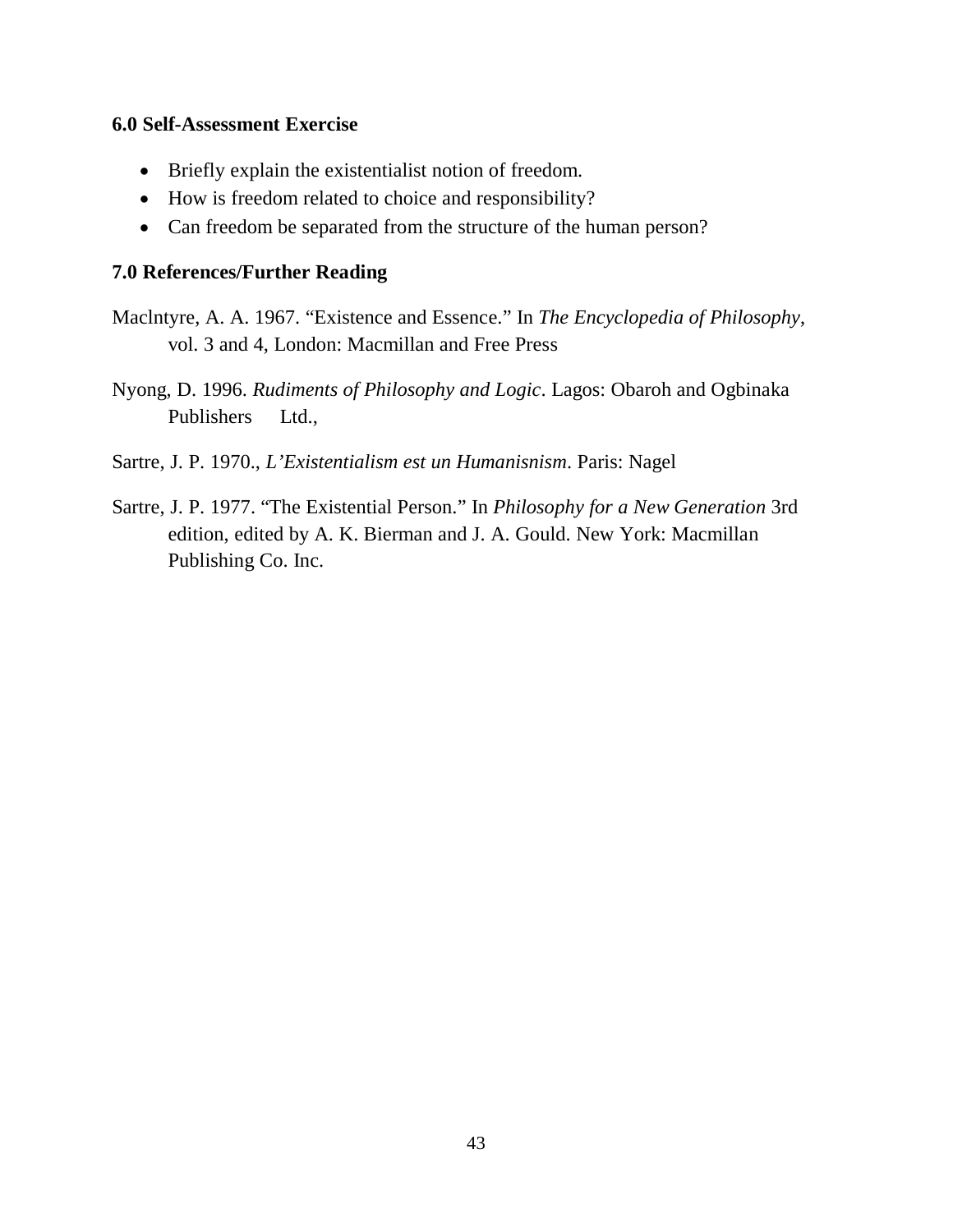### 6.0 Self-Assessment Exercise

- Briefly explain the existentialist notion of freedom.
- How is freedom related to choice and responsibility?
- Can freedom be separated from the structure of the human person?

### 7.0 References/Further Reading

Maclntyre, A. A. 1967. "Existence and Essence." In *The Encyclopedia of Philosophy*, vol. 3 and 4, London: Macmillan and Free Press

Nyong, D. 1996. *Rudiments of Philosophy and Logic*. Lagos: Obaroh and Ogbinaka Publishers Ltd.,

Sartre, J. P. 1970., *L'Existentialism est un Humanisnism*. Paris: Nagel

Sartre, J. P. 1977. "The Existential Person." In *Philosophy for a New Generation* 3rd edition, edited by A. K. Bierman and J. A. Gould. New York: Macmillan Publishing Co. Inc.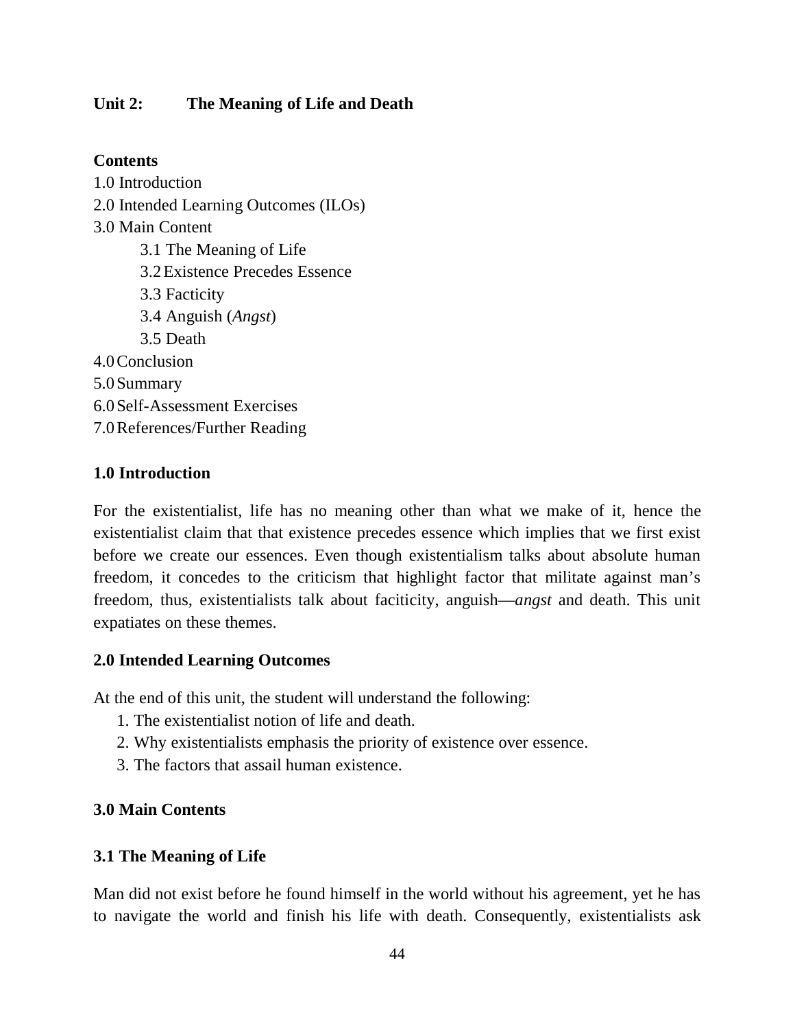## Unit 2: The Meaning of Life and Death

**Contents**

1.0 Introduction
2.0 Intended Learning Outcomes (ILOs)
3.0 Main Content
  3.1 The Meaning of Life
  3.2 Existence Precedes Essence
  3.3 Facticity
  3.4 Anguish (*Angst*)
  3.5 Death
4.0 Conclusion
5.0 Summary
6.0 Self-Assessment Exercises
7.0 References/Further Reading

### 1.0 Introduction

For the existentialist, life has no meaning other than what we make of it, hence the existentialist claim that that existence precedes essence which implies that we first exist before we create our essences. Even though existentialism talks about absolute human freedom, it concedes to the criticism that highlight factor that militate against man's freedom, thus, existentialists talk about faciticity, anguish—*angst* and death. This unit expatiates on these themes.

### 2.0 Intended Learning Outcomes

At the end of this unit, the student will understand the following:

1. The existentialist notion of life and death.
2. Why existentialists emphasis the priority of existence over essence.
3. The factors that assail human existence.

### 3.0 Main Contents

#### 3.1 The Meaning of Life

Man did not exist before he found himself in the world without his agreement, yet he has to navigate the world and finish his life with death. Consequently, existentialists ask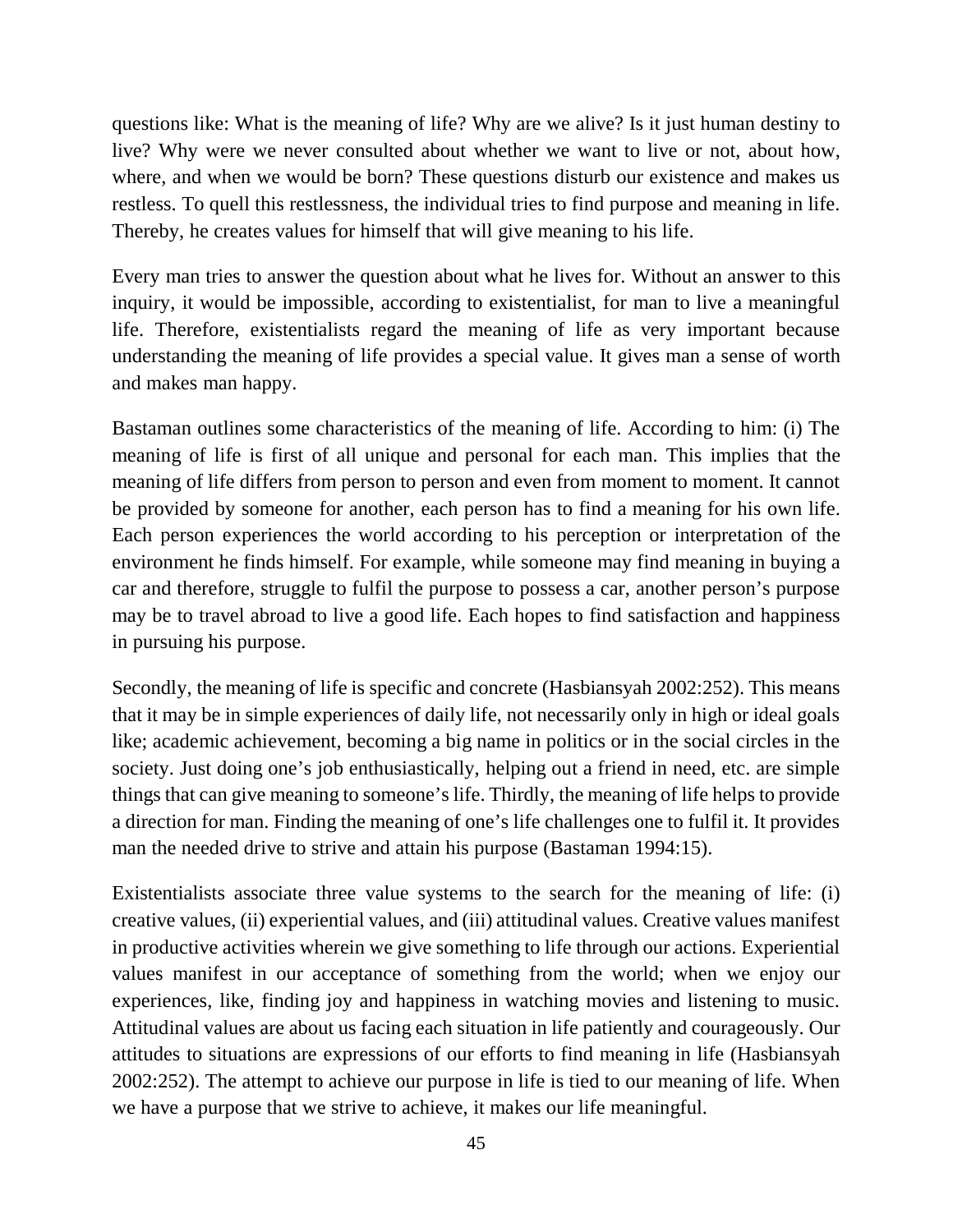questions like: What is the meaning of life? Why are we alive? Is it just human destiny to live? Why were we never consulted about whether we want to live or not, about how, where, and when we would be born? These questions disturb our existence and makes us restless. To quell this restlessness, the individual tries to find purpose and meaning in life. Thereby, he creates values for himself that will give meaning to his life.

Every man tries to answer the question about what he lives for. Without an answer to this inquiry, it would be impossible, according to existentialist, for man to live a meaningful life. Therefore, existentialists regard the meaning of life as very important because understanding the meaning of life provides a special value. It gives man a sense of worth and makes man happy.

Bastaman outlines some characteristics of the meaning of life. According to him: (i) The meaning of life is first of all unique and personal for each man. This implies that the meaning of life differs from person to person and even from moment to moment. It cannot be provided by someone for another, each person has to find a meaning for his own life. Each person experiences the world according to his perception or interpretation of the environment he finds himself. For example, while someone may find meaning in buying a car and therefore, struggle to fulfil the purpose to possess a car, another person's purpose may be to travel abroad to live a good life. Each hopes to find satisfaction and happiness in pursuing his purpose.

Secondly, the meaning of life is specific and concrete (Hasbiansyah 2002:252). This means that it may be in simple experiences of daily life, not necessarily only in high or ideal goals like; academic achievement, becoming a big name in politics or in the social circles in the society. Just doing one's job enthusiastically, helping out a friend in need, etc. are simple things that can give meaning to someone's life. Thirdly, the meaning of life helps to provide a direction for man. Finding the meaning of one's life challenges one to fulfil it. It provides man the needed drive to strive and attain his purpose (Bastaman 1994:15).

Existentialists associate three value systems to the search for the meaning of life: (i) creative values, (ii) experiential values, and (iii) attitudinal values. Creative values manifest in productive activities wherein we give something to life through our actions. Experiential values manifest in our acceptance of something from the world; when we enjoy our experiences, like, finding joy and happiness in watching movies and listening to music. Attitudinal values are about us facing each situation in life patiently and courageously. Our attitudes to situations are expressions of our efforts to find meaning in life (Hasbiansyah 2002:252). The attempt to achieve our purpose in life is tied to our meaning of life. When we have a purpose that we strive to achieve, it makes our life meaningful.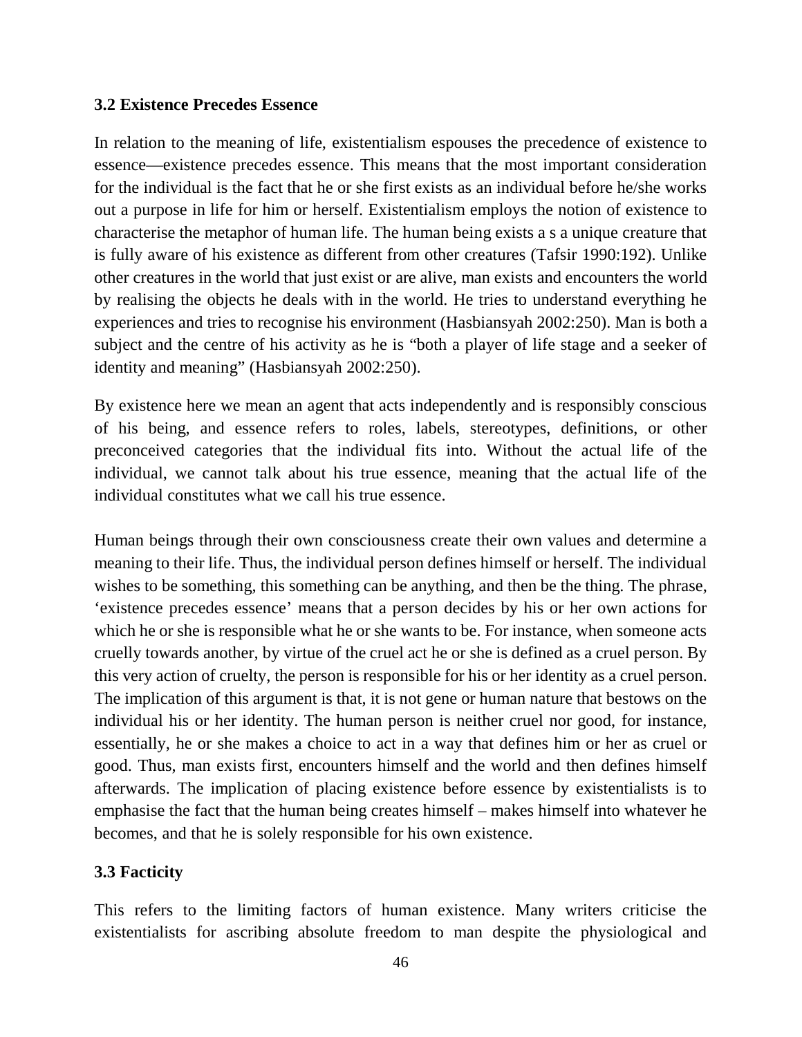### 3.2 Existence Precedes Essence

In relation to the meaning of life, existentialism espouses the precedence of existence to essence—existence precedes essence. This means that the most important consideration for the individual is the fact that he or she first exists as an individual before he/she works out a purpose in life for him or herself. Existentialism employs the notion of existence to characterise the metaphor of human life. The human being exists a s a unique creature that is fully aware of his existence as different from other creatures (Tafsir 1990:192). Unlike other creatures in the world that just exist or are alive, man exists and encounters the world by realising the objects he deals with in the world. He tries to understand everything he experiences and tries to recognise his environment (Hasbiansyah 2002:250). Man is both a subject and the centre of his activity as he is "both a player of life stage and a seeker of identity and meaning" (Hasbiansyah 2002:250).

By existence here we mean an agent that acts independently and is responsibly conscious of his being, and essence refers to roles, labels, stereotypes, definitions, or other preconceived categories that the individual fits into. Without the actual life of the individual, we cannot talk about his true essence, meaning that the actual life of the individual constitutes what we call his true essence.

Human beings through their own consciousness create their own values and determine a meaning to their life. Thus, the individual person defines himself or herself. The individual wishes to be something, this something can be anything, and then be the thing. The phrase, 'existence precedes essence' means that a person decides by his or her own actions for which he or she is responsible what he or she wants to be. For instance, when someone acts cruelly towards another, by virtue of the cruel act he or she is defined as a cruel person. By this very action of cruelty, the person is responsible for his or her identity as a cruel person. The implication of this argument is that, it is not gene or human nature that bestows on the individual his or her identity. The human person is neither cruel nor good, for instance, essentially, he or she makes a choice to act in a way that defines him or her as cruel or good. Thus, man exists first, encounters himself and the world and then defines himself afterwards. The implication of placing existence before essence by existentialists is to emphasise the fact that the human being creates himself – makes himself into whatever he becomes, and that he is solely responsible for his own existence.

### 3.3 Facticity

This refers to the limiting factors of human existence. Many writers criticise the existentialists for ascribing absolute freedom to man despite the physiological and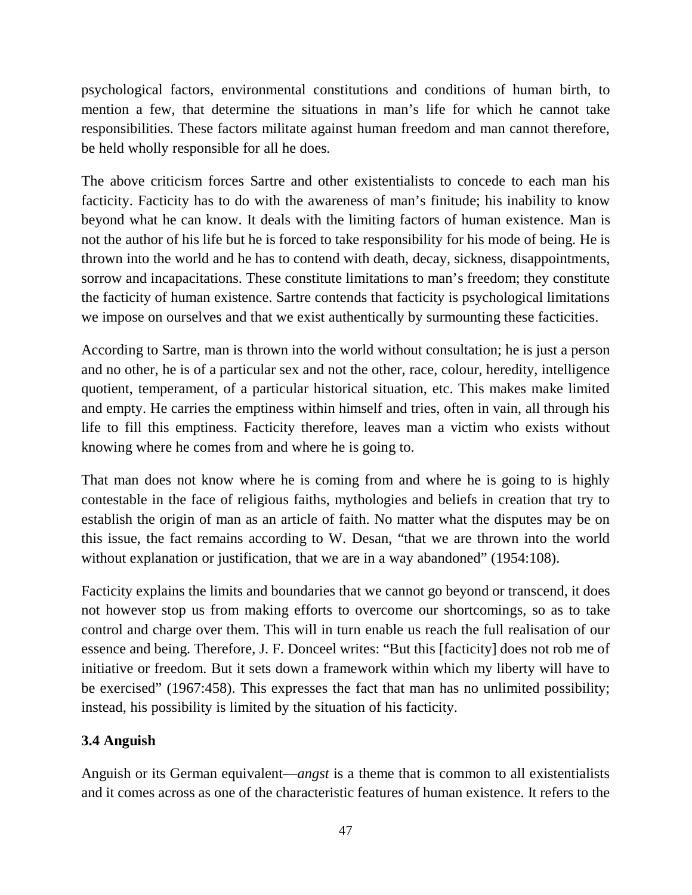psychological factors, environmental constitutions and conditions of human birth, to mention a few, that determine the situations in man's life for which he cannot take responsibilities. These factors militate against human freedom and man cannot therefore, be held wholly responsible for all he does.

The above criticism forces Sartre and other existentialists to concede to each man his facticity. Facticity has to do with the awareness of man's finitude; his inability to know beyond what he can know. It deals with the limiting factors of human existence. Man is not the author of his life but he is forced to take responsibility for his mode of being. He is thrown into the world and he has to contend with death, decay, sickness, disappointments, sorrow and incapacitations. These constitute limitations to man's freedom; they constitute the facticity of human existence. Sartre contends that facticity is psychological limitations we impose on ourselves and that we exist authentically by surmounting these facticities.

According to Sartre, man is thrown into the world without consultation; he is just a person and no other, he is of a particular sex and not the other, race, colour, heredity, intelligence quotient, temperament, of a particular historical situation, etc. This makes make limited and empty. He carries the emptiness within himself and tries, often in vain, all through his life to fill this emptiness. Facticity therefore, leaves man a victim who exists without knowing where he comes from and where he is going to.

That man does not know where he is coming from and where he is going to is highly contestable in the face of religious faiths, mythologies and beliefs in creation that try to establish the origin of man as an article of faith. No matter what the disputes may be on this issue, the fact remains according to W. Desan, "that we are thrown into the world without explanation or justification, that we are in a way abandoned" (1954:108).

Facticity explains the limits and boundaries that we cannot go beyond or transcend, it does not however stop us from making efforts to overcome our shortcomings, so as to take control and charge over them. This will in turn enable us reach the full realisation of our essence and being. Therefore, J. F. Donceel writes: "But this [facticity] does not rob me of initiative or freedom. But it sets down a framework within which my liberty will have to be exercised" (1967:458). This expresses the fact that man has no unlimited possibility; instead, his possibility is limited by the situation of his facticity.

### 3.4 Anguish

Anguish or its German equivalent—*angst* is a theme that is common to all existentialists and it comes across as one of the characteristic features of human existence. It refers to the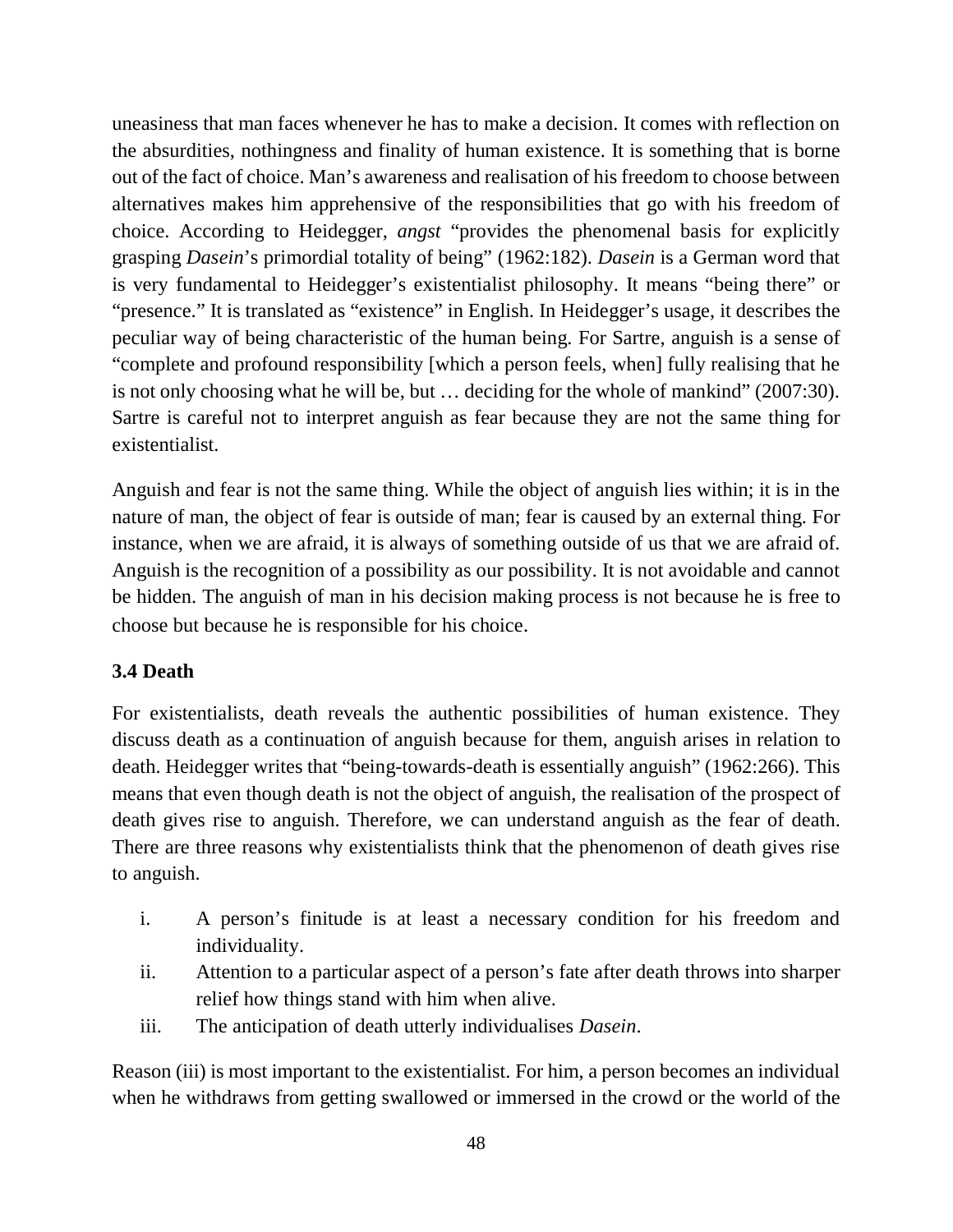uneasiness that man faces whenever he has to make a decision. It comes with reflection on the absurdities, nothingness and finality of human existence. It is something that is borne out of the fact of choice. Man's awareness and realisation of his freedom to choose between alternatives makes him apprehensive of the responsibilities that go with his freedom of choice. According to Heidegger, *angst* "provides the phenomenal basis for explicitly grasping *Dasein*'s primordial totality of being" (1962:182). *Dasein* is a German word that is very fundamental to Heidegger's existentialist philosophy. It means "being there" or "presence." It is translated as "existence" in English. In Heidegger's usage, it describes the peculiar way of being characteristic of the human being. For Sartre, anguish is a sense of "complete and profound responsibility [which a person feels, when] fully realising that he is not only choosing what he will be, but … deciding for the whole of mankind" (2007:30). Sartre is careful not to interpret anguish as fear because they are not the same thing for existentialist.

Anguish and fear is not the same thing. While the object of anguish lies within; it is in the nature of man, the object of fear is outside of man; fear is caused by an external thing. For instance, when we are afraid, it is always of something outside of us that we are afraid of. Anguish is the recognition of a possibility as our possibility. It is not avoidable and cannot be hidden. The anguish of man in his decision making process is not because he is free to choose but because he is responsible for his choice.

### 3.4 Death

For existentialists, death reveals the authentic possibilities of human existence. They discuss death as a continuation of anguish because for them, anguish arises in relation to death. Heidegger writes that "being-towards-death is essentially anguish" (1962:266). This means that even though death is not the object of anguish, the realisation of the prospect of death gives rise to anguish. Therefore, we can understand anguish as the fear of death. There are three reasons why existentialists think that the phenomenon of death gives rise to anguish.

i. A person's finitude is at least a necessary condition for his freedom and individuality.
ii. Attention to a particular aspect of a person's fate after death throws into sharper relief how things stand with him when alive.
iii. The anticipation of death utterly individualises *Dasein*.

Reason (iii) is most important to the existentialist. For him, a person becomes an individual when he withdraws from getting swallowed or immersed in the crowd or the world of the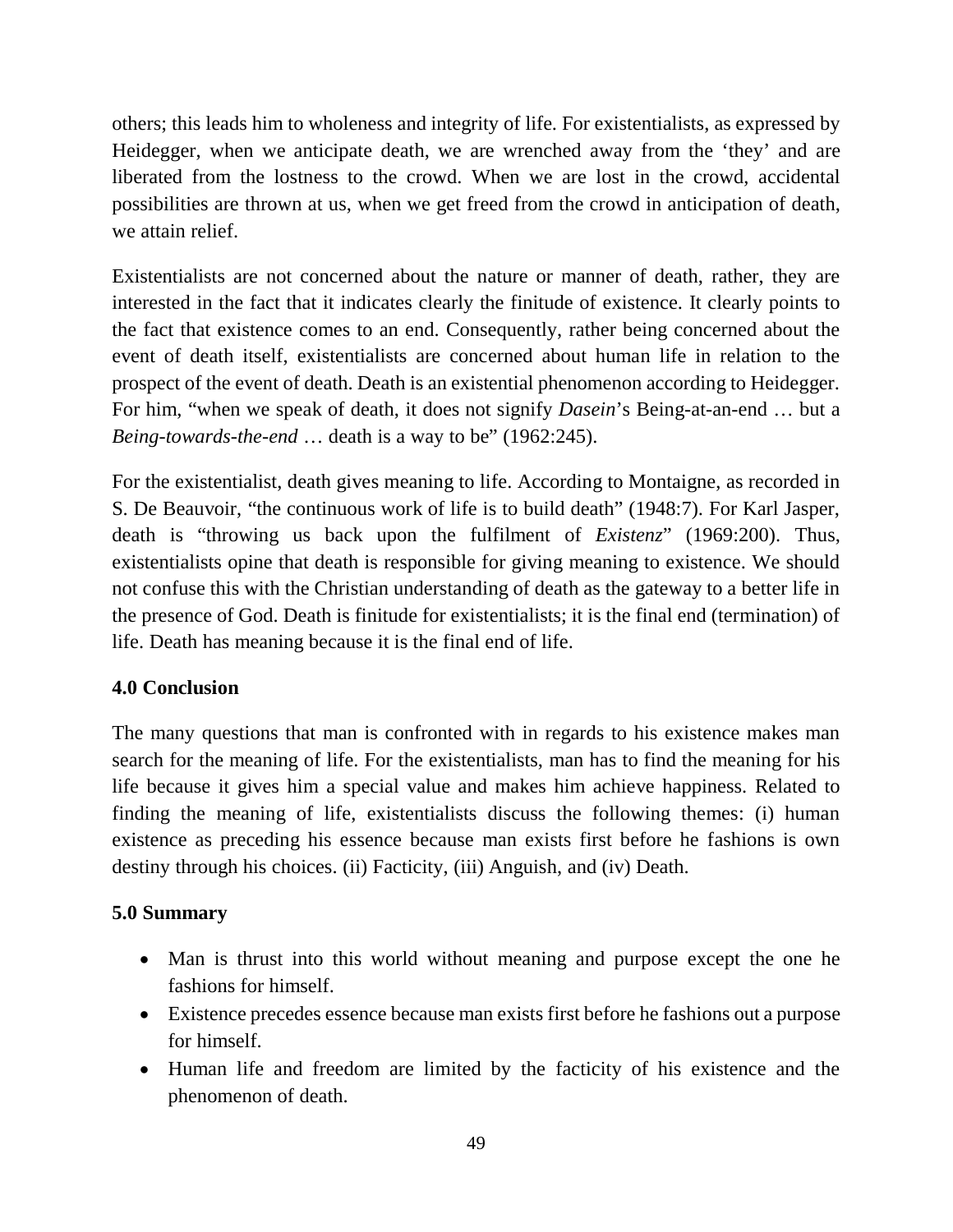others; this leads him to wholeness and integrity of life. For existentialists, as expressed by Heidegger, when we anticipate death, we are wrenched away from the 'they' and are liberated from the lostness to the crowd. When we are lost in the crowd, accidental possibilities are thrown at us, when we get freed from the crowd in anticipation of death, we attain relief.

Existentialists are not concerned about the nature or manner of death, rather, they are interested in the fact that it indicates clearly the finitude of existence. It clearly points to the fact that existence comes to an end. Consequently, rather being concerned about the event of death itself, existentialists are concerned about human life in relation to the prospect of the event of death. Death is an existential phenomenon according to Heidegger. For him, "when we speak of death, it does not signify *Dasein*'s Being-at-an-end … but a *Being-towards-the-end* … death is a way to be" (1962:245).

For the existentialist, death gives meaning to life. According to Montaigne, as recorded in S. De Beauvoir, "the continuous work of life is to build death" (1948:7). For Karl Jasper, death is "throwing us back upon the fulfilment of *Existenz*" (1969:200). Thus, existentialists opine that death is responsible for giving meaning to existence. We should not confuse this with the Christian understanding of death as the gateway to a better life in the presence of God. Death is finitude for existentialists; it is the final end (termination) of life. Death has meaning because it is the final end of life.

**4.0 Conclusion**

The many questions that man is confronted with in regards to his existence makes man search for the meaning of life. For the existentialists, man has to find the meaning for his life because it gives him a special value and makes him achieve happiness. Related to finding the meaning of life, existentialists discuss the following themes: (i) human existence as preceding his essence because man exists first before he fashions is own destiny through his choices. (ii) Facticity, (iii) Anguish, and (iv) Death.

**5.0 Summary**

- Man is thrust into this world without meaning and purpose except the one he fashions for himself.
- Existence precedes essence because man exists first before he fashions out a purpose for himself.
- Human life and freedom are limited by the facticity of his existence and the phenomenon of death.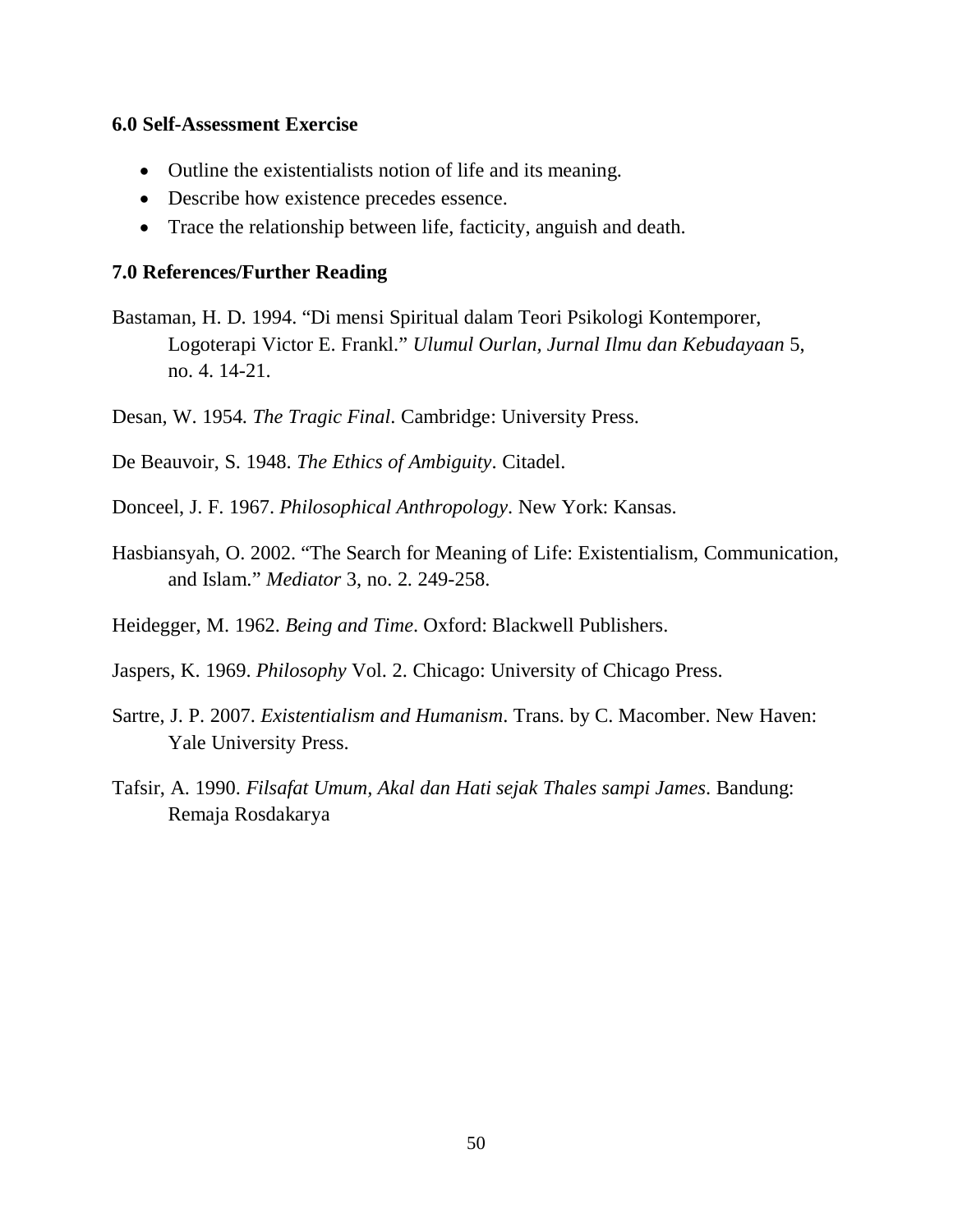### 6.0 Self-Assessment Exercise

- Outline the existentialists notion of life and its meaning.
- Describe how existence precedes essence.
- Trace the relationship between life, facticity, anguish and death.

### 7.0 References/Further Reading

Bastaman, H. D. 1994. "Di mensi Spiritual dalam Teori Psikologi Kontemporer, Logoterapi Victor E. Frankl." *Ulumul Ourlan, Jurnal Ilmu dan Kebudayaan* 5, no. 4. 14-21.

Desan, W. 1954. *The Tragic Final*. Cambridge: University Press.

De Beauvoir, S. 1948. *The Ethics of Ambiguity*. Citadel.

Donceel, J. F. 1967. *Philosophical Anthropology*. New York: Kansas.

Hasbiansyah, O. 2002. "The Search for Meaning of Life: Existentialism, Communication, and Islam." *Mediator* 3, no. 2. 249-258.

Heidegger, M. 1962. *Being and Time*. Oxford: Blackwell Publishers.

Jaspers, K. 1969. *Philosophy* Vol. 2. Chicago: University of Chicago Press.

Sartre, J. P. 2007. *Existentialism and Humanism*. Trans. by C. Macomber. New Haven: Yale University Press.

Tafsir, A. 1990. *Filsafat Umum, Akal dan Hati sejak Thales sampi James*. Bandung: Remaja Rosdakarya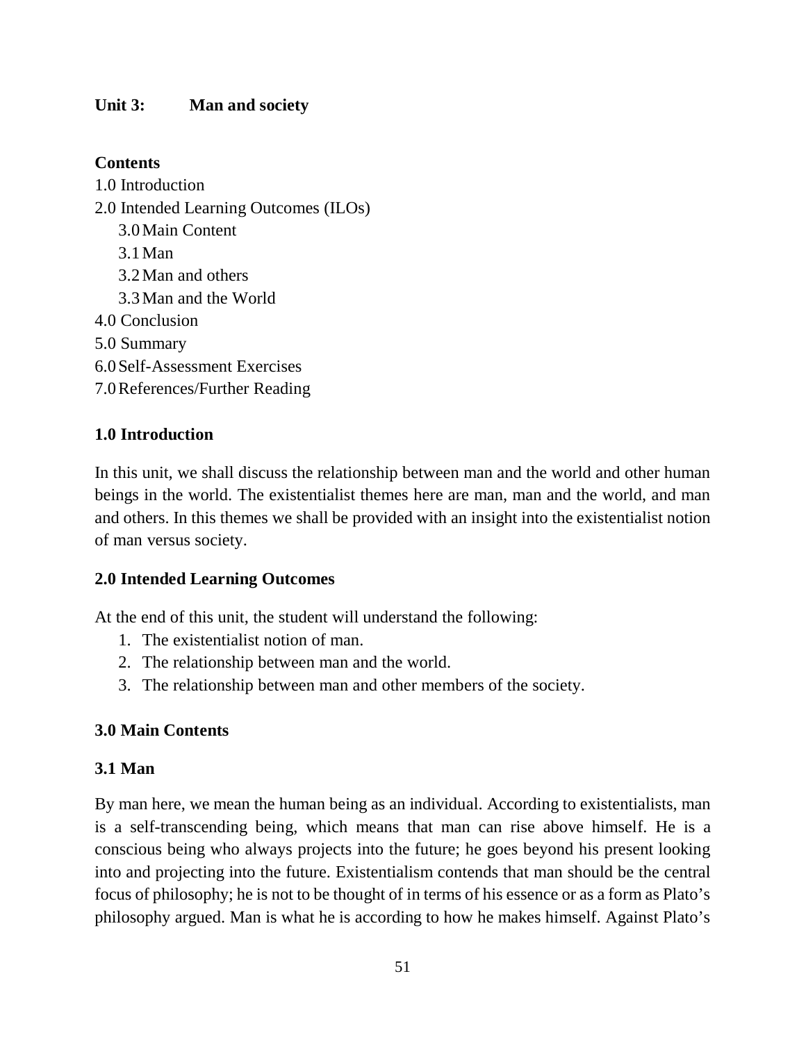## Unit 3: Man and society

**Contents**

1.0 Introduction
2.0 Intended Learning Outcomes (ILOs)
3.0 Main Content
3.1 Man
3.2 Man and others
3.3 Man and the World
4.0 Conclusion
5.0 Summary
6.0 Self-Assessment Exercises
7.0 References/Further Reading

### 1.0 Introduction

In this unit, we shall discuss the relationship between man and the world and other human beings in the world. The existentialist themes here are man, man and the world, and man and others. In this themes we shall be provided with an insight into the existentialist notion of man versus society.

### 2.0 Intended Learning Outcomes

At the end of this unit, the student will understand the following:

1. The existentialist notion of man.
2. The relationship between man and the world.
3. The relationship between man and other members of the society.

### 3.0 Main Contents

#### 3.1 Man

By man here, we mean the human being as an individual. According to existentialists, man is a self-transcending being, which means that man can rise above himself. He is a conscious being who always projects into the future; he goes beyond his present looking into and projecting into the future. Existentialism contends that man should be the central focus of philosophy; he is not to be thought of in terms of his essence or as a form as Plato's philosophy argued. Man is what he is according to how he makes himself. Against Plato's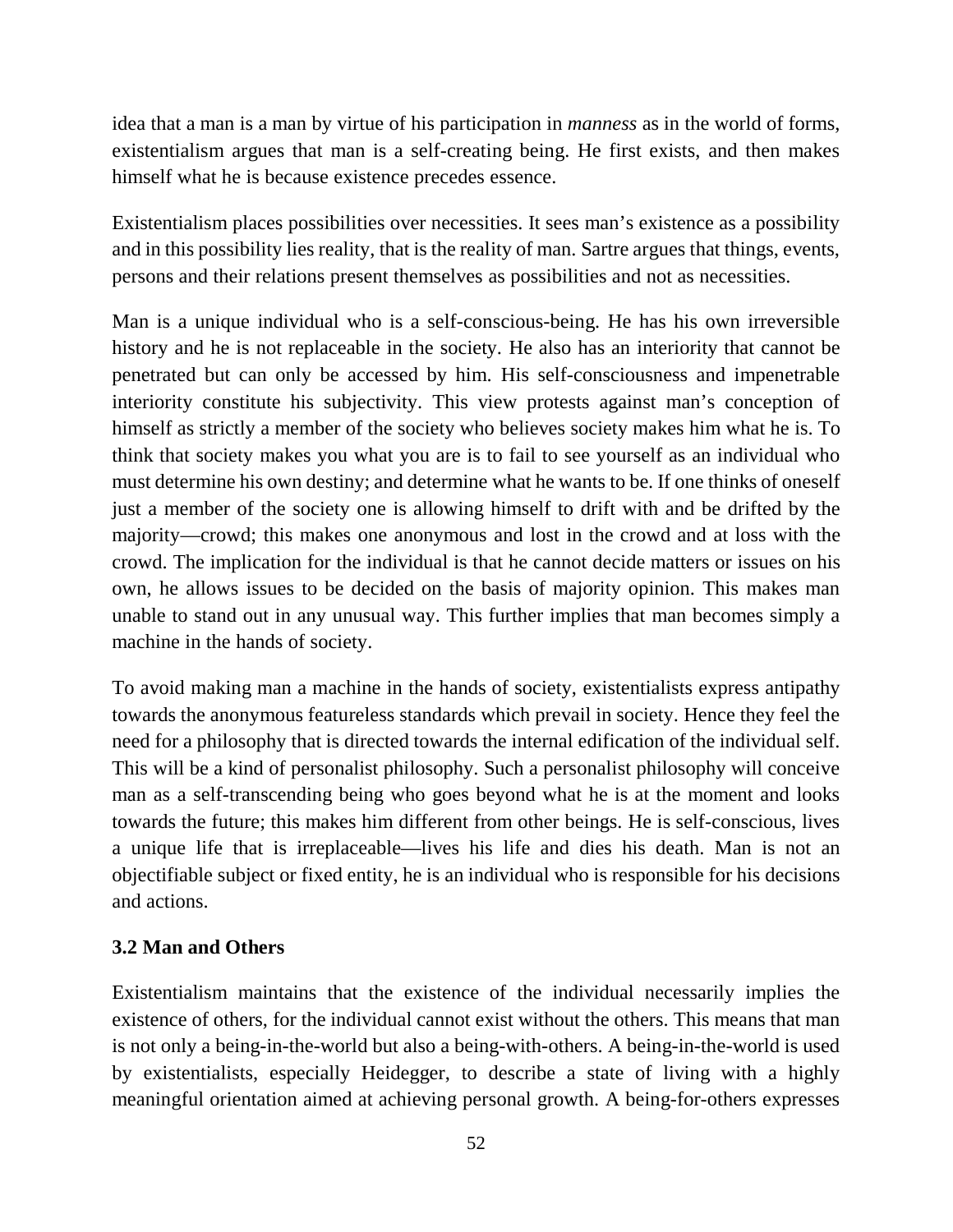idea that a man is a man by virtue of his participation in *manness* as in the world of forms, existentialism argues that man is a self-creating being. He first exists, and then makes himself what he is because existence precedes essence.

Existentialism places possibilities over necessities. It sees man's existence as a possibility and in this possibility lies reality, that is the reality of man. Sartre argues that things, events, persons and their relations present themselves as possibilities and not as necessities.

Man is a unique individual who is a self-conscious-being. He has his own irreversible history and he is not replaceable in the society. He also has an interiority that cannot be penetrated but can only be accessed by him. His self-consciousness and impenetrable interiority constitute his subjectivity. This view protests against man's conception of himself as strictly a member of the society who believes society makes him what he is. To think that society makes you what you are is to fail to see yourself as an individual who must determine his own destiny; and determine what he wants to be. If one thinks of oneself just a member of the society one is allowing himself to drift with and be drifted by the majority—crowd; this makes one anonymous and lost in the crowd and at loss with the crowd. The implication for the individual is that he cannot decide matters or issues on his own, he allows issues to be decided on the basis of majority opinion. This makes man unable to stand out in any unusual way. This further implies that man becomes simply a machine in the hands of society.

To avoid making man a machine in the hands of society, existentialists express antipathy towards the anonymous featureless standards which prevail in society. Hence they feel the need for a philosophy that is directed towards the internal edification of the individual self. This will be a kind of personalist philosophy. Such a personalist philosophy will conceive man as a self-transcending being who goes beyond what he is at the moment and looks towards the future; this makes him different from other beings. He is self-conscious, lives a unique life that is irreplaceable—lives his life and dies his death. Man is not an objectifiable subject or fixed entity, he is an individual who is responsible for his decisions and actions.

### 3.2 Man and Others

Existentialism maintains that the existence of the individual necessarily implies the existence of others, for the individual cannot exist without the others. This means that man is not only a being-in-the-world but also a being-with-others. A being-in-the-world is used by existentialists, especially Heidegger, to describe a state of living with a highly meaningful orientation aimed at achieving personal growth. A being-for-others expresses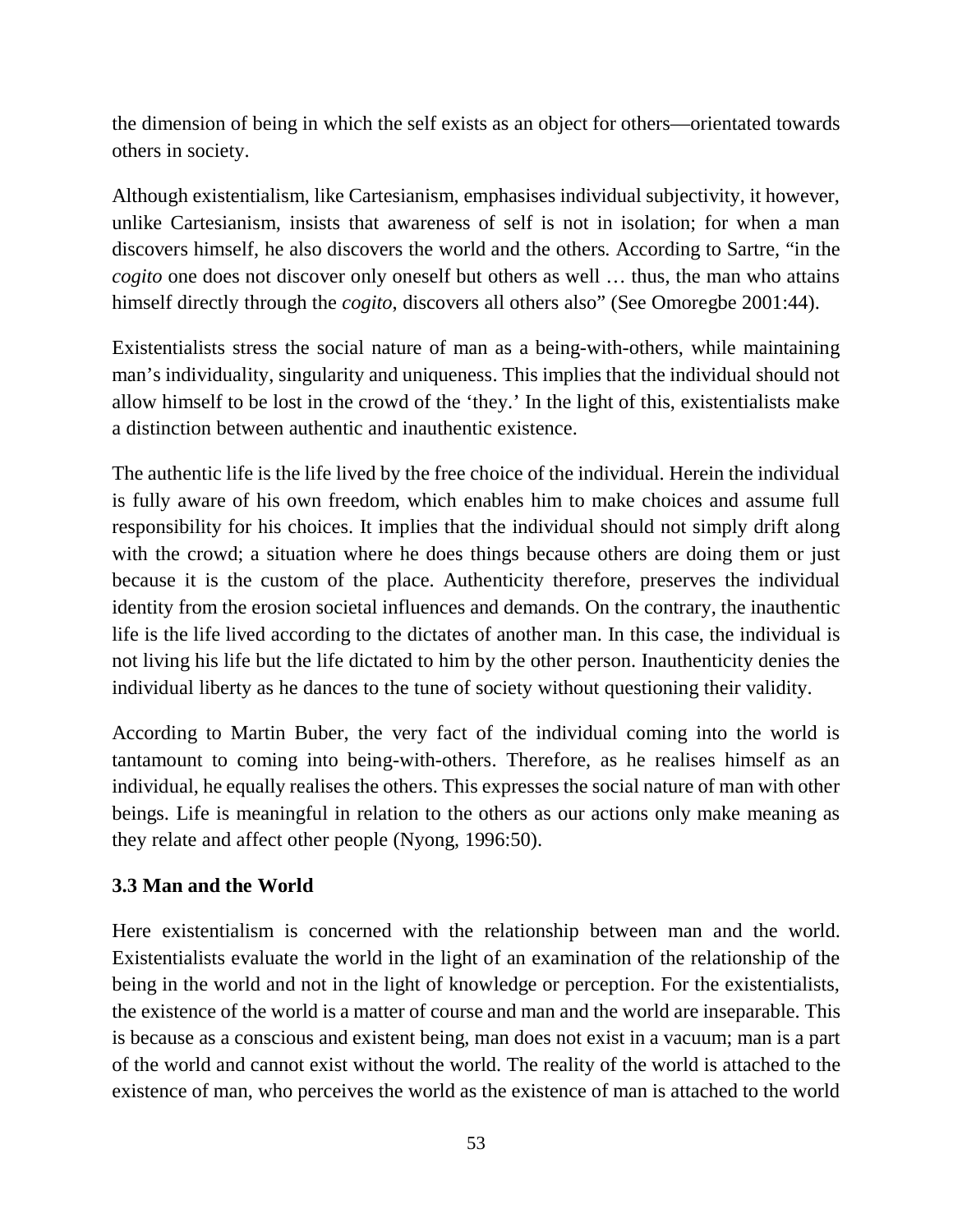the dimension of being in which the self exists as an object for others—orientated towards others in society.

Although existentialism, like Cartesianism, emphasises individual subjectivity, it however, unlike Cartesianism, insists that awareness of self is not in isolation; for when a man discovers himself, he also discovers the world and the others. According to Sartre, "in the *cogito* one does not discover only oneself but others as well … thus, the man who attains himself directly through the *cogito*, discovers all others also" (See Omoregbe 2001:44).

Existentialists stress the social nature of man as a being-with-others, while maintaining man's individuality, singularity and uniqueness. This implies that the individual should not allow himself to be lost in the crowd of the 'they.' In the light of this, existentialists make a distinction between authentic and inauthentic existence.

The authentic life is the life lived by the free choice of the individual. Herein the individual is fully aware of his own freedom, which enables him to make choices and assume full responsibility for his choices. It implies that the individual should not simply drift along with the crowd; a situation where he does things because others are doing them or just because it is the custom of the place. Authenticity therefore, preserves the individual identity from the erosion societal influences and demands. On the contrary, the inauthentic life is the life lived according to the dictates of another man. In this case, the individual is not living his life but the life dictated to him by the other person. Inauthenticity denies the individual liberty as he dances to the tune of society without questioning their validity.

According to Martin Buber, the very fact of the individual coming into the world is tantamount to coming into being-with-others. Therefore, as he realises himself as an individual, he equally realises the others. This expresses the social nature of man with other beings. Life is meaningful in relation to the others as our actions only make meaning as they relate and affect other people (Nyong, 1996:50).

### 3.3 Man and the World

Here existentialism is concerned with the relationship between man and the world. Existentialists evaluate the world in the light of an examination of the relationship of the being in the world and not in the light of knowledge or perception. For the existentialists, the existence of the world is a matter of course and man and the world are inseparable. This is because as a conscious and existent being, man does not exist in a vacuum; man is a part of the world and cannot exist without the world. The reality of the world is attached to the existence of man, who perceives the world as the existence of man is attached to the world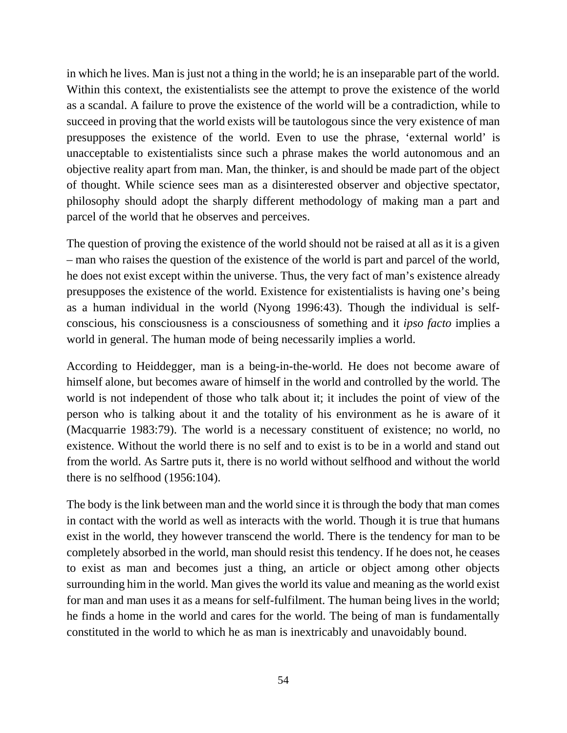in which he lives. Man is just not a thing in the world; he is an inseparable part of the world. Within this context, the existentialists see the attempt to prove the existence of the world as a scandal. A failure to prove the existence of the world will be a contradiction, while to succeed in proving that the world exists will be tautologous since the very existence of man presupposes the existence of the world. Even to use the phrase, 'external world' is unacceptable to existentialists since such a phrase makes the world autonomous and an objective reality apart from man. Man, the thinker, is and should be made part of the object of thought. While science sees man as a disinterested observer and objective spectator, philosophy should adopt the sharply different methodology of making man a part and parcel of the world that he observes and perceives.

The question of proving the existence of the world should not be raised at all as it is a given – man who raises the question of the existence of the world is part and parcel of the world, he does not exist except within the universe. Thus, the very fact of man's existence already presupposes the existence of the world. Existence for existentialists is having one's being as a human individual in the world (Nyong 1996:43). Though the individual is self-conscious, his consciousness is a consciousness of something and it *ipso facto* implies a world in general. The human mode of being necessarily implies a world.

According to Heiddegger, man is a being-in-the-world. He does not become aware of himself alone, but becomes aware of himself in the world and controlled by the world. The world is not independent of those who talk about it; it includes the point of view of the person who is talking about it and the totality of his environment as he is aware of it (Macquarrie 1983:79). The world is a necessary constituent of existence; no world, no existence. Without the world there is no self and to exist is to be in a world and stand out from the world. As Sartre puts it, there is no world without selfhood and without the world there is no selfhood (1956:104).

The body is the link between man and the world since it is through the body that man comes in contact with the world as well as interacts with the world. Though it is true that humans exist in the world, they however transcend the world. There is the tendency for man to be completely absorbed in the world, man should resist this tendency. If he does not, he ceases to exist as man and becomes just a thing, an article or object among other objects surrounding him in the world. Man gives the world its value and meaning as the world exist for man and man uses it as a means for self-fulfilment. The human being lives in the world; he finds a home in the world and cares for the world. The being of man is fundamentally constituted in the world to which he as man is inextricably and unavoidably bound.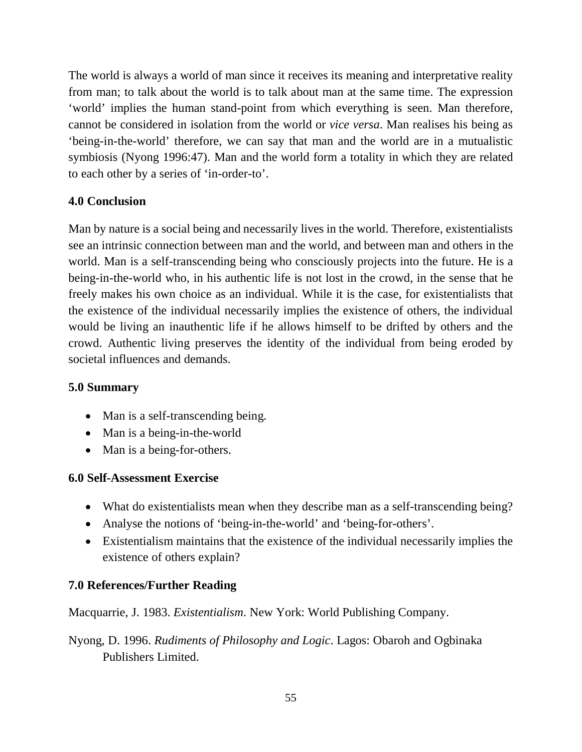The world is always a world of man since it receives its meaning and interpretative reality from man; to talk about the world is to talk about man at the same time. The expression 'world' implies the human stand-point from which everything is seen. Man therefore, cannot be considered in isolation from the world or *vice versa*. Man realises his being as 'being-in-the-world' therefore, we can say that man and the world are in a mutualistic symbiosis (Nyong 1996:47). Man and the world form a totality in which they are related to each other by a series of 'in-order-to'.

## 4.0 Conclusion

Man by nature is a social being and necessarily lives in the world. Therefore, existentialists see an intrinsic connection between man and the world, and between man and others in the world. Man is a self-transcending being who consciously projects into the future. He is a being-in-the-world who, in his authentic life is not lost in the crowd, in the sense that he freely makes his own choice as an individual. While it is the case, for existentialists that the existence of the individual necessarily implies the existence of others, the individual would be living an inauthentic life if he allows himself to be drifted by others and the crowd. Authentic living preserves the identity of the individual from being eroded by societal influences and demands.

## 5.0 Summary

- Man is a self-transcending being.
- Man is a being-in-the-world
- Man is a being-for-others.

## 6.0 Self-Assessment Exercise

- What do existentialists mean when they describe man as a self-transcending being?
- Analyse the notions of 'being-in-the-world' and 'being-for-others'.
- Existentialism maintains that the existence of the individual necessarily implies the existence of others explain?

## 7.0 References/Further Reading

Macquarrie, J. 1983. *Existentialism*. New York: World Publishing Company.

Nyong, D. 1996. *Rudiments of Philosophy and Logic*. Lagos: Obaroh and Ogbinaka Publishers Limited.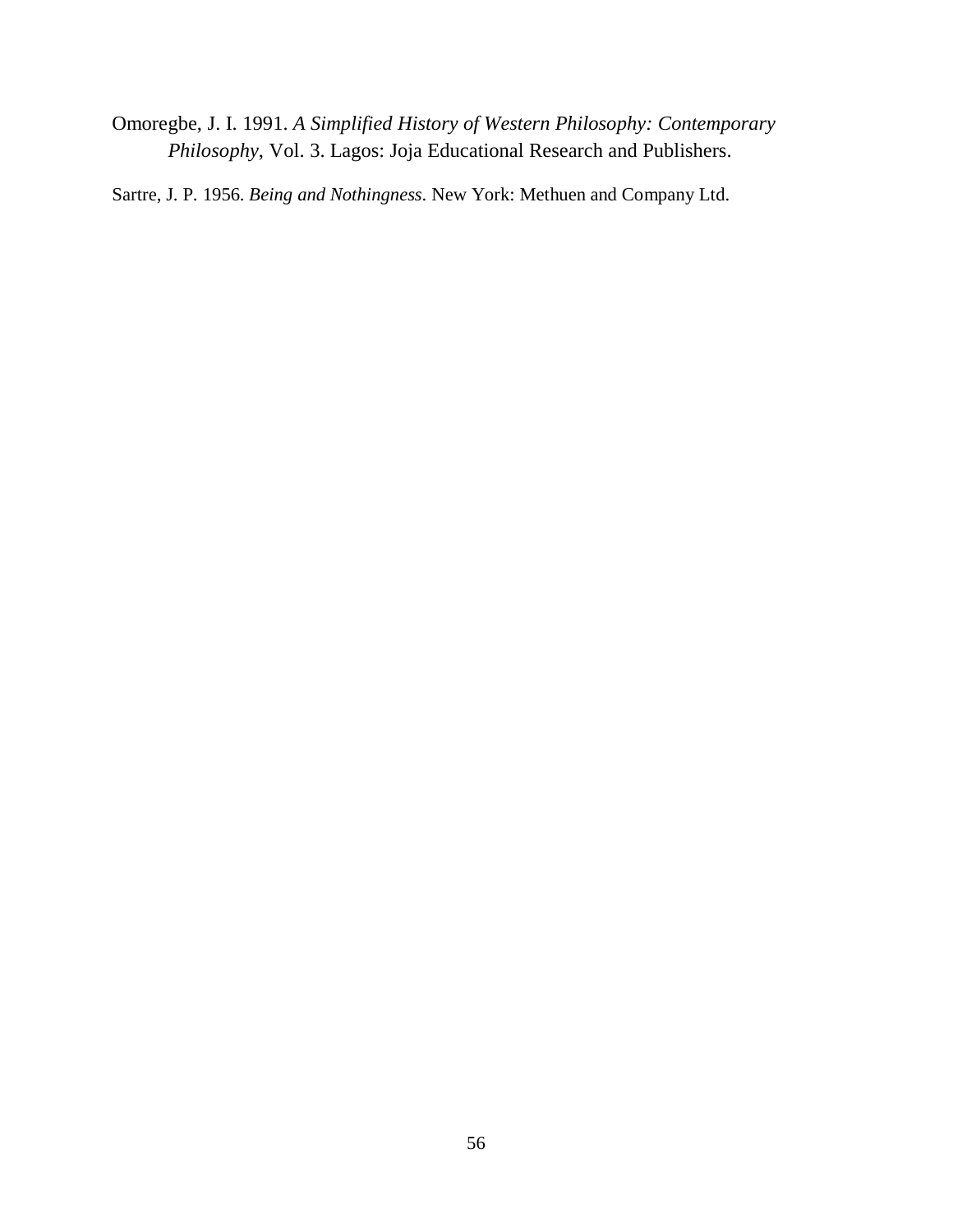Omoregbe, J. I. 1991. *A Simplified History of Western Philosophy: Contemporary Philosophy*, Vol. 3. Lagos: Joja Educational Research and Publishers.

Sartre, J. P. 1956. *Being and Nothingness*. New York: Methuen and Company Ltd.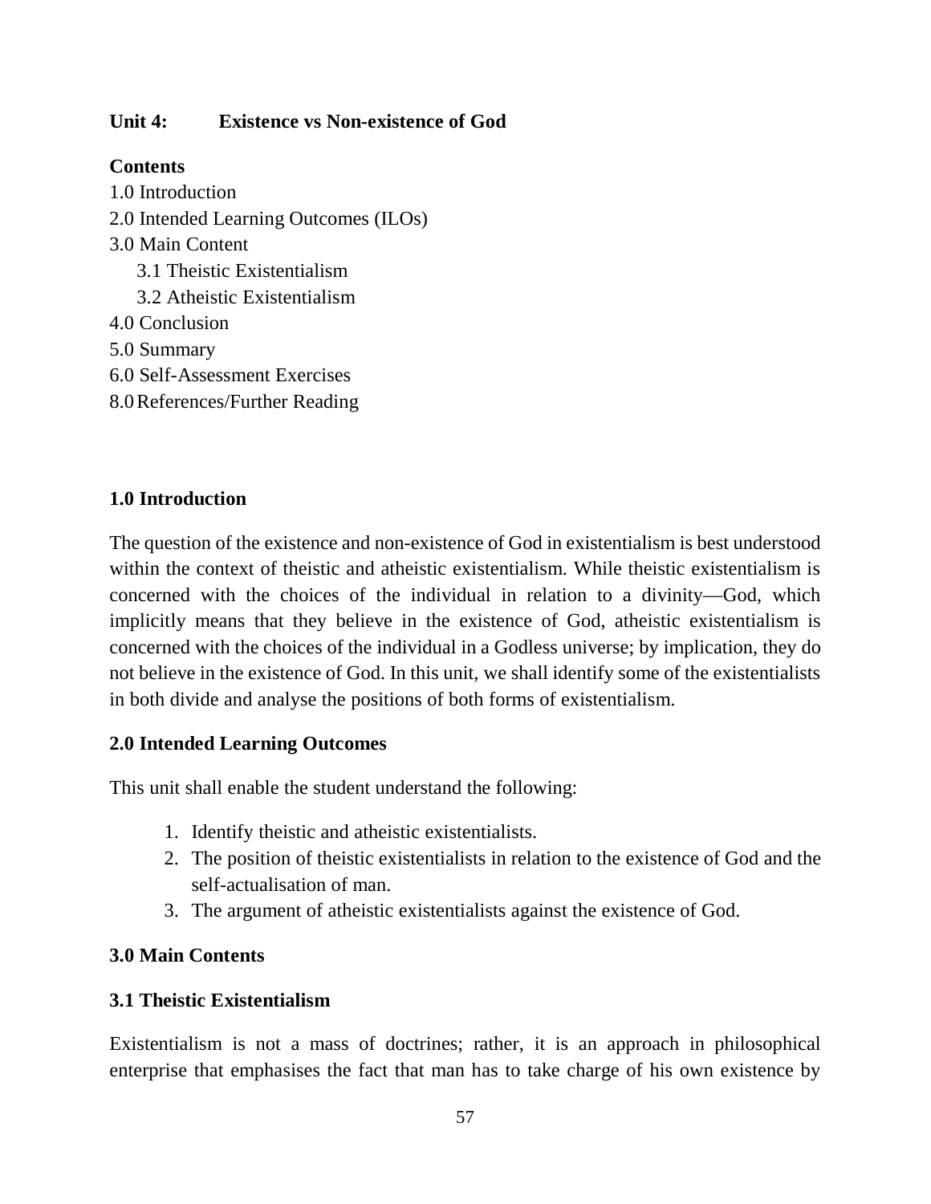## Unit 4: Existence vs Non-existence of God

**Contents**

1.0 Introduction
2.0 Intended Learning Outcomes (ILOs)
3.0 Main Content
   3.1 Theistic Existentialism
   3.2 Atheistic Existentialism
4.0 Conclusion
5.0 Summary
6.0 Self-Assessment Exercises
8.0 References/Further Reading

### 1.0 Introduction

The question of the existence and non-existence of God in existentialism is best understood within the context of theistic and atheistic existentialism. While theistic existentialism is concerned with the choices of the individual in relation to a divinity—God, which implicitly means that they believe in the existence of God, atheistic existentialism is concerned with the choices of the individual in a Godless universe; by implication, they do not believe in the existence of God. In this unit, we shall identify some of the existentialists in both divide and analyse the positions of both forms of existentialism.

### 2.0 Intended Learning Outcomes

This unit shall enable the student understand the following:

1. Identify theistic and atheistic existentialists.
2. The position of theistic existentialists in relation to the existence of God and the self-actualisation of man.
3. The argument of atheistic existentialists against the existence of God.

### 3.0 Main Contents

### 3.1 Theistic Existentialism

Existentialism is not a mass of doctrines; rather, it is an approach in philosophical enterprise that emphasises the fact that man has to take charge of his own existence by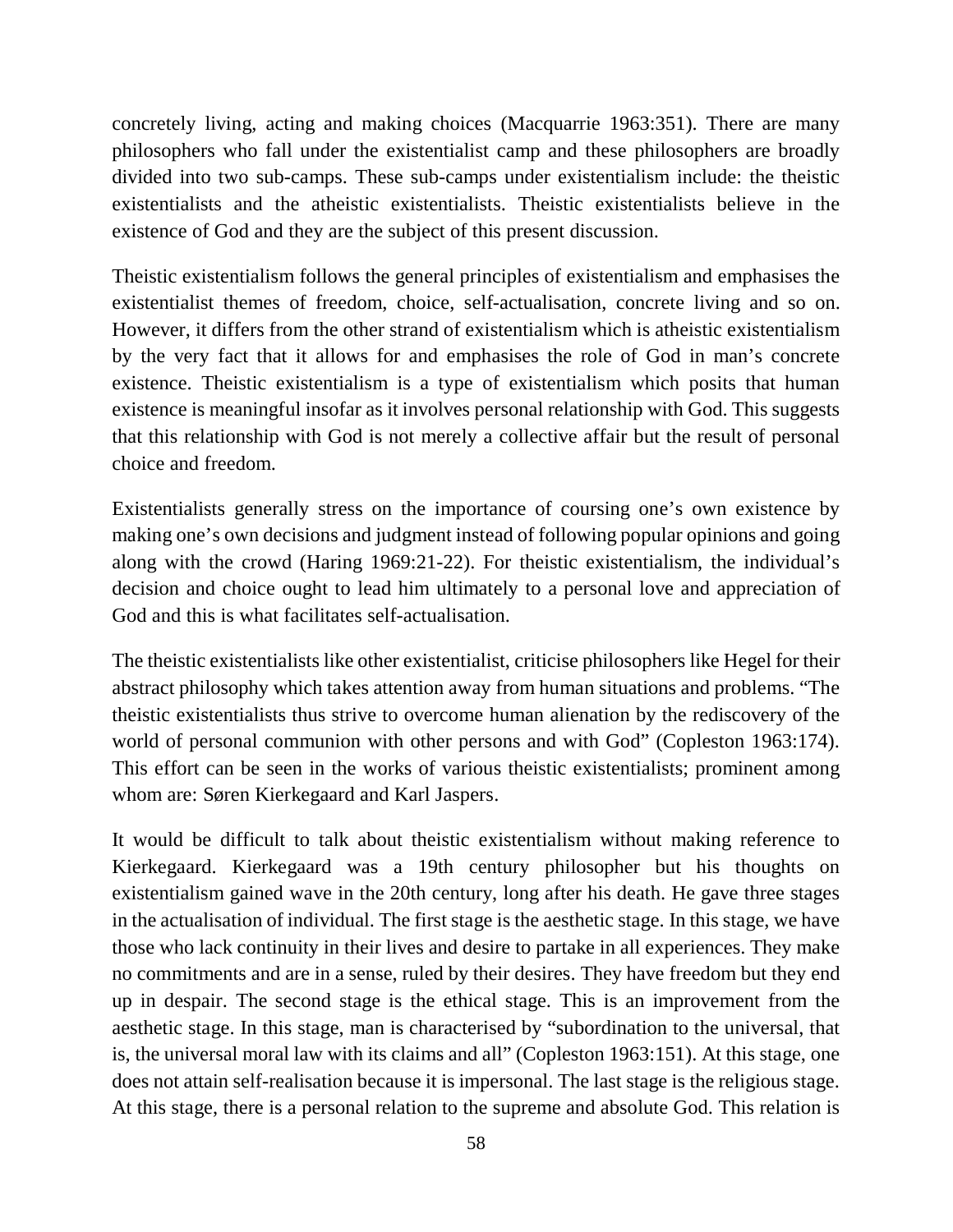concretely living, acting and making choices (Macquarrie 1963:351). There are many philosophers who fall under the existentialist camp and these philosophers are broadly divided into two sub-camps. These sub-camps under existentialism include: the theistic existentialists and the atheistic existentialists. Theistic existentialists believe in the existence of God and they are the subject of this present discussion.

Theistic existentialism follows the general principles of existentialism and emphasises the existentialist themes of freedom, choice, self-actualisation, concrete living and so on. However, it differs from the other strand of existentialism which is atheistic existentialism by the very fact that it allows for and emphasises the role of God in man's concrete existence. Theistic existentialism is a type of existentialism which posits that human existence is meaningful insofar as it involves personal relationship with God. This suggests that this relationship with God is not merely a collective affair but the result of personal choice and freedom.

Existentialists generally stress on the importance of coursing one's own existence by making one's own decisions and judgment instead of following popular opinions and going along with the crowd (Haring 1969:21-22). For theistic existentialism, the individual's decision and choice ought to lead him ultimately to a personal love and appreciation of God and this is what facilitates self-actualisation.

The theistic existentialists like other existentialist, criticise philosophers like Hegel for their abstract philosophy which takes attention away from human situations and problems. "The theistic existentialists thus strive to overcome human alienation by the rediscovery of the world of personal communion with other persons and with God" (Copleston 1963:174). This effort can be seen in the works of various theistic existentialists; prominent among whom are: Søren Kierkegaard and Karl Jaspers.

It would be difficult to talk about theistic existentialism without making reference to Kierkegaard. Kierkegaard was a 19th century philosopher but his thoughts on existentialism gained wave in the 20th century, long after his death. He gave three stages in the actualisation of individual. The first stage is the aesthetic stage. In this stage, we have those who lack continuity in their lives and desire to partake in all experiences. They make no commitments and are in a sense, ruled by their desires. They have freedom but they end up in despair. The second stage is the ethical stage. This is an improvement from the aesthetic stage. In this stage, man is characterised by "subordination to the universal, that is, the universal moral law with its claims and all" (Copleston 1963:151). At this stage, one does not attain self-realisation because it is impersonal. The last stage is the religious stage. At this stage, there is a personal relation to the supreme and absolute God. This relation is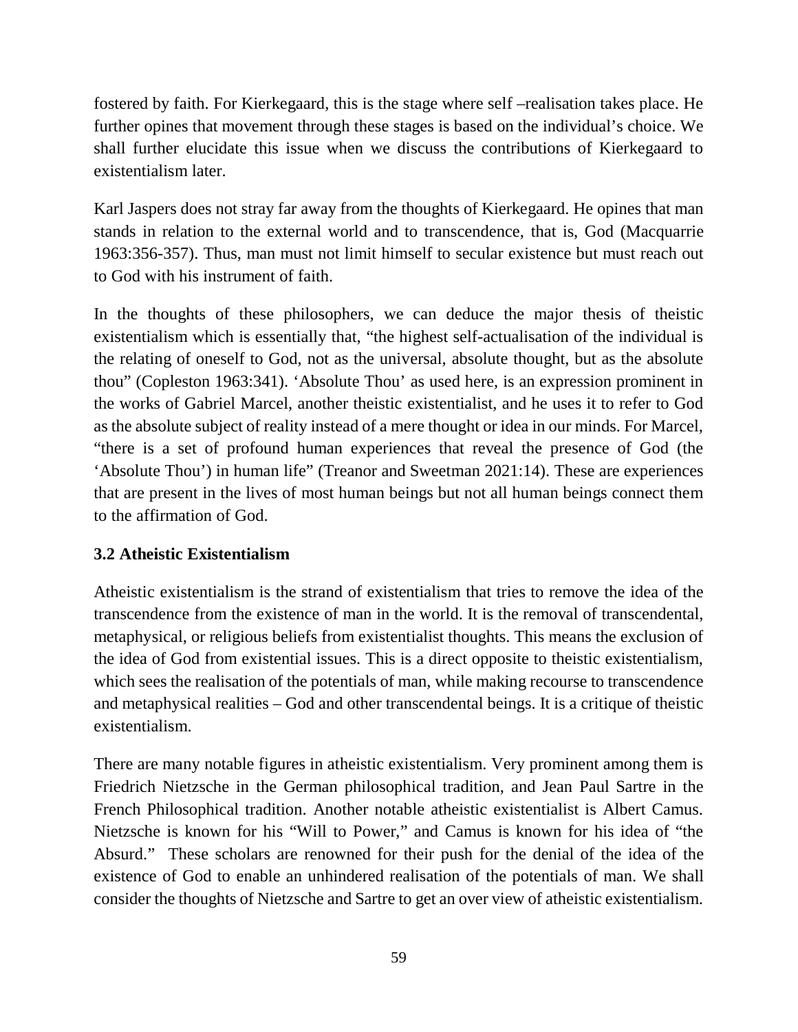fostered by faith. For Kierkegaard, this is the stage where self –realisation takes place. He further opines that movement through these stages is based on the individual's choice. We shall further elucidate this issue when we discuss the contributions of Kierkegaard to existentialism later.

Karl Jaspers does not stray far away from the thoughts of Kierkegaard. He opines that man stands in relation to the external world and to transcendence, that is, God (Macquarrie 1963:356-357). Thus, man must not limit himself to secular existence but must reach out to God with his instrument of faith.

In the thoughts of these philosophers, we can deduce the major thesis of theistic existentialism which is essentially that, "the highest self-actualisation of the individual is the relating of oneself to God, not as the universal, absolute thought, but as the absolute thou" (Copleston 1963:341). 'Absolute Thou' as used here, is an expression prominent in the works of Gabriel Marcel, another theistic existentialist, and he uses it to refer to God as the absolute subject of reality instead of a mere thought or idea in our minds. For Marcel, "there is a set of profound human experiences that reveal the presence of God (the 'Absolute Thou') in human life" (Treanor and Sweetman 2021:14). These are experiences that are present in the lives of most human beings but not all human beings connect them to the affirmation of God.

### 3.2 Atheistic Existentialism

Atheistic existentialism is the strand of existentialism that tries to remove the idea of the transcendence from the existence of man in the world. It is the removal of transcendental, metaphysical, or religious beliefs from existentialist thoughts. This means the exclusion of the idea of God from existential issues. This is a direct opposite to theistic existentialism, which sees the realisation of the potentials of man, while making recourse to transcendence and metaphysical realities – God and other transcendental beings. It is a critique of theistic existentialism.

There are many notable figures in atheistic existentialism. Very prominent among them is Friedrich Nietzsche in the German philosophical tradition, and Jean Paul Sartre in the French Philosophical tradition. Another notable atheistic existentialist is Albert Camus. Nietzsche is known for his "Will to Power," and Camus is known for his idea of "the Absurd." These scholars are renowned for their push for the denial of the idea of the existence of God to enable an unhindered realisation of the potentials of man. We shall consider the thoughts of Nietzsche and Sartre to get an over view of atheistic existentialism.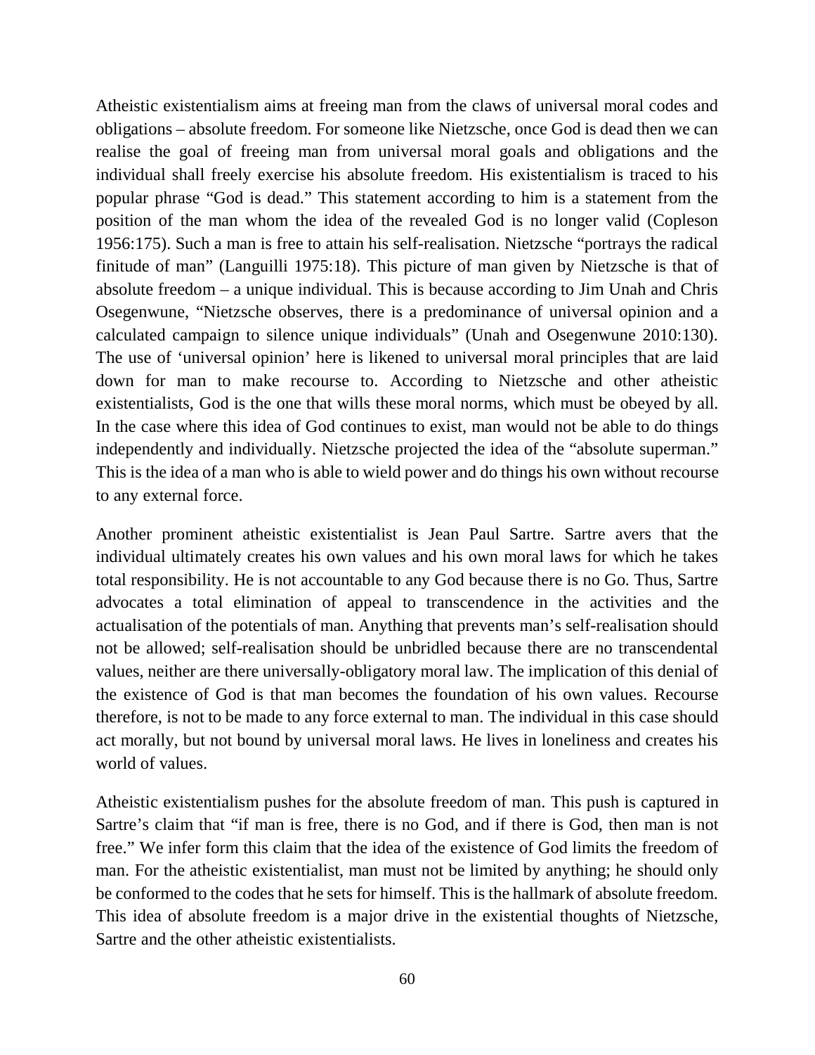Atheistic existentialism aims at freeing man from the claws of universal moral codes and obligations – absolute freedom. For someone like Nietzsche, once God is dead then we can realise the goal of freeing man from universal moral goals and obligations and the individual shall freely exercise his absolute freedom. His existentialism is traced to his popular phrase "God is dead." This statement according to him is a statement from the position of the man whom the idea of the revealed God is no longer valid (Copleson 1956:175). Such a man is free to attain his self-realisation. Nietzsche "portrays the radical finitude of man" (Languilli 1975:18). This picture of man given by Nietzsche is that of absolute freedom – a unique individual. This is because according to Jim Unah and Chris Osegenwune, "Nietzsche observes, there is a predominance of universal opinion and a calculated campaign to silence unique individuals" (Unah and Osegenwune 2010:130). The use of 'universal opinion' here is likened to universal moral principles that are laid down for man to make recourse to. According to Nietzsche and other atheistic existentialists, God is the one that wills these moral norms, which must be obeyed by all. In the case where this idea of God continues to exist, man would not be able to do things independently and individually. Nietzsche projected the idea of the "absolute superman." This is the idea of a man who is able to wield power and do things his own without recourse to any external force.

Another prominent atheistic existentialist is Jean Paul Sartre. Sartre avers that the individual ultimately creates his own values and his own moral laws for which he takes total responsibility. He is not accountable to any God because there is no Go. Thus, Sartre advocates a total elimination of appeal to transcendence in the activities and the actualisation of the potentials of man. Anything that prevents man's self-realisation should not be allowed; self-realisation should be unbridled because there are no transcendental values, neither are there universally-obligatory moral law. The implication of this denial of the existence of God is that man becomes the foundation of his own values. Recourse therefore, is not to be made to any force external to man. The individual in this case should act morally, but not bound by universal moral laws. He lives in loneliness and creates his world of values.

Atheistic existentialism pushes for the absolute freedom of man. This push is captured in Sartre's claim that "if man is free, there is no God, and if there is God, then man is not free." We infer form this claim that the idea of the existence of God limits the freedom of man. For the atheistic existentialist, man must not be limited by anything; he should only be conformed to the codes that he sets for himself. This is the hallmark of absolute freedom. This idea of absolute freedom is a major drive in the existential thoughts of Nietzsche, Sartre and the other atheistic existentialists.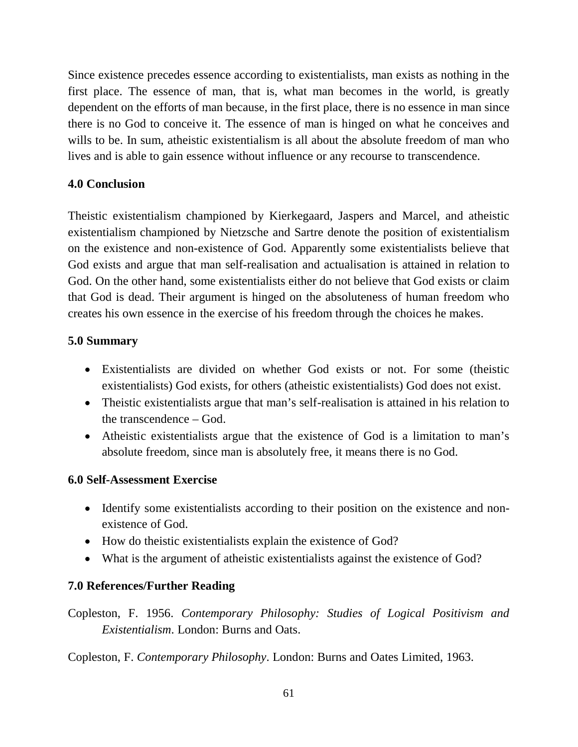Since existence precedes essence according to existentialists, man exists as nothing in the first place. The essence of man, that is, what man becomes in the world, is greatly dependent on the efforts of man because, in the first place, there is no essence in man since there is no God to conceive it. The essence of man is hinged on what he conceives and wills to be. In sum, atheistic existentialism is all about the absolute freedom of man who lives and is able to gain essence without influence or any recourse to transcendence.

## 4.0 Conclusion

Theistic existentialism championed by Kierkegaard, Jaspers and Marcel, and atheistic existentialism championed by Nietzsche and Sartre denote the position of existentialism on the existence and non-existence of God. Apparently some existentialists believe that God exists and argue that man self-realisation and actualisation is attained in relation to God. On the other hand, some existentialists either do not believe that God exists or claim that God is dead. Their argument is hinged on the absoluteness of human freedom who creates his own essence in the exercise of his freedom through the choices he makes.

## 5.0 Summary

- Existentialists are divided on whether God exists or not. For some (theistic existentialists) God exists, for others (atheistic existentialists) God does not exist.
- Theistic existentialists argue that man's self-realisation is attained in his relation to the transcendence – God.
- Atheistic existentialists argue that the existence of God is a limitation to man's absolute freedom, since man is absolutely free, it means there is no God.

## 6.0 Self-Assessment Exercise

- Identify some existentialists according to their position on the existence and non-existence of God.
- How do theistic existentialists explain the existence of God?
- What is the argument of atheistic existentialists against the existence of God?

## 7.0 References/Further Reading

Copleston, F. 1956. *Contemporary Philosophy: Studies of Logical Positivism and Existentialism*. London: Burns and Oats.

Copleston, F. *Contemporary Philosophy*. London: Burns and Oates Limited, 1963.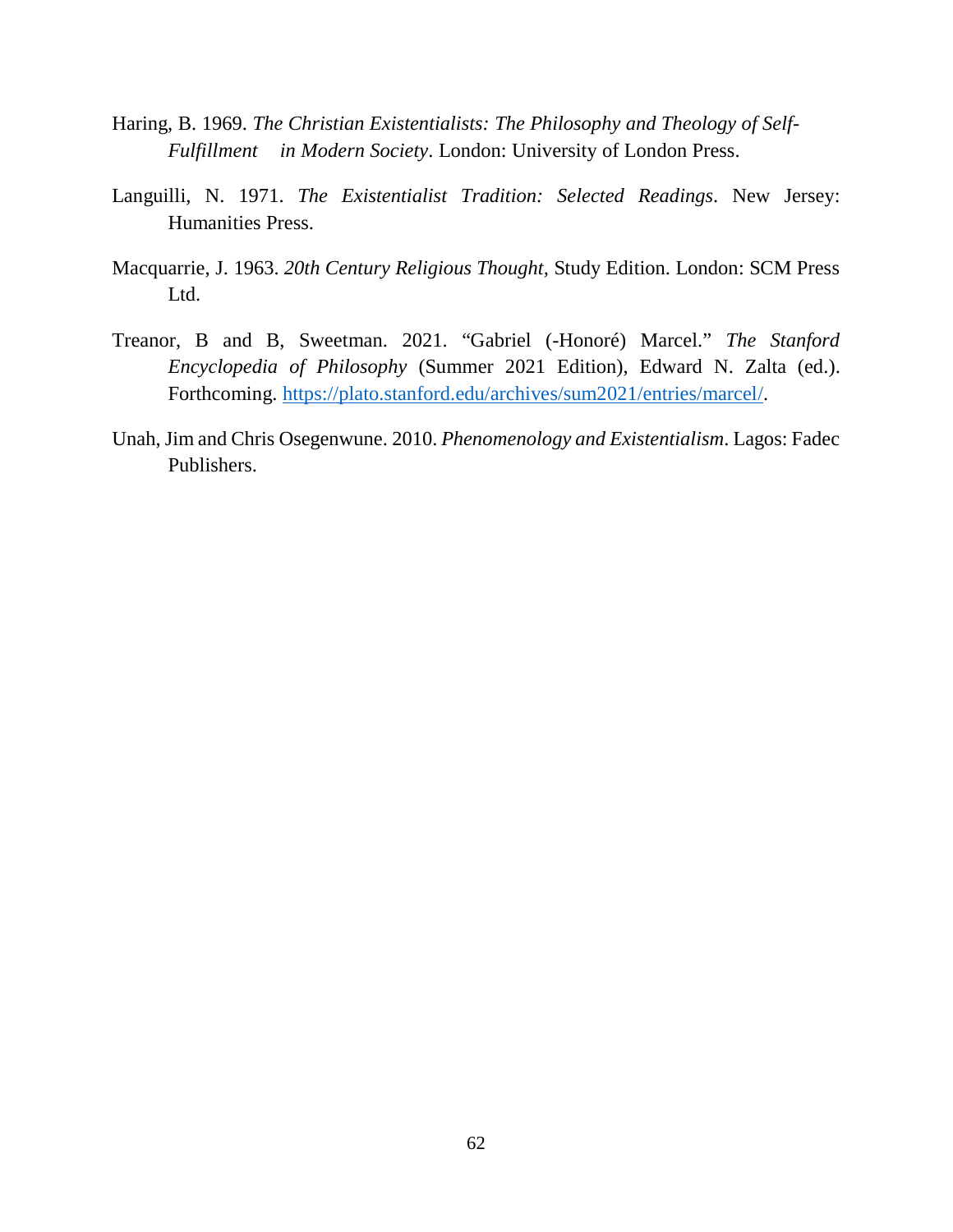Haring, B. 1969. *The Christian Existentialists: The Philosophy and Theology of Self-Fulfillment in Modern Society*. London: University of London Press.

Languilli, N. 1971. *The Existentialist Tradition: Selected Readings*. New Jersey: Humanities Press.

Macquarrie, J. 1963. *20th Century Religious Thought,* Study Edition. London: SCM Press Ltd.

Treanor, B and B, Sweetman. 2021. "Gabriel (-Honoré) Marcel." *The Stanford Encyclopedia of Philosophy* (Summer 2021 Edition), Edward N. Zalta (ed.). Forthcoming. https://plato.stanford.edu/archives/sum2021/entries/marcel/.

Unah, Jim and Chris Osegenwune. 2010. *Phenomenology and Existentialism*. Lagos: Fadec Publishers.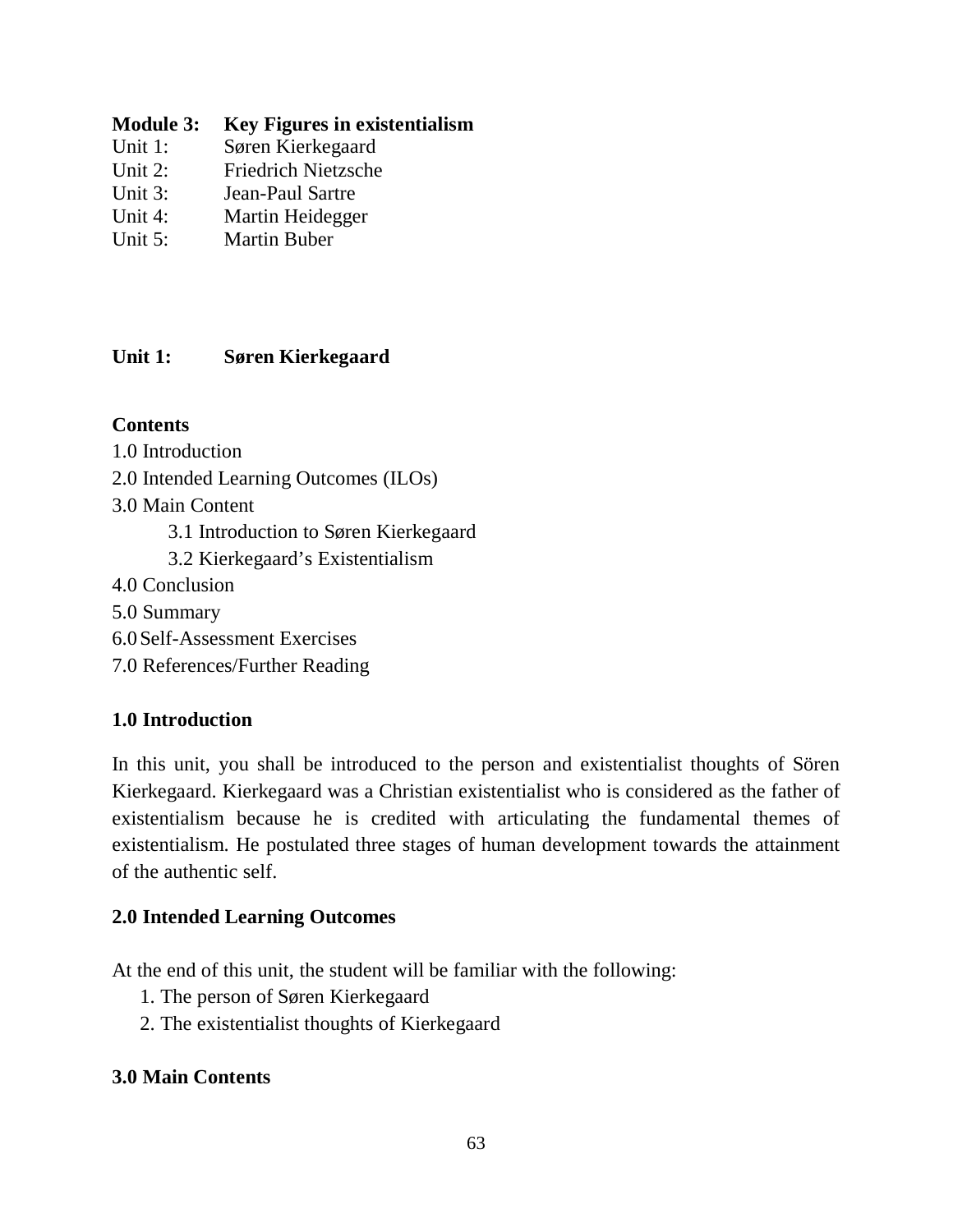## Module 3: Key Figures in existentialism

Unit 1: Søren Kierkegaard
Unit 2: Friedrich Nietzsche
Unit 3: Jean-Paul Sartre
Unit 4: Martin Heidegger
Unit 5: Martin Buber

## Unit 1: Søren Kierkegaard

**Contents**

1.0 Introduction
2.0 Intended Learning Outcomes (ILOs)
3.0 Main Content
  3.1 Introduction to Søren Kierkegaard
  3.2 Kierkegaard's Existentialism
4.0 Conclusion
5.0 Summary
6.0 Self-Assessment Exercises
7.0 References/Further Reading

### 1.0 Introduction

In this unit, you shall be introduced to the person and existentialist thoughts of Sören Kierkegaard. Kierkegaard was a Christian existentialist who is considered as the father of existentialism because he is credited with articulating the fundamental themes of existentialism. He postulated three stages of human development towards the attainment of the authentic self.

### 2.0 Intended Learning Outcomes

At the end of this unit, the student will be familiar with the following:

1. The person of Søren Kierkegaard
2. The existentialist thoughts of Kierkegaard

### 3.0 Main Contents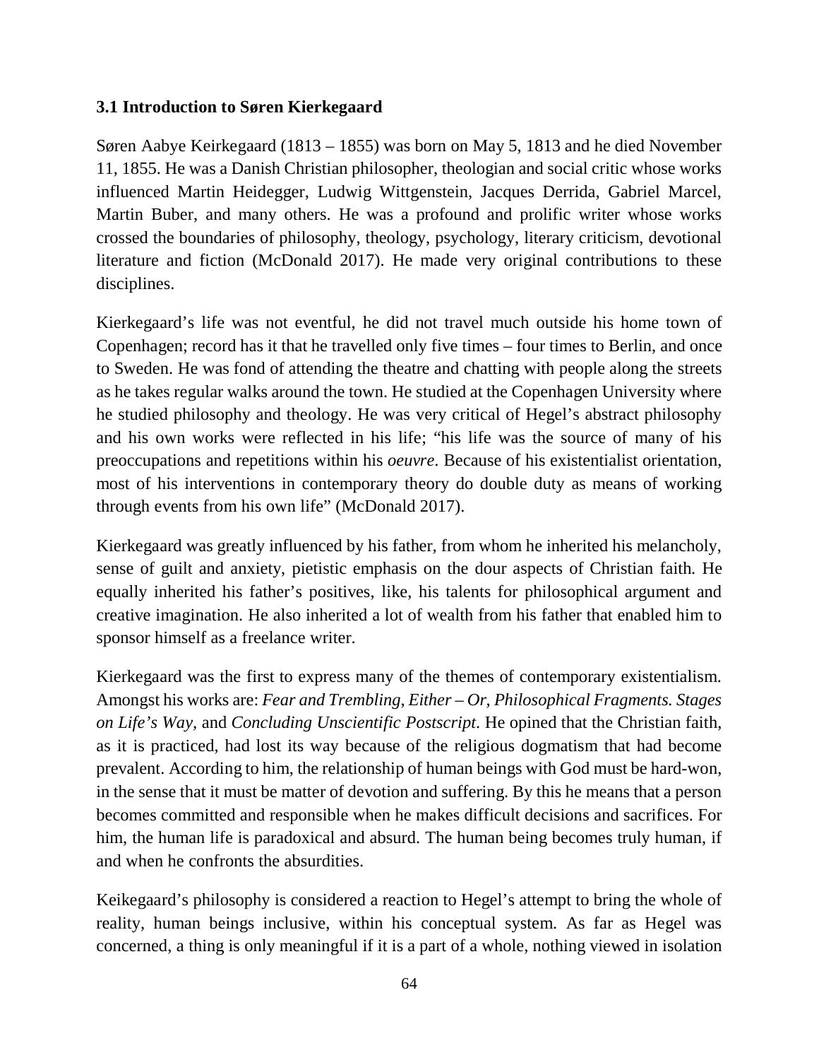### 3.1 Introduction to Søren Kierkegaard

Søren Aabye Keirkegaard (1813 – 1855) was born on May 5, 1813 and he died November 11, 1855. He was a Danish Christian philosopher, theologian and social critic whose works influenced Martin Heidegger, Ludwig Wittgenstein, Jacques Derrida, Gabriel Marcel, Martin Buber, and many others. He was a profound and prolific writer whose works crossed the boundaries of philosophy, theology, psychology, literary criticism, devotional literature and fiction (McDonald 2017). He made very original contributions to these disciplines.

Kierkegaard's life was not eventful, he did not travel much outside his home town of Copenhagen; record has it that he travelled only five times – four times to Berlin, and once to Sweden. He was fond of attending the theatre and chatting with people along the streets as he takes regular walks around the town. He studied at the Copenhagen University where he studied philosophy and theology. He was very critical of Hegel's abstract philosophy and his own works were reflected in his life; "his life was the source of many of his preoccupations and repetitions within his *oeuvre*. Because of his existentialist orientation, most of his interventions in contemporary theory do double duty as means of working through events from his own life" (McDonald 2017).

Kierkegaard was greatly influenced by his father, from whom he inherited his melancholy, sense of guilt and anxiety, pietistic emphasis on the dour aspects of Christian faith. He equally inherited his father's positives, like, his talents for philosophical argument and creative imagination. He also inherited a lot of wealth from his father that enabled him to sponsor himself as a freelance writer.

Kierkegaard was the first to express many of the themes of contemporary existentialism. Amongst his works are: *Fear and Trembling*, *Either – Or, Philosophical Fragments. Stages on Life's Way*, and *Concluding Unscientific Postscript*. He opined that the Christian faith, as it is practiced, had lost its way because of the religious dogmatism that had become prevalent. According to him, the relationship of human beings with God must be hard-won, in the sense that it must be matter of devotion and suffering. By this he means that a person becomes committed and responsible when he makes difficult decisions and sacrifices. For him, the human life is paradoxical and absurd. The human being becomes truly human, if and when he confronts the absurdities.

Keikegaard's philosophy is considered a reaction to Hegel's attempt to bring the whole of reality, human beings inclusive, within his conceptual system. As far as Hegel was concerned, a thing is only meaningful if it is a part of a whole, nothing viewed in isolation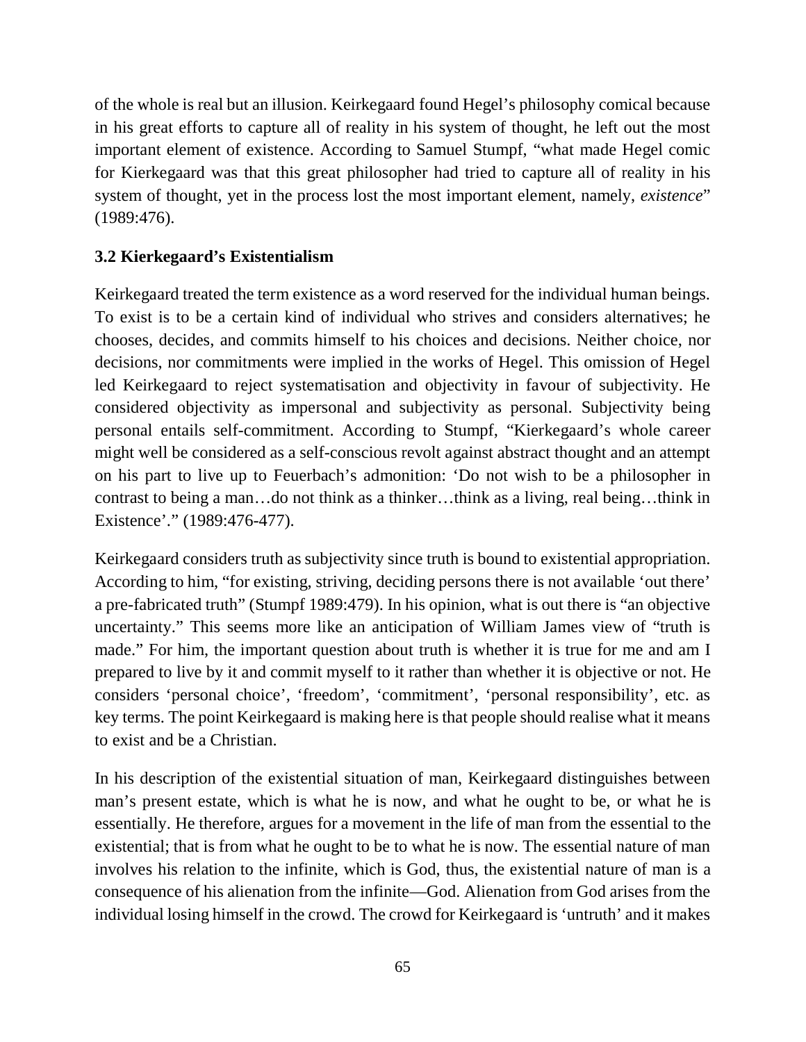of the whole is real but an illusion. Keirkegaard found Hegel's philosophy comical because in his great efforts to capture all of reality in his system of thought, he left out the most important element of existence. According to Samuel Stumpf, "what made Hegel comic for Kierkegaard was that this great philosopher had tried to capture all of reality in his system of thought, yet in the process lost the most important element, namely, *existence*" (1989:476).

### 3.2 Keirkegaard's Existentialism

Keirkegaard treated the term existence as a word reserved for the individual human beings. To exist is to be a certain kind of individual who strives and considers alternatives; he chooses, decides, and commits himself to his choices and decisions. Neither choice, nor decisions, nor commitments were implied in the works of Hegel. This omission of Hegel led Keirkegaard to reject systematisation and objectivity in favour of subjectivity. He considered objectivity as impersonal and subjectivity as personal. Subjectivity being personal entails self-commitment. According to Stumpf, "Kierkegaard's whole career might well be considered as a self-conscious revolt against abstract thought and an attempt on his part to live up to Feuerbach's admonition: 'Do not wish to be a philosopher in contrast to being a man…do not think as a thinker…think as a living, real being…think in Existence'." (1989:476-477).

Keirkegaard considers truth as subjectivity since truth is bound to existential appropriation. According to him, "for existing, striving, deciding persons there is not available 'out there' a pre-fabricated truth" (Stumpf 1989:479). In his opinion, what is out there is "an objective uncertainty." This seems more like an anticipation of William James view of "truth is made." For him, the important question about truth is whether it is true for me and am I prepared to live by it and commit myself to it rather than whether it is objective or not. He considers 'personal choice', 'freedom', 'commitment', 'personal responsibility', etc. as key terms. The point Keirkegaard is making here is that people should realise what it means to exist and be a Christian.

In his description of the existential situation of man, Keirkegaard distinguishes between man's present estate, which is what he is now, and what he ought to be, or what he is essentially. He therefore, argues for a movement in the life of man from the essential to the existential; that is from what he ought to be to what he is now. The essential nature of man involves his relation to the infinite, which is God, thus, the existential nature of man is a consequence of his alienation from the infinite—God. Alienation from God arises from the individual losing himself in the crowd. The crowd for Keirkegaard is 'untruth' and it makes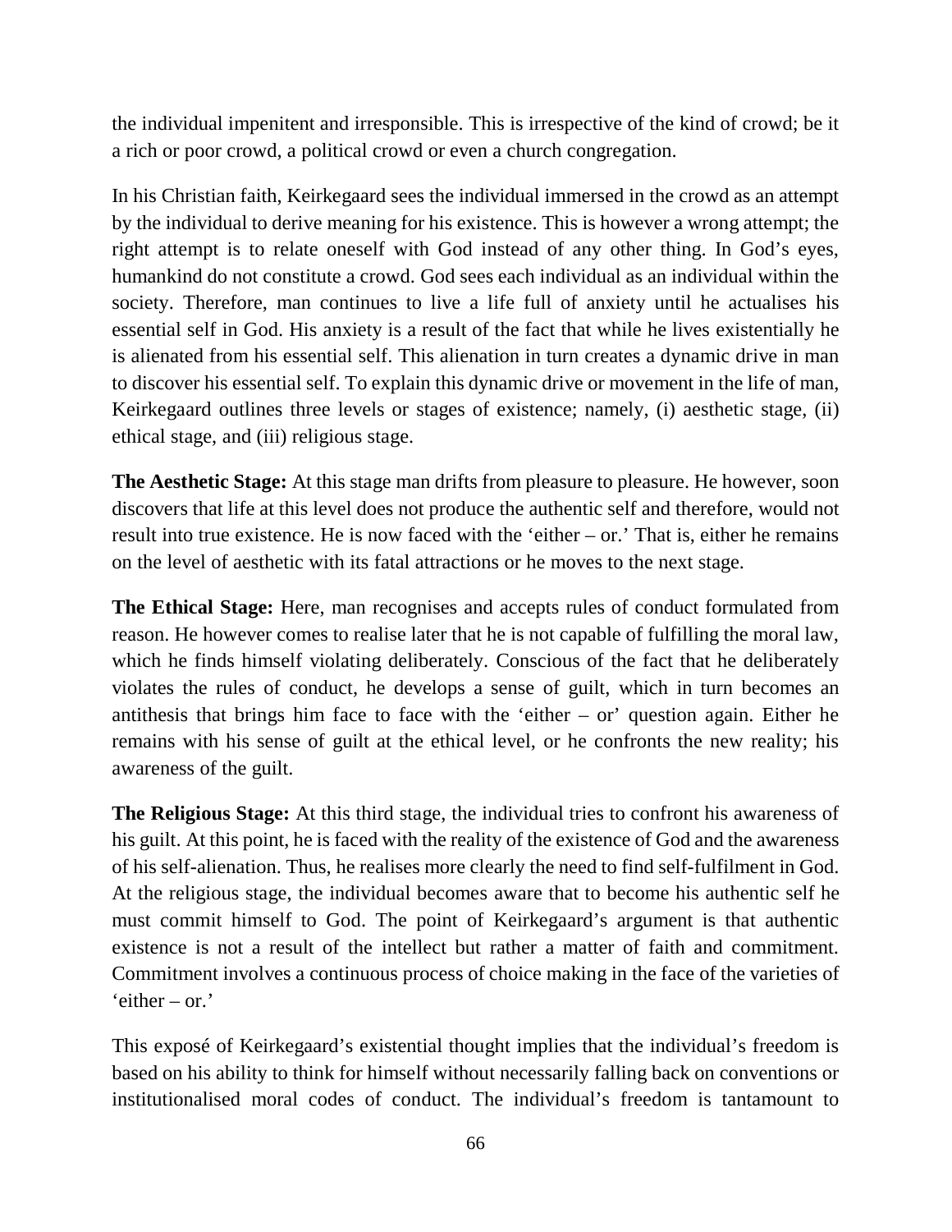the individual impenitent and irresponsible. This is irrespective of the kind of crowd; be it a rich or poor crowd, a political crowd or even a church congregation.

In his Christian faith, Keirkegaard sees the individual immersed in the crowd as an attempt by the individual to derive meaning for his existence. This is however a wrong attempt; the right attempt is to relate oneself with God instead of any other thing. In God's eyes, humankind do not constitute a crowd. God sees each individual as an individual within the society. Therefore, man continues to live a life full of anxiety until he actualises his essential self in God. His anxiety is a result of the fact that while he lives existentially he is alienated from his essential self. This alienation in turn creates a dynamic drive in man to discover his essential self. To explain this dynamic drive or movement in the life of man, Keirkegaard outlines three levels or stages of existence; namely, (i) aesthetic stage, (ii) ethical stage, and (iii) religious stage.

**The Aesthetic Stage:** At this stage man drifts from pleasure to pleasure. He however, soon discovers that life at this level does not produce the authentic self and therefore, would not result into true existence. He is now faced with the 'either – or.' That is, either he remains on the level of aesthetic with its fatal attractions or he moves to the next stage.

**The Ethical Stage:** Here, man recognises and accepts rules of conduct formulated from reason. He however comes to realise later that he is not capable of fulfilling the moral law, which he finds himself violating deliberately. Conscious of the fact that he deliberately violates the rules of conduct, he develops a sense of guilt, which in turn becomes an antithesis that brings him face to face with the 'either – or' question again. Either he remains with his sense of guilt at the ethical level, or he confronts the new reality; his awareness of the guilt.

**The Religious Stage:** At this third stage, the individual tries to confront his awareness of his guilt. At this point, he is faced with the reality of the existence of God and the awareness of his self-alienation. Thus, he realises more clearly the need to find self-fulfilment in God. At the religious stage, the individual becomes aware that to become his authentic self he must commit himself to God. The point of Keirkegaard's argument is that authentic existence is not a result of the intellect but rather a matter of faith and commitment. Commitment involves a continuous process of choice making in the face of the varieties of 'either – or.'

This exposé of Keirkegaard's existential thought implies that the individual's freedom is based on his ability to think for himself without necessarily falling back on conventions or institutionalised moral codes of conduct. The individual's freedom is tantamount to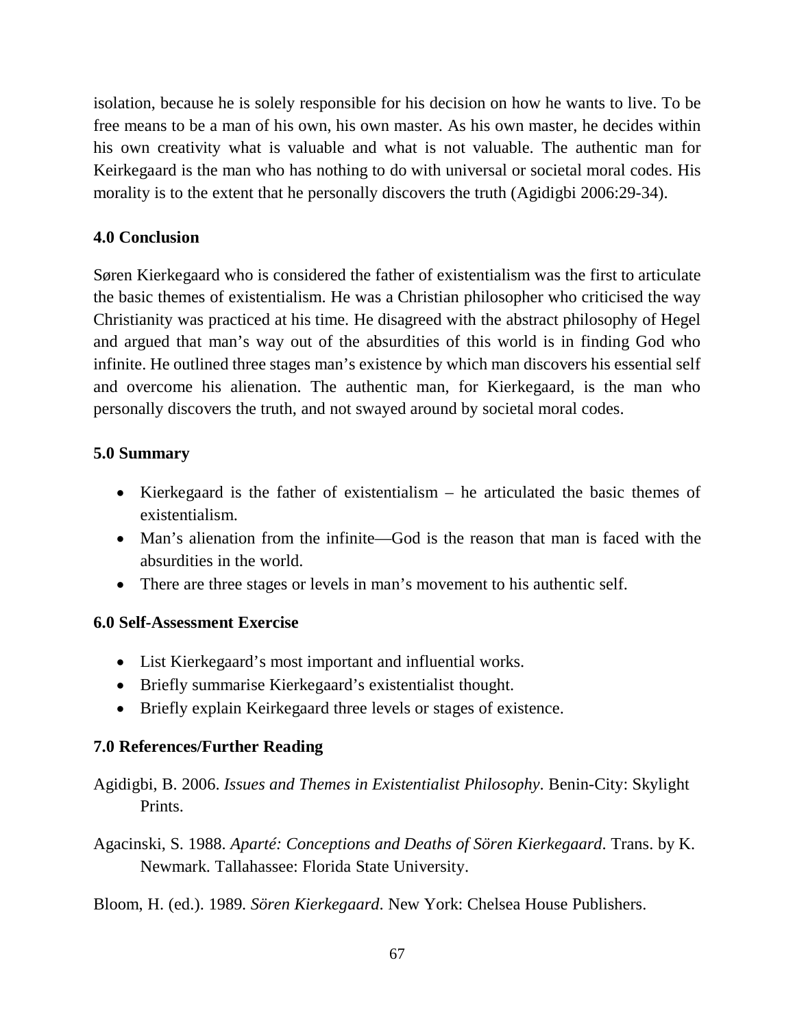isolation, because he is solely responsible for his decision on how he wants to live. To be free means to be a man of his own, his own master. As his own master, he decides within his own creativity what is valuable and what is not valuable. The authentic man for Keirkegaard is the man who has nothing to do with universal or societal moral codes. His morality is to the extent that he personally discovers the truth (Agidigbi 2006:29-34).

## 4.0 Conclusion

Søren Kierkegaard who is considered the father of existentialism was the first to articulate the basic themes of existentialism. He was a Christian philosopher who criticised the way Christianity was practiced at his time. He disagreed with the abstract philosophy of Hegel and argued that man's way out of the absurdities of this world is in finding God who infinite. He outlined three stages man's existence by which man discovers his essential self and overcome his alienation. The authentic man, for Kierkegaard, is the man who personally discovers the truth, and not swayed around by societal moral codes.

## 5.0 Summary

- Kierkegaard is the father of existentialism – he articulated the basic themes of existentialism.
- Man's alienation from the infinite—God is the reason that man is faced with the absurdities in the world.
- There are three stages or levels in man's movement to his authentic self.

## 6.0 Self-Assessment Exercise

- List Kierkegaard's most important and influential works.
- Briefly summarise Kierkegaard's existentialist thought.
- Briefly explain Keirkegaard three levels or stages of existence.

## 7.0 References/Further Reading

Agidigbi, B. 2006. *Issues and Themes in Existentialist Philosophy*. Benin-City: Skylight Prints.

Agacinski, S. 1988. *Aparté: Conceptions and Deaths of Sören Kierkegaard*. Trans. by K. Newmark. Tallahassee: Florida State University.

Bloom, H. (ed.). 1989. *Sören Kierkegaard*. New York: Chelsea House Publishers.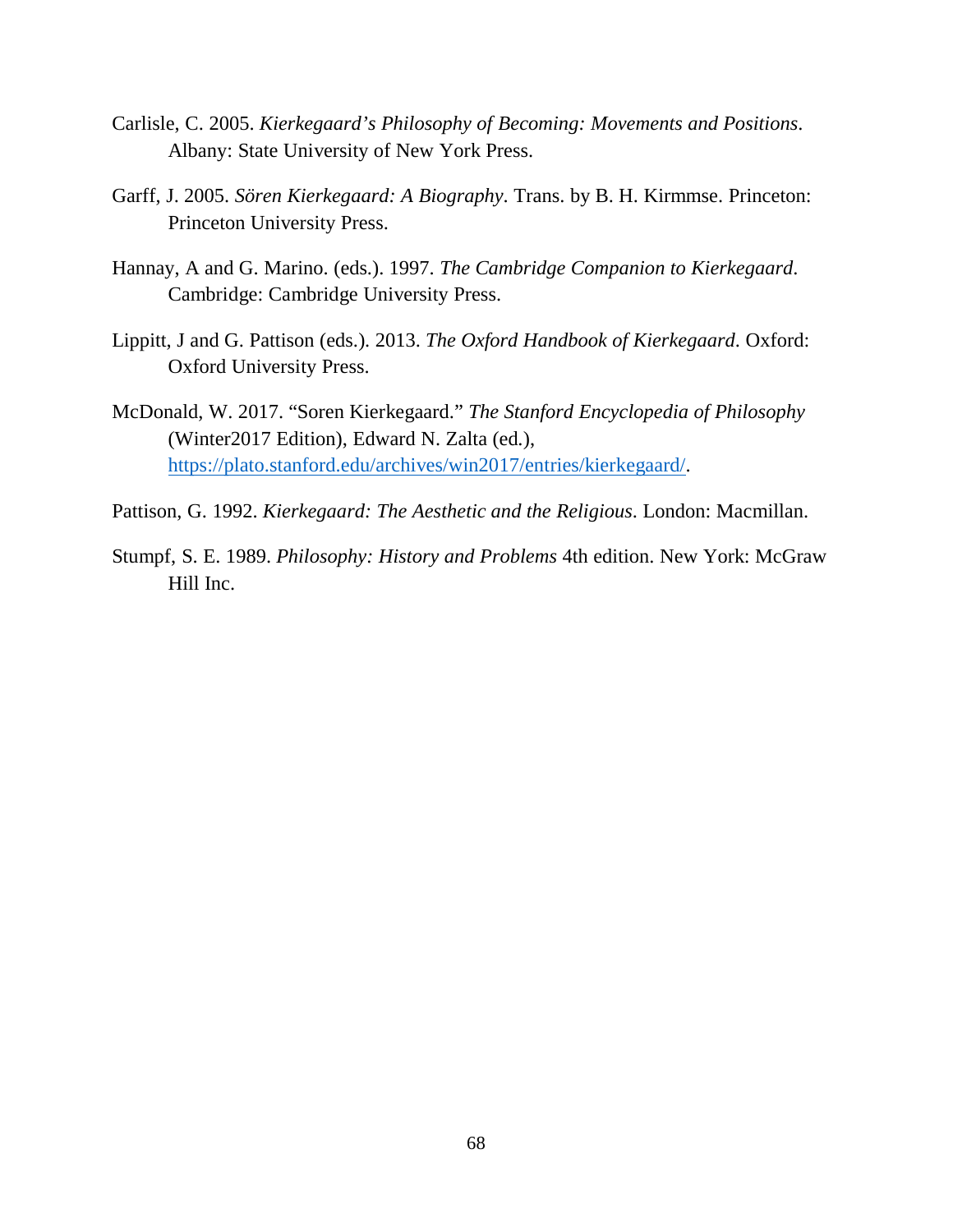Carlisle, C. 2005. *Kierkegaard's Philosophy of Becoming: Movements and Positions*. Albany: State University of New York Press.

Garff, J. 2005. *Sören Kierkegaard: A Biography*. Trans. by B. H. Kirmmse. Princeton: Princeton University Press.

Hannay, A and G. Marino. (eds.). 1997. *The Cambridge Companion to Kierkegaard*. Cambridge: Cambridge University Press.

Lippitt, J and G. Pattison (eds.). 2013. *The Oxford Handbook of Kierkegaard*. Oxford: Oxford University Press.

McDonald, W. 2017. "Soren Kierkegaard." *The Stanford Encyclopedia of Philosophy* (Winter2017 Edition), Edward N. Zalta (ed.), https://plato.stanford.edu/archives/win2017/entries/kierkegaard/.

Pattison, G. 1992. *Kierkegaard: The Aesthetic and the Religious*. London: Macmillan.

Stumpf, S. E. 1989. *Philosophy: History and Problems* 4th edition. New York: McGraw Hill Inc.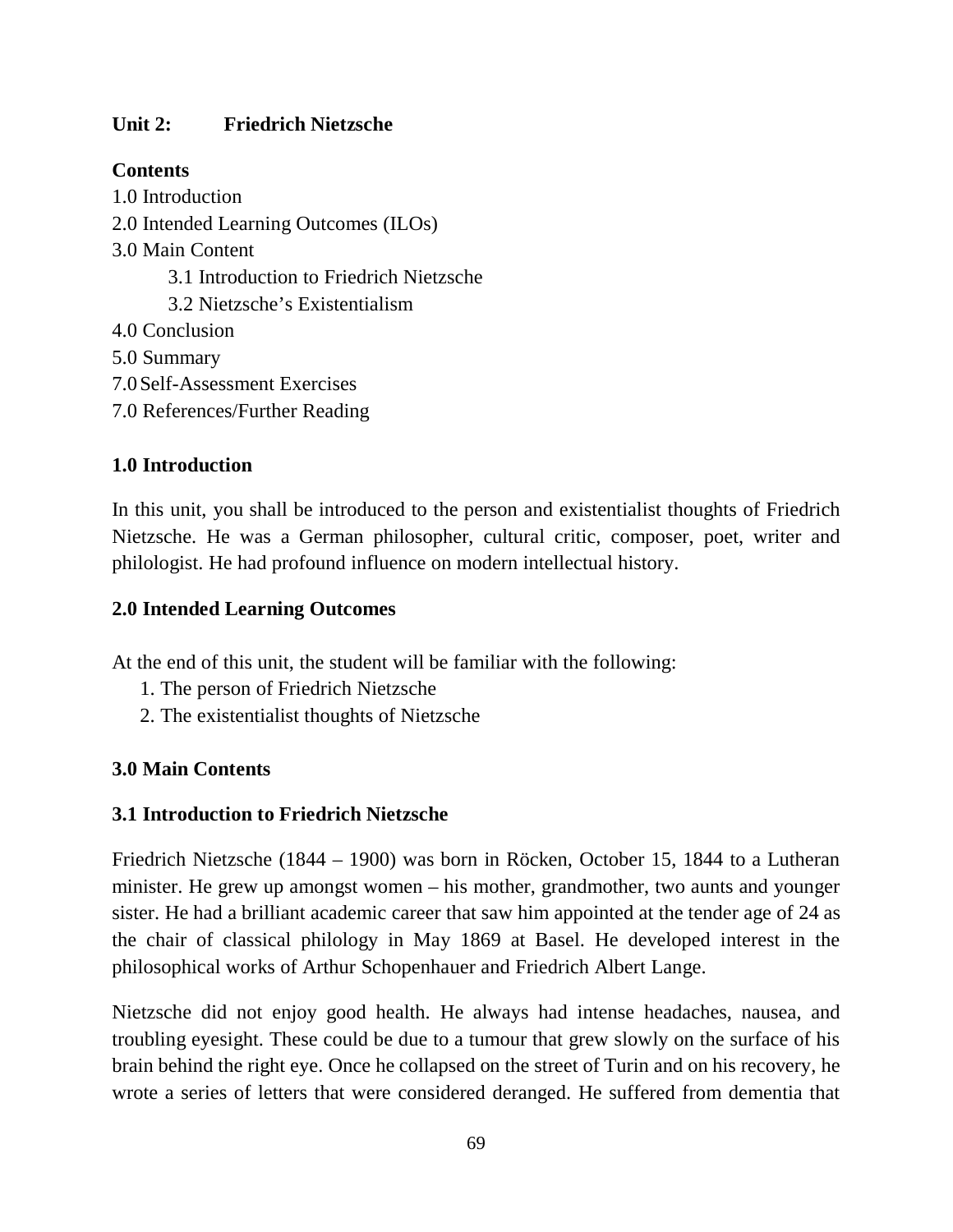## Unit 2: Friedrich Nietzsche

**Contents**

1.0 Introduction
2.0 Intended Learning Outcomes (ILOs)
3.0 Main Content
    3.1 Introduction to Friedrich Nietzsche
    3.2 Nietzsche's Existentialism
4.0 Conclusion
5.0 Summary
7.0 Self-Assessment Exercises
7.0 References/Further Reading

### 1.0 Introduction

In this unit, you shall be introduced to the person and existentialist thoughts of Friedrich Nietzsche. He was a German philosopher, cultural critic, composer, poet, writer and philologist. He had profound influence on modern intellectual history.

### 2.0 Intended Learning Outcomes

At the end of this unit, the student will be familiar with the following:

1. The person of Friedrich Nietzsche
2. The existentialist thoughts of Nietzsche

### 3.0 Main Contents

#### 3.1 Introduction to Friedrich Nietzsche

Friedrich Nietzsche (1844 – 1900) was born in Röcken, October 15, 1844 to a Lutheran minister. He grew up amongst women – his mother, grandmother, two aunts and younger sister. He had a brilliant academic career that saw him appointed at the tender age of 24 as the chair of classical philology in May 1869 at Basel. He developed interest in the philosophical works of Arthur Schopenhauer and Friedrich Albert Lange.

Nietzsche did not enjoy good health. He always had intense headaches, nausea, and troubling eyesight. These could be due to a tumour that grew slowly on the surface of his brain behind the right eye. Once he collapsed on the street of Turin and on his recovery, he wrote a series of letters that were considered deranged. He suffered from dementia that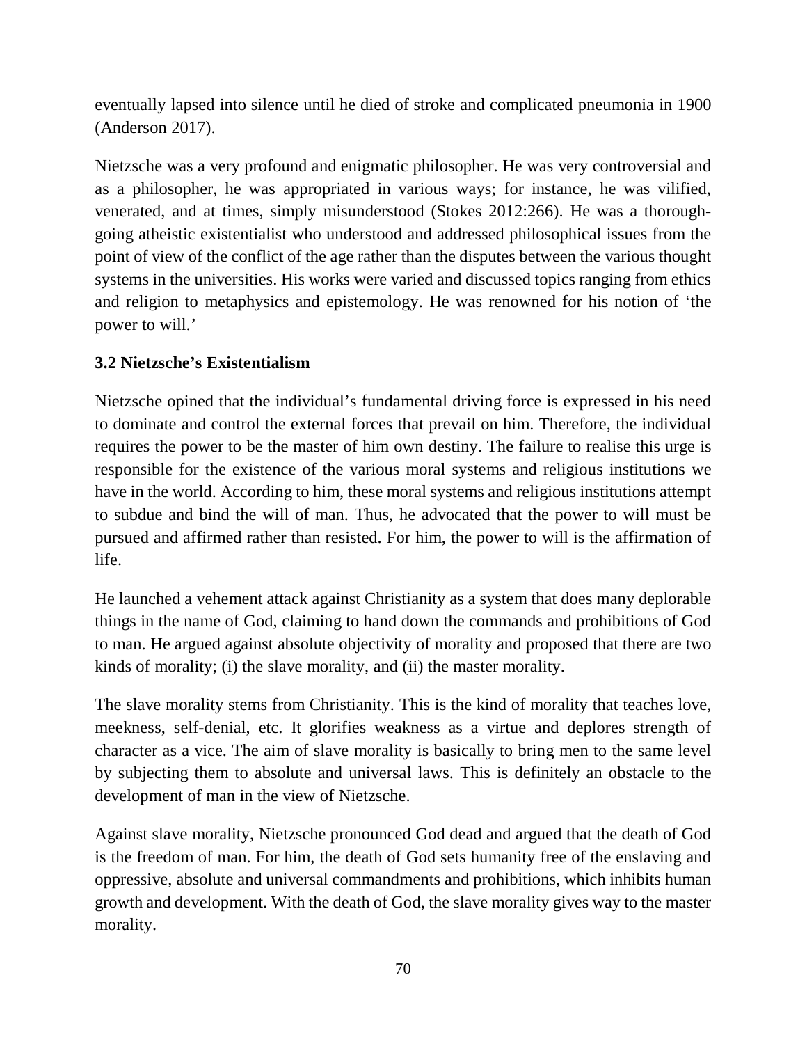eventually lapsed into silence until he died of stroke and complicated pneumonia in 1900 (Anderson 2017).

Nietzsche was a very profound and enigmatic philosopher. He was very controversial and as a philosopher, he was appropriated in various ways; for instance, he was vilified, venerated, and at times, simply misunderstood (Stokes 2012:266). He was a thorough-going atheistic existentialist who understood and addressed philosophical issues from the point of view of the conflict of the age rather than the disputes between the various thought systems in the universities. His works were varied and discussed topics ranging from ethics and religion to metaphysics and epistemology. He was renowned for his notion of 'the power to will.'

### 3.2 Nietzsche's Existentialism

Nietzsche opined that the individual's fundamental driving force is expressed in his need to dominate and control the external forces that prevail on him. Therefore, the individual requires the power to be the master of him own destiny. The failure to realise this urge is responsible for the existence of the various moral systems and religious institutions we have in the world. According to him, these moral systems and religious institutions attempt to subdue and bind the will of man. Thus, he advocated that the power to will must be pursued and affirmed rather than resisted. For him, the power to will is the affirmation of life.

He launched a vehement attack against Christianity as a system that does many deplorable things in the name of God, claiming to hand down the commands and prohibitions of God to man. He argued against absolute objectivity of morality and proposed that there are two kinds of morality; (i) the slave morality, and (ii) the master morality.

The slave morality stems from Christianity. This is the kind of morality that teaches love, meekness, self-denial, etc. It glorifies weakness as a virtue and deplores strength of character as a vice. The aim of slave morality is basically to bring men to the same level by subjecting them to absolute and universal laws. This is definitely an obstacle to the development of man in the view of Nietzsche.

Against slave morality, Nietzsche pronounced God dead and argued that the death of God is the freedom of man. For him, the death of God sets humanity free of the enslaving and oppressive, absolute and universal commandments and prohibitions, which inhibits human growth and development. With the death of God, the slave morality gives way to the master morality.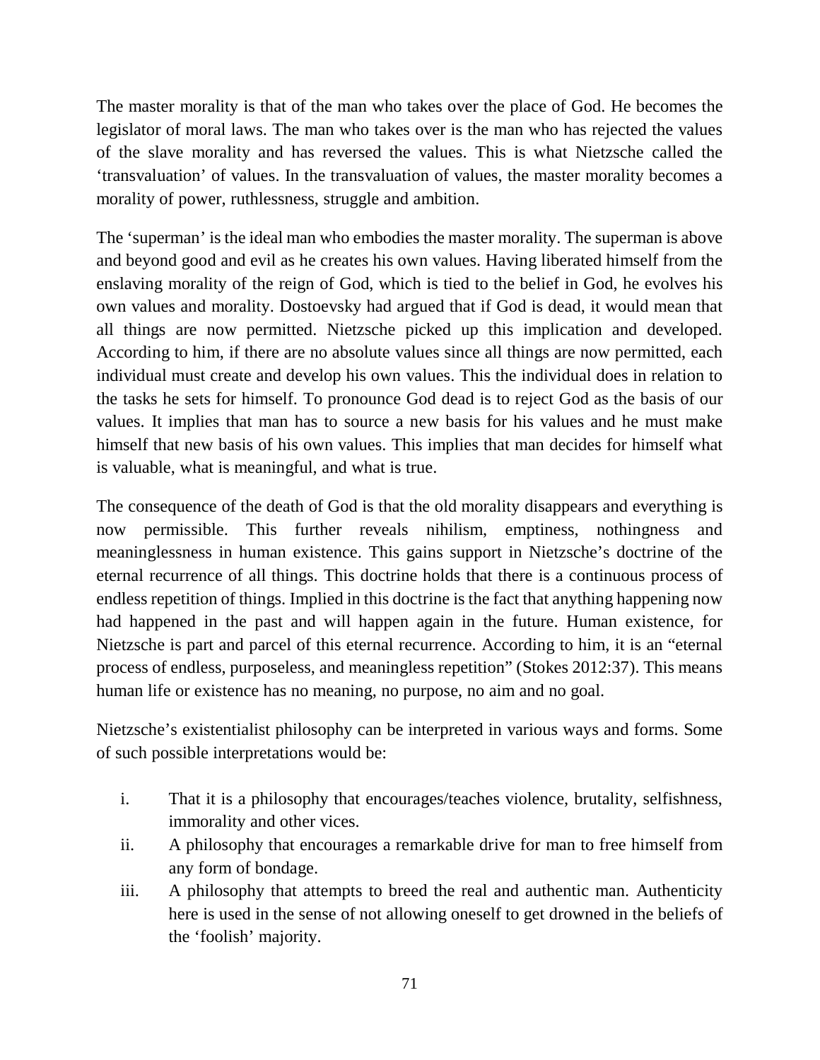The master morality is that of the man who takes over the place of God. He becomes the legislator of moral laws. The man who takes over is the man who has rejected the values of the slave morality and has reversed the values. This is what Nietzsche called the 'transvaluation' of values. In the transvaluation of values, the master morality becomes a morality of power, ruthlessness, struggle and ambition.

The 'superman' is the ideal man who embodies the master morality. The superman is above and beyond good and evil as he creates his own values. Having liberated himself from the enslaving morality of the reign of God, which is tied to the belief in God, he evolves his own values and morality. Dostoevsky had argued that if God is dead, it would mean that all things are now permitted. Nietzsche picked up this implication and developed. According to him, if there are no absolute values since all things are now permitted, each individual must create and develop his own values. This the individual does in relation to the tasks he sets for himself. To pronounce God dead is to reject God as the basis of our values. It implies that man has to source a new basis for his values and he must make himself that new basis of his own values. This implies that man decides for himself what is valuable, what is meaningful, and what is true.

The consequence of the death of God is that the old morality disappears and everything is now permissible. This further reveals nihilism, emptiness, nothingness and meaninglessness in human existence. This gains support in Nietzsche's doctrine of the eternal recurrence of all things. This doctrine holds that there is a continuous process of endless repetition of things. Implied in this doctrine is the fact that anything happening now had happened in the past and will happen again in the future. Human existence, for Nietzsche is part and parcel of this eternal recurrence. According to him, it is an "eternal process of endless, purposeless, and meaningless repetition" (Stokes 2012:37). This means human life or existence has no meaning, no purpose, no aim and no goal.

Nietzsche's existentialist philosophy can be interpreted in various ways and forms. Some of such possible interpretations would be:

i. That it is a philosophy that encourages/teaches violence, brutality, selfishness, immorality and other vices.
ii. A philosophy that encourages a remarkable drive for man to free himself from any form of bondage.
iii. A philosophy that attempts to breed the real and authentic man. Authenticity here is used in the sense of not allowing oneself to get drowned in the beliefs of the 'foolish' majority.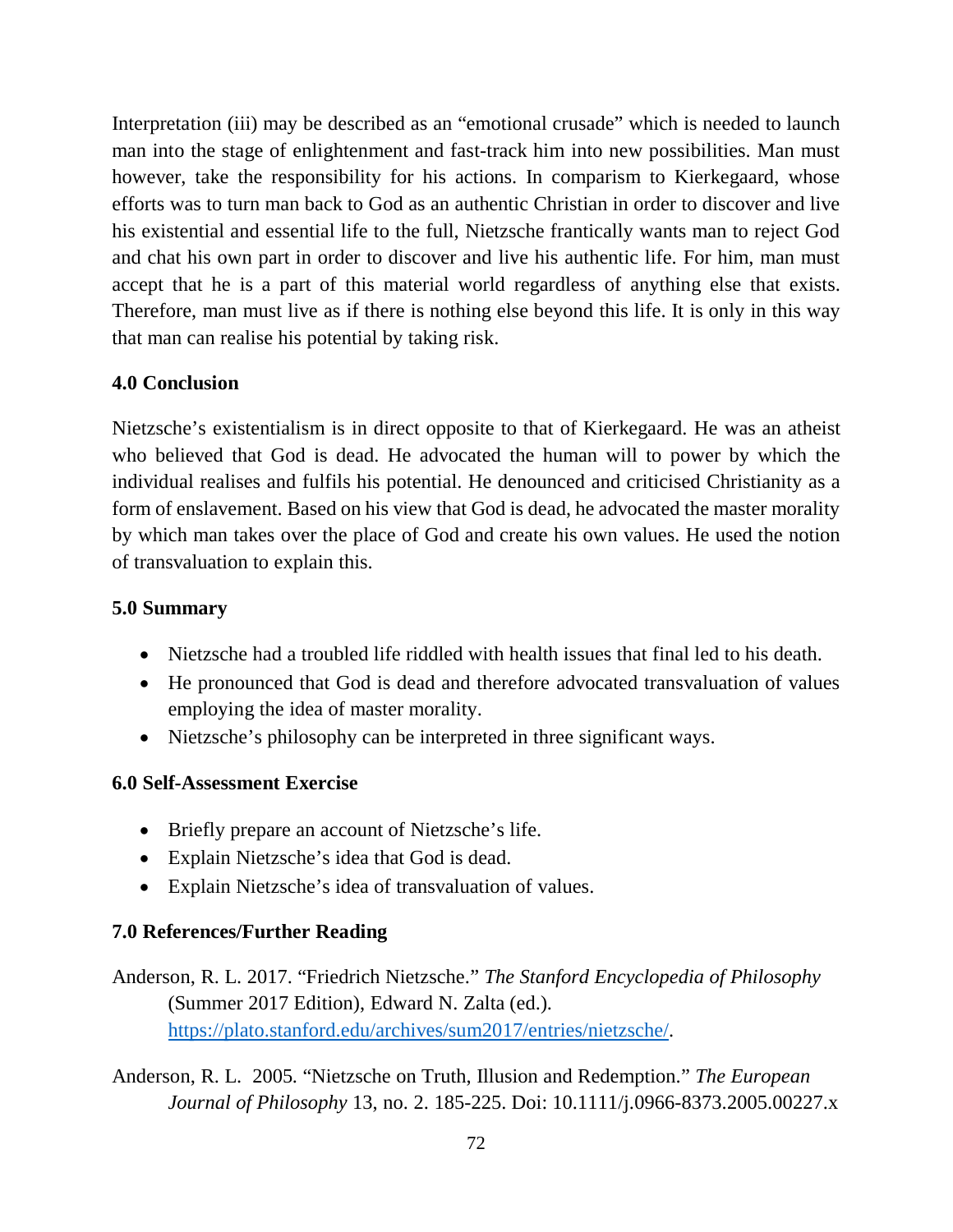Interpretation (iii) may be described as an "emotional crusade" which is needed to launch man into the stage of enlightenment and fast-track him into new possibilities. Man must however, take the responsibility for his actions. In comparism to Kierkegaard, whose efforts was to turn man back to God as an authentic Christian in order to discover and live his existential and essential life to the full, Nietzsche frantically wants man to reject God and chat his own part in order to discover and live his authentic life. For him, man must accept that he is a part of this material world regardless of anything else that exists. Therefore, man must live as if there is nothing else beyond this life. It is only in this way that man can realise his potential by taking risk.

### 4.0 Conclusion

Nietzsche's existentialism is in direct opposite to that of Kierkegaard. He was an atheist who believed that God is dead. He advocated the human will to power by which the individual realises and fulfils his potential. He denounced and criticised Christianity as a form of enslavement. Based on his view that God is dead, he advocated the master morality by which man takes over the place of God and create his own values. He used the notion of transvaluation to explain this.

### 5.0 Summary

- Nietzsche had a troubled life riddled with health issues that final led to his death.
- He pronounced that God is dead and therefore advocated transvaluation of values employing the idea of master morality.
- Nietzsche's philosophy can be interpreted in three significant ways.

### 6.0 Self-Assessment Exercise

- Briefly prepare an account of Nietzsche's life.
- Explain Nietzsche's idea that God is dead.
- Explain Nietzsche's idea of transvaluation of values.

### 7.0 References/Further Reading

Anderson, R. L. 2017. "Friedrich Nietzsche." *The Stanford Encyclopedia of Philosophy* (Summer 2017 Edition), Edward N. Zalta (ed.). https://plato.stanford.edu/archives/sum2017/entries/nietzsche/.

Anderson, R. L. 2005. "Nietzsche on Truth, Illusion and Redemption." *The European Journal of Philosophy* 13, no. 2. 185-225. Doi: 10.1111/j.0966-8373.2005.00227.x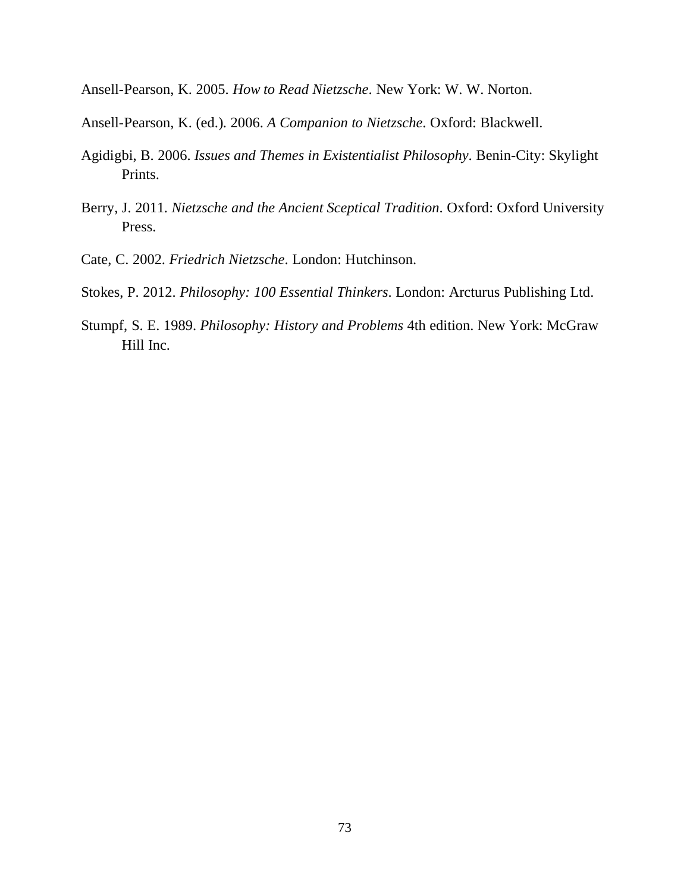Ansell-Pearson, K. 2005. *How to Read Nietzsche*. New York: W. W. Norton.

Ansell-Pearson, K. (ed.). 2006. *A Companion to Nietzsche*. Oxford: Blackwell.

Agidigbi, B. 2006. *Issues and Themes in Existentialist Philosophy*. Benin-City: Skylight Prints.

Berry, J. 2011. *Nietzsche and the Ancient Sceptical Tradition*. Oxford: Oxford University Press.

Cate, C. 2002. *Friedrich Nietzsche*. London: Hutchinson.

Stokes, P. 2012. *Philosophy: 100 Essential Thinkers*. London: Arcturus Publishing Ltd.

Stumpf, S. E. 1989. *Philosophy: History and Problems* 4th edition. New York: McGraw Hill Inc.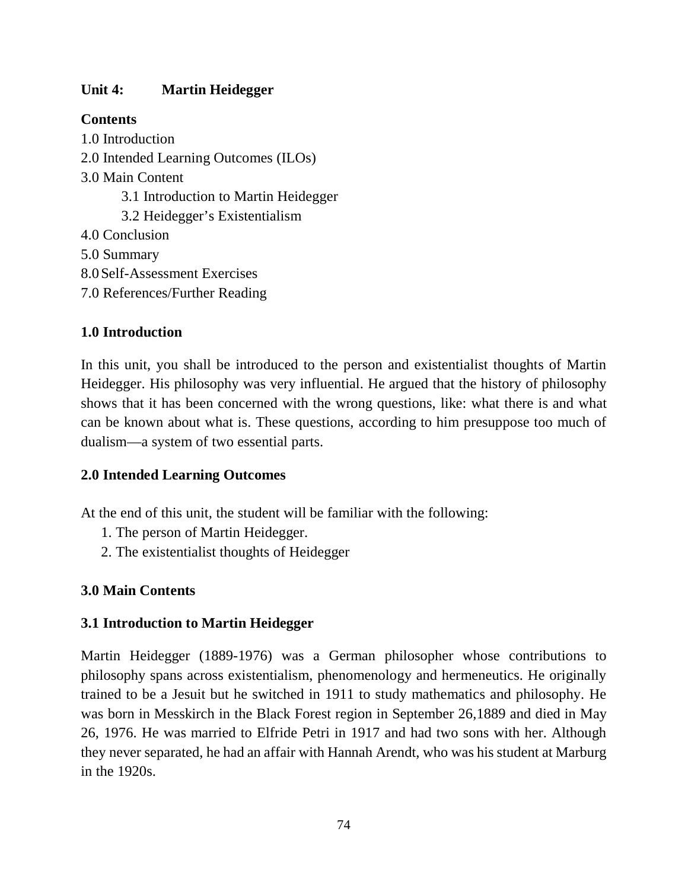## Unit 4: Martin Heidegger

**Contents**

1.0 Introduction
2.0 Intended Learning Outcomes (ILOs)
3.0 Main Content
  3.1 Introduction to Martin Heidegger
  3.2 Heidegger's Existentialism
4.0 Conclusion
5.0 Summary
8.0 Self-Assessment Exercises
7.0 References/Further Reading

### 1.0 Introduction

In this unit, you shall be introduced to the person and existentialist thoughts of Martin Heidegger. His philosophy was very influential. He argued that the history of philosophy shows that it has been concerned with the wrong questions, like: what there is and what can be known about what is. These questions, according to him presuppose too much of dualism—a system of two essential parts.

### 2.0 Intended Learning Outcomes

At the end of this unit, the student will be familiar with the following:

1. The person of Martin Heidegger.
2. The existentialist thoughts of Heidegger

### 3.0 Main Contents

### 3.1 Introduction to Martin Heidegger

Martin Heidegger (1889-1976) was a German philosopher whose contributions to philosophy spans across existentialism, phenomenology and hermeneutics. He originally trained to be a Jesuit but he switched in 1911 to study mathematics and philosophy. He was born in Messkirch in the Black Forest region in September 26,1889 and died in May 26, 1976. He was married to Elfride Petri in 1917 and had two sons with her. Although they never separated, he had an affair with Hannah Arendt, who was his student at Marburg in the 1920s.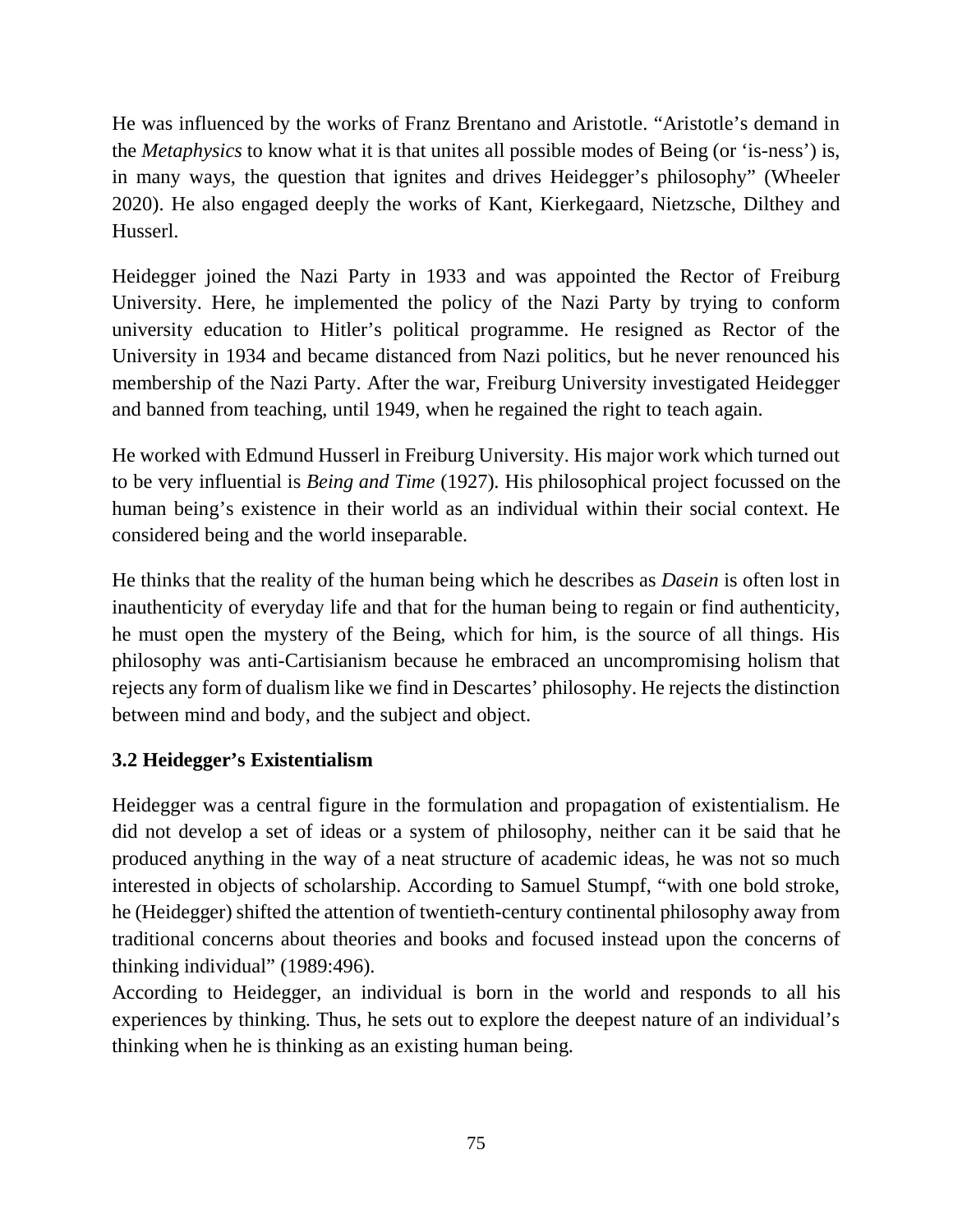He was influenced by the works of Franz Brentano and Aristotle. "Aristotle's demand in the *Metaphysics* to know what it is that unites all possible modes of Being (or 'is-ness') is, in many ways, the question that ignites and drives Heidegger's philosophy" (Wheeler 2020). He also engaged deeply the works of Kant, Kierkegaard, Nietzsche, Dilthey and Husserl.

Heidegger joined the Nazi Party in 1933 and was appointed the Rector of Freiburg University. Here, he implemented the policy of the Nazi Party by trying to conform university education to Hitler's political programme. He resigned as Rector of the University in 1934 and became distanced from Nazi politics, but he never renounced his membership of the Nazi Party. After the war, Freiburg University investigated Heidegger and banned from teaching, until 1949, when he regained the right to teach again.

He worked with Edmund Husserl in Freiburg University. His major work which turned out to be very influential is *Being and Time* (1927). His philosophical project focussed on the human being's existence in their world as an individual within their social context. He considered being and the world inseparable.

He thinks that the reality of the human being which he describes as *Dasein* is often lost in inauthenticity of everyday life and that for the human being to regain or find authenticity, he must open the mystery of the Being, which for him, is the source of all things. His philosophy was anti-Cartisianism because he embraced an uncompromising holism that rejects any form of dualism like we find in Descartes' philosophy. He rejects the distinction between mind and body, and the subject and object.

### 3.2 Heidegger's Existentialism

Heidegger was a central figure in the formulation and propagation of existentialism. He did not develop a set of ideas or a system of philosophy, neither can it be said that he produced anything in the way of a neat structure of academic ideas, he was not so much interested in objects of scholarship. According to Samuel Stumpf, "with one bold stroke, he (Heidegger) shifted the attention of twentieth-century continental philosophy away from traditional concerns about theories and books and focused instead upon the concerns of thinking individual" (1989:496).

According to Heidegger, an individual is born in the world and responds to all his experiences by thinking. Thus, he sets out to explore the deepest nature of an individual's thinking when he is thinking as an existing human being.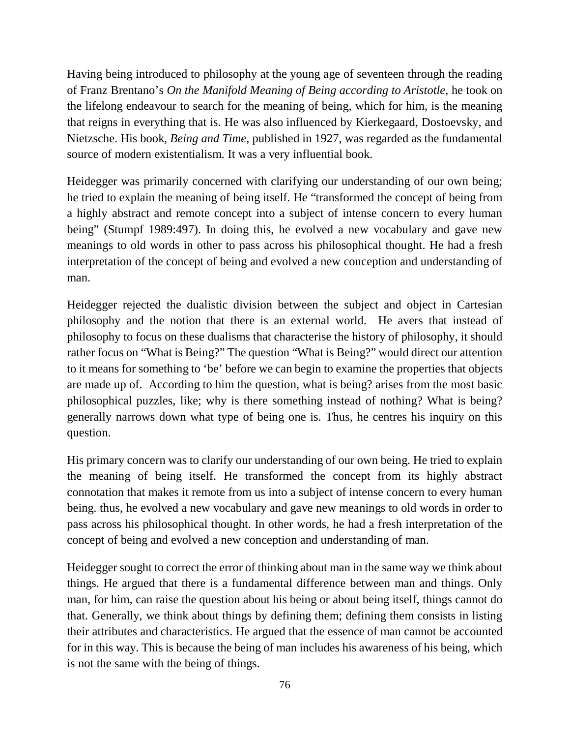Having being introduced to philosophy at the young age of seventeen through the reading of Franz Brentano's *On the Manifold Meaning of Being according to Aristotle*, he took on the lifelong endeavour to search for the meaning of being, which for him, is the meaning that reigns in everything that is. He was also influenced by Kierkegaard, Dostoevsky, and Nietzsche. His book, *Being and Time*, published in 1927, was regarded as the fundamental source of modern existentialism. It was a very influential book.

Heidegger was primarily concerned with clarifying our understanding of our own being; he tried to explain the meaning of being itself. He "transformed the concept of being from a highly abstract and remote concept into a subject of intense concern to every human being" (Stumpf 1989:497). In doing this, he evolved a new vocabulary and gave new meanings to old words in other to pass across his philosophical thought. He had a fresh interpretation of the concept of being and evolved a new conception and understanding of man.

Heidegger rejected the dualistic division between the subject and object in Cartesian philosophy and the notion that there is an external world. He avers that instead of philosophy to focus on these dualisms that characterise the history of philosophy, it should rather focus on "What is Being?" The question "What is Being?" would direct our attention to it means for something to 'be' before we can begin to examine the properties that objects are made up of. According to him the question, what is being? arises from the most basic philosophical puzzles, like; why is there something instead of nothing? What is being? generally narrows down what type of being one is. Thus, he centres his inquiry on this question.

His primary concern was to clarify our understanding of our own being. He tried to explain the meaning of being itself. He transformed the concept from its highly abstract connotation that makes it remote from us into a subject of intense concern to every human being. thus, he evolved a new vocabulary and gave new meanings to old words in order to pass across his philosophical thought. In other words, he had a fresh interpretation of the concept of being and evolved a new conception and understanding of man.

Heidegger sought to correct the error of thinking about man in the same way we think about things. He argued that there is a fundamental difference between man and things. Only man, for him, can raise the question about his being or about being itself, things cannot do that. Generally, we think about things by defining them; defining them consists in listing their attributes and characteristics. He argued that the essence of man cannot be accounted for in this way. This is because the being of man includes his awareness of his being, which is not the same with the being of things.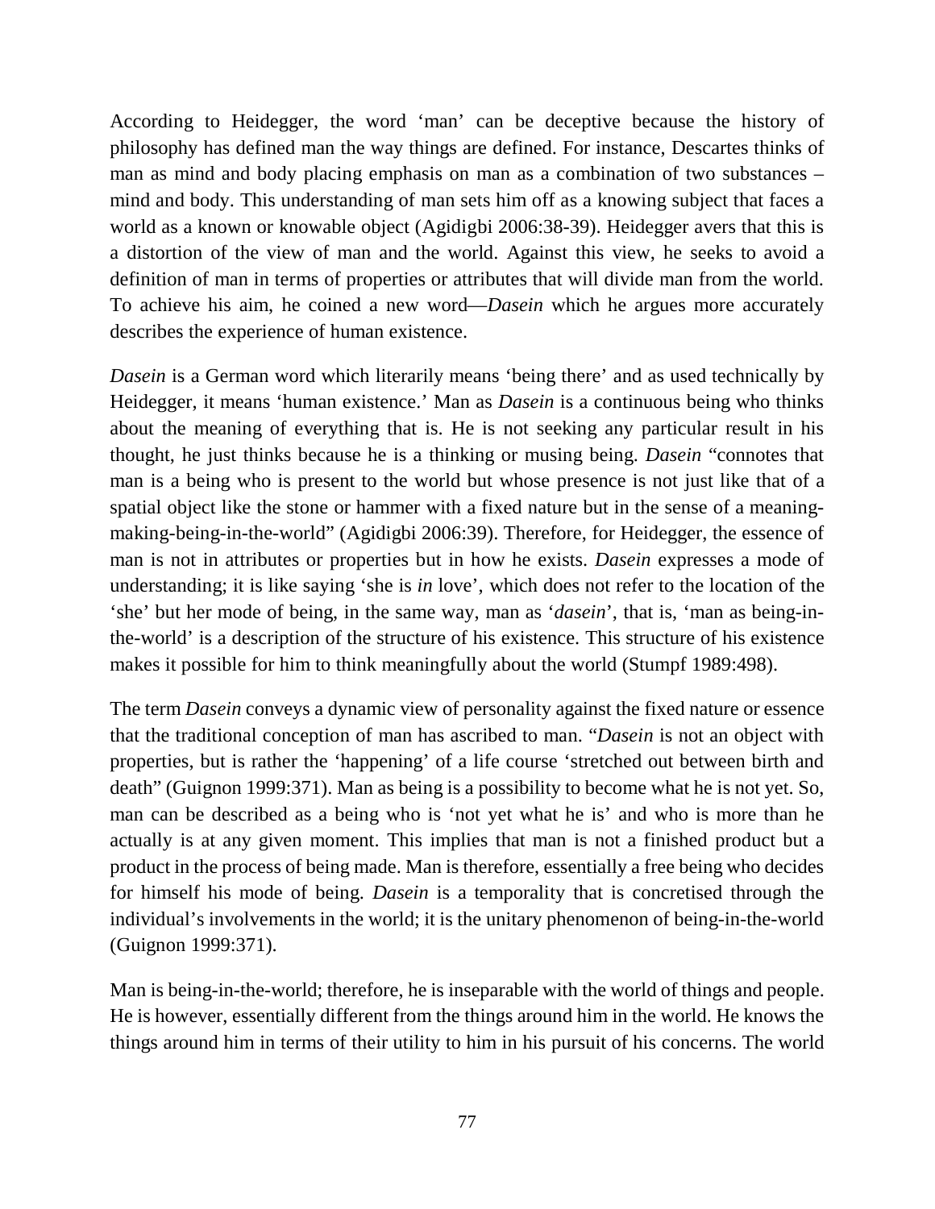According to Heidegger, the word ‘man’ can be deceptive because the history of philosophy has defined man the way things are defined. For instance, Descartes thinks of man as mind and body placing emphasis on man as a combination of two substances – mind and body. This understanding of man sets him off as a knowing subject that faces a world as a known or knowable object (Agidigbi 2006:38-39). Heidegger avers that this is a distortion of the view of man and the world. Against this view, he seeks to avoid a definition of man in terms of properties or attributes that will divide man from the world. To achieve his aim, he coined a new word—*Dasein* which he argues more accurately describes the experience of human existence.

*Dasein* is a German word which literarily means ‘being there’ and as used technically by Heidegger, it means ‘human existence.’ Man as *Dasein* is a continuous being who thinks about the meaning of everything that is. He is not seeking any particular result in his thought, he just thinks because he is a thinking or musing being. *Dasein* “connotes that man is a being who is present to the world but whose presence is not just like that of a spatial object like the stone or hammer with a fixed nature but in the sense of a meaning-making-being-in-the-world” (Agidigbi 2006:39). Therefore, for Heidegger, the essence of man is not in attributes or properties but in how he exists. *Dasein* expresses a mode of understanding; it is like saying ‘she is *in* love’, which does not refer to the location of the ‘she’ but her mode of being, in the same way, man as ‘*dasein*’, that is, ‘man as being-in-the-world’ is a description of the structure of his existence. This structure of his existence makes it possible for him to think meaningfully about the world (Stumpf 1989:498).

The term *Dasein* conveys a dynamic view of personality against the fixed nature or essence that the traditional conception of man has ascribed to man. “*Dasein* is not an object with properties, but is rather the ‘happening’ of a life course ‘stretched out between birth and death” (Guignon 1999:371). Man as being is a possibility to become what he is not yet. So, man can be described as a being who is ‘not yet what he is’ and who is more than he actually is at any given moment. This implies that man is not a finished product but a product in the process of being made. Man is therefore, essentially a free being who decides for himself his mode of being. *Dasein* is a temporality that is concretised through the individual’s involvements in the world; it is the unitary phenomenon of being-in-the-world (Guignon 1999:371).

Man is being-in-the-world; therefore, he is inseparable with the world of things and people. He is however, essentially different from the things around him in the world. He knows the things around him in terms of their utility to him in his pursuit of his concerns. The world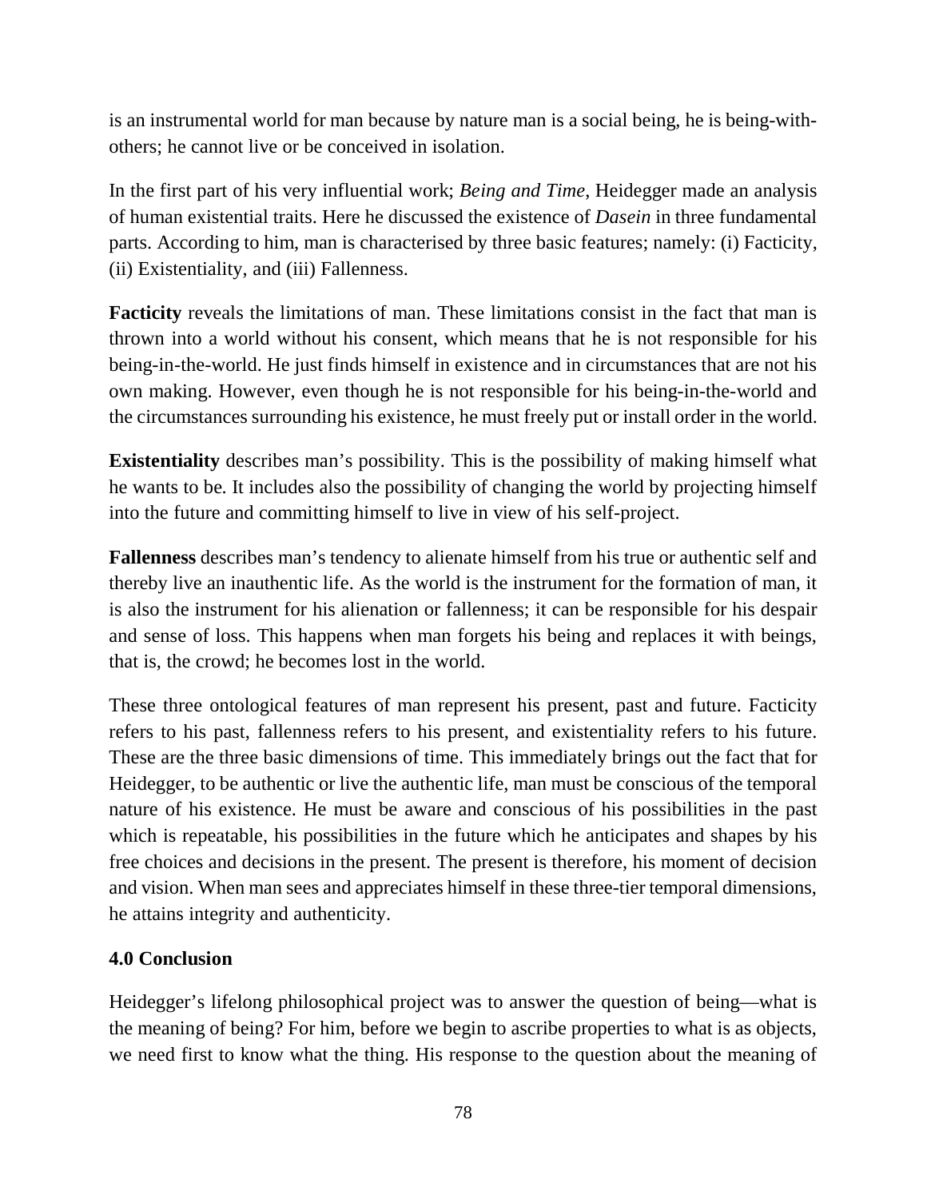is an instrumental world for man because by nature man is a social being, he is being-with-others; he cannot live or be conceived in isolation.

In the first part of his very influential work; *Being and Time*, Heidegger made an analysis of human existential traits. Here he discussed the existence of *Dasein* in three fundamental parts. According to him, man is characterised by three basic features; namely: (i) Facticity, (ii) Existentiality, and (iii) Fallenness.

**Facticity** reveals the limitations of man. These limitations consist in the fact that man is thrown into a world without his consent, which means that he is not responsible for his being-in-the-world. He just finds himself in existence and in circumstances that are not his own making. However, even though he is not responsible for his being-in-the-world and the circumstances surrounding his existence, he must freely put or install order in the world.

**Existentiality** describes man's possibility. This is the possibility of making himself what he wants to be. It includes also the possibility of changing the world by projecting himself into the future and committing himself to live in view of his self-project.

**Fallenness** describes man's tendency to alienate himself from his true or authentic self and thereby live an inauthentic life. As the world is the instrument for the formation of man, it is also the instrument for his alienation or fallenness; it can be responsible for his despair and sense of loss. This happens when man forgets his being and replaces it with beings, that is, the crowd; he becomes lost in the world.

These three ontological features of man represent his present, past and future. Facticity refers to his past, fallenness refers to his present, and existentiality refers to his future. These are the three basic dimensions of time. This immediately brings out the fact that for Heidegger, to be authentic or live the authentic life, man must be conscious of the temporal nature of his existence. He must be aware and conscious of his possibilities in the past which is repeatable, his possibilities in the future which he anticipates and shapes by his free choices and decisions in the present. The present is therefore, his moment of decision and vision. When man sees and appreciates himself in these three-tier temporal dimensions, he attains integrity and authenticity.

## 4.0 Conclusion

Heidegger's lifelong philosophical project was to answer the question of being—what is the meaning of being? For him, before we begin to ascribe properties to what is as objects, we need first to know what the thing. His response to the question about the meaning of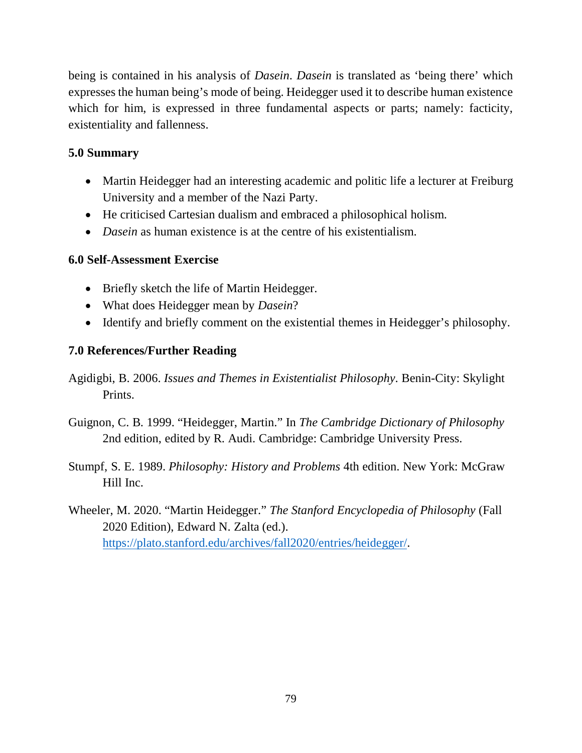being is contained in his analysis of *Dasein*. *Dasein* is translated as 'being there' which expresses the human being's mode of being. Heidegger used it to describe human existence which for him, is expressed in three fundamental aspects or parts; namely: facticity, existentiality and fallenness.

## 5.0 Summary

- Martin Heidegger had an interesting academic and politic life a lecturer at Freiburg University and a member of the Nazi Party.
- He criticised Cartesian dualism and embraced a philosophical holism.
- *Dasein* as human existence is at the centre of his existentialism.

## 6.0 Self-Assessment Exercise

- Briefly sketch the life of Martin Heidegger.
- What does Heidegger mean by *Dasein*?
- Identify and briefly comment on the existential themes in Heidegger's philosophy.

## 7.0 References/Further Reading

Agidigbi, B. 2006. *Issues and Themes in Existentialist Philosophy*. Benin-City: Skylight Prints.

Guignon, C. B. 1999. "Heidegger, Martin." In *The Cambridge Dictionary of Philosophy* 2nd edition, edited by R. Audi. Cambridge: Cambridge University Press.

Stumpf, S. E. 1989. *Philosophy: History and Problems* 4th edition. New York: McGraw Hill Inc.

Wheeler, M. 2020. "Martin Heidegger." *The Stanford Encyclopedia of Philosophy* (Fall 2020 Edition), Edward N. Zalta (ed.). https://plato.stanford.edu/archives/fall2020/entries/heidegger/.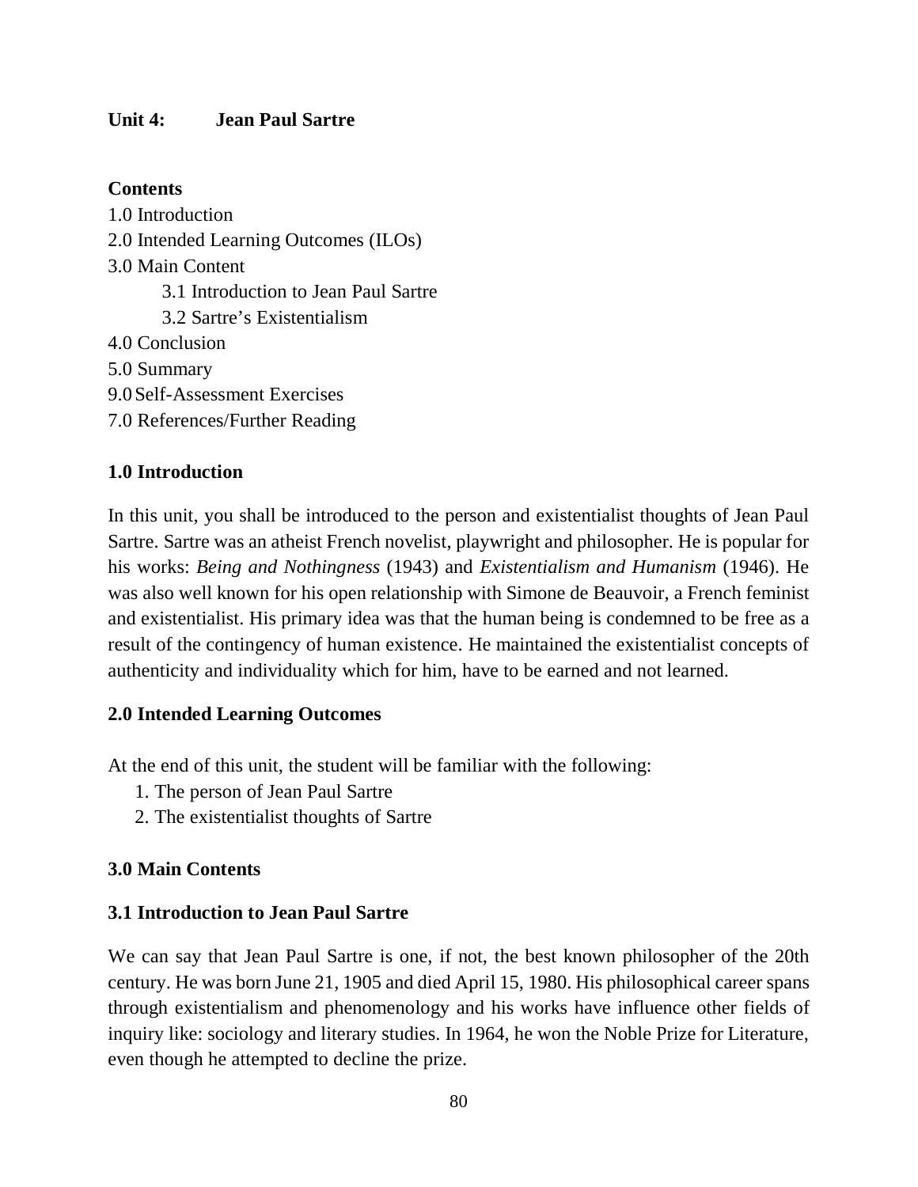### Unit 4: Jean Paul Sartre

**Contents**

1.0 Introduction
2.0 Intended Learning Outcomes (ILOs)
3.0 Main Content
    3.1 Introduction to Jean Paul Sartre
    3.2 Sartre's Existentialism
4.0 Conclusion
5.0 Summary
9.0 Self-Assessment Exercises
7.0 References/Further Reading

#### 1.0 Introduction

In this unit, you shall be introduced to the person and existentialist thoughts of Jean Paul Sartre. Sartre was an atheist French novelist, playwright and philosopher. He is popular for his works: *Being and Nothingness* (1943) and *Existentialism and Humanism* (1946). He was also well known for his open relationship with Simone de Beauvoir, a French feminist and existentialist. His primary idea was that the human being is condemned to be free as a result of the contingency of human existence. He maintained the existentialist concepts of authenticity and individuality which for him, have to be earned and not learned.

#### 2.0 Intended Learning Outcomes

At the end of this unit, the student will be familiar with the following:

1. The person of Jean Paul Sartre
2. The existentialist thoughts of Sartre

#### 3.0 Main Contents

#### 3.1 Introduction to Jean Paul Sartre

We can say that Jean Paul Sartre is one, if not, the best known philosopher of the 20th century. He was born June 21, 1905 and died April 15, 1980. His philosophical career spans through existentialism and phenomenology and his works have influence other fields of inquiry like: sociology and literary studies. In 1964, he won the Noble Prize for Literature, even though he attempted to decline the prize.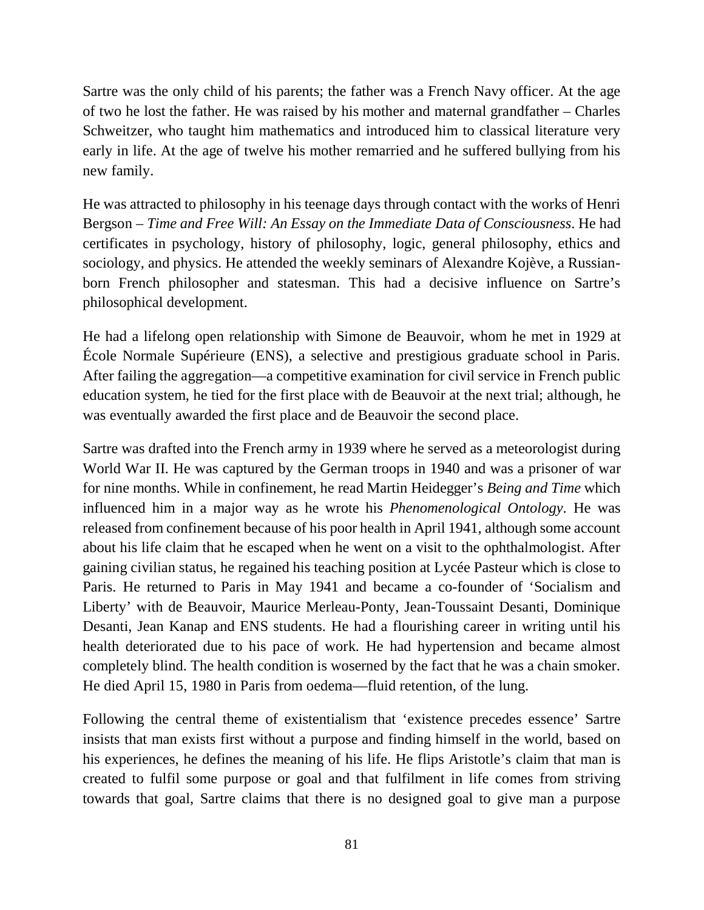Sartre was the only child of his parents; the father was a French Navy officer. At the age of two he lost the father. He was raised by his mother and maternal grandfather – Charles Schweitzer, who taught him mathematics and introduced him to classical literature very early in life. At the age of twelve his mother remarried and he suffered bullying from his new family.

He was attracted to philosophy in his teenage days through contact with the works of Henri Bergson – *Time and Free Will: An Essay on the Immediate Data of Consciousness*. He had certificates in psychology, history of philosophy, logic, general philosophy, ethics and sociology, and physics. He attended the weekly seminars of Alexandre Kojève, a Russian-born French philosopher and statesman. This had a decisive influence on Sartre's philosophical development.

He had a lifelong open relationship with Simone de Beauvoir, whom he met in 1929 at École Normale Supérieure (ENS), a selective and prestigious graduate school in Paris. After failing the aggregation—a competitive examination for civil service in French public education system, he tied for the first place with de Beauvoir at the next trial; although, he was eventually awarded the first place and de Beauvoir the second place.

Sartre was drafted into the French army in 1939 where he served as a meteorologist during World War II. He was captured by the German troops in 1940 and was a prisoner of war for nine months. While in confinement, he read Martin Heidegger's *Being and Time* which influenced him in a major way as he wrote his *Phenomenological Ontology*. He was released from confinement because of his poor health in April 1941, although some account about his life claim that he escaped when he went on a visit to the ophthalmologist. After gaining civilian status, he regained his teaching position at Lycée Pasteur which is close to Paris. He returned to Paris in May 1941 and became a co-founder of 'Socialism and Liberty' with de Beauvoir, Maurice Merleau-Ponty, Jean-Toussaint Desanti, Dominique Desanti, Jean Kanap and ENS students. He had a flourishing career in writing until his health deteriorated due to his pace of work. He had hypertension and became almost completely blind. The health condition is woserned by the fact that he was a chain smoker. He died April 15, 1980 in Paris from oedema—fluid retention, of the lung.

Following the central theme of existentialism that 'existence precedes essence' Sartre insists that man exists first without a purpose and finding himself in the world, based on his experiences, he defines the meaning of his life. He flips Aristotle's claim that man is created to fulfil some purpose or goal and that fulfilment in life comes from striving towards that goal, Sartre claims that there is no designed goal to give man a purpose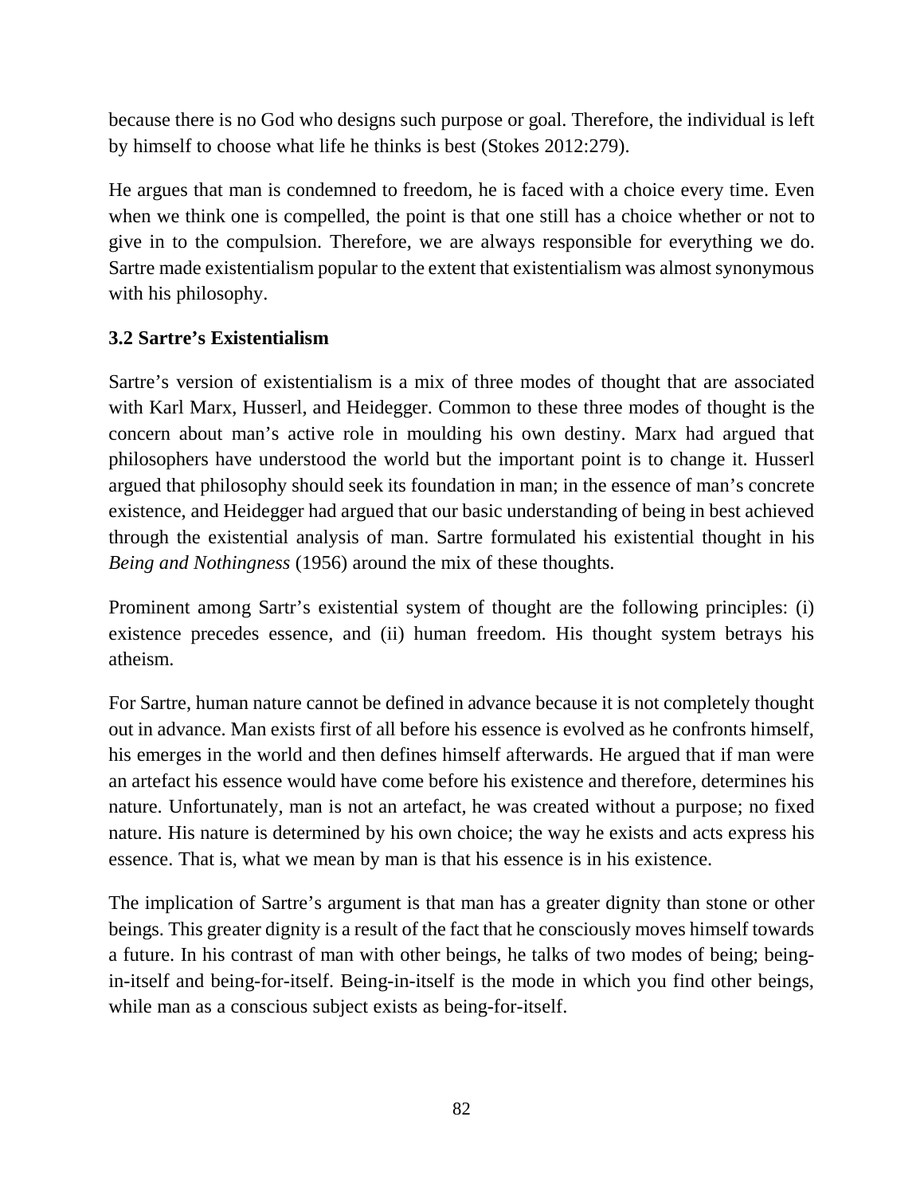because there is no God who designs such purpose or goal. Therefore, the individual is left by himself to choose what life he thinks is best (Stokes 2012:279).

He argues that man is condemned to freedom, he is faced with a choice every time. Even when we think one is compelled, the point is that one still has a choice whether or not to give in to the compulsion. Therefore, we are always responsible for everything we do. Sartre made existentialism popular to the extent that existentialism was almost synonymous with his philosophy.

### 3.2 Sartre's Existentialism

Sartre's version of existentialism is a mix of three modes of thought that are associated with Karl Marx, Husserl, and Heidegger. Common to these three modes of thought is the concern about man's active role in moulding his own destiny. Marx had argued that philosophers have understood the world but the important point is to change it. Husserl argued that philosophy should seek its foundation in man; in the essence of man's concrete existence, and Heidegger had argued that our basic understanding of being in best achieved through the existential analysis of man. Sartre formulated his existential thought in his *Being and Nothingness* (1956) around the mix of these thoughts.

Prominent among Sartr's existential system of thought are the following principles: (i) existence precedes essence, and (ii) human freedom. His thought system betrays his atheism.

For Sartre, human nature cannot be defined in advance because it is not completely thought out in advance. Man exists first of all before his essence is evolved as he confronts himself, his emerges in the world and then defines himself afterwards. He argued that if man were an artefact his essence would have come before his existence and therefore, determines his nature. Unfortunately, man is not an artefact, he was created without a purpose; no fixed nature. His nature is determined by his own choice; the way he exists and acts express his essence. That is, what we mean by man is that his essence is in his existence.

The implication of Sartre's argument is that man has a greater dignity than stone or other beings. This greater dignity is a result of the fact that he consciously moves himself towards a future. In his contrast of man with other beings, he talks of two modes of being; being-in-itself and being-for-itself. Being-in-itself is the mode in which you find other beings, while man as a conscious subject exists as being-for-itself.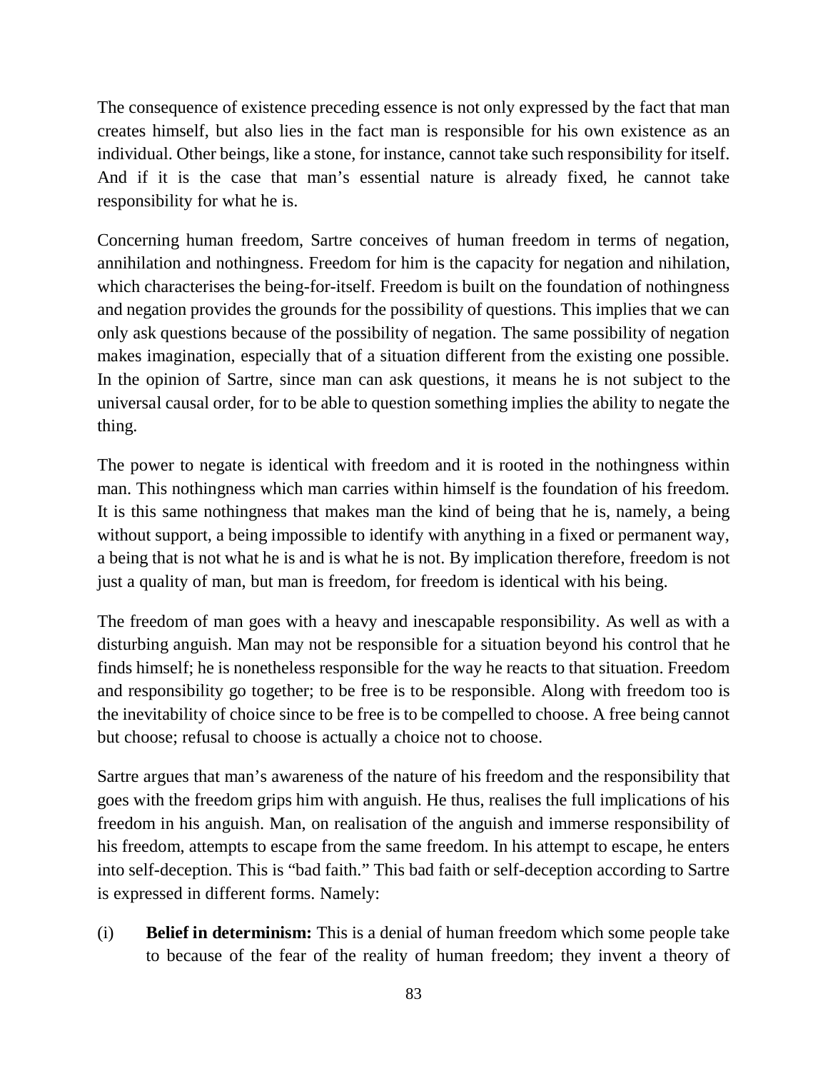The consequence of existence preceding essence is not only expressed by the fact that man creates himself, but also lies in the fact man is responsible for his own existence as an individual. Other beings, like a stone, for instance, cannot take such responsibility for itself. And if it is the case that man's essential nature is already fixed, he cannot take responsibility for what he is.

Concerning human freedom, Sartre conceives of human freedom in terms of negation, annihilation and nothingness. Freedom for him is the capacity for negation and nihilation, which characterises the being-for-itself. Freedom is built on the foundation of nothingness and negation provides the grounds for the possibility of questions. This implies that we can only ask questions because of the possibility of negation. The same possibility of negation makes imagination, especially that of a situation different from the existing one possible. In the opinion of Sartre, since man can ask questions, it means he is not subject to the universal causal order, for to be able to question something implies the ability to negate the thing.

The power to negate is identical with freedom and it is rooted in the nothingness within man. This nothingness which man carries within himself is the foundation of his freedom. It is this same nothingness that makes man the kind of being that he is, namely, a being without support, a being impossible to identify with anything in a fixed or permanent way, a being that is not what he is and is what he is not. By implication therefore, freedom is not just a quality of man, but man is freedom, for freedom is identical with his being.

The freedom of man goes with a heavy and inescapable responsibility. As well as with a disturbing anguish. Man may not be responsible for a situation beyond his control that he finds himself; he is nonetheless responsible for the way he reacts to that situation. Freedom and responsibility go together; to be free is to be responsible. Along with freedom too is the inevitability of choice since to be free is to be compelled to choose. A free being cannot but choose; refusal to choose is actually a choice not to choose.

Sartre argues that man's awareness of the nature of his freedom and the responsibility that goes with the freedom grips him with anguish. He thus, realises the full implications of his freedom in his anguish. Man, on realisation of the anguish and immerse responsibility of his freedom, attempts to escape from the same freedom. In his attempt to escape, he enters into self-deception. This is "bad faith." This bad faith or self-deception according to Sartre is expressed in different forms. Namely:

(i) **Belief in determinism:** This is a denial of human freedom which some people take to because of the fear of the reality of human freedom; they invent a theory of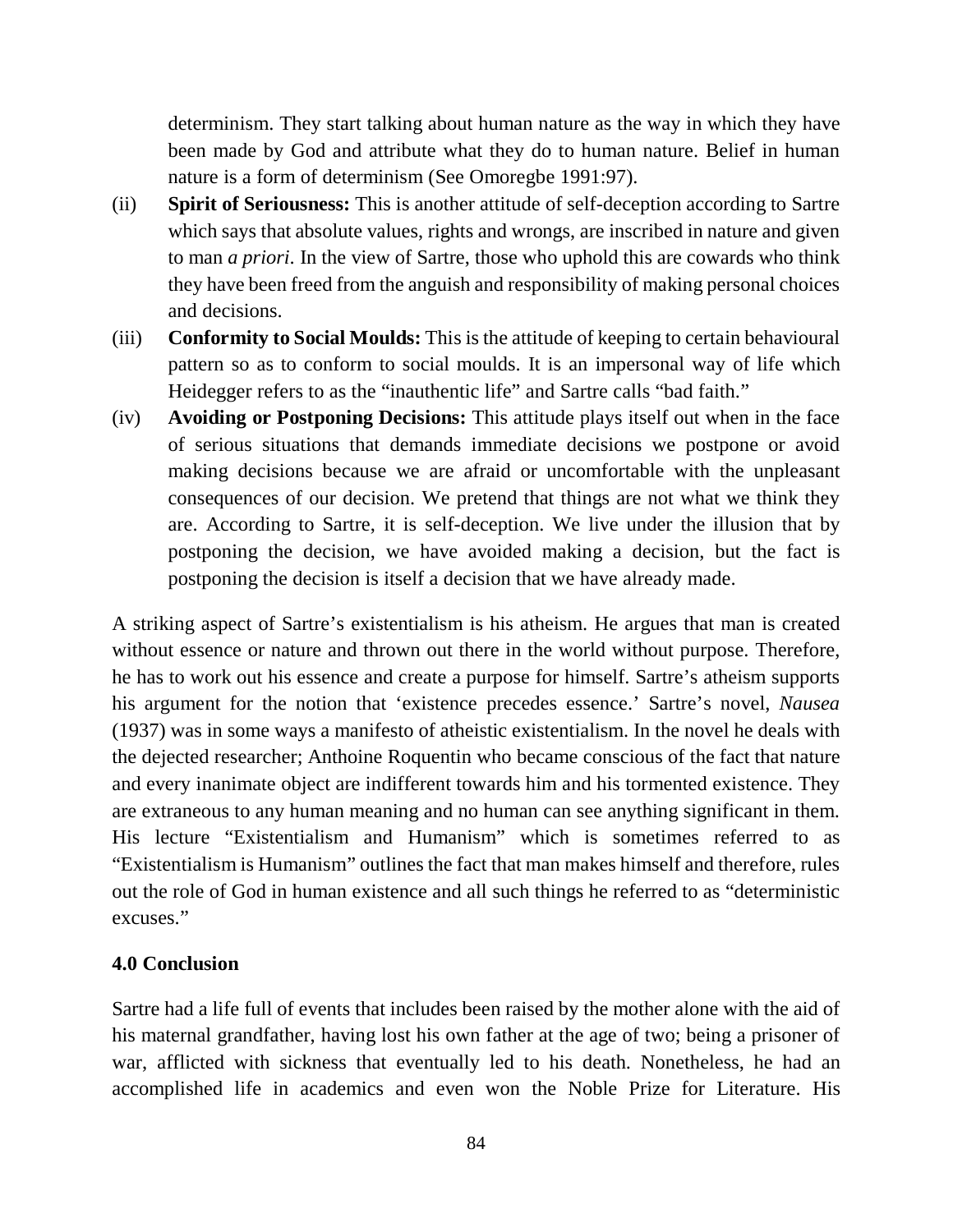determinism. They start talking about human nature as the way in which they have been made by God and attribute what they do to human nature. Belief in human nature is a form of determinism (See Omoregbe 1991:97).

(ii) **Spirit of Seriousness:** This is another attitude of self-deception according to Sartre which says that absolute values, rights and wrongs, are inscribed in nature and given to man *a priori*. In the view of Sartre, those who uphold this are cowards who think they have been freed from the anguish and responsibility of making personal choices and decisions.

(iii) **Conformity to Social Moulds:** This is the attitude of keeping to certain behavioural pattern so as to conform to social moulds. It is an impersonal way of life which Heidegger refers to as the "inauthentic life" and Sartre calls "bad faith."

(iv) **Avoiding or Postponing Decisions:** This attitude plays itself out when in the face of serious situations that demands immediate decisions we postpone or avoid making decisions because we are afraid or uncomfortable with the unpleasant consequences of our decision. We pretend that things are not what we think they are. According to Sartre, it is self-deception. We live under the illusion that by postponing the decision, we have avoided making a decision, but the fact is postponing the decision is itself a decision that we have already made.

A striking aspect of Sartre's existentialism is his atheism. He argues that man is created without essence or nature and thrown out there in the world without purpose. Therefore, he has to work out his essence and create a purpose for himself. Sartre's atheism supports his argument for the notion that 'existence precedes essence.' Sartre's novel, *Nausea* (1937) was in some ways a manifesto of atheistic existentialism. In the novel he deals with the dejected researcher; Anthoine Roquentin who became conscious of the fact that nature and every inanimate object are indifferent towards him and his tormented existence. They are extraneous to any human meaning and no human can see anything significant in them. His lecture "Existentialism and Humanism" which is sometimes referred to as "Existentialism is Humanism" outlines the fact that man makes himself and therefore, rules out the role of God in human existence and all such things he referred to as "deterministic excuses."

**4.0 Conclusion**

Sartre had a life full of events that includes been raised by the mother alone with the aid of his maternal grandfather, having lost his own father at the age of two; being a prisoner of war, afflicted with sickness that eventually led to his death. Nonetheless, he had an accomplished life in academics and even won the Noble Prize for Literature. His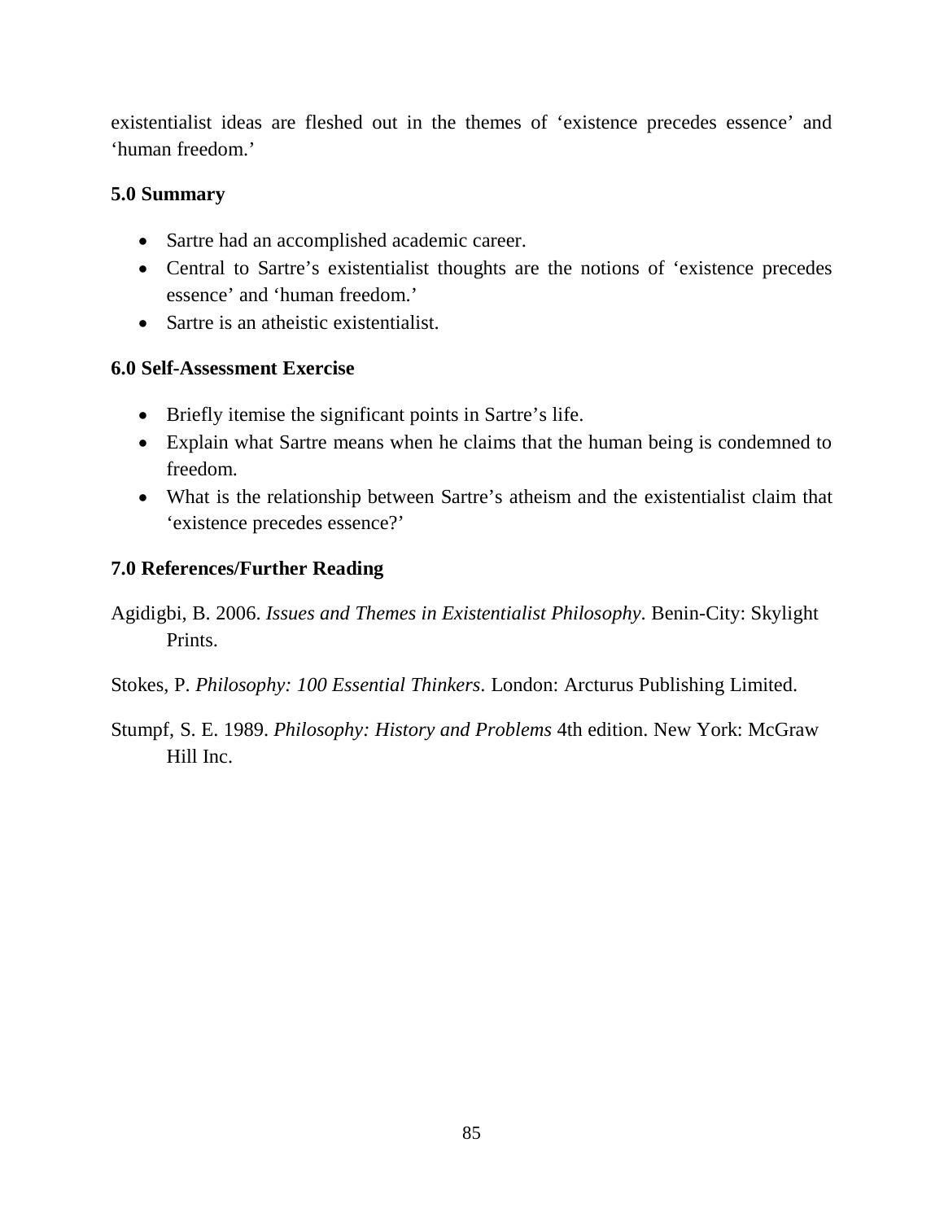existentialist ideas are fleshed out in the themes of 'existence precedes essence' and 'human freedom.'

## 5.0 Summary

- Sartre had an accomplished academic career.
- Central to Sartre's existentialist thoughts are the notions of 'existence precedes essence' and 'human freedom.'
- Sartre is an atheistic existentialist.

## 6.0 Self-Assessment Exercise

- Briefly itemise the significant points in Sartre's life.
- Explain what Sartre means when he claims that the human being is condemned to freedom.
- What is the relationship between Sartre's atheism and the existentialist claim that 'existence precedes essence?'

## 7.0 References/Further Reading

Agidigbi, B. 2006. *Issues and Themes in Existentialist Philosophy*. Benin-City: Skylight Prints.

Stokes, P. *Philosophy: 100 Essential Thinkers*. London: Arcturus Publishing Limited.

Stumpf, S. E. 1989. *Philosophy: History and Problems* 4th edition. New York: McGraw Hill Inc.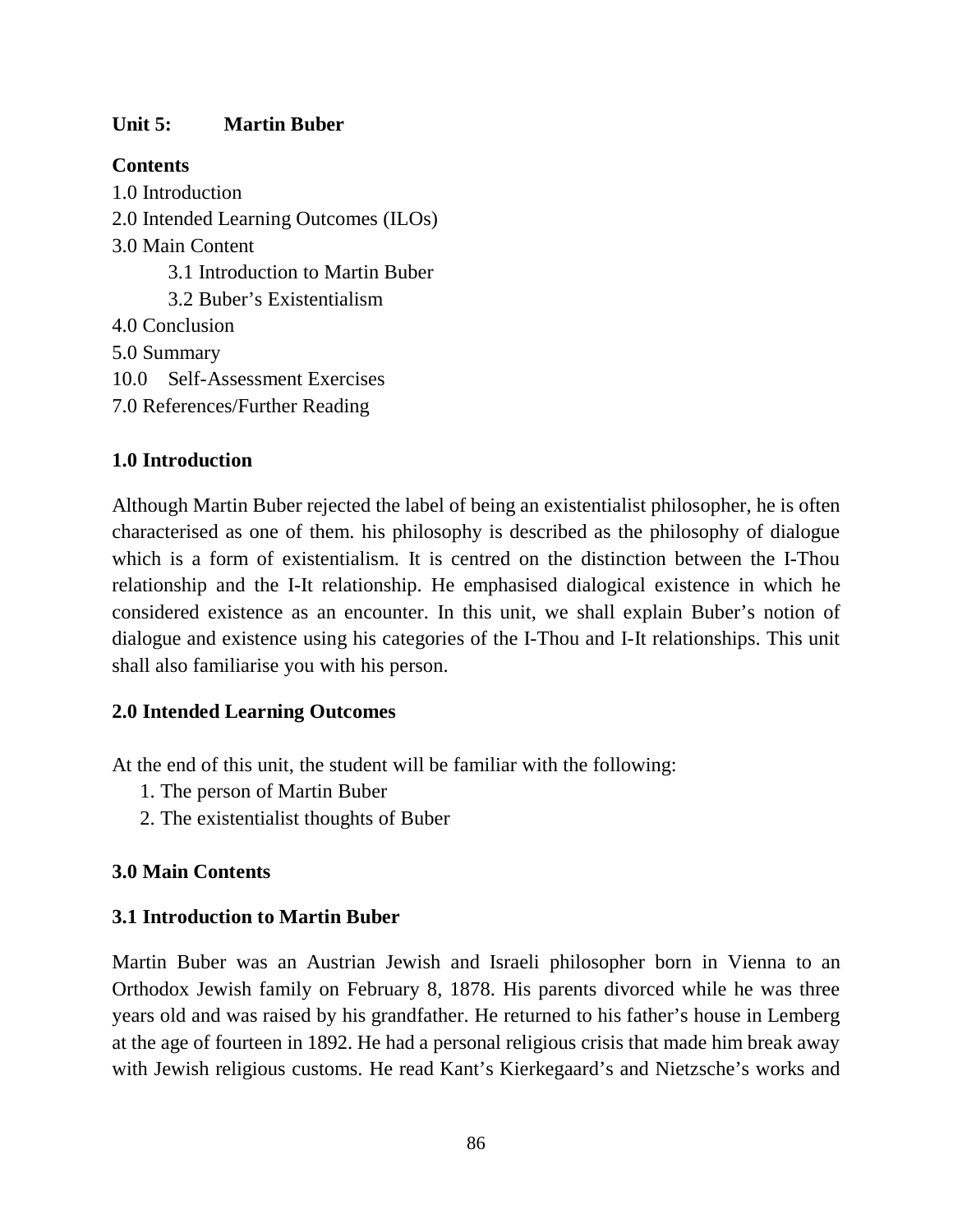## Unit 5: Martin Buber

**Contents**

1.0 Introduction
2.0 Intended Learning Outcomes (ILOs)
3.0 Main Content
    3.1 Introduction to Martin Buber
    3.2 Buber's Existentialism
4.0 Conclusion
5.0 Summary
10.0 Self-Assessment Exercises
7.0 References/Further Reading

### 1.0 Introduction

Although Martin Buber rejected the label of being an existentialist philosopher, he is often characterised as one of them. his philosophy is described as the philosophy of dialogue which is a form of existentialism. It is centred on the distinction between the I-Thou relationship and the I-It relationship. He emphasised dialogical existence in which he considered existence as an encounter. In this unit, we shall explain Buber's notion of dialogue and existence using his categories of the I-Thou and I-It relationships. This unit shall also familiarise you with his person.

### 2.0 Intended Learning Outcomes

At the end of this unit, the student will be familiar with the following:

1. The person of Martin Buber
2. The existentialist thoughts of Buber

### 3.0 Main Contents

### 3.1 Introduction to Martin Buber

Martin Buber was an Austrian Jewish and Israeli philosopher born in Vienna to an Orthodox Jewish family on February 8, 1878. His parents divorced while he was three years old and was raised by his grandfather. He returned to his father's house in Lemberg at the age of fourteen in 1892. He had a personal religious crisis that made him break away with Jewish religious customs. He read Kant's Kierkegaard's and Nietzsche's works and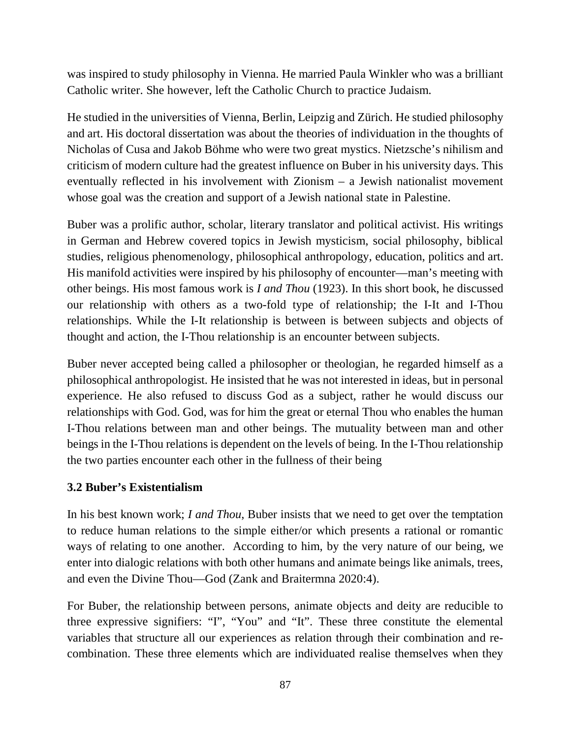was inspired to study philosophy in Vienna. He married Paula Winkler who was a brilliant Catholic writer. She however, left the Catholic Church to practice Judaism.

He studied in the universities of Vienna, Berlin, Leipzig and Zürich. He studied philosophy and art. His doctoral dissertation was about the theories of individuation in the thoughts of Nicholas of Cusa and Jakob Böhme who were two great mystics. Nietzsche's nihilism and criticism of modern culture had the greatest influence on Buber in his university days. This eventually reflected in his involvement with Zionism – a Jewish nationalist movement whose goal was the creation and support of a Jewish national state in Palestine.

Buber was a prolific author, scholar, literary translator and political activist. His writings in German and Hebrew covered topics in Jewish mysticism, social philosophy, biblical studies, religious phenomenology, philosophical anthropology, education, politics and art. His manifold activities were inspired by his philosophy of encounter—man's meeting with other beings. His most famous work is *I and Thou* (1923). In this short book, he discussed our relationship with others as a two-fold type of relationship; the I-It and I-Thou relationships. While the I-It relationship is between is between subjects and objects of thought and action, the I-Thou relationship is an encounter between subjects.

Buber never accepted being called a philosopher or theologian, he regarded himself as a philosophical anthropologist. He insisted that he was not interested in ideas, but in personal experience. He also refused to discuss God as a subject, rather he would discuss our relationships with God. God, was for him the great or eternal Thou who enables the human I-Thou relations between man and other beings. The mutuality between man and other beings in the I-Thou relations is dependent on the levels of being. In the I-Thou relationship the two parties encounter each other in the fullness of their being

### 3.2 Buber's Existentialism

In his best known work; *I and Thou*, Buber insists that we need to get over the temptation to reduce human relations to the simple either/or which presents a rational or romantic ways of relating to one another. According to him, by the very nature of our being, we enter into dialogic relations with both other humans and animate beings like animals, trees, and even the Divine Thou—God (Zank and Braitermna 2020:4).

For Buber, the relationship between persons, animate objects and deity are reducible to three expressive signifiers: "I", "You" and "It". These three constitute the elemental variables that structure all our experiences as relation through their combination and re-combination. These three elements which are individuated realise themselves when they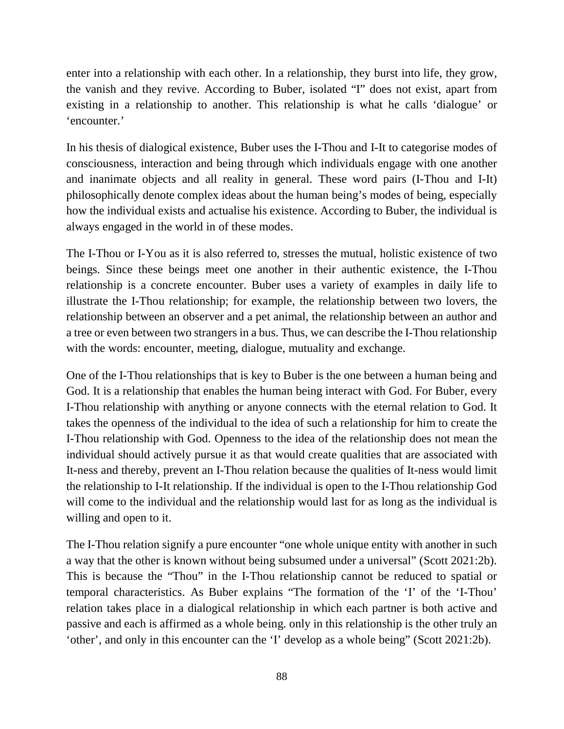enter into a relationship with each other. In a relationship, they burst into life, they grow, the vanish and they revive. According to Buber, isolated "I" does not exist, apart from existing in a relationship to another. This relationship is what he calls 'dialogue' or 'encounter.'

In his thesis of dialogical existence, Buber uses the I-Thou and I-It to categorise modes of consciousness, interaction and being through which individuals engage with one another and inanimate objects and all reality in general. These word pairs (I-Thou and I-It) philosophically denote complex ideas about the human being's modes of being, especially how the individual exists and actualise his existence. According to Buber, the individual is always engaged in the world in of these modes.

The I-Thou or I-You as it is also referred to, stresses the mutual, holistic existence of two beings. Since these beings meet one another in their authentic existence, the I-Thou relationship is a concrete encounter. Buber uses a variety of examples in daily life to illustrate the I-Thou relationship; for example, the relationship between two lovers, the relationship between an observer and a pet animal, the relationship between an author and a tree or even between two strangers in a bus. Thus, we can describe the I-Thou relationship with the words: encounter, meeting, dialogue, mutuality and exchange.

One of the I-Thou relationships that is key to Buber is the one between a human being and God. It is a relationship that enables the human being interact with God. For Buber, every I-Thou relationship with anything or anyone connects with the eternal relation to God. It takes the openness of the individual to the idea of such a relationship for him to create the I-Thou relationship with God. Openness to the idea of the relationship does not mean the individual should actively pursue it as that would create qualities that are associated with It-ness and thereby, prevent an I-Thou relation because the qualities of It-ness would limit the relationship to I-It relationship. If the individual is open to the I-Thou relationship God will come to the individual and the relationship would last for as long as the individual is willing and open to it.

The I-Thou relation signify a pure encounter "one whole unique entity with another in such a way that the other is known without being subsumed under a universal" (Scott 2021:2b). This is because the "Thou" in the I-Thou relationship cannot be reduced to spatial or temporal characteristics. As Buber explains "The formation of the 'I' of the 'I-Thou' relation takes place in a dialogical relationship in which each partner is both active and passive and each is affirmed as a whole being. only in this relationship is the other truly an 'other', and only in this encounter can the 'I' develop as a whole being" (Scott 2021:2b).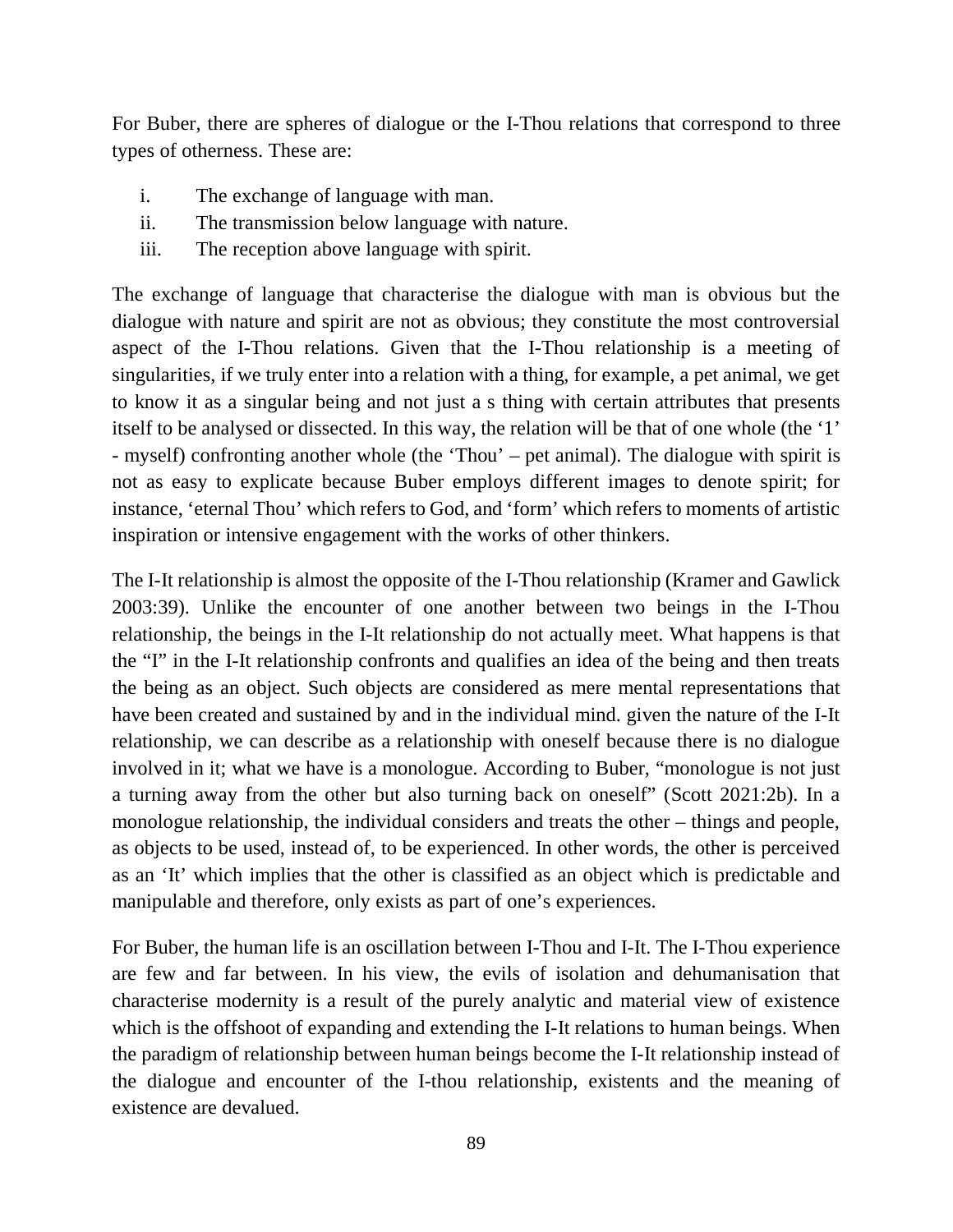For Buber, there are spheres of dialogue or the I-Thou relations that correspond to three types of otherness. These are:

i. The exchange of language with man.
ii. The transmission below language with nature.
iii. The reception above language with spirit.

The exchange of language that characterise the dialogue with man is obvious but the dialogue with nature and spirit are not as obvious; they constitute the most controversial aspect of the I-Thou relations. Given that the I-Thou relationship is a meeting of singularities, if we truly enter into a relation with a thing, for example, a pet animal, we get to know it as a singular being and not just a s thing with certain attributes that presents itself to be analysed or dissected. In this way, the relation will be that of one whole (the '1' - myself) confronting another whole (the 'Thou' – pet animal). The dialogue with spirit is not as easy to explicate because Buber employs different images to denote spirit; for instance, 'eternal Thou' which refers to God, and 'form' which refers to moments of artistic inspiration or intensive engagement with the works of other thinkers.

The I-It relationship is almost the opposite of the I-Thou relationship (Kramer and Gawlick 2003:39). Unlike the encounter of one another between two beings in the I-Thou relationship, the beings in the I-It relationship do not actually meet. What happens is that the "I" in the I-It relationship confronts and qualifies an idea of the being and then treats the being as an object. Such objects are considered as mere mental representations that have been created and sustained by and in the individual mind. given the nature of the I-It relationship, we can describe as a relationship with oneself because there is no dialogue involved in it; what we have is a monologue. According to Buber, "monologue is not just a turning away from the other but also turning back on oneself" (Scott 2021:2b). In a monologue relationship, the individual considers and treats the other – things and people, as objects to be used, instead of, to be experienced. In other words, the other is perceived as an 'It' which implies that the other is classified as an object which is predictable and manipulable and therefore, only exists as part of one's experiences.

For Buber, the human life is an oscillation between I-Thou and I-It. The I-Thou experience are few and far between. In his view, the evils of isolation and dehumanisation that characterise modernity is a result of the purely analytic and material view of existence which is the offshoot of expanding and extending the I-It relations to human beings. When the paradigm of relationship between human beings become the I-It relationship instead of the dialogue and encounter of the I-thou relationship, existents and the meaning of existence are devalued.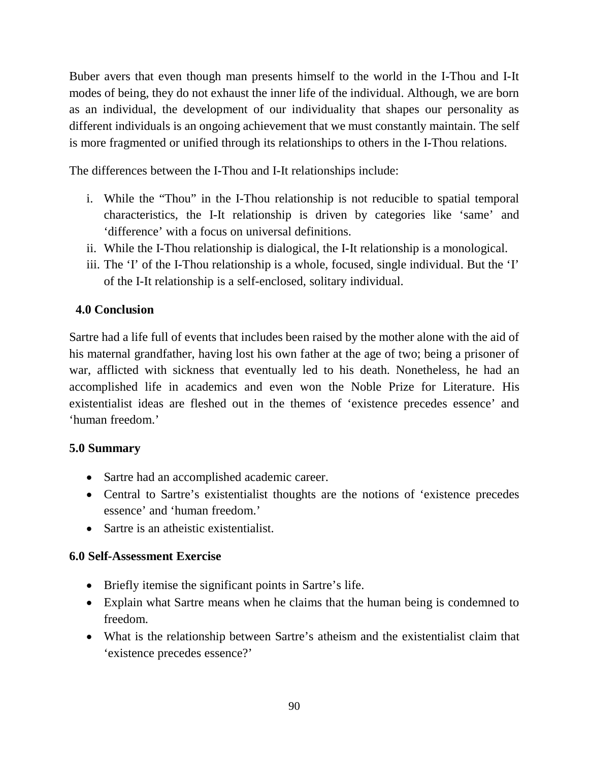Buber avers that even though man presents himself to the world in the I-Thou and I-It modes of being, they do not exhaust the inner life of the individual. Although, we are born as an individual, the development of our individuality that shapes our personality as different individuals is an ongoing achievement that we must constantly maintain. The self is more fragmented or unified through its relationships to others in the I-Thou relations.

The differences between the I-Thou and I-It relationships include:

i. While the "Thou" in the I-Thou relationship is not reducible to spatial temporal characteristics, the I-It relationship is driven by categories like 'same' and 'difference' with a focus on universal definitions.
ii. While the I-Thou relationship is dialogical, the I-It relationship is a monological.
iii. The 'I' of the I-Thou relationship is a whole, focused, single individual. But the 'I' of the I-It relationship is a self-enclosed, solitary individual.

## 4.0 Conclusion

Sartre had a life full of events that includes been raised by the mother alone with the aid of his maternal grandfather, having lost his own father at the age of two; being a prisoner of war, afflicted with sickness that eventually led to his death. Nonetheless, he had an accomplished life in academics and even won the Noble Prize for Literature. His existentialist ideas are fleshed out in the themes of 'existence precedes essence' and 'human freedom.'

## 5.0 Summary

- Sartre had an accomplished academic career.
- Central to Sartre's existentialist thoughts are the notions of 'existence precedes essence' and 'human freedom.'
- Sartre is an atheistic existentialist.

## 6.0 Self-Assessment Exercise

- Briefly itemise the significant points in Sartre's life.
- Explain what Sartre means when he claims that the human being is condemned to freedom.
- What is the relationship between Sartre's atheism and the existentialist claim that 'existence precedes essence?'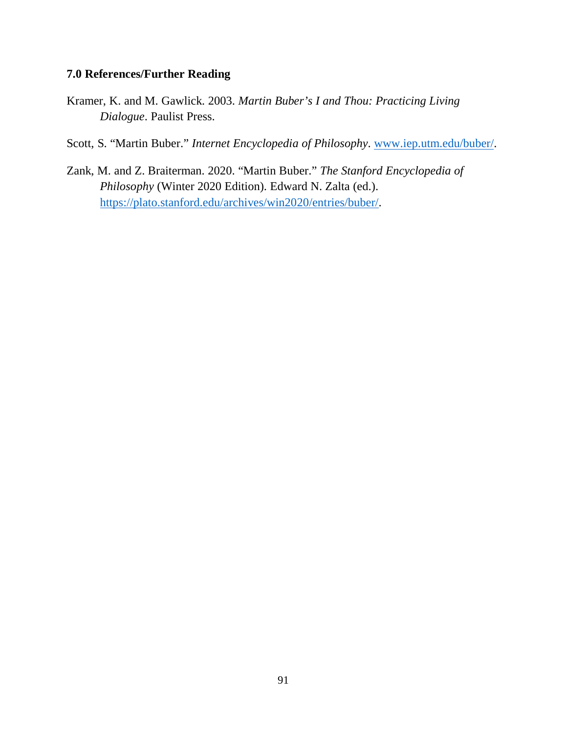## 7.0 References/Further Reading

Kramer, K. and M. Gawlick. 2003. *Martin Buber's I and Thou: Practicing Living Dialogue*. Paulist Press.

Scott, S. "Martin Buber." *Internet Encyclopedia of Philosophy*. www.iep.utm.edu/buber/.

Zank, M. and Z. Braiterman. 2020. "Martin Buber." *The Stanford Encyclopedia of Philosophy* (Winter 2020 Edition). Edward N. Zalta (ed.). https://plato.stanford.edu/archives/win2020/entries/buber/.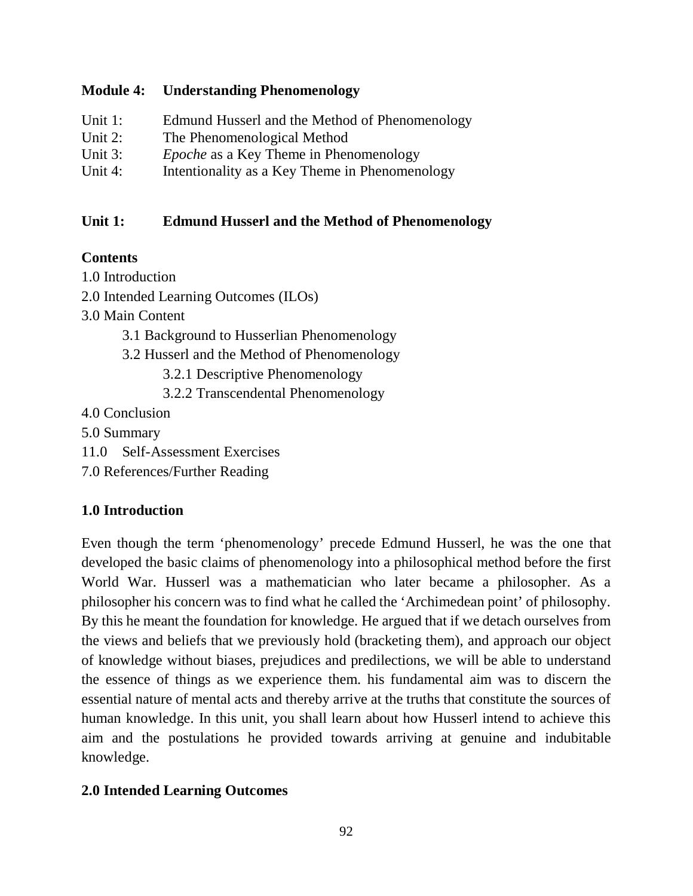**Module 4: Understanding Phenomenology**

Unit 1: Edmund Husserl and the Method of Phenomenology
Unit 2: The Phenomenological Method
Unit 3: *Epoche* as a Key Theme in Phenomenology
Unit 4: Intentionality as a Key Theme in Phenomenology

## Unit 1: Edmund Husserl and the Method of Phenomenology

**Contents**

1.0 Introduction
2.0 Intended Learning Outcomes (ILOs)
3.0 Main Content
    3.1 Background to Husserlian Phenomenology
    3.2 Husserl and the Method of Phenomenology
        3.2.1 Descriptive Phenomenology
        3.2.2 Transcendental Phenomenology
4.0 Conclusion
5.0 Summary
11.0 Self-Assessment Exercises
7.0 References/Further Reading

### 1.0 Introduction

Even though the term 'phenomenology' precede Edmund Husserl, he was the one that developed the basic claims of phenomenology into a philosophical method before the first World War. Husserl was a mathematician who later became a philosopher. As a philosopher his concern was to find what he called the 'Archimedean point' of philosophy. By this he meant the foundation for knowledge. He argued that if we detach ourselves from the views and beliefs that we previously hold (bracketing them), and approach our object of knowledge without biases, prejudices and predilections, we will be able to understand the essence of things as we experience them. his fundamental aim was to discern the essential nature of mental acts and thereby arrive at the truths that constitute the sources of human knowledge. In this unit, you shall learn about how Husserl intend to achieve this aim and the postulations he provided towards arriving at genuine and indubitable knowledge.

### 2.0 Intended Learning Outcomes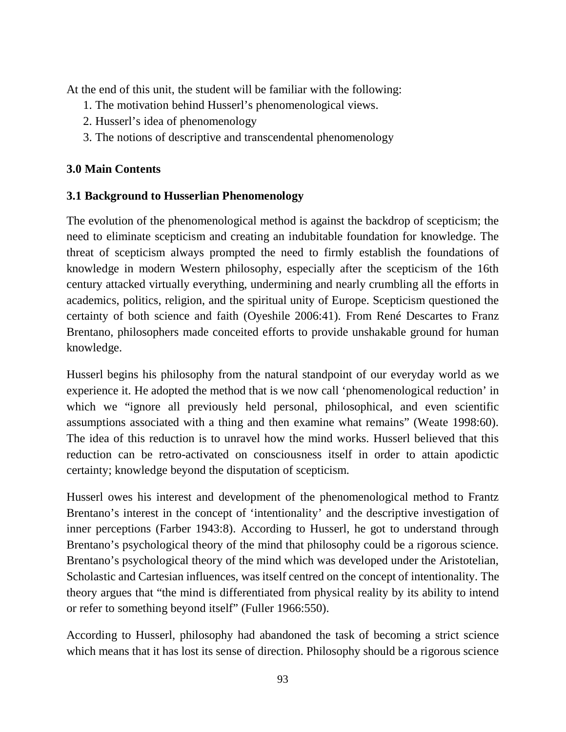At the end of this unit, the student will be familiar with the following:

1. The motivation behind Husserl's phenomenological views.
2. Husserl's idea of phenomenology
3. The notions of descriptive and transcendental phenomenology

## 3.0 Main Contents

### 3.1 Background to Husserlian Phenomenology

The evolution of the phenomenological method is against the backdrop of scepticism; the need to eliminate scepticism and creating an indubitable foundation for knowledge. The threat of scepticism always prompted the need to firmly establish the foundations of knowledge in modern Western philosophy, especially after the scepticism of the 16th century attacked virtually everything, undermining and nearly crumbling all the efforts in academics, politics, religion, and the spiritual unity of Europe. Scepticism questioned the certainty of both science and faith (Oyeshile 2006:41). From René Descartes to Franz Brentano, philosophers made conceited efforts to provide unshakable ground for human knowledge.

Husserl begins his philosophy from the natural standpoint of our everyday world as we experience it. He adopted the method that is we now call 'phenomenological reduction' in which we "ignore all previously held personal, philosophical, and even scientific assumptions associated with a thing and then examine what remains" (Weate 1998:60). The idea of this reduction is to unravel how the mind works. Husserl believed that this reduction can be retro-activated on consciousness itself in order to attain apodictic certainty; knowledge beyond the disputation of scepticism.

Husserl owes his interest and development of the phenomenological method to Frantz Brentano's interest in the concept of 'intentionality' and the descriptive investigation of inner perceptions (Farber 1943:8). According to Husserl, he got to understand through Brentano's psychological theory of the mind that philosophy could be a rigorous science. Brentano's psychological theory of the mind which was developed under the Aristotelian, Scholastic and Cartesian influences, was itself centred on the concept of intentionality. The theory argues that "the mind is differentiated from physical reality by its ability to intend or refer to something beyond itself" (Fuller 1966:550).

According to Husserl, philosophy had abandoned the task of becoming a strict science which means that it has lost its sense of direction. Philosophy should be a rigorous science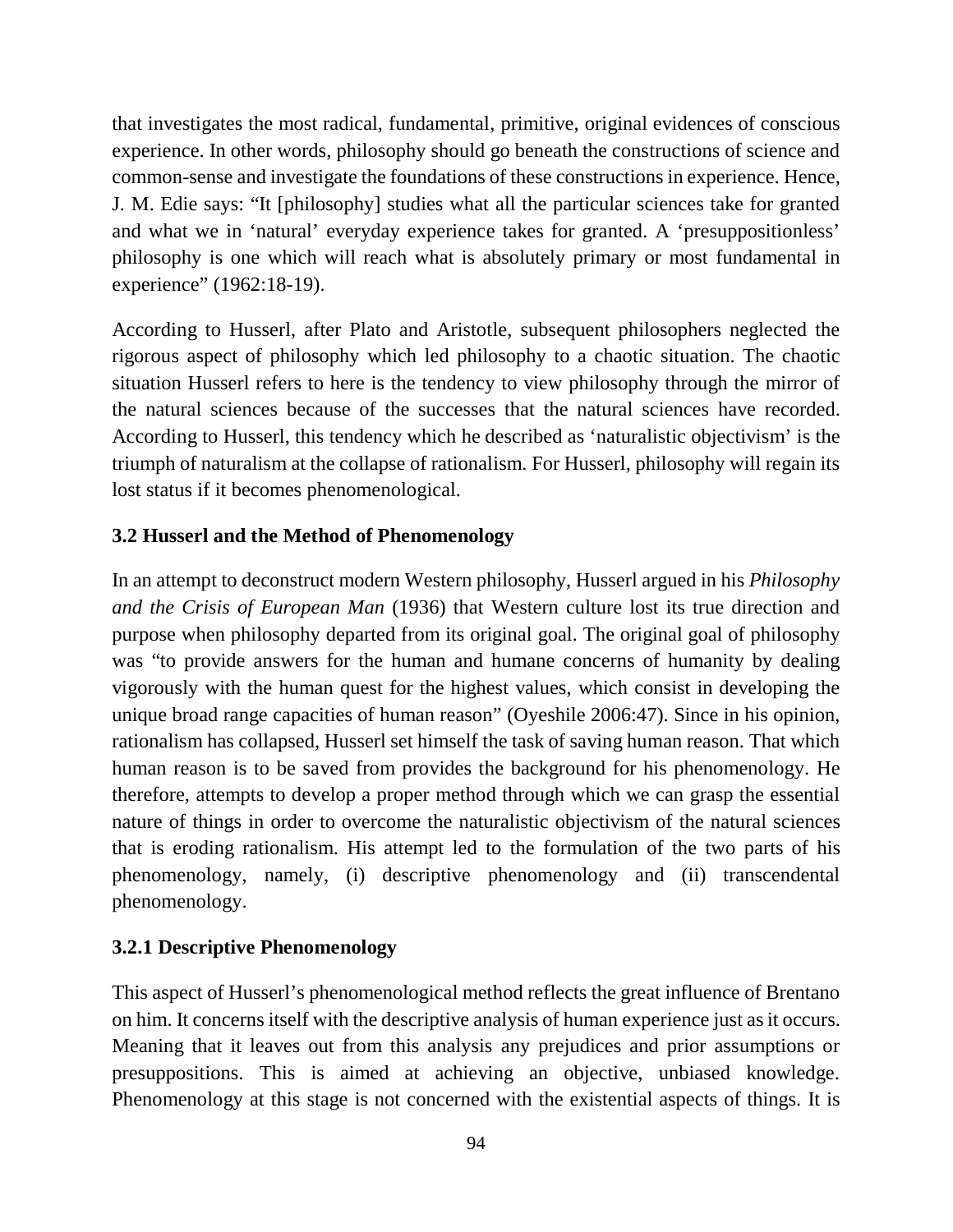that investigates the most radical, fundamental, primitive, original evidences of conscious experience. In other words, philosophy should go beneath the constructions of science and common-sense and investigate the foundations of these constructions in experience. Hence, J. M. Edie says: "It [philosophy] studies what all the particular sciences take for granted and what we in 'natural' everyday experience takes for granted. A 'presuppositionless' philosophy is one which will reach what is absolutely primary or most fundamental in experience" (1962:18-19).

According to Husserl, after Plato and Aristotle, subsequent philosophers neglected the rigorous aspect of philosophy which led philosophy to a chaotic situation. The chaotic situation Husserl refers to here is the tendency to view philosophy through the mirror of the natural sciences because of the successes that the natural sciences have recorded. According to Husserl, this tendency which he described as 'naturalistic objectivism' is the triumph of naturalism at the collapse of rationalism. For Husserl, philosophy will regain its lost status if it becomes phenomenological.

### 3.2 Husserl and the Method of Phenomenology

In an attempt to deconstruct modern Western philosophy, Husserl argued in his *Philosophy and the Crisis of European Man* (1936) that Western culture lost its true direction and purpose when philosophy departed from its original goal. The original goal of philosophy was "to provide answers for the human and humane concerns of humanity by dealing vigorously with the human quest for the highest values, which consist in developing the unique broad range capacities of human reason" (Oyeshile 2006:47). Since in his opinion, rationalism has collapsed, Husserl set himself the task of saving human reason. That which human reason is to be saved from provides the background for his phenomenology. He therefore, attempts to develop a proper method through which we can grasp the essential nature of things in order to overcome the naturalistic objectivism of the natural sciences that is eroding rationalism. His attempt led to the formulation of the two parts of his phenomenology, namely, (i) descriptive phenomenology and (ii) transcendental phenomenology.

#### 3.2.1 Descriptive Phenomenology

This aspect of Husserl's phenomenological method reflects the great influence of Brentano on him. It concerns itself with the descriptive analysis of human experience just as it occurs. Meaning that it leaves out from this analysis any prejudices and prior assumptions or presuppositions. This is aimed at achieving an objective, unbiased knowledge. Phenomenology at this stage is not concerned with the existential aspects of things. It is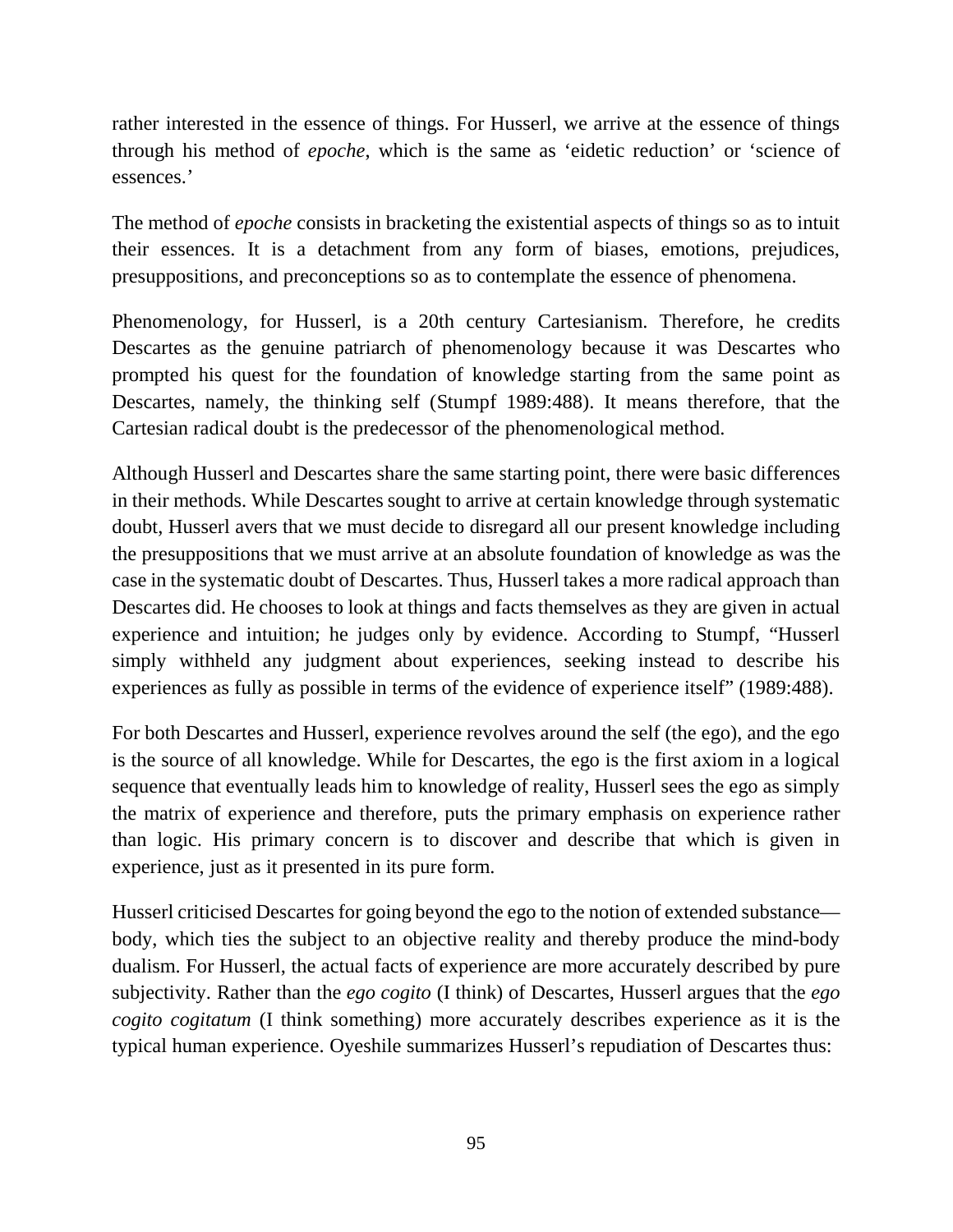rather interested in the essence of things. For Husserl, we arrive at the essence of things through his method of *epoche*, which is the same as 'eidetic reduction' or 'science of essences.'

The method of *epoche* consists in bracketing the existential aspects of things so as to intuit their essences. It is a detachment from any form of biases, emotions, prejudices, presuppositions, and preconceptions so as to contemplate the essence of phenomena.

Phenomenology, for Husserl, is a 20th century Cartesianism. Therefore, he credits Descartes as the genuine patriarch of phenomenology because it was Descartes who prompted his quest for the foundation of knowledge starting from the same point as Descartes, namely, the thinking self (Stumpf 1989:488). It means therefore, that the Cartesian radical doubt is the predecessor of the phenomenological method.

Although Husserl and Descartes share the same starting point, there were basic differences in their methods. While Descartes sought to arrive at certain knowledge through systematic doubt, Husserl avers that we must decide to disregard all our present knowledge including the presuppositions that we must arrive at an absolute foundation of knowledge as was the case in the systematic doubt of Descartes. Thus, Husserl takes a more radical approach than Descartes did. He chooses to look at things and facts themselves as they are given in actual experience and intuition; he judges only by evidence. According to Stumpf, "Husserl simply withheld any judgment about experiences, seeking instead to describe his experiences as fully as possible in terms of the evidence of experience itself" (1989:488).

For both Descartes and Husserl, experience revolves around the self (the ego), and the ego is the source of all knowledge. While for Descartes, the ego is the first axiom in a logical sequence that eventually leads him to knowledge of reality, Husserl sees the ego as simply the matrix of experience and therefore, puts the primary emphasis on experience rather than logic. His primary concern is to discover and describe that which is given in experience, just as it presented in its pure form.

Husserl criticised Descartes for going beyond the ego to the notion of extended substance—body, which ties the subject to an objective reality and thereby produce the mind-body dualism. For Husserl, the actual facts of experience are more accurately described by pure subjectivity. Rather than the *ego cogito* (I think) of Descartes, Husserl argues that the *ego cogito cogitatum* (I think something) more accurately describes experience as it is the typical human experience. Oyeshile summarizes Husserl's repudiation of Descartes thus: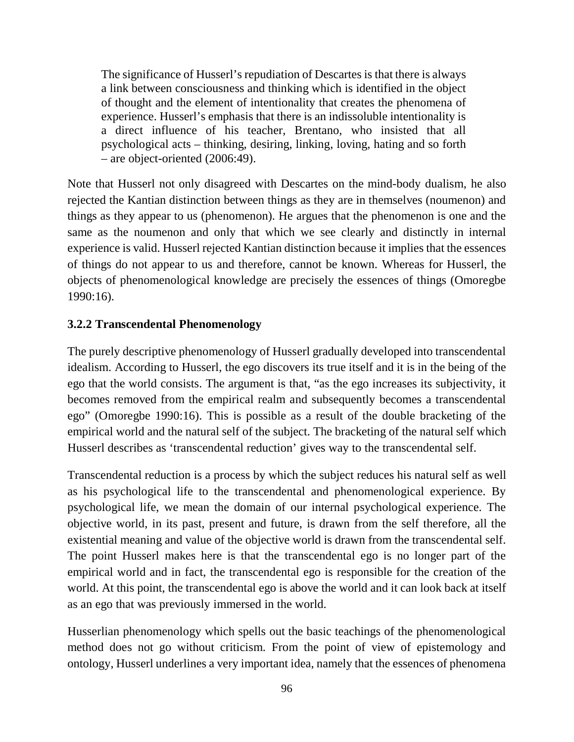> The significance of Husserl's repudiation of Descartes is that there is always a link between consciousness and thinking which is identified in the object of thought and the element of intentionality that creates the phenomena of experience. Husserl's emphasis that there is an indissoluble intentionality is a direct influence of his teacher, Brentano, who insisted that all psychological acts – thinking, desiring, linking, loving, hating and so forth – are object-oriented (2006:49).

Note that Husserl not only disagreed with Descartes on the mind-body dualism, he also rejected the Kantian distinction between things as they are in themselves (noumenon) and things as they appear to us (phenomenon). He argues that the phenomenon is one and the same as the noumenon and only that which we see clearly and distinctly in internal experience is valid. Husserl rejected Kantian distinction because it implies that the essences of things do not appear to us and therefore, cannot be known. Whereas for Husserl, the objects of phenomenological knowledge are precisely the essences of things (Omoregbe 1990:16).

### 3.2.2 Transcendental Phenomenology

The purely descriptive phenomenology of Husserl gradually developed into transcendental idealism. According to Husserl, the ego discovers its true itself and it is in the being of the ego that the world consists. The argument is that, "as the ego increases its subjectivity, it becomes removed from the empirical realm and subsequently becomes a transcendental ego" (Omoregbe 1990:16). This is possible as a result of the double bracketing of the empirical world and the natural self of the subject. The bracketing of the natural self which Husserl describes as 'transcendental reduction' gives way to the transcendental self.

Transcendental reduction is a process by which the subject reduces his natural self as well as his psychological life to the transcendental and phenomenological experience. By psychological life, we mean the domain of our internal psychological experience. The objective world, in its past, present and future, is drawn from the self therefore, all the existential meaning and value of the objective world is drawn from the transcendental self. The point Husserl makes here is that the transcendental ego is no longer part of the empirical world and in fact, the transcendental ego is responsible for the creation of the world. At this point, the transcendental ego is above the world and it can look back at itself as an ego that was previously immersed in the world.

Husserlian phenomenology which spells out the basic teachings of the phenomenological method does not go without criticism. From the point of view of epistemology and ontology, Husserl underlines a very important idea, namely that the essences of phenomena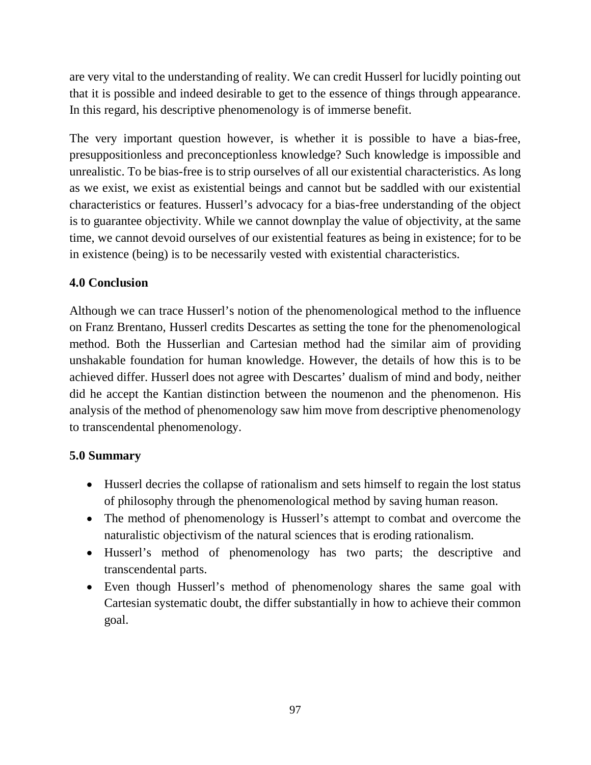are very vital to the understanding of reality. We can credit Husserl for lucidly pointing out that it is possible and indeed desirable to get to the essence of things through appearance. In this regard, his descriptive phenomenology is of immerse benefit.

The very important question however, is whether it is possible to have a bias-free, presuppositionless and preconceptionless knowledge? Such knowledge is impossible and unrealistic. To be bias-free is to strip ourselves of all our existential characteristics. As long as we exist, we exist as existential beings and cannot but be saddled with our existential characteristics or features. Husserl's advocacy for a bias-free understanding of the object is to guarantee objectivity. While we cannot downplay the value of objectivity, at the same time, we cannot devoid ourselves of our existential features as being in existence; for to be in existence (being) is to be necessarily vested with existential characteristics.

## 4.0 Conclusion

Although we can trace Husserl's notion of the phenomenological method to the influence on Franz Brentano, Husserl credits Descartes as setting the tone for the phenomenological method. Both the Husserlian and Cartesian method had the similar aim of providing unshakable foundation for human knowledge. However, the details of how this is to be achieved differ. Husserl does not agree with Descartes' dualism of mind and body, neither did he accept the Kantian distinction between the noumenon and the phenomenon. His analysis of the method of phenomenology saw him move from descriptive phenomenology to transcendental phenomenology.

## 5.0 Summary

- Husserl decries the collapse of rationalism and sets himself to regain the lost status of philosophy through the phenomenological method by saving human reason.
- The method of phenomenology is Husserl's attempt to combat and overcome the naturalistic objectivism of the natural sciences that is eroding rationalism.
- Husserl's method of phenomenology has two parts; the descriptive and transcendental parts.
- Even though Husserl's method of phenomenology shares the same goal with Cartesian systematic doubt, the differ substantially in how to achieve their common goal.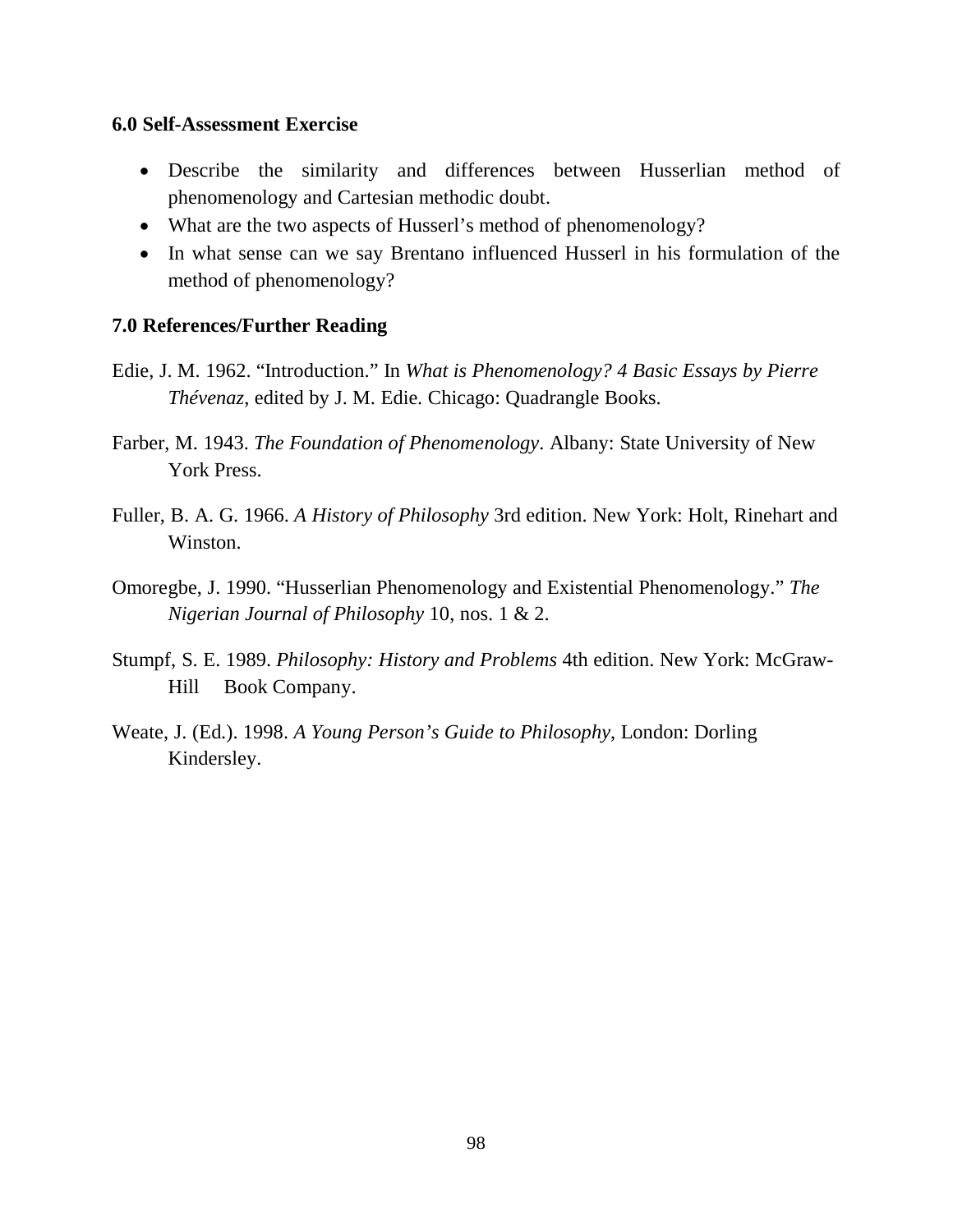### 6.0 Self-Assessment Exercise

- Describe the similarity and differences between Husserlian method of phenomenology and Cartesian methodic doubt.
- What are the two aspects of Husserl's method of phenomenology?
- In what sense can we say Brentano influenced Husserl in his formulation of the method of phenomenology?

### 7.0 References/Further Reading

Edie, J. M. 1962. "Introduction." In *What is Phenomenology? 4 Basic Essays by Pierre Thévenaz*, edited by J. M. Edie. Chicago: Quadrangle Books.

Farber, M. 1943. *The Foundation of Phenomenology*. Albany: State University of New York Press.

Fuller, B. A. G. 1966. *A History of Philosophy* 3rd edition. New York: Holt, Rinehart and Winston.

Omoregbe, J. 1990. "Husserlian Phenomenology and Existential Phenomenology." *The Nigerian Journal of Philosophy* 10, nos. 1 & 2.

Stumpf, S. E. 1989. *Philosophy: History and Problems* 4th edition. New York: McGraw-Hill Book Company.

Weate, J. (Ed.). 1998. *A Young Person's Guide to Philosophy*, London: Dorling Kindersley.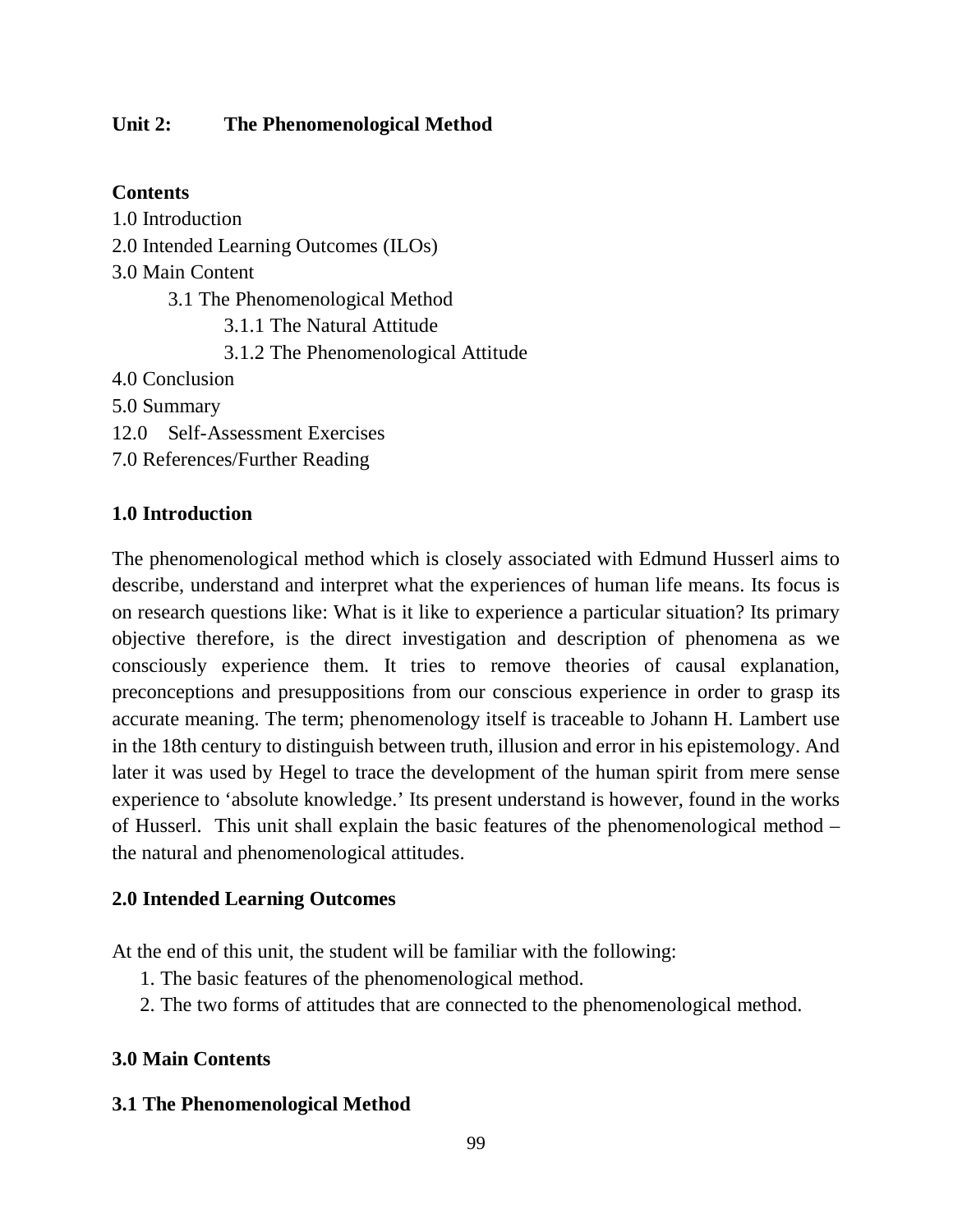## Unit 2: The Phenomenological Method

**Contents**

1.0 Introduction
2.0 Intended Learning Outcomes (ILOs)
3.0 Main Content
    3.1 The Phenomenological Method
        3.1.1 The Natural Attitude
        3.1.2 The Phenomenological Attitude
4.0 Conclusion
5.0 Summary
12.0 Self-Assessment Exercises
7.0 References/Further Reading

### 1.0 Introduction

The phenomenological method which is closely associated with Edmund Husserl aims to describe, understand and interpret what the experiences of human life means. Its focus is on research questions like: What is it like to experience a particular situation? Its primary objective therefore, is the direct investigation and description of phenomena as we consciously experience them. It tries to remove theories of causal explanation, preconceptions and presuppositions from our conscious experience in order to grasp its accurate meaning. The term; phenomenology itself is traceable to Johann H. Lambert use in the 18th century to distinguish between truth, illusion and error in his epistemology. And later it was used by Hegel to trace the development of the human spirit from mere sense experience to 'absolute knowledge.' Its present understand is however, found in the works of Husserl. This unit shall explain the basic features of the phenomenological method – the natural and phenomenological attitudes.

### 2.0 Intended Learning Outcomes

At the end of this unit, the student will be familiar with the following:

1. The basic features of the phenomenological method.
2. The two forms of attitudes that are connected to the phenomenological method.

### 3.0 Main Contents

### 3.1 The Phenomenological Method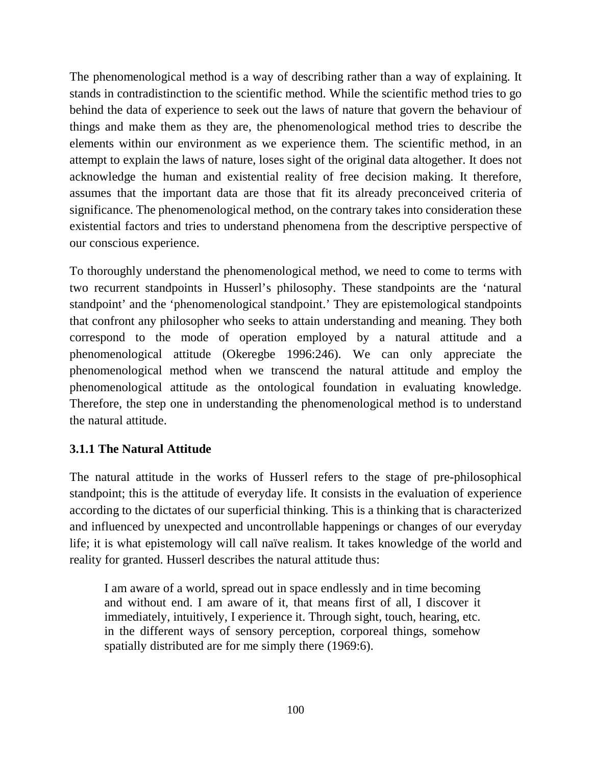The phenomenological method is a way of describing rather than a way of explaining. It stands in contradistinction to the scientific method. While the scientific method tries to go behind the data of experience to seek out the laws of nature that govern the behaviour of things and make them as they are, the phenomenological method tries to describe the elements within our environment as we experience them. The scientific method, in an attempt to explain the laws of nature, loses sight of the original data altogether. It does not acknowledge the human and existential reality of free decision making. It therefore, assumes that the important data are those that fit its already preconceived criteria of significance. The phenomenological method, on the contrary takes into consideration these existential factors and tries to understand phenomena from the descriptive perspective of our conscious experience.

To thoroughly understand the phenomenological method, we need to come to terms with two recurrent standpoints in Husserl's philosophy. These standpoints are the 'natural standpoint' and the 'phenomenological standpoint.' They are epistemological standpoints that confront any philosopher who seeks to attain understanding and meaning. They both correspond to the mode of operation employed by a natural attitude and a phenomenological attitude (Okeregbe 1996:246). We can only appreciate the phenomenological method when we transcend the natural attitude and employ the phenomenological attitude as the ontological foundation in evaluating knowledge. Therefore, the step one in understanding the phenomenological method is to understand the natural attitude.

### 3.1.1 The Natural Attitude

The natural attitude in the works of Husserl refers to the stage of pre-philosophical standpoint; this is the attitude of everyday life. It consists in the evaluation of experience according to the dictates of our superficial thinking. This is a thinking that is characterized and influenced by unexpected and uncontrollable happenings or changes of our everyday life; it is what epistemology will call naïve realism. It takes knowledge of the world and reality for granted. Husserl describes the natural attitude thus:

> I am aware of a world, spread out in space endlessly and in time becoming and without end. I am aware of it, that means first of all, I discover it immediately, intuitively, I experience it. Through sight, touch, hearing, etc. in the different ways of sensory perception, corporeal things, somehow spatially distributed are for me simply there (1969:6).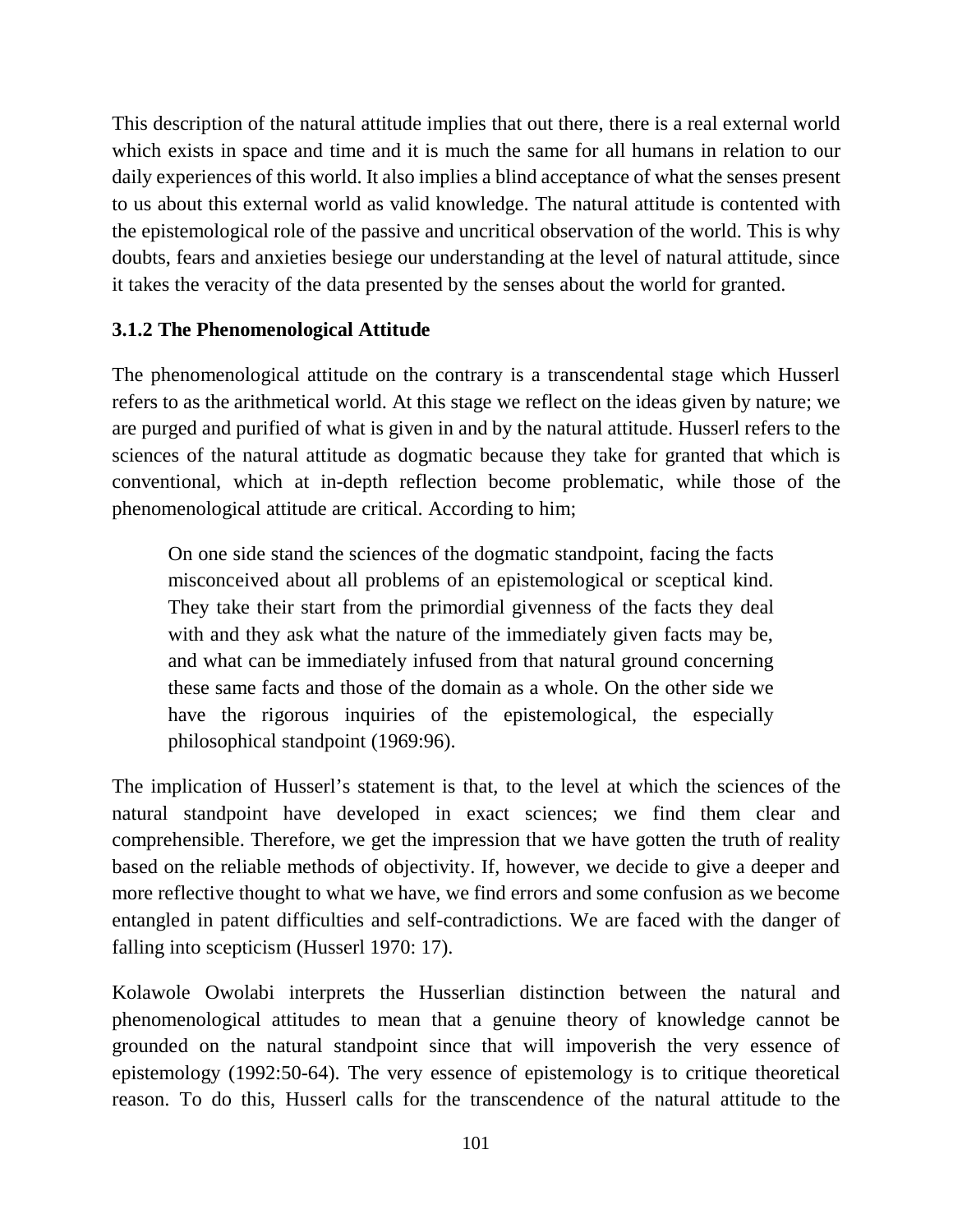This description of the natural attitude implies that out there, there is a real external world which exists in space and time and it is much the same for all humans in relation to our daily experiences of this world. It also implies a blind acceptance of what the senses present to us about this external world as valid knowledge. The natural attitude is contented with the epistemological role of the passive and uncritical observation of the world. This is why doubts, fears and anxieties besiege our understanding at the level of natural attitude, since it takes the veracity of the data presented by the senses about the world for granted.

### 3.1.2 The Phenomenological Attitude

The phenomenological attitude on the contrary is a transcendental stage which Husserl refers to as the arithmetical world. At this stage we reflect on the ideas given by nature; we are purged and purified of what is given in and by the natural attitude. Husserl refers to the sciences of the natural attitude as dogmatic because they take for granted that which is conventional, which at in-depth reflection become problematic, while those of the phenomenological attitude are critical. According to him;

> On one side stand the sciences of the dogmatic standpoint, facing the facts misconceived about all problems of an epistemological or sceptical kind. They take their start from the primordial givenness of the facts they deal with and they ask what the nature of the immediately given facts may be, and what can be immediately infused from that natural ground concerning these same facts and those of the domain as a whole. On the other side we have the rigorous inquiries of the epistemological, the especially philosophical standpoint (1969:96).

The implication of Husserl's statement is that, to the level at which the sciences of the natural standpoint have developed in exact sciences; we find them clear and comprehensible. Therefore, we get the impression that we have gotten the truth of reality based on the reliable methods of objectivity. If, however, we decide to give a deeper and more reflective thought to what we have, we find errors and some confusion as we become entangled in patent difficulties and self-contradictions. We are faced with the danger of falling into scepticism (Husserl 1970: 17).

Kolawole Owolabi interprets the Husserlian distinction between the natural and phenomenological attitudes to mean that a genuine theory of knowledge cannot be grounded on the natural standpoint since that will impoverish the very essence of epistemology (1992:50-64). The very essence of epistemology is to critique theoretical reason. To do this, Husserl calls for the transcendence of the natural attitude to the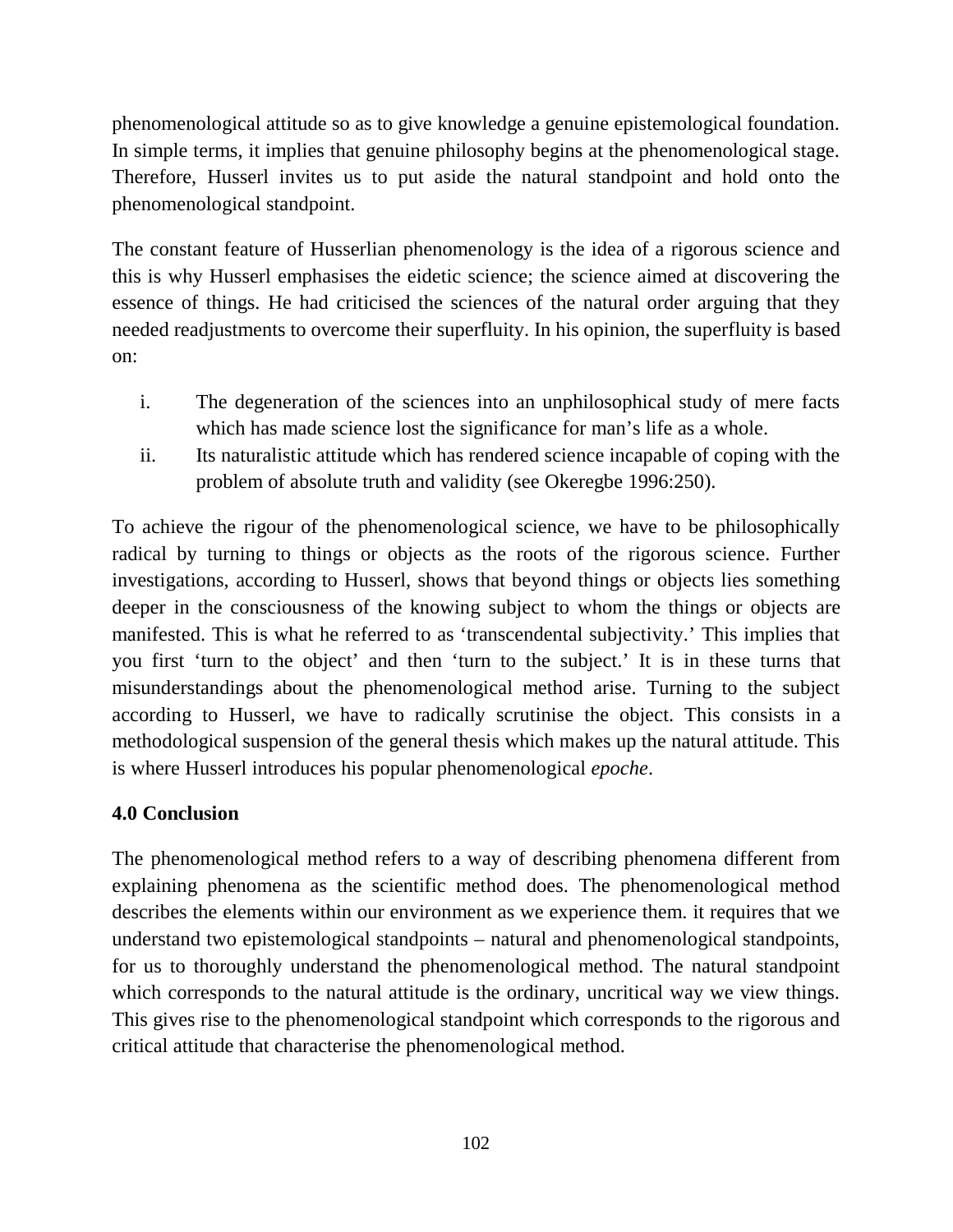phenomenological attitude so as to give knowledge a genuine epistemological foundation. In simple terms, it implies that genuine philosophy begins at the phenomenological stage. Therefore, Husserl invites us to put aside the natural standpoint and hold onto the phenomenological standpoint.

The constant feature of Husserlian phenomenology is the idea of a rigorous science and this is why Husserl emphasises the eidetic science; the science aimed at discovering the essence of things. He had criticised the sciences of the natural order arguing that they needed readjustments to overcome their superfluity. In his opinion, the superfluity is based on:

i. The degeneration of the sciences into an unphilosophical study of mere facts which has made science lost the significance for man's life as a whole.
ii. Its naturalistic attitude which has rendered science incapable of coping with the problem of absolute truth and validity (see Okeregbe 1996:250).

To achieve the rigour of the phenomenological science, we have to be philosophically radical by turning to things or objects as the roots of the rigorous science. Further investigations, according to Husserl, shows that beyond things or objects lies something deeper in the consciousness of the knowing subject to whom the things or objects are manifested. This is what he referred to as 'transcendental subjectivity.' This implies that you first 'turn to the object' and then 'turn to the subject.' It is in these turns that misunderstandings about the phenomenological method arise. Turning to the subject according to Husserl, we have to radically scrutinise the object. This consists in a methodological suspension of the general thesis which makes up the natural attitude. This is where Husserl introduces his popular phenomenological *epoche*.

## 4.0 Conclusion

The phenomenological method refers to a way of describing phenomena different from explaining phenomena as the scientific method does. The phenomenological method describes the elements within our environment as we experience them. it requires that we understand two epistemological standpoints – natural and phenomenological standpoints, for us to thoroughly understand the phenomenological method. The natural standpoint which corresponds to the natural attitude is the ordinary, uncritical way we view things. This gives rise to the phenomenological standpoint which corresponds to the rigorous and critical attitude that characterise the phenomenological method.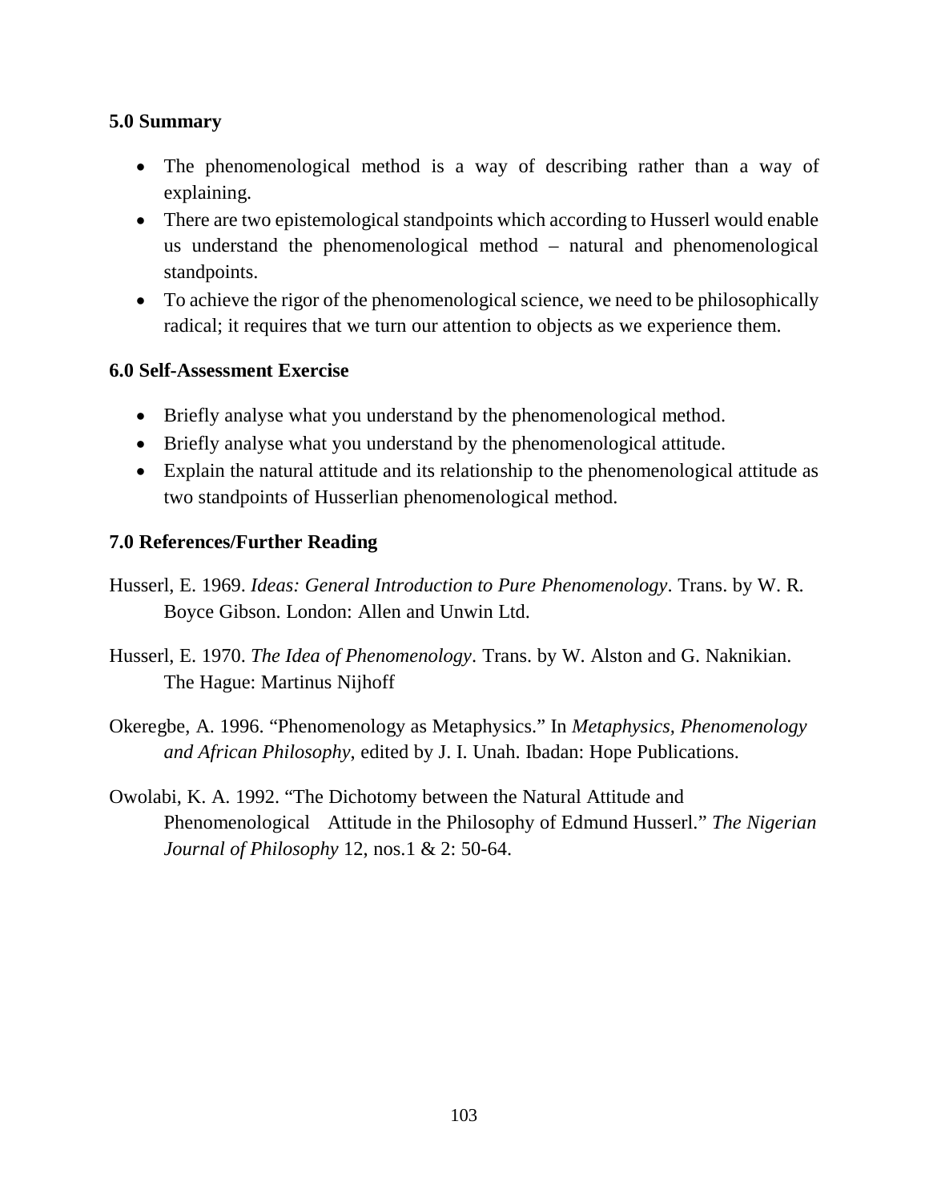### 5.0 Summary

- The phenomenological method is a way of describing rather than a way of explaining.
- There are two epistemological standpoints which according to Husserl would enable us understand the phenomenological method – natural and phenomenological standpoints.
- To achieve the rigor of the phenomenological science, we need to be philosophically radical; it requires that we turn our attention to objects as we experience them.

### 6.0 Self-Assessment Exercise

- Briefly analyse what you understand by the phenomenological method.
- Briefly analyse what you understand by the phenomenological attitude.
- Explain the natural attitude and its relationship to the phenomenological attitude as two standpoints of Husserlian phenomenological method.

### 7.0 References/Further Reading

Husserl, E. 1969. *Ideas: General Introduction to Pure Phenomenology*. Trans. by W. R. Boyce Gibson. London: Allen and Unwin Ltd.

Husserl, E. 1970. *The Idea of Phenomenology*. Trans. by W. Alston and G. Naknikian. The Hague: Martinus Nijhoff

Okeregbe, A. 1996. "Phenomenology as Metaphysics." In *Metaphysics, Phenomenology and African Philosophy*, edited by J. I. Unah. Ibadan: Hope Publications.

Owolabi, K. A. 1992. "The Dichotomy between the Natural Attitude and Phenomenological Attitude in the Philosophy of Edmund Husserl." *The Nigerian Journal of Philosophy* 12, nos.1 & 2: 50-64.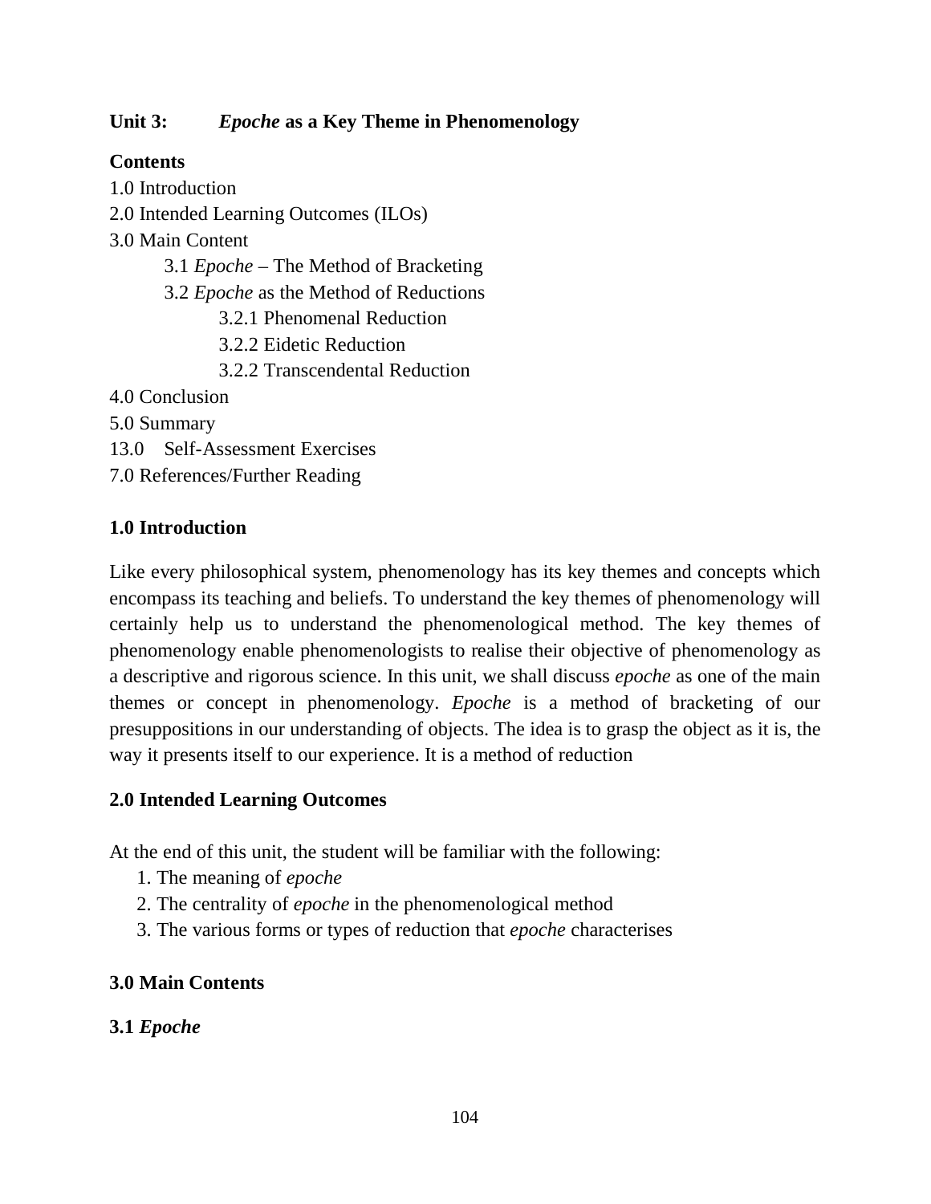## Unit 3: *Epoche* as a Key Theme in Phenomenology

**Contents**

1.0 Introduction
2.0 Intended Learning Outcomes (ILOs)
3.0 Main Content
- 3.1 *Epoche* – The Method of Bracketing
- 3.2 *Epoche* as the Method of Reductions
  - 3.2.1 Phenomenal Reduction
  - 3.2.2 Eidetic Reduction
  - 3.2.2 Transcendental Reduction

4.0 Conclusion
5.0 Summary
13.0 Self-Assessment Exercises
7.0 References/Further Reading

### 1.0 Introduction

Like every philosophical system, phenomenology has its key themes and concepts which encompass its teaching and beliefs. To understand the key themes of phenomenology will certainly help us to understand the phenomenological method. The key themes of phenomenology enable phenomenologists to realise their objective of phenomenology as a descriptive and rigorous science. In this unit, we shall discuss *epoche* as one of the main themes or concept in phenomenology. *Epoche* is a method of bracketing of our presuppositions in our understanding of objects. The idea is to grasp the object as it is, the way it presents itself to our experience. It is a method of reduction

### 2.0 Intended Learning Outcomes

At the end of this unit, the student will be familiar with the following:

1. The meaning of *epoche*
2. The centrality of *epoche* in the phenomenological method
3. The various forms or types of reduction that *epoche* characterises

### 3.0 Main Contents

### 3.1 *Epoche*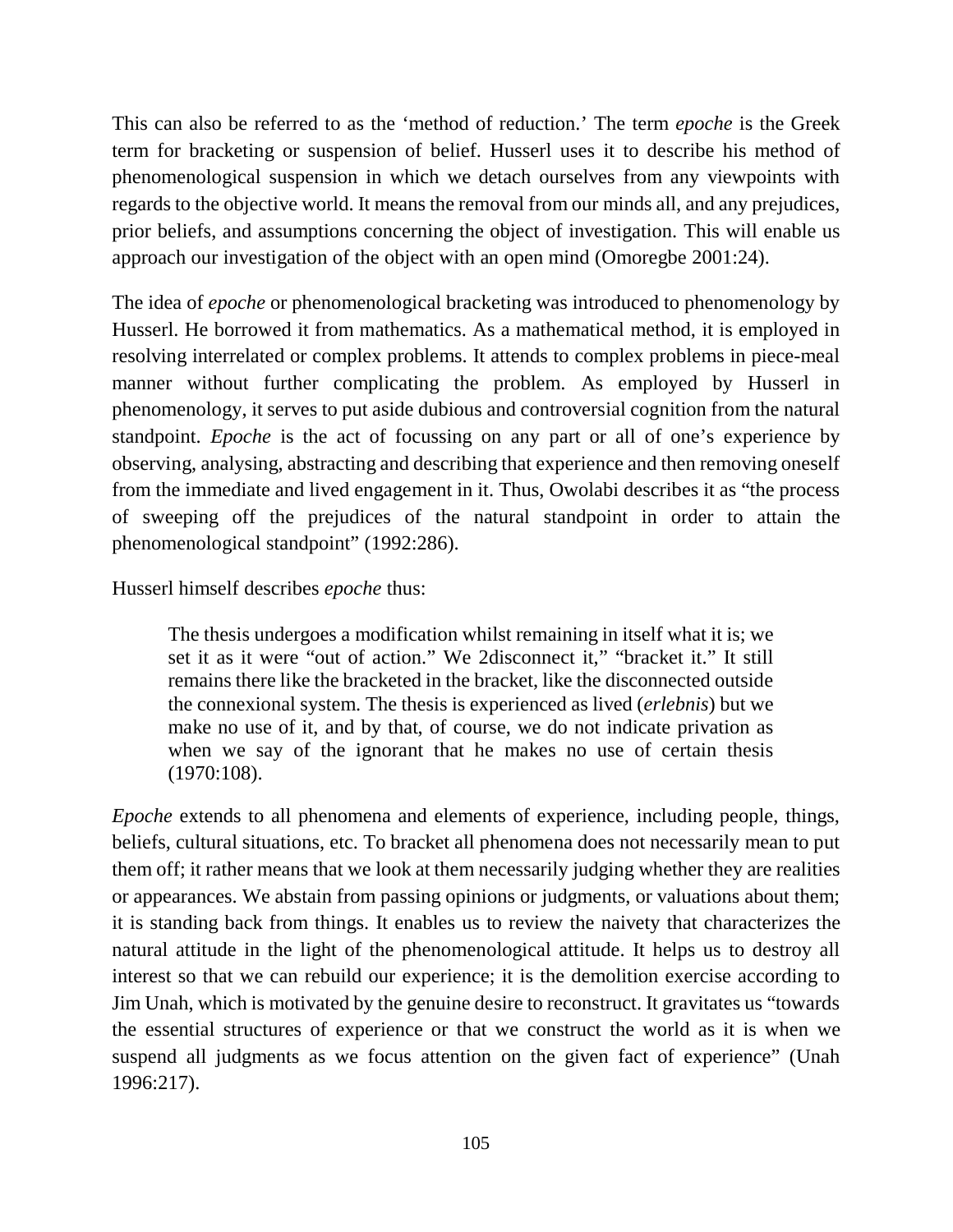This can also be referred to as the 'method of reduction.' The term *epoche* is the Greek term for bracketing or suspension of belief. Husserl uses it to describe his method of phenomenological suspension in which we detach ourselves from any viewpoints with regards to the objective world. It means the removal from our minds all, and any prejudices, prior beliefs, and assumptions concerning the object of investigation. This will enable us approach our investigation of the object with an open mind (Omoregbe 2001:24).

The idea of *epoche* or phenomenological bracketing was introduced to phenomenology by Husserl. He borrowed it from mathematics. As a mathematical method, it is employed in resolving interrelated or complex problems. It attends to complex problems in piece-meal manner without further complicating the problem. As employed by Husserl in phenomenology, it serves to put aside dubious and controversial cognition from the natural standpoint. *Epoche* is the act of focussing on any part or all of one's experience by observing, analysing, abstracting and describing that experience and then removing oneself from the immediate and lived engagement in it. Thus, Owolabi describes it as "the process of sweeping off the prejudices of the natural standpoint in order to attain the phenomenological standpoint" (1992:286).

Husserl himself describes *epoche* thus:

> The thesis undergoes a modification whilst remaining in itself what it is; we set it as it were "out of action." We 2disconnect it," "bracket it." It still remains there like the bracketed in the bracket, like the disconnected outside the connexional system. The thesis is experienced as lived (*erlebnis*) but we make no use of it, and by that, of course, we do not indicate privation as when we say of the ignorant that he makes no use of certain thesis (1970:108).

*Epoche* extends to all phenomena and elements of experience, including people, things, beliefs, cultural situations, etc. To bracket all phenomena does not necessarily mean to put them off; it rather means that we look at them necessarily judging whether they are realities or appearances. We abstain from passing opinions or judgments, or valuations about them; it is standing back from things. It enables us to review the naivety that characterizes the natural attitude in the light of the phenomenological attitude. It helps us to destroy all interest so that we can rebuild our experience; it is the demolition exercise according to Jim Unah, which is motivated by the genuine desire to reconstruct. It gravitates us "towards the essential structures of experience or that we construct the world as it is when we suspend all judgments as we focus attention on the given fact of experience" (Unah 1996:217).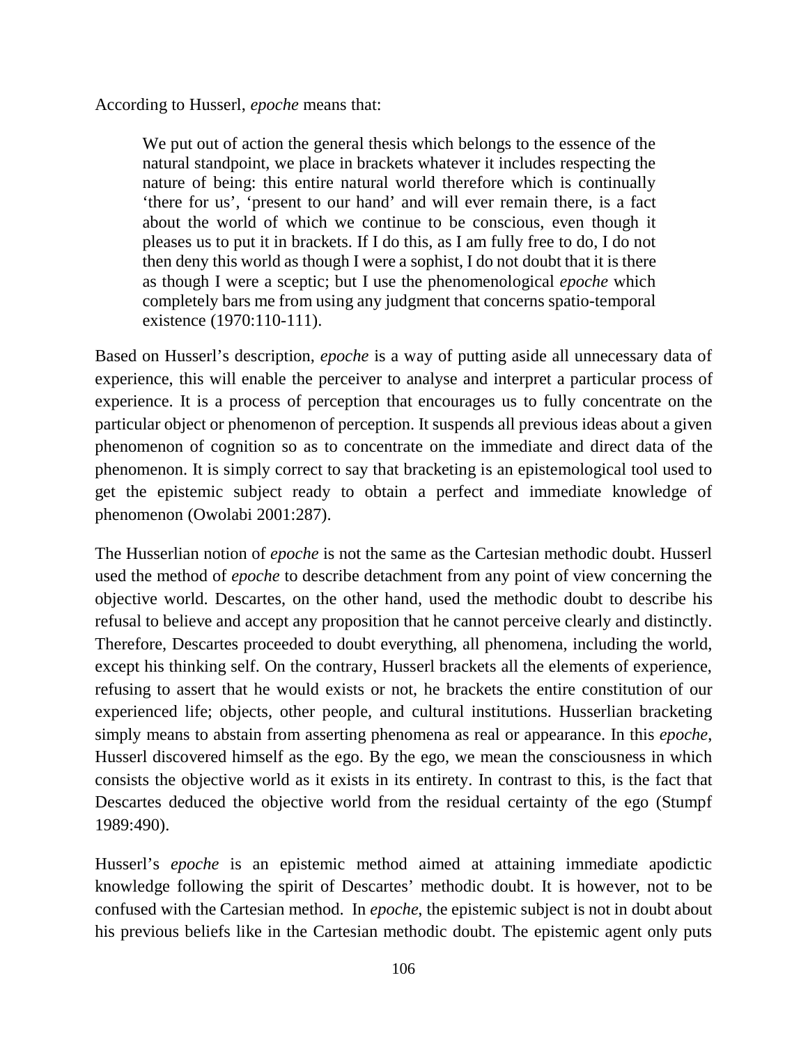According to Husserl, *epoche* means that:

> We put out of action the general thesis which belongs to the essence of the natural standpoint, we place in brackets whatever it includes respecting the nature of being: this entire natural world therefore which is continually 'there for us', 'present to our hand' and will ever remain there, is a fact about the world of which we continue to be conscious, even though it pleases us to put it in brackets. If I do this, as I am fully free to do, I do not then deny this world as though I were a sophist, I do not doubt that it is there as though I were a sceptic; but I use the phenomenological *epoche* which completely bars me from using any judgment that concerns spatio-temporal existence (1970:110-111).

Based on Husserl's description, *epoche* is a way of putting aside all unnecessary data of experience, this will enable the perceiver to analyse and interpret a particular process of experience. It is a process of perception that encourages us to fully concentrate on the particular object or phenomenon of perception. It suspends all previous ideas about a given phenomenon of cognition so as to concentrate on the immediate and direct data of the phenomenon. It is simply correct to say that bracketing is an epistemological tool used to get the epistemic subject ready to obtain a perfect and immediate knowledge of phenomenon (Owolabi 2001:287).

The Husserlian notion of *epoche* is not the same as the Cartesian methodic doubt. Husserl used the method of *epoche* to describe detachment from any point of view concerning the objective world. Descartes, on the other hand, used the methodic doubt to describe his refusal to believe and accept any proposition that he cannot perceive clearly and distinctly. Therefore, Descartes proceeded to doubt everything, all phenomena, including the world, except his thinking self. On the contrary, Husserl brackets all the elements of experience, refusing to assert that he would exists or not, he brackets the entire constitution of our experienced life; objects, other people, and cultural institutions. Husserlian bracketing simply means to abstain from asserting phenomena as real or appearance. In this *epoche*, Husserl discovered himself as the ego. By the ego, we mean the consciousness in which consists the objective world as it exists in its entirety. In contrast to this, is the fact that Descartes deduced the objective world from the residual certainty of the ego (Stumpf 1989:490).

Husserl's *epoche* is an epistemic method aimed at attaining immediate apodictic knowledge following the spirit of Descartes' methodic doubt. It is however, not to be confused with the Cartesian method. In *epoche*, the epistemic subject is not in doubt about his previous beliefs like in the Cartesian methodic doubt. The epistemic agent only puts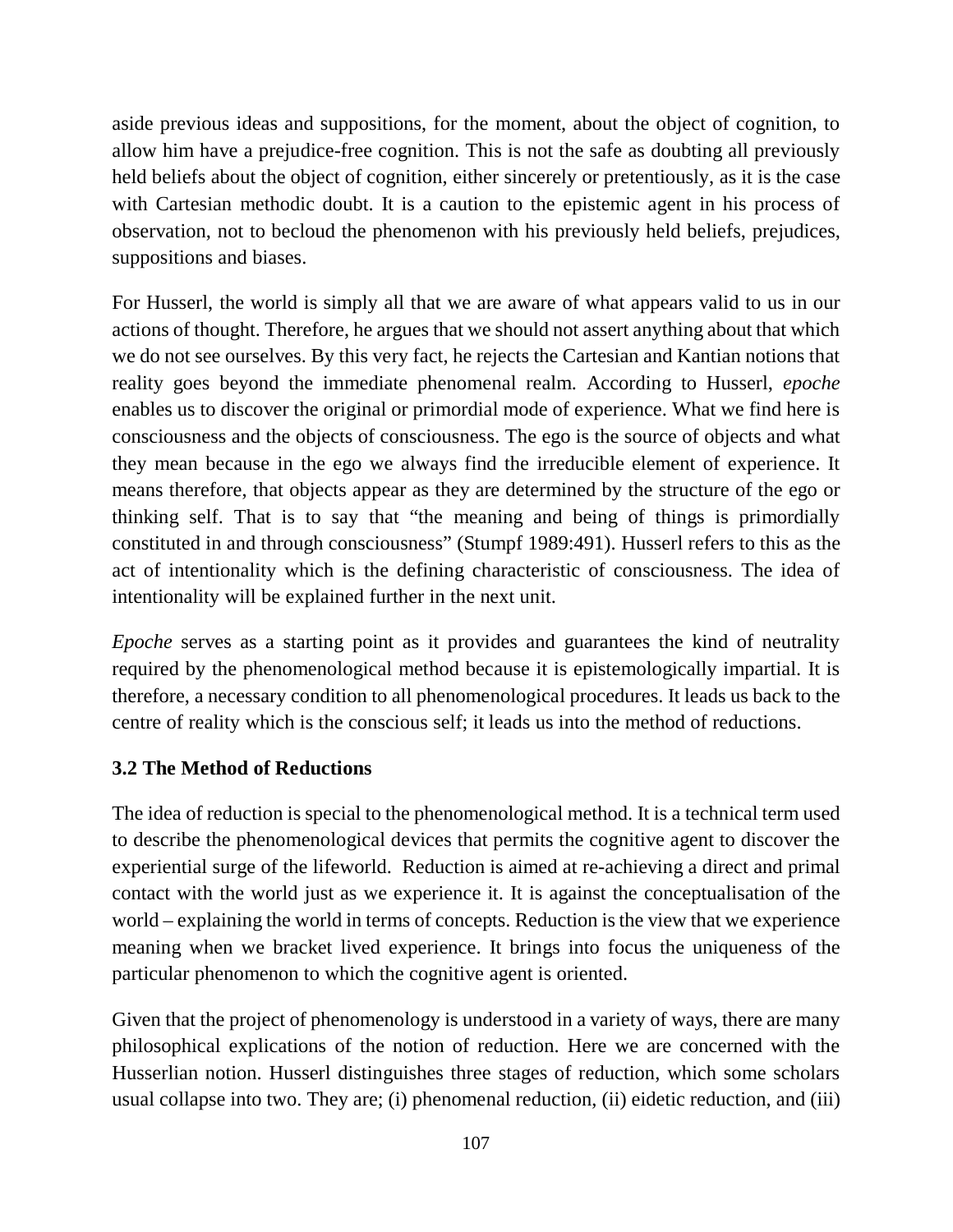aside previous ideas and suppositions, for the moment, about the object of cognition, to allow him have a prejudice-free cognition. This is not the safe as doubting all previously held beliefs about the object of cognition, either sincerely or pretentiously, as it is the case with Cartesian methodic doubt. It is a caution to the epistemic agent in his process of observation, not to becloud the phenomenon with his previously held beliefs, prejudices, suppositions and biases.

For Husserl, the world is simply all that we are aware of what appears valid to us in our actions of thought. Therefore, he argues that we should not assert anything about that which we do not see ourselves. By this very fact, he rejects the Cartesian and Kantian notions that reality goes beyond the immediate phenomenal realm. According to Husserl, *epoche* enables us to discover the original or primordial mode of experience. What we find here is consciousness and the objects of consciousness. The ego is the source of objects and what they mean because in the ego we always find the irreducible element of experience. It means therefore, that objects appear as they are determined by the structure of the ego or thinking self. That is to say that "the meaning and being of things is primordially constituted in and through consciousness" (Stumpf 1989:491). Husserl refers to this as the act of intentionality which is the defining characteristic of consciousness. The idea of intentionality will be explained further in the next unit.

*Epoche* serves as a starting point as it provides and guarantees the kind of neutrality required by the phenomenological method because it is epistemologically impartial. It is therefore, a necessary condition to all phenomenological procedures. It leads us back to the centre of reality which is the conscious self; it leads us into the method of reductions.

### 3.2 The Method of Reductions

The idea of reduction is special to the phenomenological method. It is a technical term used to describe the phenomenological devices that permits the cognitive agent to discover the experiential surge of the lifeworld. Reduction is aimed at re-achieving a direct and primal contact with the world just as we experience it. It is against the conceptualisation of the world – explaining the world in terms of concepts. Reduction is the view that we experience meaning when we bracket lived experience. It brings into focus the uniqueness of the particular phenomenon to which the cognitive agent is oriented.

Given that the project of phenomenology is understood in a variety of ways, there are many philosophical explications of the notion of reduction. Here we are concerned with the Husserlian notion. Husserl distinguishes three stages of reduction, which some scholars usual collapse into two. They are; (i) phenomenal reduction, (ii) eidetic reduction, and (iii)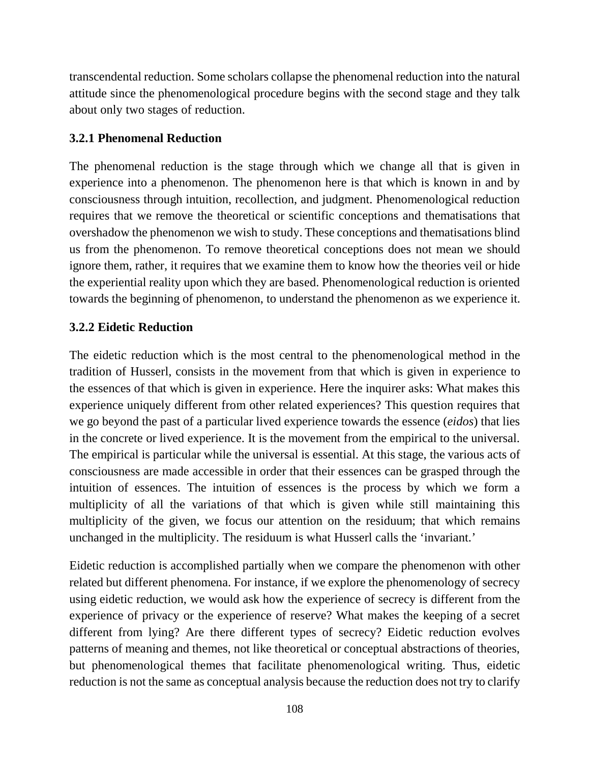transcendental reduction. Some scholars collapse the phenomenal reduction into the natural attitude since the phenomenological procedure begins with the second stage and they talk about only two stages of reduction.

### 3.2.1 Phenomenal Reduction

The phenomenal reduction is the stage through which we change all that is given in experience into a phenomenon. The phenomenon here is that which is known in and by consciousness through intuition, recollection, and judgment. Phenomenological reduction requires that we remove the theoretical or scientific conceptions and thematisations that overshadow the phenomenon we wish to study. These conceptions and thematisations blind us from the phenomenon. To remove theoretical conceptions does not mean we should ignore them, rather, it requires that we examine them to know how the theories veil or hide the experiential reality upon which they are based. Phenomenological reduction is oriented towards the beginning of phenomenon, to understand the phenomenon as we experience it.

### 3.2.2 Eidetic Reduction

The eidetic reduction which is the most central to the phenomenological method in the tradition of Husserl, consists in the movement from that which is given in experience to the essences of that which is given in experience. Here the inquirer asks: What makes this experience uniquely different from other related experiences? This question requires that we go beyond the past of a particular lived experience towards the essence (*eidos*) that lies in the concrete or lived experience. It is the movement from the empirical to the universal. The empirical is particular while the universal is essential. At this stage, the various acts of consciousness are made accessible in order that their essences can be grasped through the intuition of essences. The intuition of essences is the process by which we form a multiplicity of all the variations of that which is given while still maintaining this multiplicity of the given, we focus our attention on the residuum; that which remains unchanged in the multiplicity. The residuum is what Husserl calls the 'invariant.'

Eidetic reduction is accomplished partially when we compare the phenomenon with other related but different phenomena. For instance, if we explore the phenomenology of secrecy using eidetic reduction, we would ask how the experience of secrecy is different from the experience of privacy or the experience of reserve? What makes the keeping of a secret different from lying? Are there different types of secrecy? Eidetic reduction evolves patterns of meaning and themes, not like theoretical or conceptual abstractions of theories, but phenomenological themes that facilitate phenomenological writing. Thus, eidetic reduction is not the same as conceptual analysis because the reduction does not try to clarify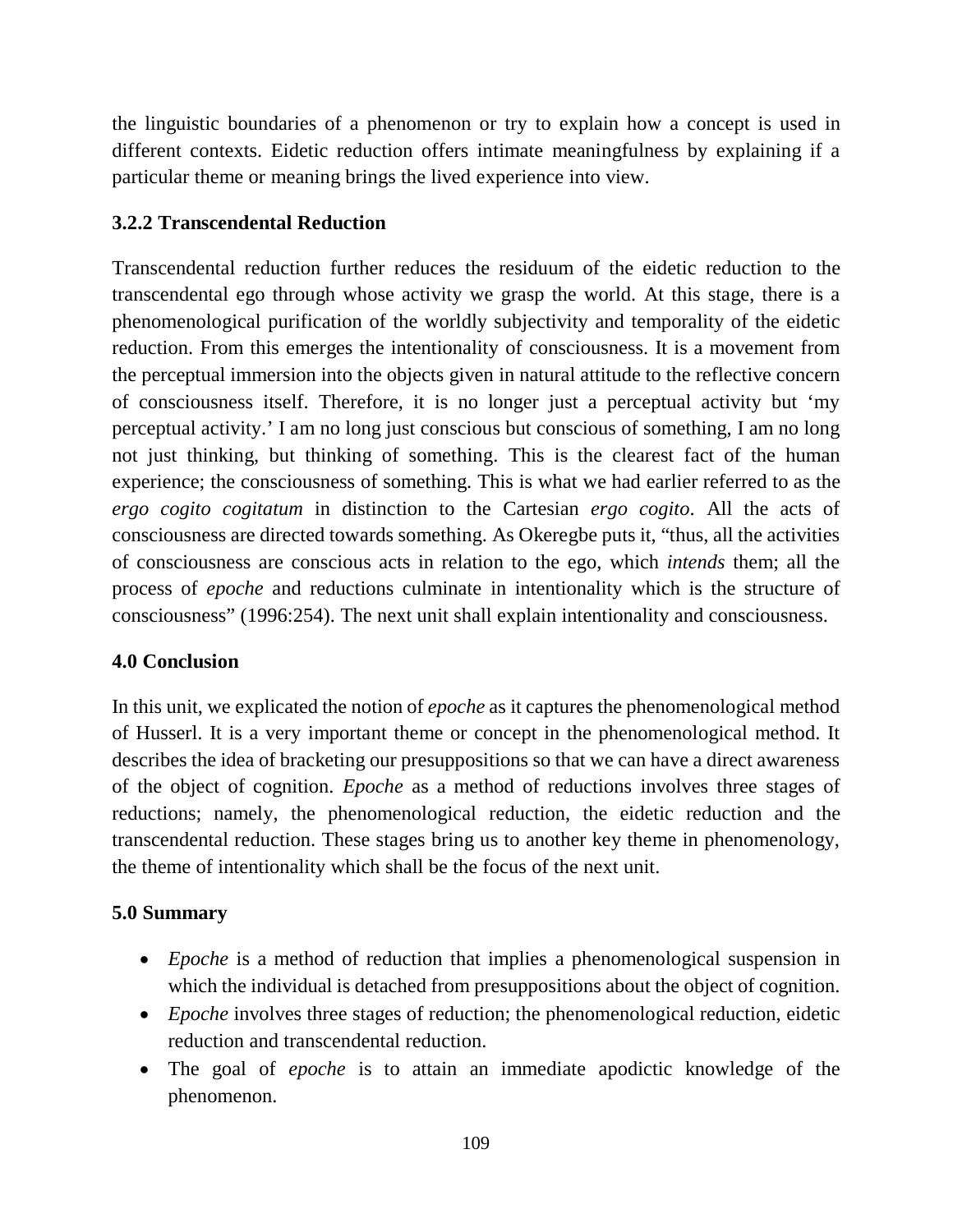the linguistic boundaries of a phenomenon or try to explain how a concept is used in different contexts. Eidetic reduction offers intimate meaningfulness by explaining if a particular theme or meaning brings the lived experience into view.

### 3.2.2 Transcendental Reduction

Transcendental reduction further reduces the residuum of the eidetic reduction to the transcendental ego through whose activity we grasp the world. At this stage, there is a phenomenological purification of the worldly subjectivity and temporality of the eidetic reduction. From this emerges the intentionality of consciousness. It is a movement from the perceptual immersion into the objects given in natural attitude to the reflective concern of consciousness itself. Therefore, it is no longer just a perceptual activity but 'my perceptual activity.' I am no long just conscious but conscious of something, I am no long not just thinking, but thinking of something. This is the clearest fact of the human experience; the consciousness of something. This is what we had earlier referred to as the *ergo cogito cogitatum* in distinction to the Cartesian *ergo cogito*. All the acts of consciousness are directed towards something. As Okeregbe puts it, "thus, all the activities of consciousness are conscious acts in relation to the ego, which *intends* them; all the process of *epoche* and reductions culminate in intentionality which is the structure of consciousness" (1996:254). The next unit shall explain intentionality and consciousness.

## 4.0 Conclusion

In this unit, we explicated the notion of *epoche* as it captures the phenomenological method of Husserl. It is a very important theme or concept in the phenomenological method. It describes the idea of bracketing our presuppositions so that we can have a direct awareness of the object of cognition. *Epoche* as a method of reductions involves three stages of reductions; namely, the phenomenological reduction, the eidetic reduction and the transcendental reduction. These stages bring us to another key theme in phenomenology, the theme of intentionality which shall be the focus of the next unit.

## 5.0 Summary

- *Epoche* is a method of reduction that implies a phenomenological suspension in which the individual is detached from presuppositions about the object of cognition.
- *Epoche* involves three stages of reduction; the phenomenological reduction, eidetic reduction and transcendental reduction.
- The goal of *epoche* is to attain an immediate apodictic knowledge of the phenomenon.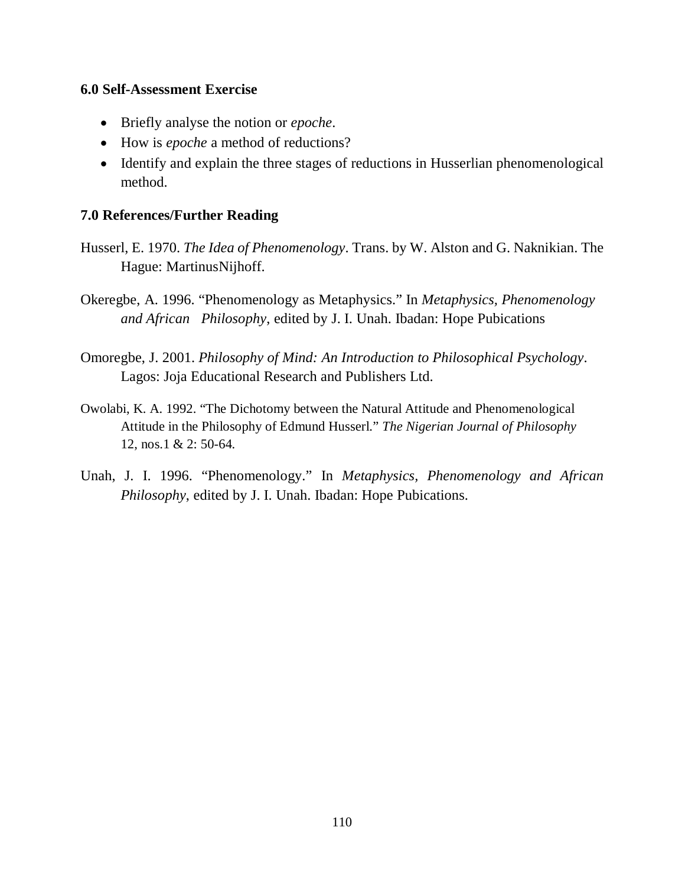### 6.0 Self-Assessment Exercise

- Briefly analyse the notion or *epoche*.
- How is *epoche* a method of reductions?
- Identify and explain the three stages of reductions in Husserlian phenomenological method.

### 7.0 References/Further Reading

Husserl, E. 1970. *The Idea of Phenomenology*. Trans. by W. Alston and G. Naknikian. The Hague: MartinusNijhoff.

Okeregbe, A. 1996. "Phenomenology as Metaphysics." In *Metaphysics, Phenomenology and African Philosophy*, edited by J. I. Unah. Ibadan: Hope Pubications

Omoregbe, J. 2001. *Philosophy of Mind: An Introduction to Philosophical Psychology*. Lagos: Joja Educational Research and Publishers Ltd.

Owolabi, K. A. 1992. "The Dichotomy between the Natural Attitude and Phenomenological Attitude in the Philosophy of Edmund Husserl." *The Nigerian Journal of Philosophy* 12, nos.1 & 2: 50-64.

Unah, J. I. 1996. "Phenomenology." In *Metaphysics, Phenomenology and African Philosophy*, edited by J. I. Unah. Ibadan: Hope Pubications.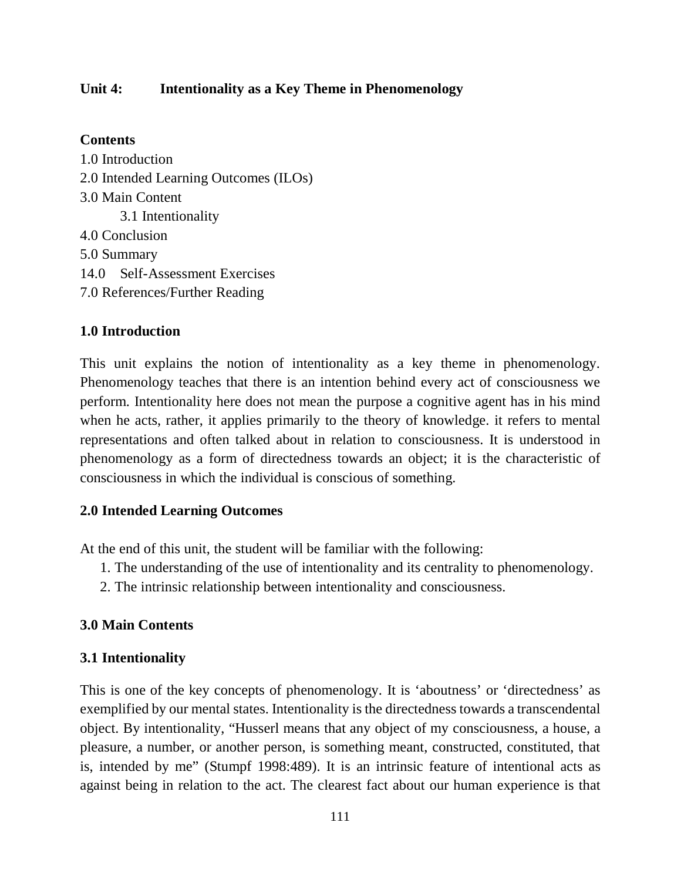## Unit 4: Intentionality as a Key Theme in Phenomenology

**Contents**

1.0 Introduction
2.0 Intended Learning Outcomes (ILOs)
3.0 Main Content
  3.1 Intentionality
4.0 Conclusion
5.0 Summary
14.0 Self-Assessment Exercises
7.0 References/Further Reading

### 1.0 Introduction

This unit explains the notion of intentionality as a key theme in phenomenology. Phenomenology teaches that there is an intention behind every act of consciousness we perform. Intentionality here does not mean the purpose a cognitive agent has in his mind when he acts, rather, it applies primarily to the theory of knowledge. it refers to mental representations and often talked about in relation to consciousness. It is understood in phenomenology as a form of directedness towards an object; it is the characteristic of consciousness in which the individual is conscious of something.

### 2.0 Intended Learning Outcomes

At the end of this unit, the student will be familiar with the following:

1. The understanding of the use of intentionality and its centrality to phenomenology.
2. The intrinsic relationship between intentionality and consciousness.

### 3.0 Main Contents

### 3.1 Intentionality

This is one of the key concepts of phenomenology. It is 'aboutness' or 'directedness' as exemplified by our mental states. Intentionality is the directedness towards a transcendental object. By intentionality, "Husserl means that any object of my consciousness, a house, a pleasure, a number, or another person, is something meant, constructed, constituted, that is, intended by me" (Stumpf 1998:489). It is an intrinsic feature of intentional acts as against being in relation to the act. The clearest fact about our human experience is that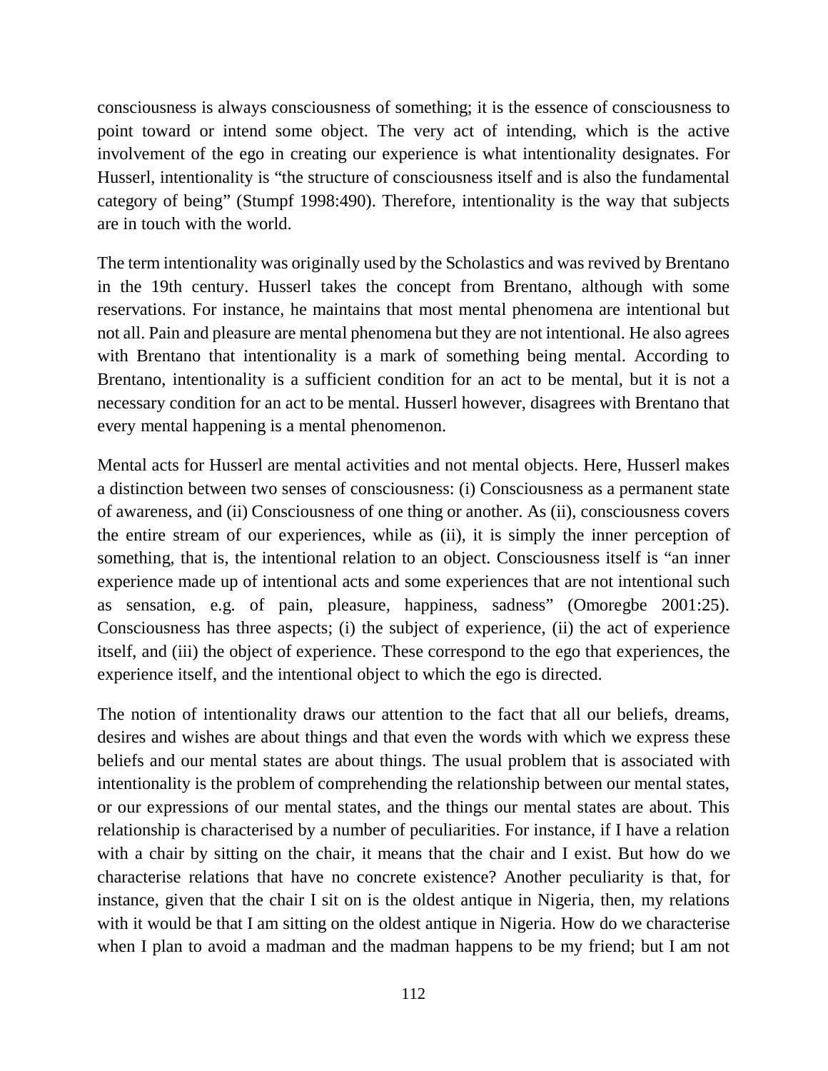consciousness is always consciousness of something; it is the essence of consciousness to point toward or intend some object. The very act of intending, which is the active involvement of the ego in creating our experience is what intentionality designates. For Husserl, intentionality is "the structure of consciousness itself and is also the fundamental category of being" (Stumpf 1998:490). Therefore, intentionality is the way that subjects are in touch with the world.

The term intentionality was originally used by the Scholastics and was revived by Brentano in the 19th century. Husserl takes the concept from Brentano, although with some reservations. For instance, he maintains that most mental phenomena are intentional but not all. Pain and pleasure are mental phenomena but they are not intentional. He also agrees with Brentano that intentionality is a mark of something being mental. According to Brentano, intentionality is a sufficient condition for an act to be mental, but it is not a necessary condition for an act to be mental. Husserl however, disagrees with Brentano that every mental happening is a mental phenomenon.

Mental acts for Husserl are mental activities and not mental objects. Here, Husserl makes a distinction between two senses of consciousness: (i) Consciousness as a permanent state of awareness, and (ii) Consciousness of one thing or another. As (ii), consciousness covers the entire stream of our experiences, while as (ii), it is simply the inner perception of something, that is, the intentional relation to an object. Consciousness itself is "an inner experience made up of intentional acts and some experiences that are not intentional such as sensation, e.g. of pain, pleasure, happiness, sadness" (Omoregbe 2001:25). Consciousness has three aspects; (i) the subject of experience, (ii) the act of experience itself, and (iii) the object of experience. These correspond to the ego that experiences, the experience itself, and the intentional object to which the ego is directed.

The notion of intentionality draws our attention to the fact that all our beliefs, dreams, desires and wishes are about things and that even the words with which we express these beliefs and our mental states are about things. The usual problem that is associated with intentionality is the problem of comprehending the relationship between our mental states, or our expressions of our mental states, and the things our mental states are about. This relationship is characterised by a number of peculiarities. For instance, if I have a relation with a chair by sitting on the chair, it means that the chair and I exist. But how do we characterise relations that have no concrete existence? Another peculiarity is that, for instance, given that the chair I sit on is the oldest antique in Nigeria, then, my relations with it would be that I am sitting on the oldest antique in Nigeria. How do we characterise when I plan to avoid a madman and the madman happens to be my friend; but I am not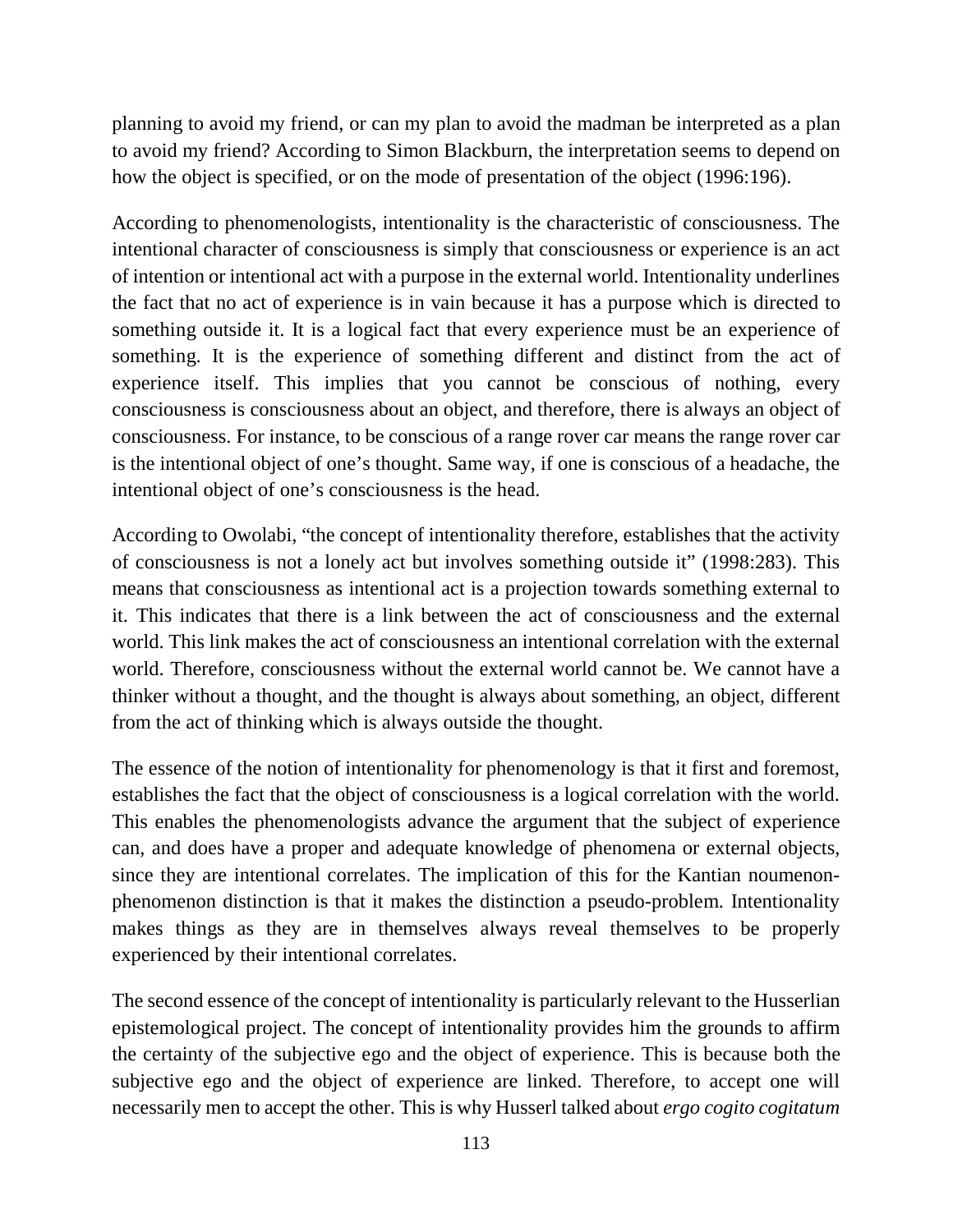planning to avoid my friend, or can my plan to avoid the madman be interpreted as a plan to avoid my friend? According to Simon Blackburn, the interpretation seems to depend on how the object is specified, or on the mode of presentation of the object (1996:196).

According to phenomenologists, intentionality is the characteristic of consciousness. The intentional character of consciousness is simply that consciousness or experience is an act of intention or intentional act with a purpose in the external world. Intentionality underlines the fact that no act of experience is in vain because it has a purpose which is directed to something outside it. It is a logical fact that every experience must be an experience of something. It is the experience of something different and distinct from the act of experience itself. This implies that you cannot be conscious of nothing, every consciousness is consciousness about an object, and therefore, there is always an object of consciousness. For instance, to be conscious of a range rover car means the range rover car is the intentional object of one's thought. Same way, if one is conscious of a headache, the intentional object of one's consciousness is the head.

According to Owolabi, "the concept of intentionality therefore, establishes that the activity of consciousness is not a lonely act but involves something outside it" (1998:283). This means that consciousness as intentional act is a projection towards something external to it. This indicates that there is a link between the act of consciousness and the external world. This link makes the act of consciousness an intentional correlation with the external world. Therefore, consciousness without the external world cannot be. We cannot have a thinker without a thought, and the thought is always about something, an object, different from the act of thinking which is always outside the thought.

The essence of the notion of intentionality for phenomenology is that it first and foremost, establishes the fact that the object of consciousness is a logical correlation with the world. This enables the phenomenologists advance the argument that the subject of experience can, and does have a proper and adequate knowledge of phenomena or external objects, since they are intentional correlates. The implication of this for the Kantian noumenon-phenomenon distinction is that it makes the distinction a pseudo-problem. Intentionality makes things as they are in themselves always reveal themselves to be properly experienced by their intentional correlates.

The second essence of the concept of intentionality is particularly relevant to the Husserlian epistemological project. The concept of intentionality provides him the grounds to affirm the certainty of the subjective ego and the object of experience. This is because both the subjective ego and the object of experience are linked. Therefore, to accept one will necessarily men to accept the other. This is why Husserl talked about *ergo cogito cogitatum*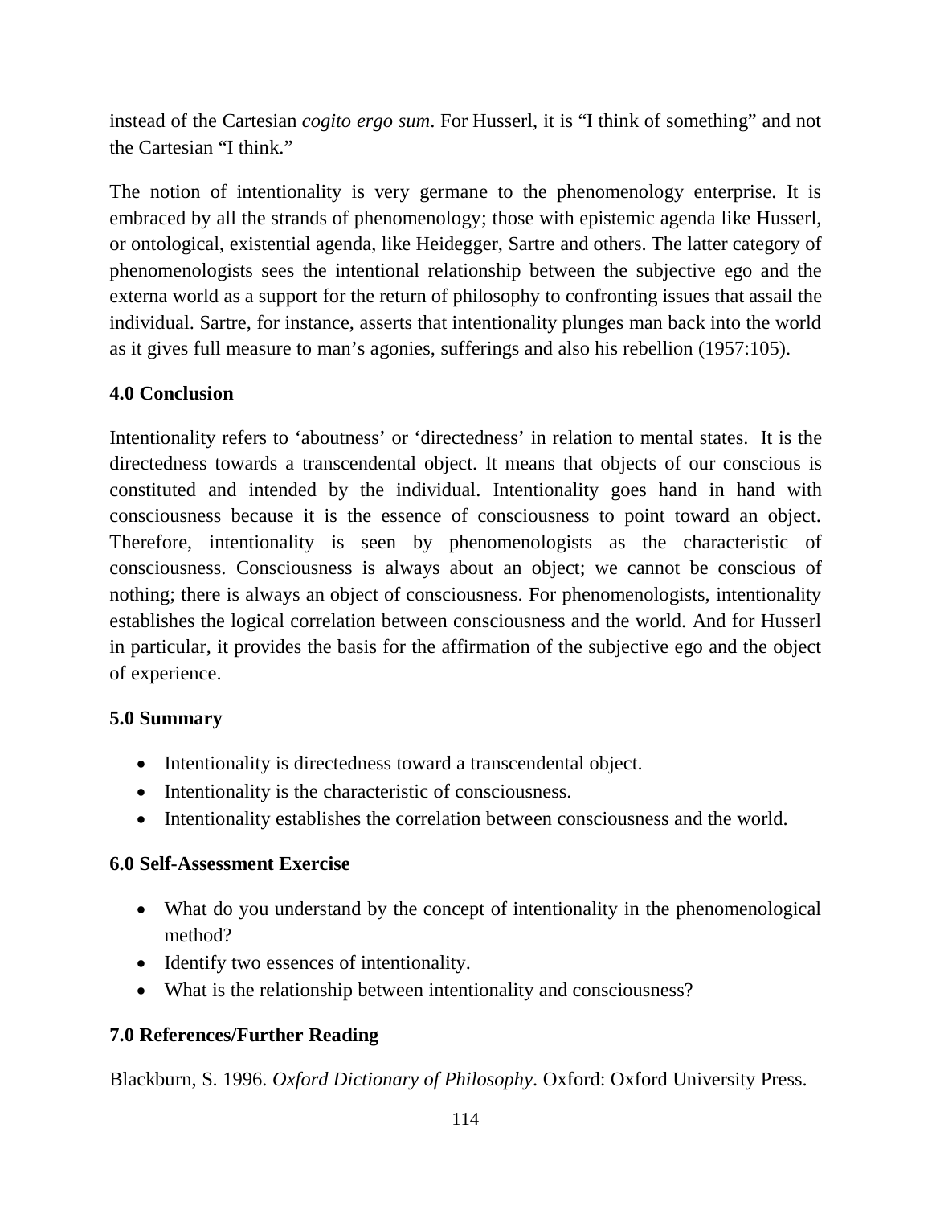instead of the Cartesian *cogito ergo sum*. For Husserl, it is "I think of something" and not the Cartesian "I think."

The notion of intentionality is very germane to the phenomenology enterprise. It is embraced by all the strands of phenomenology; those with epistemic agenda like Husserl, or ontological, existential agenda, like Heidegger, Sartre and others. The latter category of phenomenologists sees the intentional relationship between the subjective ego and the externa world as a support for the return of philosophy to confronting issues that assail the individual. Sartre, for instance, asserts that intentionality plunges man back into the world as it gives full measure to man's agonies, sufferings and also his rebellion (1957:105).

### 4.0 Conclusion

Intentionality refers to 'aboutness' or 'directedness' in relation to mental states. It is the directedness towards a transcendental object. It means that objects of our conscious is constituted and intended by the individual. Intentionality goes hand in hand with consciousness because it is the essence of consciousness to point toward an object. Therefore, intentionality is seen by phenomenologists as the characteristic of consciousness. Consciousness is always about an object; we cannot be conscious of nothing; there is always an object of consciousness. For phenomenologists, intentionality establishes the logical correlation between consciousness and the world. And for Husserl in particular, it provides the basis for the affirmation of the subjective ego and the object of experience.

### 5.0 Summary

- Intentionality is directedness toward a transcendental object.
- Intentionality is the characteristic of consciousness.
- Intentionality establishes the correlation between consciousness and the world.

### 6.0 Self-Assessment Exercise

- What do you understand by the concept of intentionality in the phenomenological method?
- Identify two essences of intentionality.
- What is the relationship between intentionality and consciousness?

### 7.0 References/Further Reading

Blackburn, S. 1996. *Oxford Dictionary of Philosophy*. Oxford: Oxford University Press.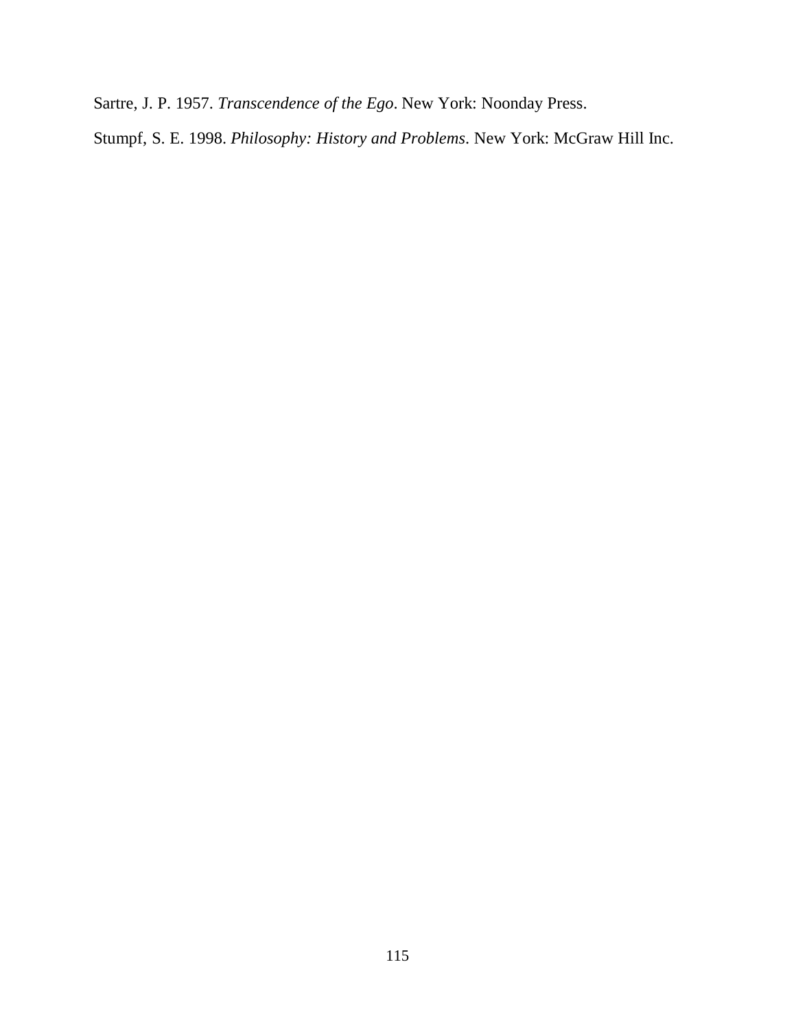Sartre, J. P. 1957. *Transcendence of the Ego*. New York: Noonday Press.

Stumpf, S. E. 1998. *Philosophy: History and Problems*. New York: McGraw Hill Inc.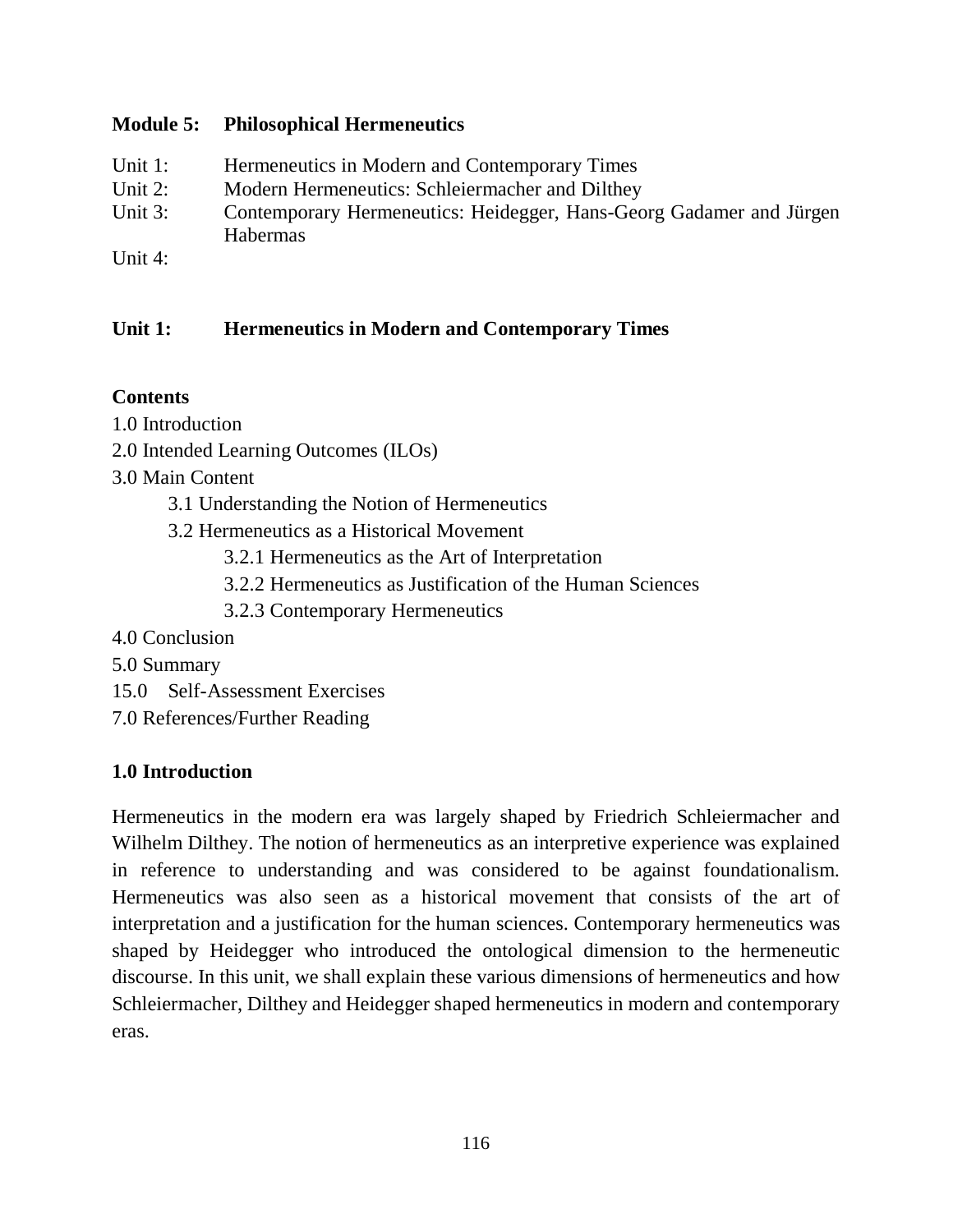## Module 5: Philosophical Hermeneutics

Unit 1: Hermeneutics in Modern and Contemporary Times
Unit 2: Modern Hermeneutics: Schleiermacher and Dilthey
Unit 3: Contemporary Hermeneutics: Heidegger, Hans-Georg Gadamer and Jürgen Habermas
Unit 4:

## Unit 1: Hermeneutics in Modern and Contemporary Times

**Contents**

1.0 Introduction
2.0 Intended Learning Outcomes (ILOs)
3.0 Main Content
- 3.1 Understanding the Notion of Hermeneutics
- 3.2 Hermeneutics as a Historical Movement
  - 3.2.1 Hermeneutics as the Art of Interpretation
  - 3.2.2 Hermeneutics as Justification of the Human Sciences
  - 3.2.3 Contemporary Hermeneutics

4.0 Conclusion
5.0 Summary
15.0 Self-Assessment Exercises
7.0 References/Further Reading

### 1.0 Introduction

Hermeneutics in the modern era was largely shaped by Friedrich Schleiermacher and Wilhelm Dilthey. The notion of hermeneutics as an interpretive experience was explained in reference to understanding and was considered to be against foundationalism. Hermeneutics was also seen as a historical movement that consists of the art of interpretation and a justification for the human sciences. Contemporary hermeneutics was shaped by Heidegger who introduced the ontological dimension to the hermeneutic discourse. In this unit, we shall explain these various dimensions of hermeneutics and how Schleiermacher, Dilthey and Heidegger shaped hermeneutics in modern and contemporary eras.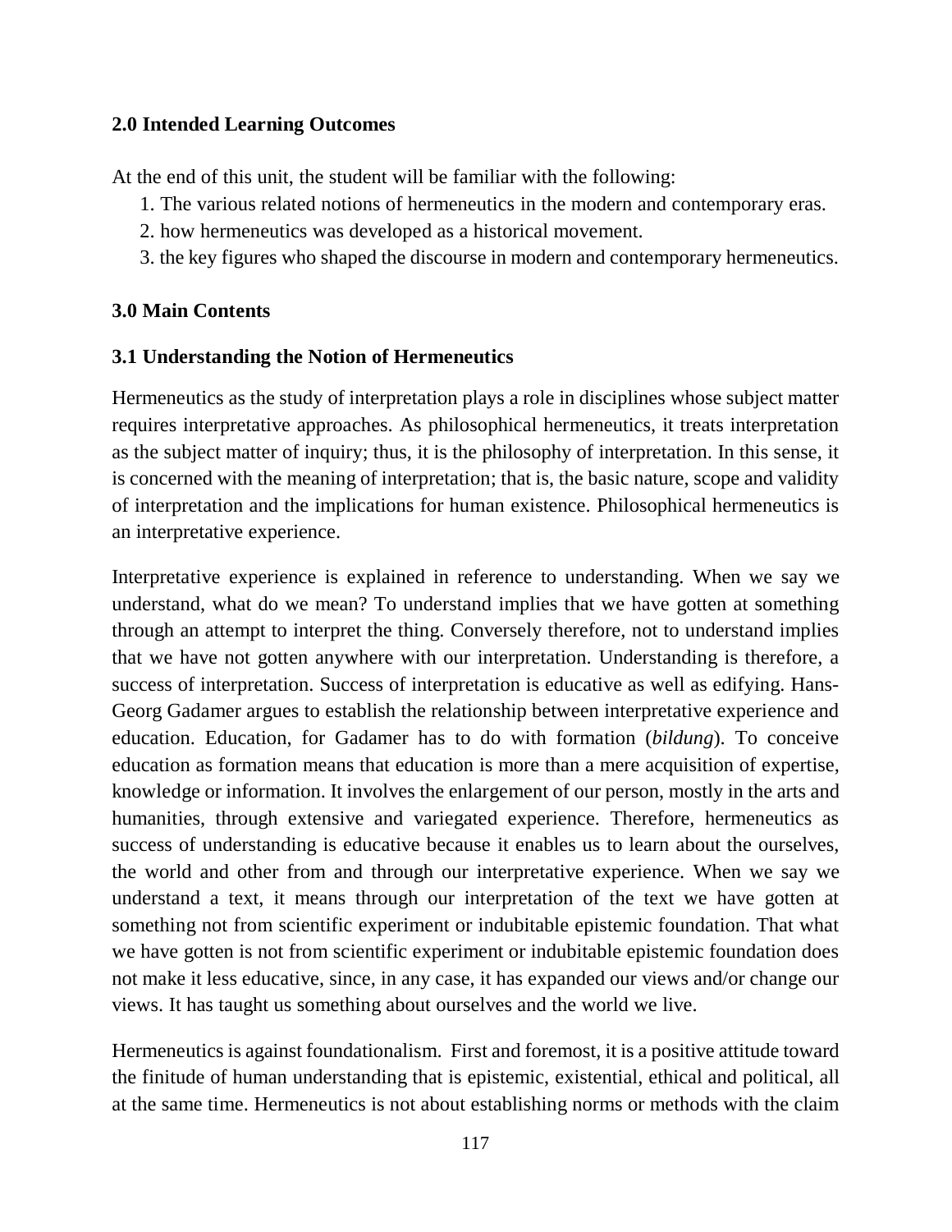## 2.0 Intended Learning Outcomes

At the end of this unit, the student will be familiar with the following:

1. The various related notions of hermeneutics in the modern and contemporary eras.
2. how hermeneutics was developed as a historical movement.
3. the key figures who shaped the discourse in modern and contemporary hermeneutics.

## 3.0 Main Contents

### 3.1 Understanding the Notion of Hermeneutics

Hermeneutics as the study of interpretation plays a role in disciplines whose subject matter requires interpretative approaches. As philosophical hermeneutics, it treats interpretation as the subject matter of inquiry; thus, it is the philosophy of interpretation. In this sense, it is concerned with the meaning of interpretation; that is, the basic nature, scope and validity of interpretation and the implications for human existence. Philosophical hermeneutics is an interpretative experience.

Interpretative experience is explained in reference to understanding. When we say we understand, what do we mean? To understand implies that we have gotten at something through an attempt to interpret the thing. Conversely therefore, not to understand implies that we have not gotten anywhere with our interpretation. Understanding is therefore, a success of interpretation. Success of interpretation is educative as well as edifying. Hans-Georg Gadamer argues to establish the relationship between interpretative experience and education. Education, for Gadamer has to do with formation (*bildung*). To conceive education as formation means that education is more than a mere acquisition of expertise, knowledge or information. It involves the enlargement of our person, mostly in the arts and humanities, through extensive and variegated experience. Therefore, hermeneutics as success of understanding is educative because it enables us to learn about the ourselves, the world and other from and through our interpretative experience. When we say we understand a text, it means through our interpretation of the text we have gotten at something not from scientific experiment or indubitable epistemic foundation. That what we have gotten is not from scientific experiment or indubitable epistemic foundation does not make it less educative, since, in any case, it has expanded our views and/or change our views. It has taught us something about ourselves and the world we live.

Hermeneutics is against foundationalism. First and foremost, it is a positive attitude toward the finitude of human understanding that is epistemic, existential, ethical and political, all at the same time. Hermeneutics is not about establishing norms or methods with the claim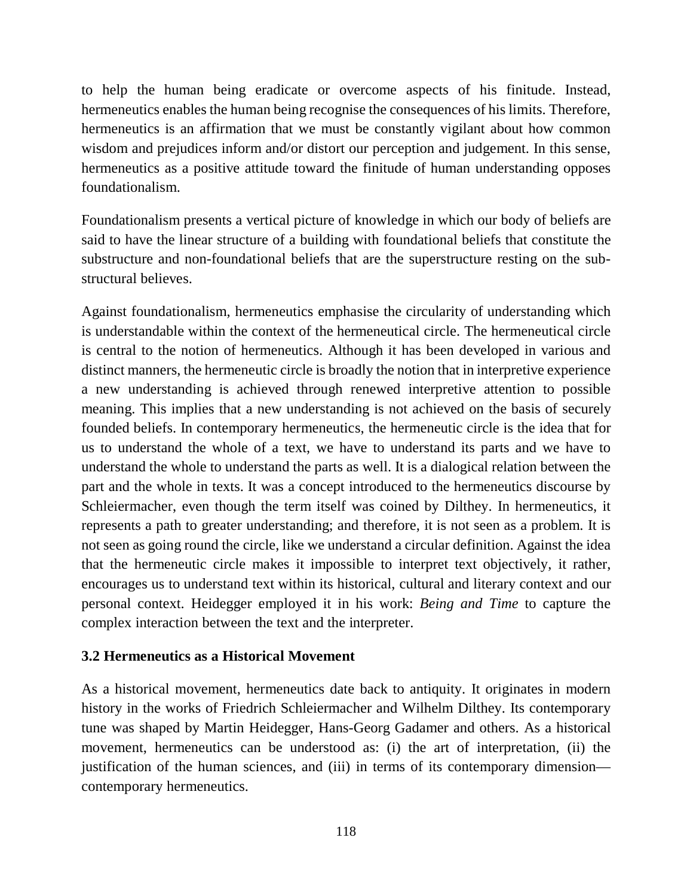to help the human being eradicate or overcome aspects of his finitude. Instead, hermeneutics enables the human being recognise the consequences of his limits. Therefore, hermeneutics is an affirmation that we must be constantly vigilant about how common wisdom and prejudices inform and/or distort our perception and judgement. In this sense, hermeneutics as a positive attitude toward the finitude of human understanding opposes foundationalism.

Foundationalism presents a vertical picture of knowledge in which our body of beliefs are said to have the linear structure of a building with foundational beliefs that constitute the substructure and non-foundational beliefs that are the superstructure resting on the sub-structural believes.

Against foundationalism, hermeneutics emphasise the circularity of understanding which is understandable within the context of the hermeneutical circle. The hermeneutical circle is central to the notion of hermeneutics. Although it has been developed in various and distinct manners, the hermeneutic circle is broadly the notion that in interpretive experience a new understanding is achieved through renewed interpretive attention to possible meaning. This implies that a new understanding is not achieved on the basis of securely founded beliefs. In contemporary hermeneutics, the hermeneutic circle is the idea that for us to understand the whole of a text, we have to understand its parts and we have to understand the whole to understand the parts as well. It is a dialogical relation between the part and the whole in texts. It was a concept introduced to the hermeneutics discourse by Schleiermacher, even though the term itself was coined by Dilthey. In hermeneutics, it represents a path to greater understanding; and therefore, it is not seen as a problem. It is not seen as going round the circle, like we understand a circular definition. Against the idea that the hermeneutic circle makes it impossible to interpret text objectively, it rather, encourages us to understand text within its historical, cultural and literary context and our personal context. Heidegger employed it in his work: *Being and Time* to capture the complex interaction between the text and the interpreter.

### 3.2 Hermeneutics as a Historical Movement

As a historical movement, hermeneutics date back to antiquity. It originates in modern history in the works of Friedrich Schleiermacher and Wilhelm Dilthey. Its contemporary tune was shaped by Martin Heidegger, Hans-Georg Gadamer and others. As a historical movement, hermeneutics can be understood as: (i) the art of interpretation, (ii) the justification of the human sciences, and (iii) in terms of its contemporary dimension—contemporary hermeneutics.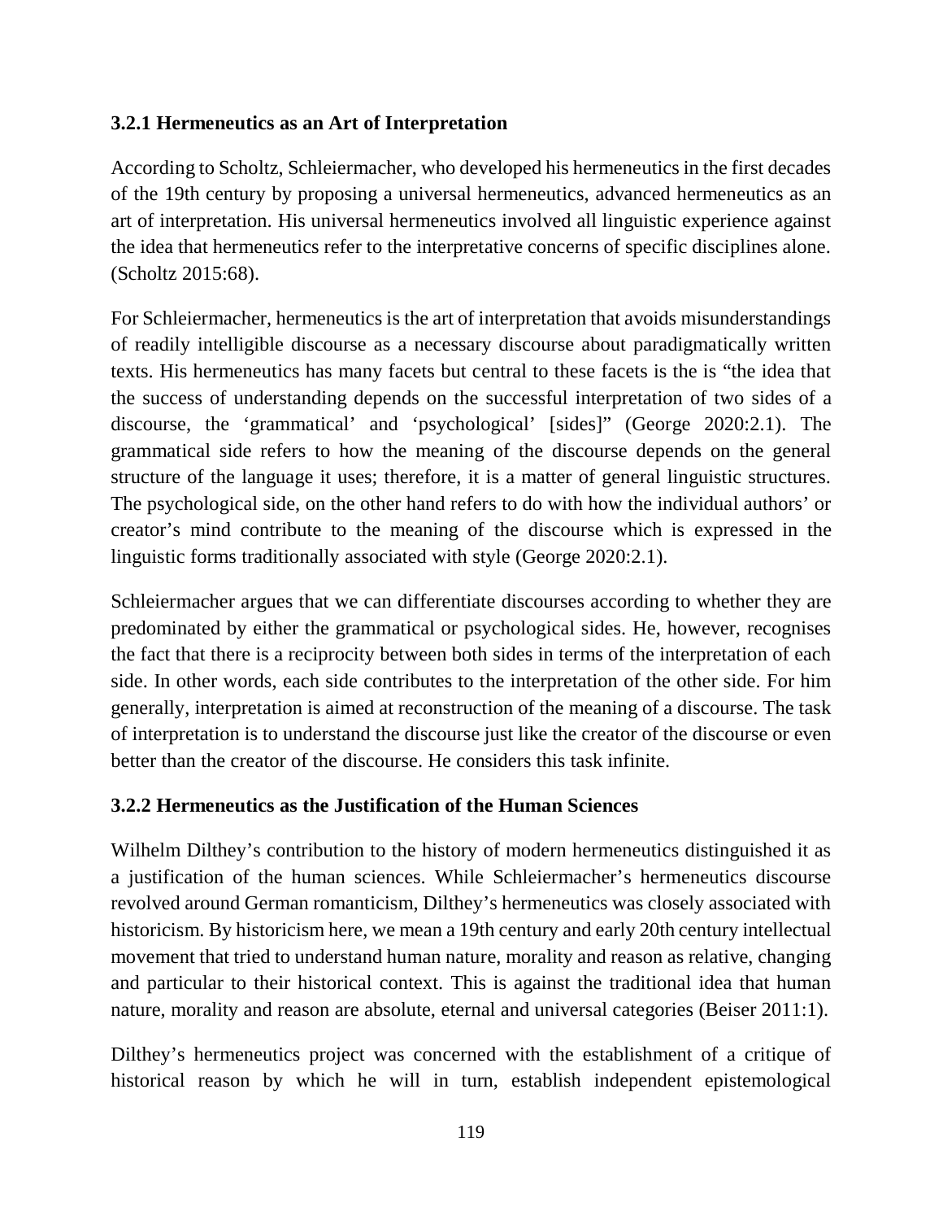### 3.2.1 Hermeneutics as an Art of Interpretation

According to Scholtz, Schleiermacher, who developed his hermeneutics in the first decades of the 19th century by proposing a universal hermeneutics, advanced hermeneutics as an art of interpretation. His universal hermeneutics involved all linguistic experience against the idea that hermeneutics refer to the interpretative concerns of specific disciplines alone. (Scholtz 2015:68).

For Schleiermacher, hermeneutics is the art of interpretation that avoids misunderstandings of readily intelligible discourse as a necessary discourse about paradigmatically written texts. His hermeneutics has many facets but central to these facets is the is "the idea that the success of understanding depends on the successful interpretation of two sides of a discourse, the 'grammatical' and 'psychological' [sides]" (George 2020:2.1). The grammatical side refers to how the meaning of the discourse depends on the general structure of the language it uses; therefore, it is a matter of general linguistic structures. The psychological side, on the other hand refers to do with how the individual authors' or creator's mind contribute to the meaning of the discourse which is expressed in the linguistic forms traditionally associated with style (George 2020:2.1).

Schleiermacher argues that we can differentiate discourses according to whether they are predominated by either the grammatical or psychological sides. He, however, recognises the fact that there is a reciprocity between both sides in terms of the interpretation of each side. In other words, each side contributes to the interpretation of the other side. For him generally, interpretation is aimed at reconstruction of the meaning of a discourse. The task of interpretation is to understand the discourse just like the creator of the discourse or even better than the creator of the discourse. He considers this task infinite.

### 3.2.2 Hermeneutics as the Justification of the Human Sciences

Wilhelm Dilthey's contribution to the history of modern hermeneutics distinguished it as a justification of the human sciences. While Schleiermacher's hermeneutics discourse revolved around German romanticism, Dilthey's hermeneutics was closely associated with historicism. By historicism here, we mean a 19th century and early 20th century intellectual movement that tried to understand human nature, morality and reason as relative, changing and particular to their historical context. This is against the traditional idea that human nature, morality and reason are absolute, eternal and universal categories (Beiser 2011:1).

Dilthey's hermeneutics project was concerned with the establishment of a critique of historical reason by which he will in turn, establish independent epistemological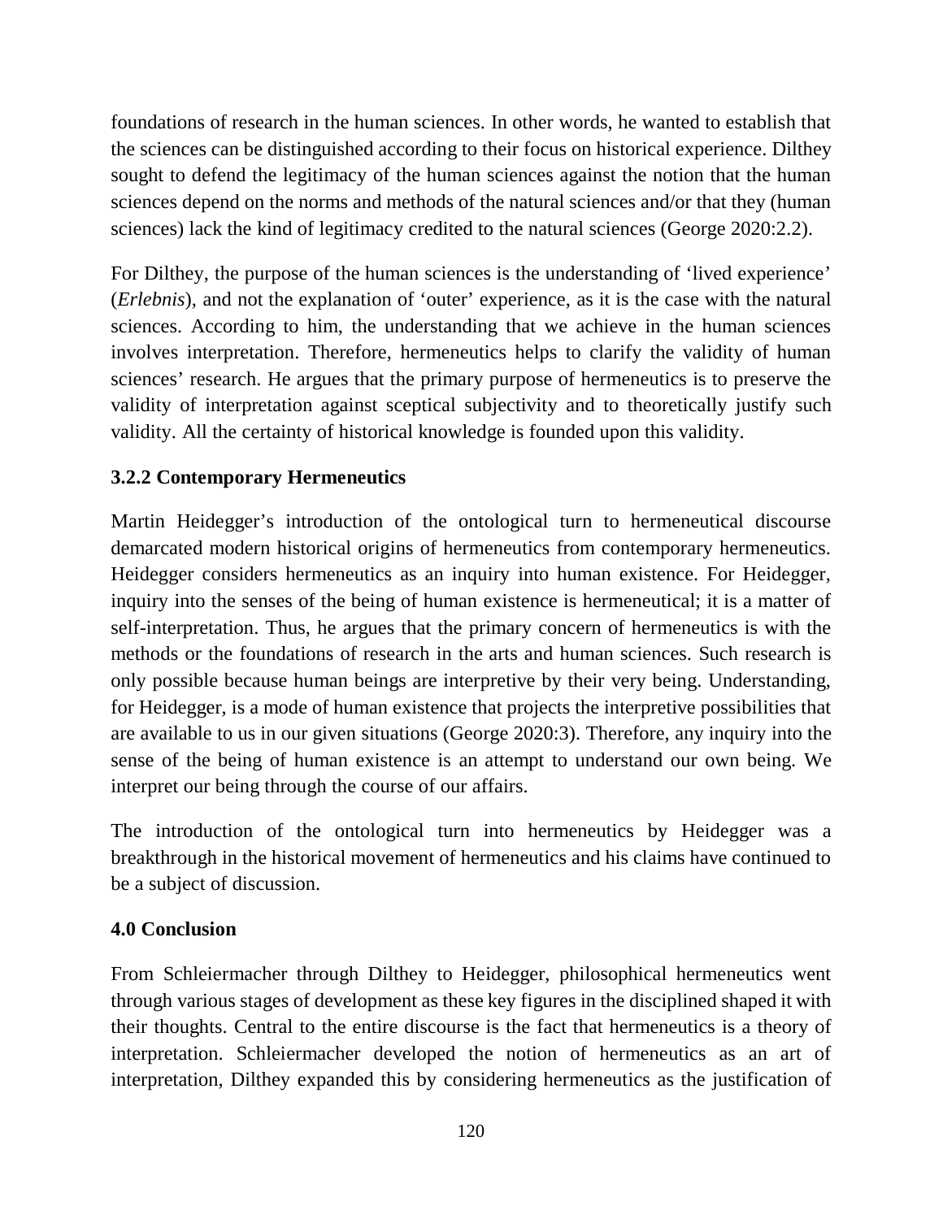foundations of research in the human sciences. In other words, he wanted to establish that the sciences can be distinguished according to their focus on historical experience. Dilthey sought to defend the legitimacy of the human sciences against the notion that the human sciences depend on the norms and methods of the natural sciences and/or that they (human sciences) lack the kind of legitimacy credited to the natural sciences (George 2020:2.2).

For Dilthey, the purpose of the human sciences is the understanding of 'lived experience' (*Erlebnis*), and not the explanation of 'outer' experience, as it is the case with the natural sciences. According to him, the understanding that we achieve in the human sciences involves interpretation. Therefore, hermeneutics helps to clarify the validity of human sciences' research. He argues that the primary purpose of hermeneutics is to preserve the validity of interpretation against sceptical subjectivity and to theoretically justify such validity. All the certainty of historical knowledge is founded upon this validity.

### 3.2.2 Contemporary Hermeneutics

Martin Heidegger's introduction of the ontological turn to hermeneutical discourse demarcated modern historical origins of hermeneutics from contemporary hermeneutics. Heidegger considers hermeneutics as an inquiry into human existence. For Heidegger, inquiry into the senses of the being of human existence is hermeneutical; it is a matter of self-interpretation. Thus, he argues that the primary concern of hermeneutics is with the methods or the foundations of research in the arts and human sciences. Such research is only possible because human beings are interpretive by their very being. Understanding, for Heidegger, is a mode of human existence that projects the interpretive possibilities that are available to us in our given situations (George 2020:3). Therefore, any inquiry into the sense of the being of human existence is an attempt to understand our own being. We interpret our being through the course of our affairs.

The introduction of the ontological turn into hermeneutics by Heidegger was a breakthrough in the historical movement of hermeneutics and his claims have continued to be a subject of discussion.

## 4.0 Conclusion

From Schleiermacher through Dilthey to Heidegger, philosophical hermeneutics went through various stages of development as these key figures in the disciplined shaped it with their thoughts. Central to the entire discourse is the fact that hermeneutics is a theory of interpretation. Schleiermacher developed the notion of hermeneutics as an art of interpretation, Dilthey expanded this by considering hermeneutics as the justification of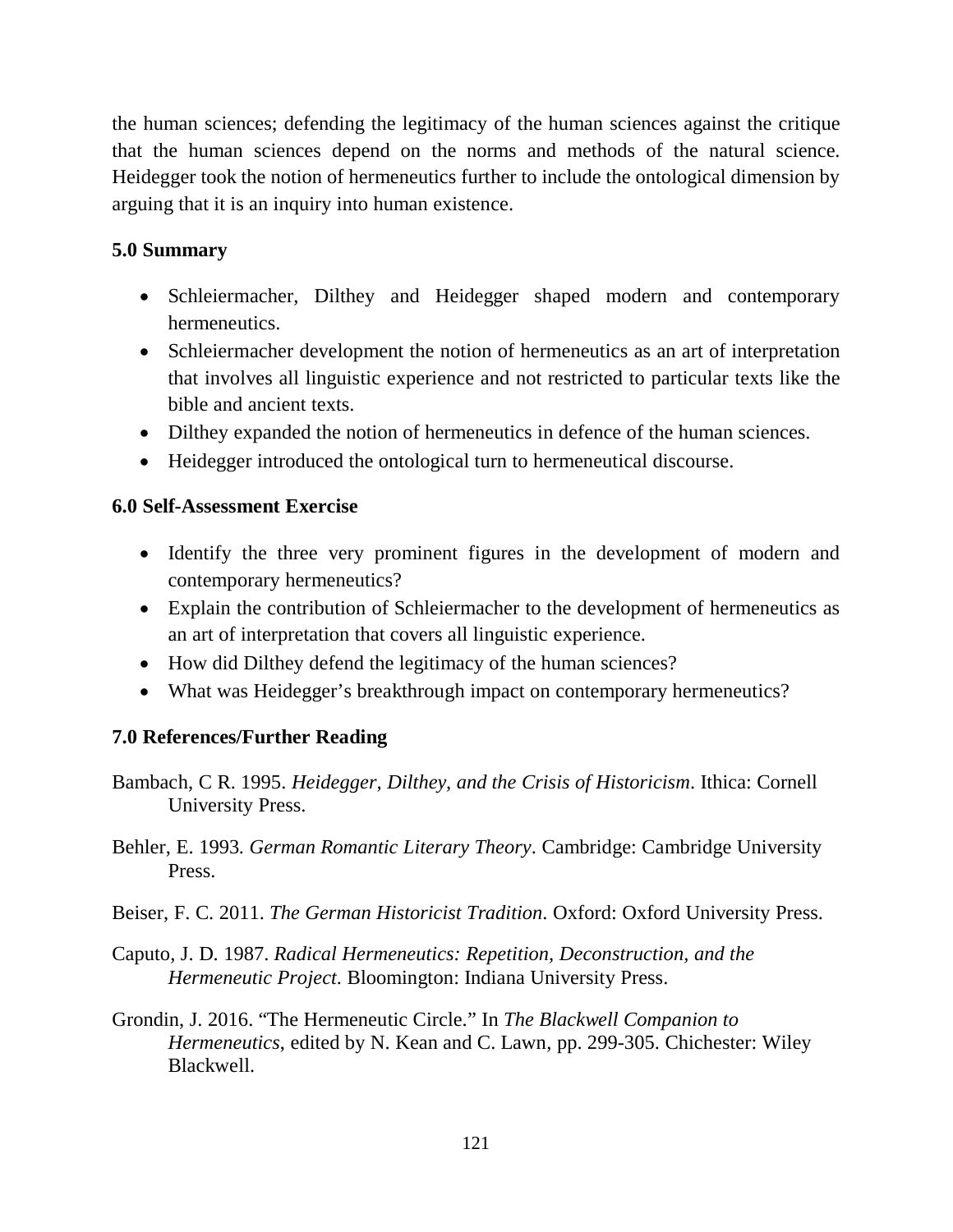the human sciences; defending the legitimacy of the human sciences against the critique that the human sciences depend on the norms and methods of the natural science. Heidegger took the notion of hermeneutics further to include the ontological dimension by arguing that it is an inquiry into human existence.

## 5.0 Summary

- Schleiermacher, Dilthey and Heidegger shaped modern and contemporary hermeneutics.
- Schleiermacher development the notion of hermeneutics as an art of interpretation that involves all linguistic experience and not restricted to particular texts like the bible and ancient texts.
- Dilthey expanded the notion of hermeneutics in defence of the human sciences.
- Heidegger introduced the ontological turn to hermeneutical discourse.

## 6.0 Self-Assessment Exercise

- Identify the three very prominent figures in the development of modern and contemporary hermeneutics?
- Explain the contribution of Schleiermacher to the development of hermeneutics as an art of interpretation that covers all linguistic experience.
- How did Dilthey defend the legitimacy of the human sciences?
- What was Heidegger's breakthrough impact on contemporary hermeneutics?

## 7.0 References/Further Reading

Bambach, C R. 1995. *Heidegger, Dilthey, and the Crisis of Historicism*. Ithica: Cornell University Press.

Behler, E. 1993. *German Romantic Literary Theory*. Cambridge: Cambridge University Press.

Beiser, F. C. 2011. *The German Historicist Tradition*. Oxford: Oxford University Press.

Caputo, J. D. 1987. *Radical Hermeneutics: Repetition, Deconstruction, and the Hermeneutic Project*. Bloomington: Indiana University Press.

Grondin, J. 2016. "The Hermeneutic Circle." In *The Blackwell Companion to Hermeneutics*, edited by N. Kean and C. Lawn, pp. 299-305. Chichester: Wiley Blackwell.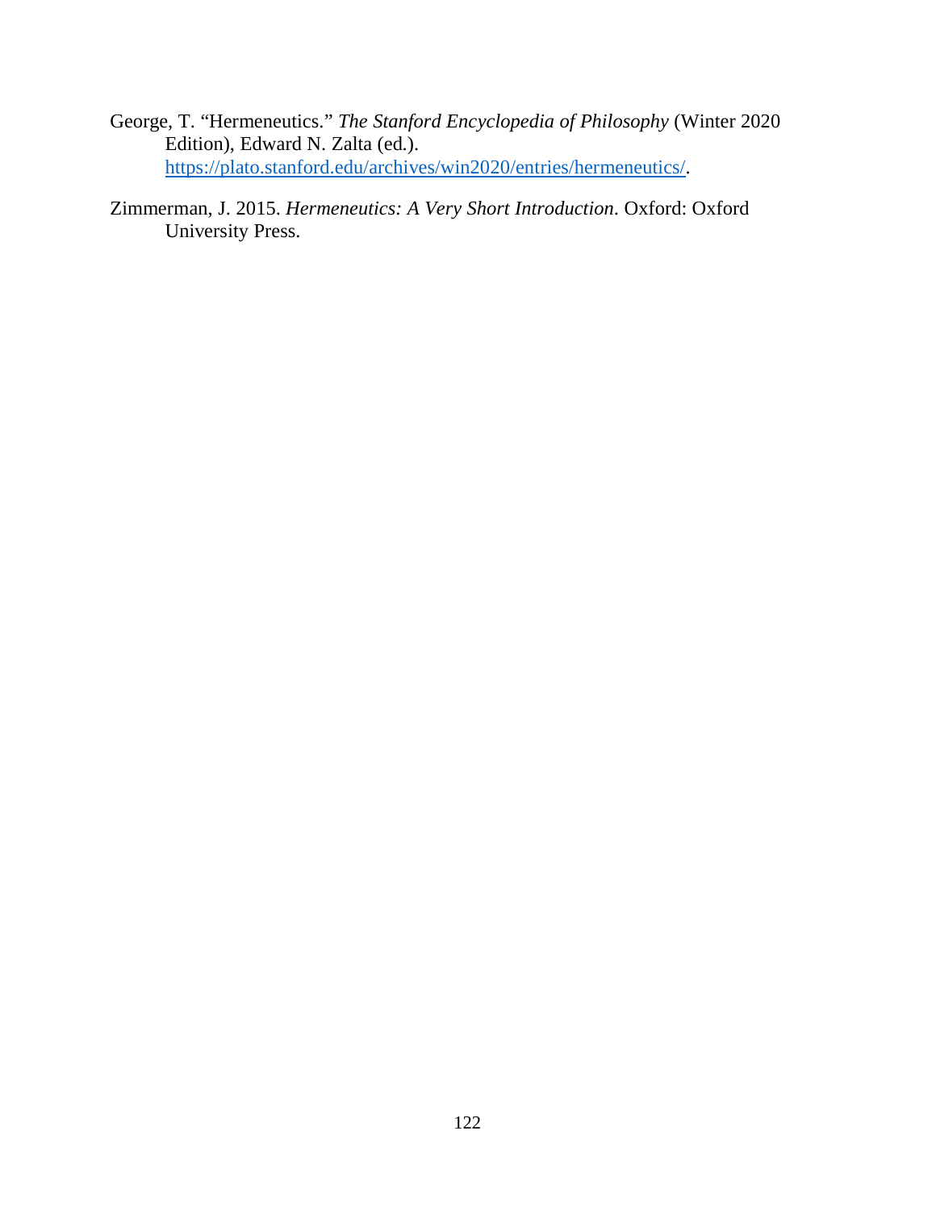George, T. "Hermeneutics." *The Stanford Encyclopedia of Philosophy* (Winter 2020 Edition), Edward N. Zalta (ed.). https://plato.stanford.edu/archives/win2020/entries/hermeneutics/.

Zimmerman, J. 2015. *Hermeneutics: A Very Short Introduction*. Oxford: Oxford University Press.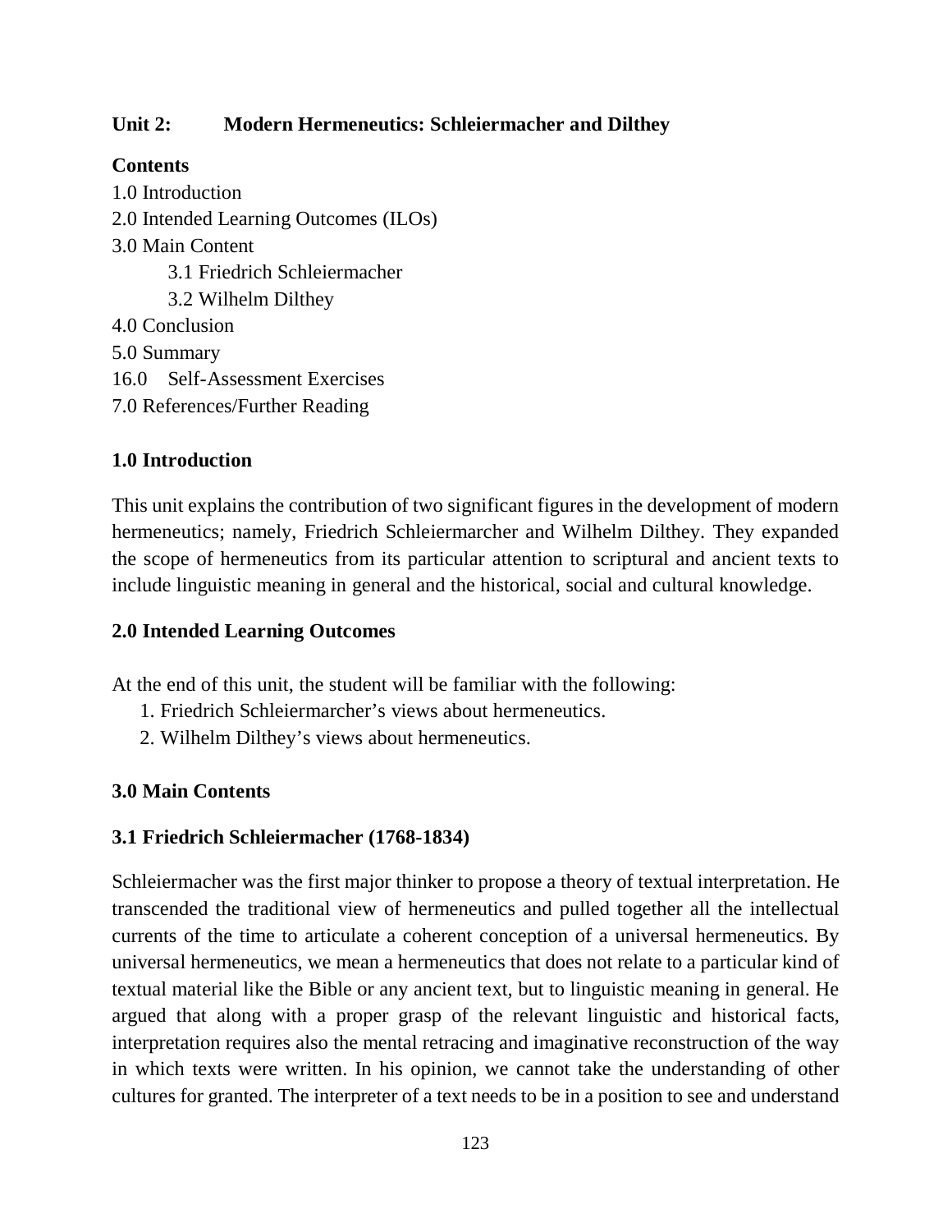## Unit 2: Modern Hermeneutics: Schleiermacher and Dilthey

**Contents**

1.0 Introduction
2.0 Intended Learning Outcomes (ILOs)
3.0 Main Content
  3.1 Friedrich Schleiermacher
  3.2 Wilhelm Dilthey
4.0 Conclusion
5.0 Summary
16.0 Self-Assessment Exercises
7.0 References/Further Reading

### 1.0 Introduction

This unit explains the contribution of two significant figures in the development of modern hermeneutics; namely, Friedrich Schleiermarcher and Wilhelm Dilthey. They expanded the scope of hermeneutics from its particular attention to scriptural and ancient texts to include linguistic meaning in general and the historical, social and cultural knowledge.

### 2.0 Intended Learning Outcomes

At the end of this unit, the student will be familiar with the following:

1. Friedrich Schleiermarcher's views about hermeneutics.
2. Wilhelm Dilthey's views about hermeneutics.

### 3.0 Main Contents

### 3.1 Friedrich Schleiermacher (1768-1834)

Schleiermacher was the first major thinker to propose a theory of textual interpretation. He transcended the traditional view of hermeneutics and pulled together all the intellectual currents of the time to articulate a coherent conception of a universal hermeneutics. By universal hermeneutics, we mean a hermeneutics that does not relate to a particular kind of textual material like the Bible or any ancient text, but to linguistic meaning in general. He argued that along with a proper grasp of the relevant linguistic and historical facts, interpretation requires also the mental retracing and imaginative reconstruction of the way in which texts were written. In his opinion, we cannot take the understanding of other cultures for granted. The interpreter of a text needs to be in a position to see and understand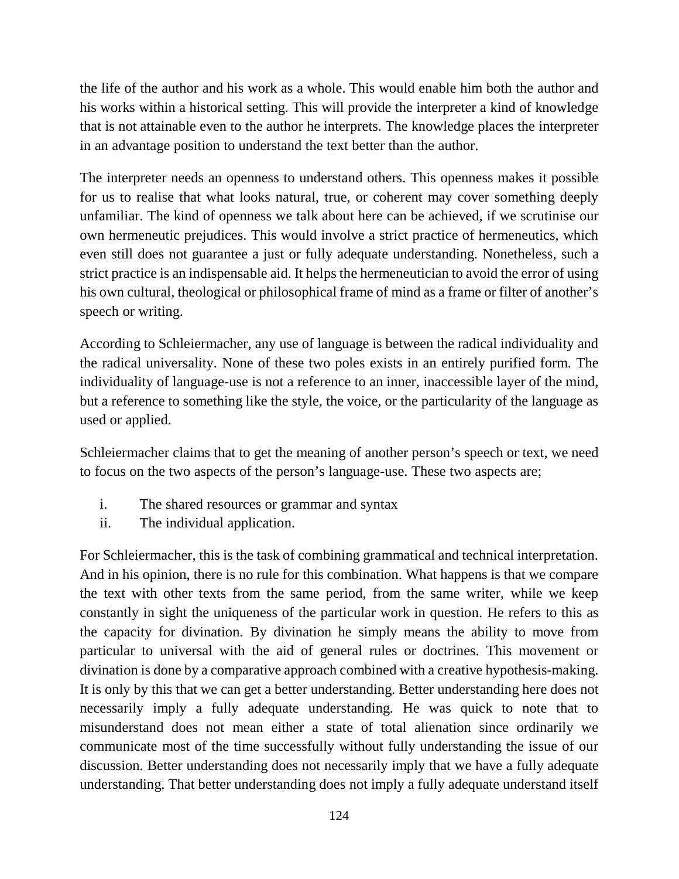the life of the author and his work as a whole. This would enable him both the author and his works within a historical setting. This will provide the interpreter a kind of knowledge that is not attainable even to the author he interprets. The knowledge places the interpreter in an advantage position to understand the text better than the author.

The interpreter needs an openness to understand others. This openness makes it possible for us to realise that what looks natural, true, or coherent may cover something deeply unfamiliar. The kind of openness we talk about here can be achieved, if we scrutinise our own hermeneutic prejudices. This would involve a strict practice of hermeneutics, which even still does not guarantee a just or fully adequate understanding. Nonetheless, such a strict practice is an indispensable aid. It helps the hermeneutician to avoid the error of using his own cultural, theological or philosophical frame of mind as a frame or filter of another's speech or writing.

According to Schleiermacher, any use of language is between the radical individuality and the radical universality. None of these two poles exists in an entirely purified form. The individuality of language-use is not a reference to an inner, inaccessible layer of the mind, but a reference to something like the style, the voice, or the particularity of the language as used or applied.

Schleiermacher claims that to get the meaning of another person's speech or text, we need to focus on the two aspects of the person's language-use. These two aspects are;

i. The shared resources or grammar and syntax
ii. The individual application.

For Schleiermacher, this is the task of combining grammatical and technical interpretation. And in his opinion, there is no rule for this combination. What happens is that we compare the text with other texts from the same period, from the same writer, while we keep constantly in sight the uniqueness of the particular work in question. He refers to this as the capacity for divination. By divination he simply means the ability to move from particular to universal with the aid of general rules or doctrines. This movement or divination is done by a comparative approach combined with a creative hypothesis-making. It is only by this that we can get a better understanding. Better understanding here does not necessarily imply a fully adequate understanding. He was quick to note that to misunderstand does not mean either a state of total alienation since ordinarily we communicate most of the time successfully without fully understanding the issue of our discussion. Better understanding does not necessarily imply that we have a fully adequate understanding. That better understanding does not imply a fully adequate understand itself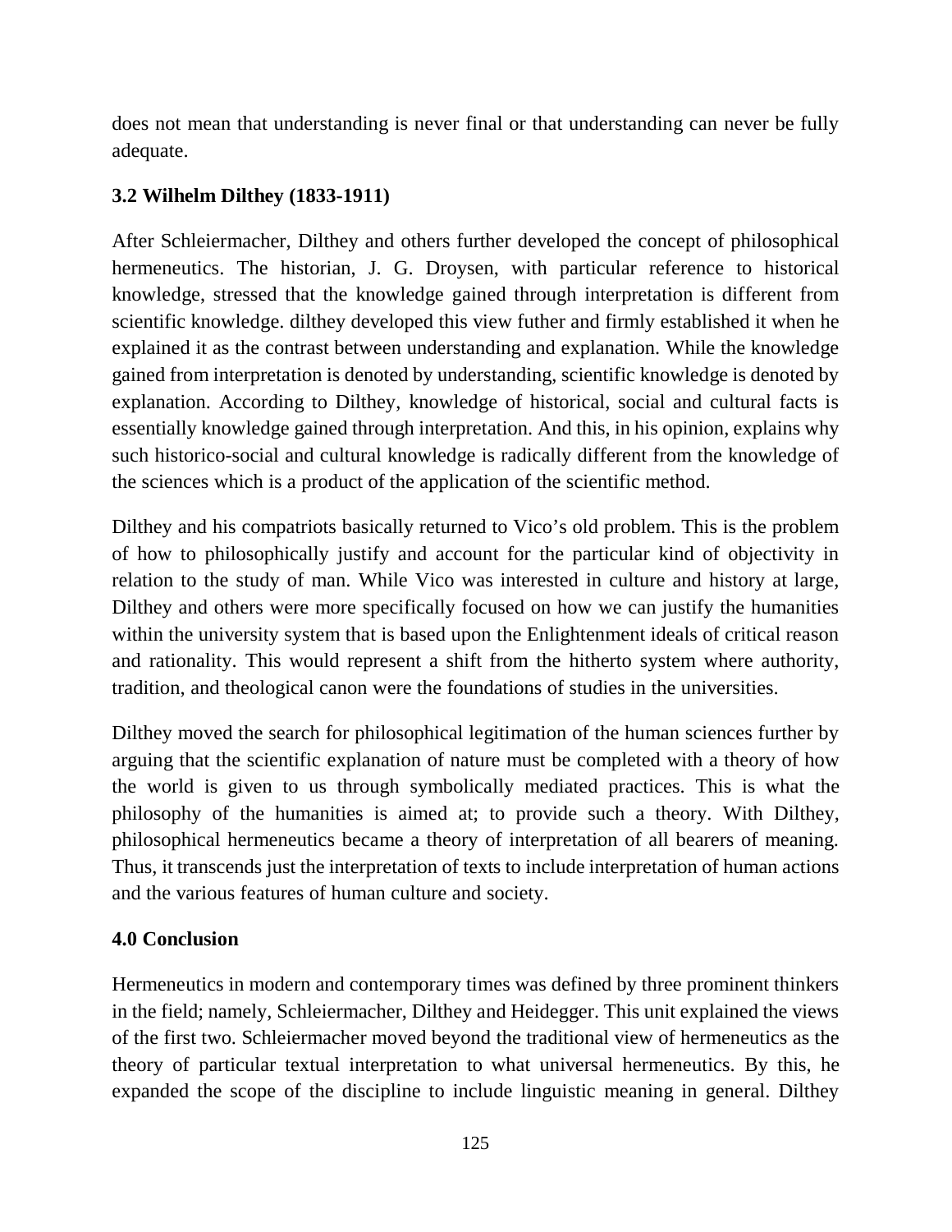does not mean that understanding is never final or that understanding can never be fully adequate.

### 3.2 Wilhelm Dilthey (1833-1911)

After Schleiermacher, Dilthey and others further developed the concept of philosophical hermeneutics. The historian, J. G. Droysen, with particular reference to historical knowledge, stressed that the knowledge gained through interpretation is different from scientific knowledge. dilthey developed this view futher and firmly established it when he explained it as the contrast between understanding and explanation. While the knowledge gained from interpretation is denoted by understanding, scientific knowledge is denoted by explanation. According to Dilthey, knowledge of historical, social and cultural facts is essentially knowledge gained through interpretation. And this, in his opinion, explains why such historico-social and cultural knowledge is radically different from the knowledge of the sciences which is a product of the application of the scientific method.

Dilthey and his compatriots basically returned to Vico's old problem. This is the problem of how to philosophically justify and account for the particular kind of objectivity in relation to the study of man. While Vico was interested in culture and history at large, Dilthey and others were more specifically focused on how we can justify the humanities within the university system that is based upon the Enlightenment ideals of critical reason and rationality. This would represent a shift from the hitherto system where authority, tradition, and theological canon were the foundations of studies in the universities.

Dilthey moved the search for philosophical legitimation of the human sciences further by arguing that the scientific explanation of nature must be completed with a theory of how the world is given to us through symbolically mediated practices. This is what the philosophy of the humanities is aimed at; to provide such a theory. With Dilthey, philosophical hermeneutics became a theory of interpretation of all bearers of meaning. Thus, it transcends just the interpretation of texts to include interpretation of human actions and the various features of human culture and society.

## 4.0 Conclusion

Hermeneutics in modern and contemporary times was defined by three prominent thinkers in the field; namely, Schleiermacher, Dilthey and Heidegger. This unit explained the views of the first two. Schleiermacher moved beyond the traditional view of hermeneutics as the theory of particular textual interpretation to what universal hermeneutics. By this, he expanded the scope of the discipline to include linguistic meaning in general. Dilthey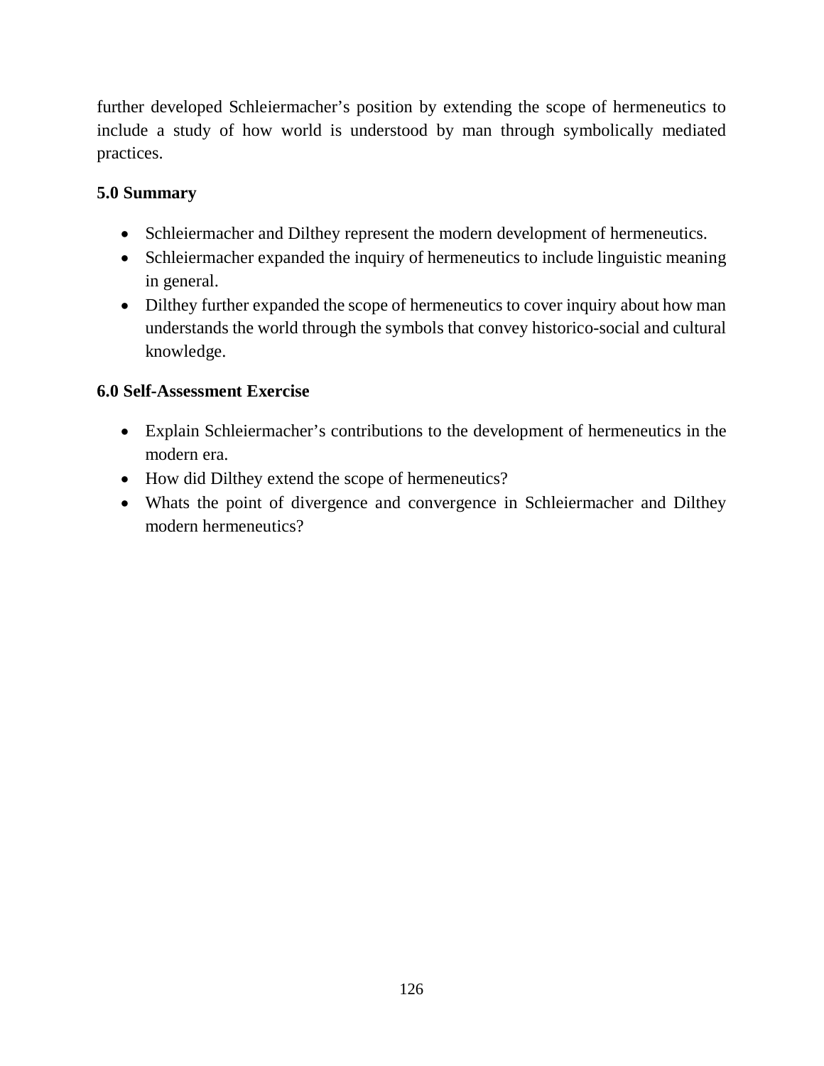further developed Schleiermacher's position by extending the scope of hermeneutics to include a study of how world is understood by man through symbolically mediated practices.

## 5.0 Summary

- Schleiermacher and Dilthey represent the modern development of hermeneutics.
- Schleiermacher expanded the inquiry of hermeneutics to include linguistic meaning in general.
- Dilthey further expanded the scope of hermeneutics to cover inquiry about how man understands the world through the symbols that convey historico-social and cultural knowledge.

## 6.0 Self-Assessment Exercise

- Explain Schleiermacher's contributions to the development of hermeneutics in the modern era.
- How did Dilthey extend the scope of hermeneutics?
- Whats the point of divergence and convergence in Schleiermacher and Dilthey modern hermeneutics?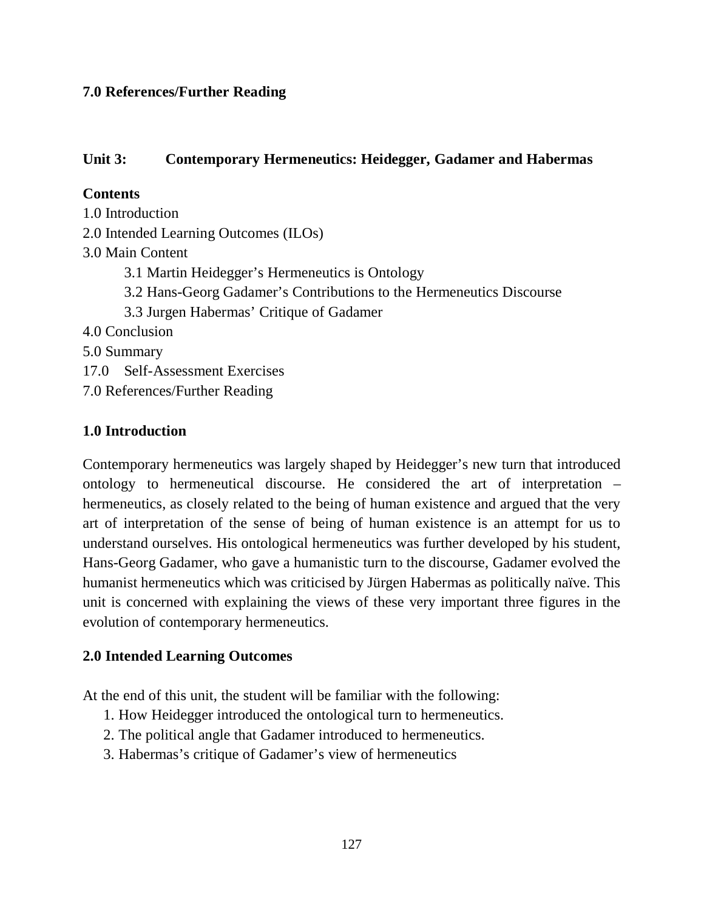**7.0 References/Further Reading**

## Unit 3: Contemporary Hermeneutics: Heidegger, Gadamer and Habermas

**Contents**

1.0 Introduction
2.0 Intended Learning Outcomes (ILOs)
3.0 Main Content
    3.1 Martin Heidegger's Hermeneutics is Ontology
    3.2 Hans-Georg Gadamer's Contributions to the Hermeneutics Discourse
    3.3 Jurgen Habermas' Critique of Gadamer
4.0 Conclusion
5.0 Summary
17.0 Self-Assessment Exercises
7.0 References/Further Reading

### 1.0 Introduction

Contemporary hermeneutics was largely shaped by Heidegger's new turn that introduced ontology to hermeneutical discourse. He considered the art of interpretation – hermeneutics, as closely related to the being of human existence and argued that the very art of interpretation of the sense of being of human existence is an attempt for us to understand ourselves. His ontological hermeneutics was further developed by his student, Hans-Georg Gadamer, who gave a humanistic turn to the discourse, Gadamer evolved the humanist hermeneutics which was criticised by Jürgen Habermas as politically naïve. This unit is concerned with explaining the views of these very important three figures in the evolution of contemporary hermeneutics.

### 2.0 Intended Learning Outcomes

At the end of this unit, the student will be familiar with the following:

1. How Heidegger introduced the ontological turn to hermeneutics.
2. The political angle that Gadamer introduced to hermeneutics.
3. Habermas's critique of Gadamer's view of hermeneutics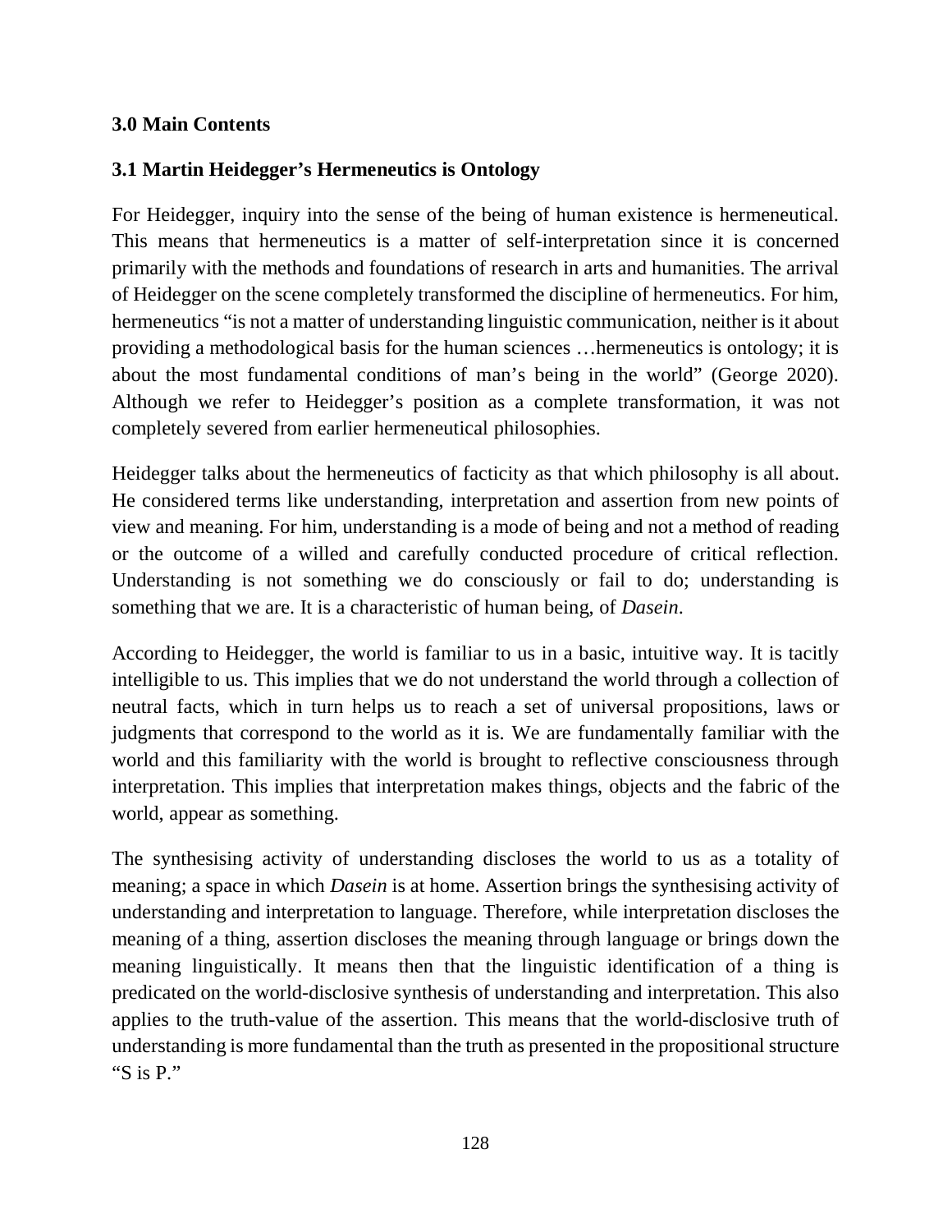## 3.0 Main Contents

### 3.1 Martin Heidegger's Hermeneutics is Ontology

For Heidegger, inquiry into the sense of the being of human existence is hermeneutical. This means that hermeneutics is a matter of self-interpretation since it is concerned primarily with the methods and foundations of research in arts and humanities. The arrival of Heidegger on the scene completely transformed the discipline of hermeneutics. For him, hermeneutics "is not a matter of understanding linguistic communication, neither is it about providing a methodological basis for the human sciences …hermeneutics is ontology; it is about the most fundamental conditions of man's being in the world" (George 2020). Although we refer to Heidegger's position as a complete transformation, it was not completely severed from earlier hermeneutical philosophies.

Heidegger talks about the hermeneutics of facticity as that which philosophy is all about. He considered terms like understanding, interpretation and assertion from new points of view and meaning. For him, understanding is a mode of being and not a method of reading or the outcome of a willed and carefully conducted procedure of critical reflection. Understanding is not something we do consciously or fail to do; understanding is something that we are. It is a characteristic of human being, of *Dasein*.

According to Heidegger, the world is familiar to us in a basic, intuitive way. It is tacitly intelligible to us. This implies that we do not understand the world through a collection of neutral facts, which in turn helps us to reach a set of universal propositions, laws or judgments that correspond to the world as it is. We are fundamentally familiar with the world and this familiarity with the world is brought to reflective consciousness through interpretation. This implies that interpretation makes things, objects and the fabric of the world, appear as something.

The synthesising activity of understanding discloses the world to us as a totality of meaning; a space in which *Dasein* is at home. Assertion brings the synthesising activity of understanding and interpretation to language. Therefore, while interpretation discloses the meaning of a thing, assertion discloses the meaning through language or brings down the meaning linguistically. It means then that the linguistic identification of a thing is predicated on the world-disclosive synthesis of understanding and interpretation. This also applies to the truth-value of the assertion. This means that the world-disclosive truth of understanding is more fundamental than the truth as presented in the propositional structure "S is P."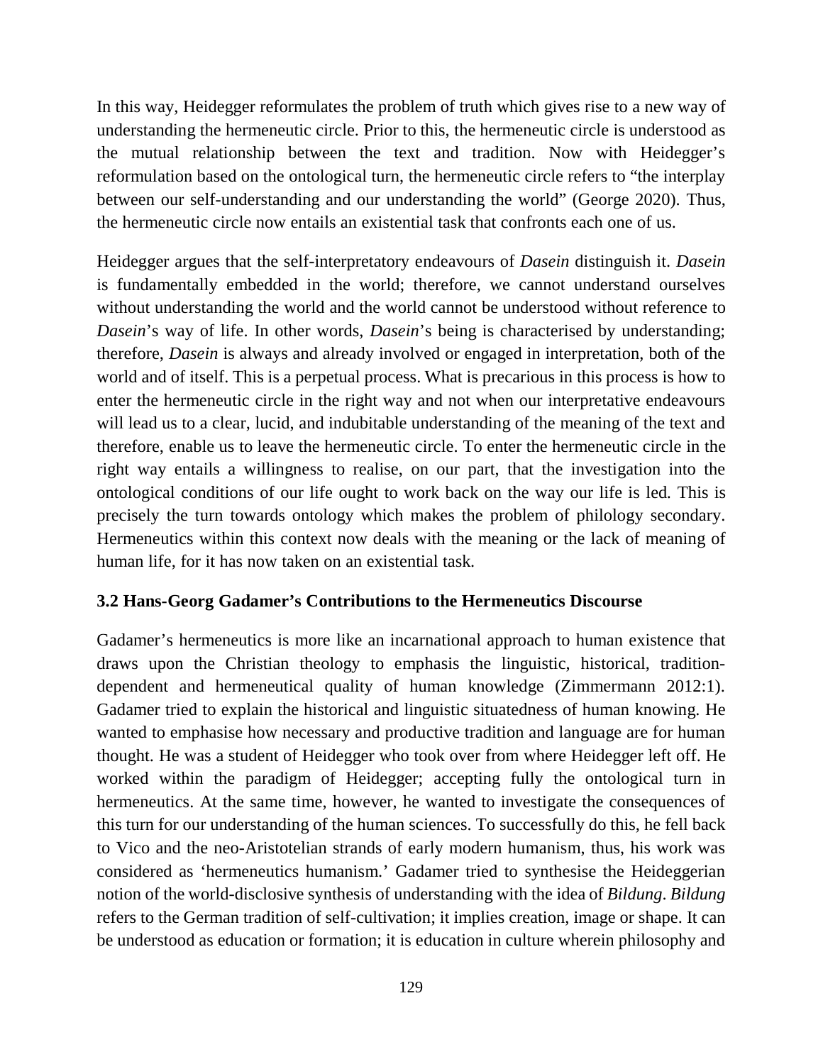In this way, Heidegger reformulates the problem of truth which gives rise to a new way of understanding the hermeneutic circle. Prior to this, the hermeneutic circle is understood as the mutual relationship between the text and tradition. Now with Heidegger's reformulation based on the ontological turn, the hermeneutic circle refers to "the interplay between our self-understanding and our understanding the world" (George 2020). Thus, the hermeneutic circle now entails an existential task that confronts each one of us.

Heidegger argues that the self-interpretatory endeavours of *Dasein* distinguish it. *Dasein* is fundamentally embedded in the world; therefore, we cannot understand ourselves without understanding the world and the world cannot be understood without reference to *Dasein*'s way of life. In other words, *Dasein*'s being is characterised by understanding; therefore, *Dasein* is always and already involved or engaged in interpretation, both of the world and of itself. This is a perpetual process. What is precarious in this process is how to enter the hermeneutic circle in the right way and not when our interpretative endeavours will lead us to a clear, lucid, and indubitable understanding of the meaning of the text and therefore, enable us to leave the hermeneutic circle. To enter the hermeneutic circle in the right way entails a willingness to realise, on our part, that the investigation into the ontological conditions of our life ought to work back on the way our life is led. This is precisely the turn towards ontology which makes the problem of philology secondary. Hermeneutics within this context now deals with the meaning or the lack of meaning of human life, for it has now taken on an existential task.

### 3.2 Hans-Georg Gadamer's Contributions to the Hermeneutics Discourse

Gadamer's hermeneutics is more like an incarnational approach to human existence that draws upon the Christian theology to emphasis the linguistic, historical, tradition-dependent and hermeneutical quality of human knowledge (Zimmermann 2012:1). Gadamer tried to explain the historical and linguistic situatedness of human knowing. He wanted to emphasise how necessary and productive tradition and language are for human thought. He was a student of Heidegger who took over from where Heidegger left off. He worked within the paradigm of Heidegger; accepting fully the ontological turn in hermeneutics. At the same time, however, he wanted to investigate the consequences of this turn for our understanding of the human sciences. To successfully do this, he fell back to Vico and the neo-Aristotelian strands of early modern humanism, thus, his work was considered as 'hermeneutics humanism.' Gadamer tried to synthesise the Heideggerian notion of the world-disclosive synthesis of understanding with the idea of *Bildung*. *Bildung* refers to the German tradition of self-cultivation; it implies creation, image or shape. It can be understood as education or formation; it is education in culture wherein philosophy and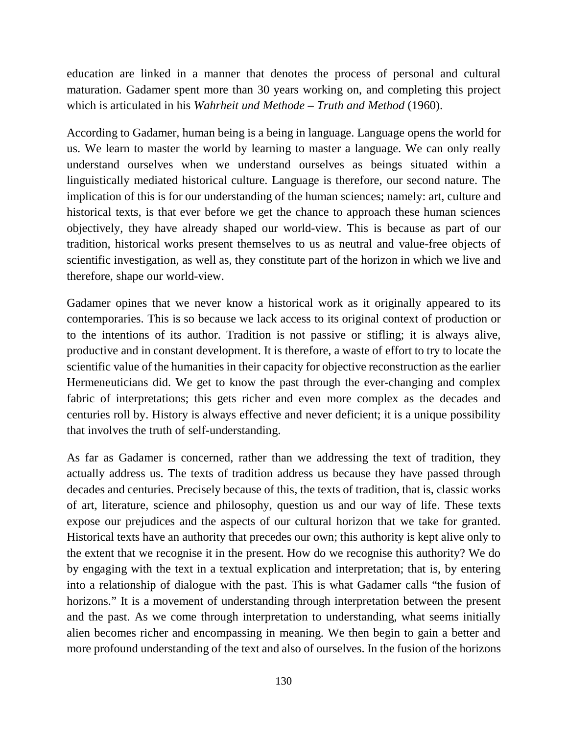education are linked in a manner that denotes the process of personal and cultural maturation. Gadamer spent more than 30 years working on, and completing this project which is articulated in his *Wahrheit und Methode – Truth and Method* (1960).

According to Gadamer, human being is a being in language. Language opens the world for us. We learn to master the world by learning to master a language. We can only really understand ourselves when we understand ourselves as beings situated within a linguistically mediated historical culture. Language is therefore, our second nature. The implication of this is for our understanding of the human sciences; namely: art, culture and historical texts, is that ever before we get the chance to approach these human sciences objectively, they have already shaped our world-view. This is because as part of our tradition, historical works present themselves to us as neutral and value-free objects of scientific investigation, as well as, they constitute part of the horizon in which we live and therefore, shape our world-view.

Gadamer opines that we never know a historical work as it originally appeared to its contemporaries. This is so because we lack access to its original context of production or to the intentions of its author. Tradition is not passive or stifling; it is always alive, productive and in constant development. It is therefore, a waste of effort to try to locate the scientific value of the humanities in their capacity for objective reconstruction as the earlier Hermeneuticians did. We get to know the past through the ever-changing and complex fabric of interpretations; this gets richer and even more complex as the decades and centuries roll by. History is always effective and never deficient; it is a unique possibility that involves the truth of self-understanding.

As far as Gadamer is concerned, rather than we addressing the text of tradition, they actually address us. The texts of tradition address us because they have passed through decades and centuries. Precisely because of this, the texts of tradition, that is, classic works of art, literature, science and philosophy, question us and our way of life. These texts expose our prejudices and the aspects of our cultural horizon that we take for granted. Historical texts have an authority that precedes our own; this authority is kept alive only to the extent that we recognise it in the present. How do we recognise this authority? We do by engaging with the text in a textual explication and interpretation; that is, by entering into a relationship of dialogue with the past. This is what Gadamer calls "the fusion of horizons." It is a movement of understanding through interpretation between the present and the past. As we come through interpretation to understanding, what seems initially alien becomes richer and encompassing in meaning. We then begin to gain a better and more profound understanding of the text and also of ourselves. In the fusion of the horizons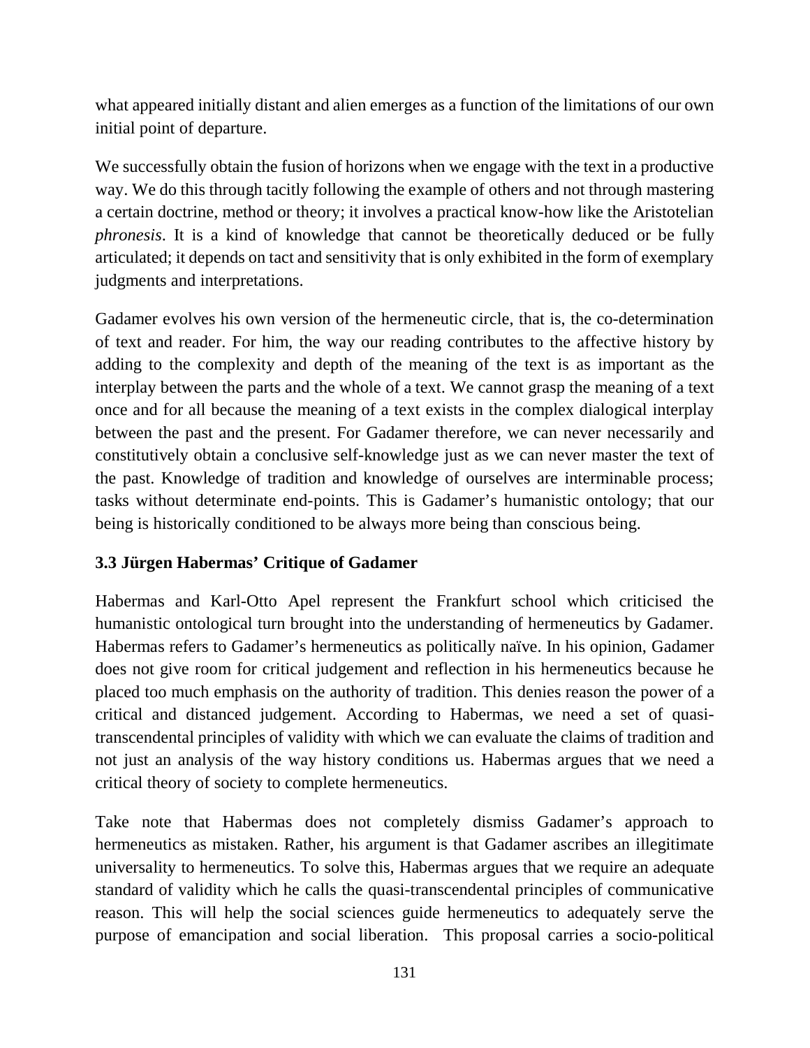what appeared initially distant and alien emerges as a function of the limitations of our own initial point of departure.

We successfully obtain the fusion of horizons when we engage with the text in a productive way. We do this through tacitly following the example of others and not through mastering a certain doctrine, method or theory; it involves a practical know-how like the Aristotelian *phronesis*. It is a kind of knowledge that cannot be theoretically deduced or be fully articulated; it depends on tact and sensitivity that is only exhibited in the form of exemplary judgments and interpretations.

Gadamer evolves his own version of the hermeneutic circle, that is, the co-determination of text and reader. For him, the way our reading contributes to the affective history by adding to the complexity and depth of the meaning of the text is as important as the interplay between the parts and the whole of a text. We cannot grasp the meaning of a text once and for all because the meaning of a text exists in the complex dialogical interplay between the past and the present. For Gadamer therefore, we can never necessarily and constitutively obtain a conclusive self-knowledge just as we can never master the text of the past. Knowledge of tradition and knowledge of ourselves are interminable process; tasks without determinate end-points. This is Gadamer's humanistic ontology; that our being is historically conditioned to be always more being than conscious being.

### 3.3 Jürgen Habermas' Critique of Gadamer

Habermas and Karl-Otto Apel represent the Frankfurt school which criticised the humanistic ontological turn brought into the understanding of hermeneutics by Gadamer. Habermas refers to Gadamer's hermeneutics as politically naïve. In his opinion, Gadamer does not give room for critical judgement and reflection in his hermeneutics because he placed too much emphasis on the authority of tradition. This denies reason the power of a critical and distanced judgement. According to Habermas, we need a set of quasi-transcendental principles of validity with which we can evaluate the claims of tradition and not just an analysis of the way history conditions us. Habermas argues that we need a critical theory of society to complete hermeneutics.

Take note that Habermas does not completely dismiss Gadamer's approach to hermeneutics as mistaken. Rather, his argument is that Gadamer ascribes an illegitimate universality to hermeneutics. To solve this, Habermas argues that we require an adequate standard of validity which he calls the quasi-transcendental principles of communicative reason. This will help the social sciences guide hermeneutics to adequately serve the purpose of emancipation and social liberation. This proposal carries a socio-political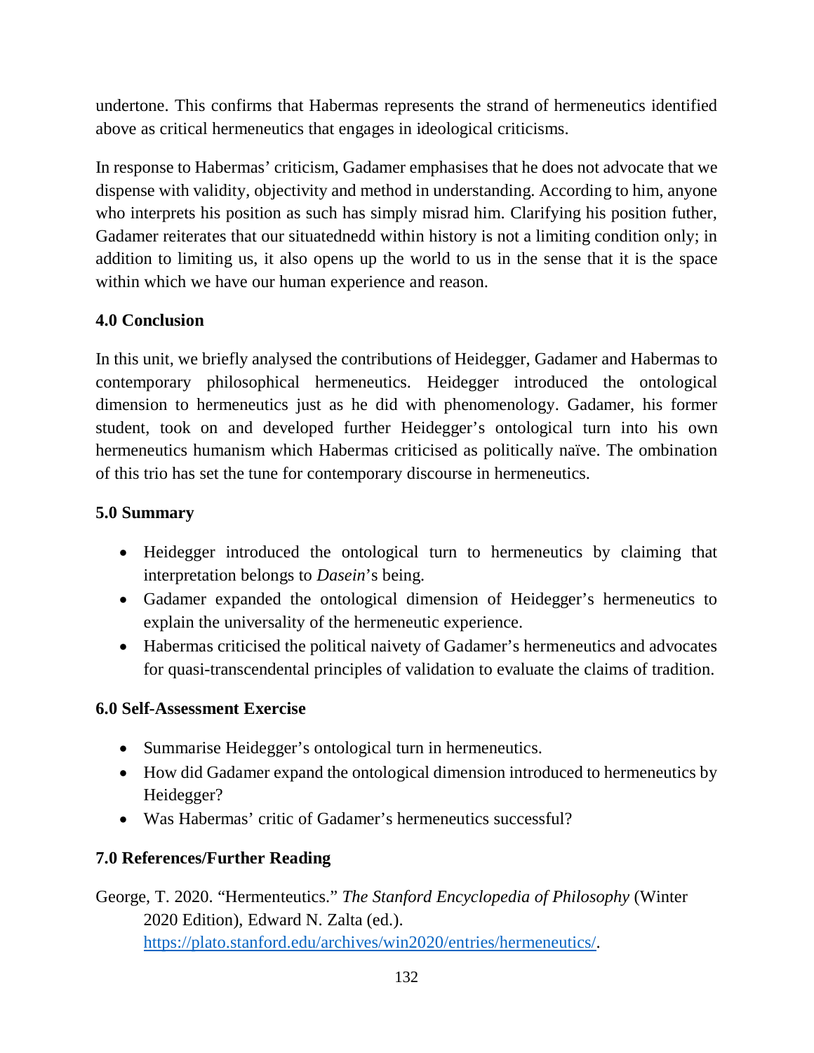undertone. This confirms that Habermas represents the strand of hermeneutics identified above as critical hermeneutics that engages in ideological criticisms.

In response to Habermas' criticism, Gadamer emphasises that he does not advocate that we dispense with validity, objectivity and method in understanding. According to him, anyone who interprets his position as such has simply misrad him. Clarifying his position futher, Gadamer reiterates that our situatednedd within history is not a limiting condition only; in addition to limiting us, it also opens up the world to us in the sense that it is the space within which we have our human experience and reason.

## 4.0 Conclusion

In this unit, we briefly analysed the contributions of Heidegger, Gadamer and Habermas to contemporary philosophical hermeneutics. Heidegger introduced the ontological dimension to hermeneutics just as he did with phenomenology. Gadamer, his former student, took on and developed further Heidegger's ontological turn into his own hermeneutics humanism which Habermas criticised as politically naïve. The ombination of this trio has set the tune for contemporary discourse in hermeneutics.

## 5.0 Summary

- Heidegger introduced the ontological turn to hermeneutics by claiming that interpretation belongs to *Dasein*'s being.
- Gadamer expanded the ontological dimension of Heidegger's hermeneutics to explain the universality of the hermeneutic experience.
- Habermas criticised the political naivety of Gadamer's hermeneutics and advocates for quasi-transcendental principles of validation to evaluate the claims of tradition.

## 6.0 Self-Assessment Exercise

- Summarise Heidegger's ontological turn in hermeneutics.
- How did Gadamer expand the ontological dimension introduced to hermeneutics by Heidegger?
- Was Habermas' critic of Gadamer's hermeneutics successful?

## 7.0 References/Further Reading

George, T. 2020. "Hermenteutics." *The Stanford Encyclopedia of Philosophy* (Winter 2020 Edition), Edward N. Zalta (ed.). https://plato.stanford.edu/archives/win2020/entries/hermeneutics/.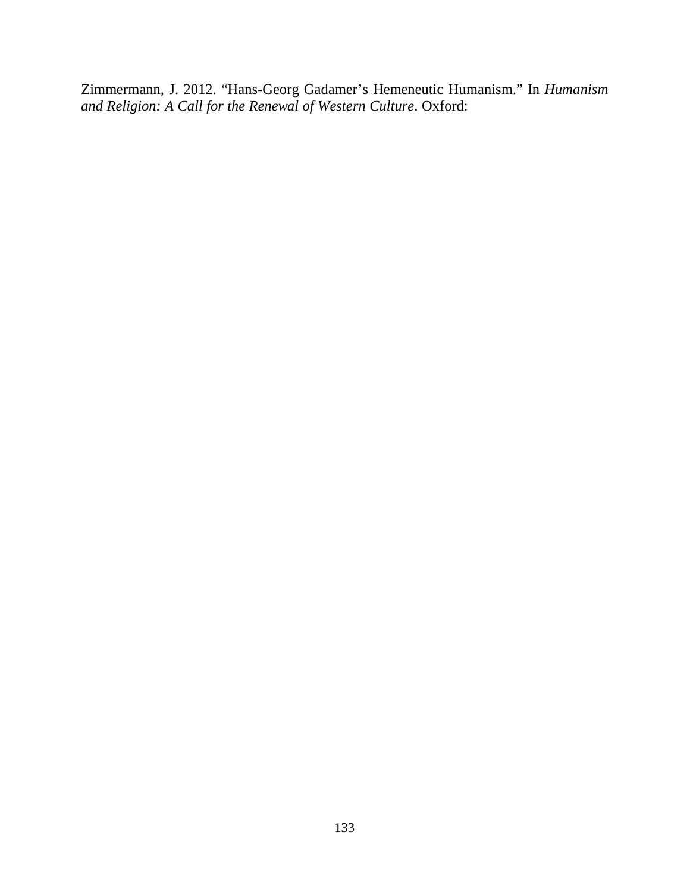Zimmermann, J. 2012. "Hans-Georg Gadamer's Hemeneutic Humanism." In *Humanism and Religion: A Call for the Renewal of Western Culture*. Oxford: